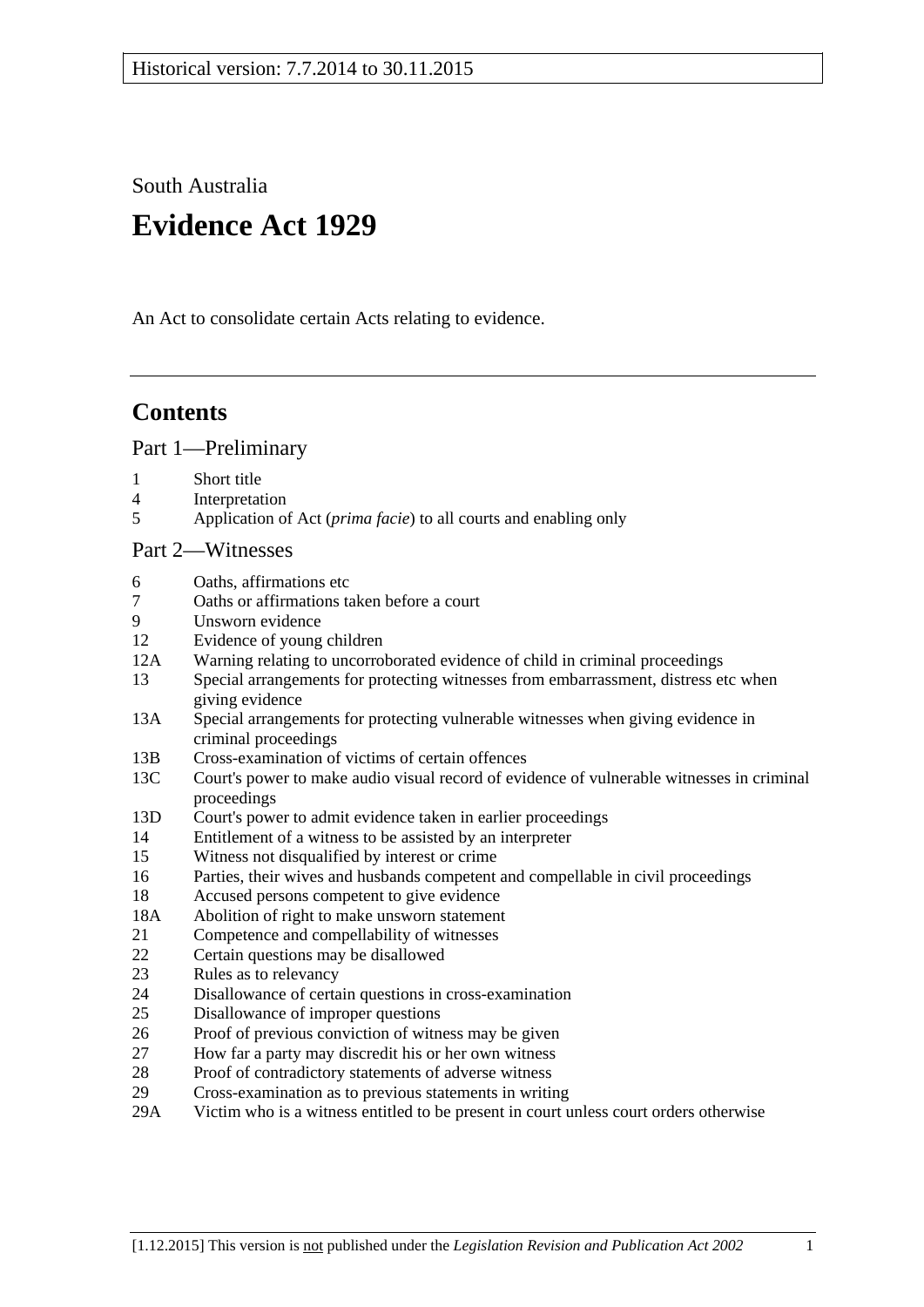Historical version: 7.7.2014 to 30.11.2015

South Australia

# Evidence Act 1929

An Act to consolidate certain Acts relating to evidence.

---

## Contents

### Part 1—Preliminary

1 Short title
4 Interpretation
5 Application of Act (*prima facie*) to all courts and enabling only

### Part 2—Witnesses

6 Oaths, affirmations etc
7 Oaths or affirmations taken before a court
9 Unsworn evidence
12 Evidence of young children
12A Warning relating to uncorroborated evidence of child in criminal proceedings
13 Special arrangements for protecting witnesses from embarrassment, distress etc when giving evidence
13A Special arrangements for protecting vulnerable witnesses when giving evidence in criminal proceedings
13B Cross-examination of victims of certain offences
13C Court's power to make audio visual record of evidence of vulnerable witnesses in criminal proceedings
13D Court's power to admit evidence taken in earlier proceedings
14 Entitlement of a witness to be assisted by an interpreter
15 Witness not disqualified by interest or crime
16 Parties, their wives and husbands competent and compellable in civil proceedings
18 Accused persons competent to give evidence
18A Abolition of right to make unsworn statement
21 Competence and compellability of witnesses
22 Certain questions may be disallowed
23 Rules as to relevancy
24 Disallowance of certain questions in cross-examination
25 Disallowance of improper questions
26 Proof of previous conviction of witness may be given
27 How far a party may discredit his or her own witness
28 Proof of contradictory statements of adverse witness
29 Cross-examination as to previous statements in writing
29A Victim who is a witness entitled to be present in court unless court orders otherwise

[1.12.2015] This version is not published under the *Legislation Revision and Publication Act 2002*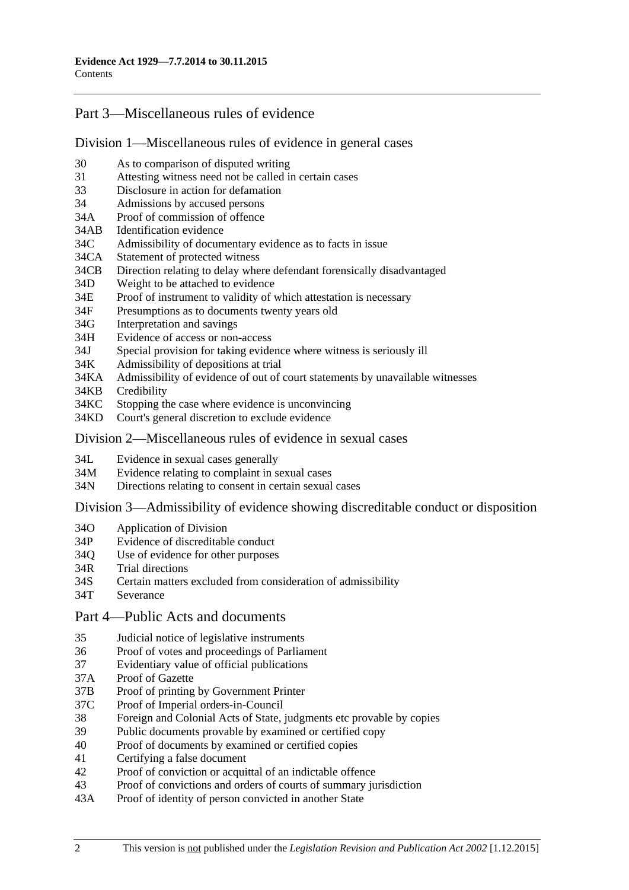## Part 3—Miscellaneous rules of evidence

### Division 1—Miscellaneous rules of evidence in general cases

30 As to comparison of disputed writing
31 Attesting witness need not be called in certain cases
33 Disclosure in action for defamation
34 Admissions by accused persons
34A Proof of commission of offence
34AB Identification evidence
34C Admissibility of documentary evidence as to facts in issue
34CA Statement of protected witness
34CB Direction relating to delay where defendant forensically disadvantaged
34D Weight to be attached to evidence
34E Proof of instrument to validity of which attestation is necessary
34F Presumptions as to documents twenty years old
34G Interpretation and savings
34H Evidence of access or non-access
34J Special provision for taking evidence where witness is seriously ill
34K Admissibility of depositions at trial
34KA Admissibility of evidence of out of court statements by unavailable witnesses
34KB Credibility
34KC Stopping the case where evidence is unconvincing
34KD Court's general discretion to exclude evidence

### Division 2—Miscellaneous rules of evidence in sexual cases

34L Evidence in sexual cases generally
34M Evidence relating to complaint in sexual cases
34N Directions relating to consent in certain sexual cases

### Division 3—Admissibility of evidence showing discreditable conduct or disposition

34O Application of Division
34P Evidence of discreditable conduct
34Q Use of evidence for other purposes
34R Trial directions
34S Certain matters excluded from consideration of admissibility
34T Severance

## Part 4—Public Acts and documents

35 Judicial notice of legislative instruments
36 Proof of votes and proceedings of Parliament
37 Evidentiary value of official publications
37A Proof of Gazette
37B Proof of printing by Government Printer
37C Proof of Imperial orders-in-Council
38 Foreign and Colonial Acts of State, judgments etc provable by copies
39 Public documents provable by examined or certified copy
40 Proof of documents by examined or certified copies
41 Certifying a false document
42 Proof of conviction or acquittal of an indictable offence
43 Proof of convictions and orders of courts of summary jurisdiction
43A Proof of identity of person convicted in another State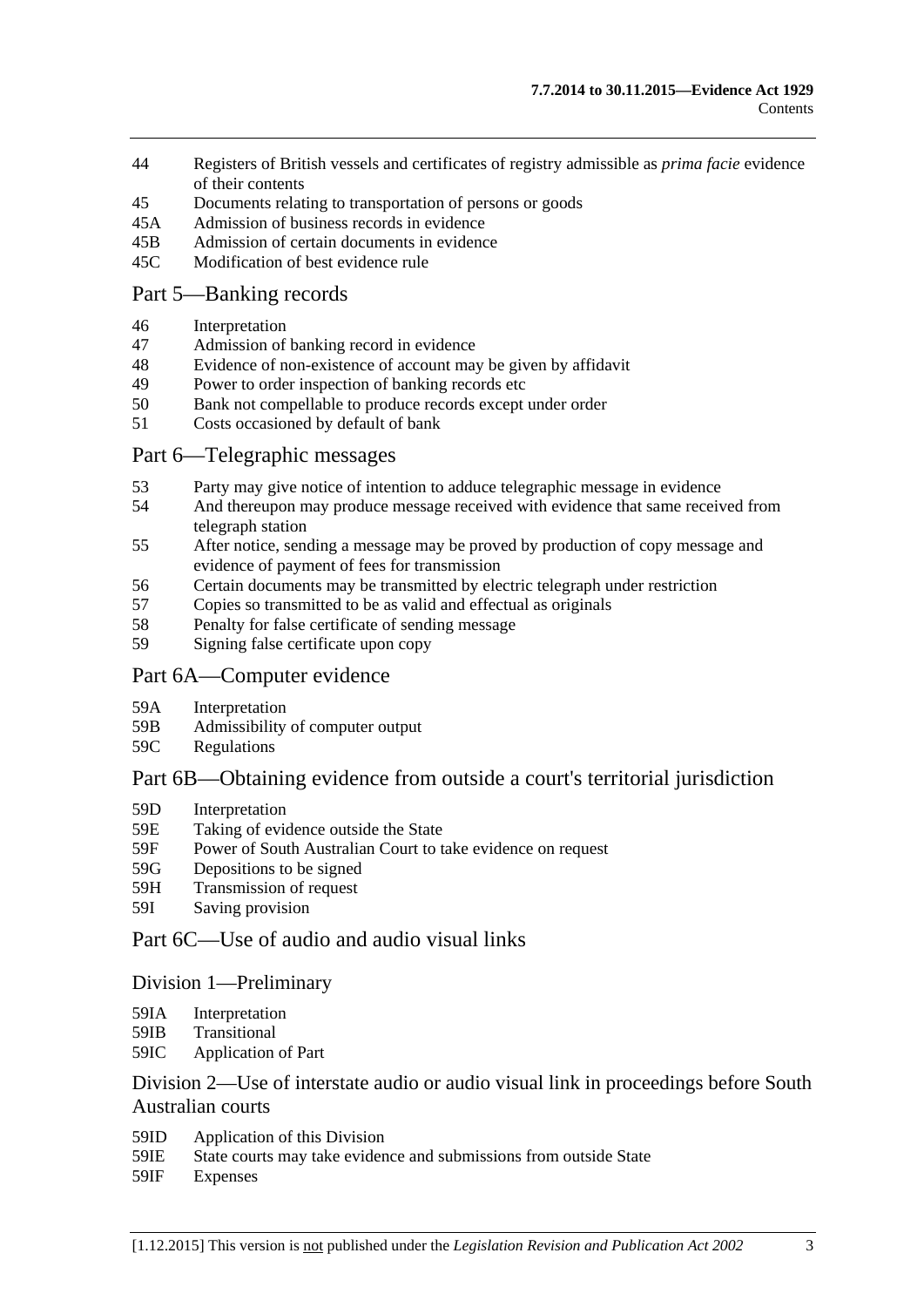44 Registers of British vessels and certificates of registry admissible as *prima facie* evidence of their contents
45 Documents relating to transportation of persons or goods
45A Admission of business records in evidence
45B Admission of certain documents in evidence
45C Modification of best evidence rule

## Part 5—Banking records

46 Interpretation
47 Admission of banking record in evidence
48 Evidence of non-existence of account may be given by affidavit
49 Power to order inspection of banking records etc
50 Bank not compellable to produce records except under order
51 Costs occasioned by default of bank

## Part 6—Telegraphic messages

53 Party may give notice of intention to adduce telegraphic message in evidence
54 And thereupon may produce message received with evidence that same received from telegraph station
55 After notice, sending a message may be proved by production of copy message and evidence of payment of fees for transmission
56 Certain documents may be transmitted by electric telegraph under restriction
57 Copies so transmitted to be as valid and effectual as originals
58 Penalty for false certificate of sending message
59 Signing false certificate upon copy

## Part 6A—Computer evidence

59A Interpretation
59B Admissibility of computer output
59C Regulations

## Part 6B—Obtaining evidence from outside a court's territorial jurisdiction

59D Interpretation
59E Taking of evidence outside the State
59F Power of South Australian Court to take evidence on request
59G Depositions to be signed
59H Transmission of request
59I Saving provision

## Part 6C—Use of audio and audio visual links

### Division 1—Preliminary

59IA Interpretation
59IB Transitional
59IC Application of Part

### Division 2—Use of interstate audio or audio visual link in proceedings before South Australian courts

59ID Application of this Division
59IE State courts may take evidence and submissions from outside State
59IF Expenses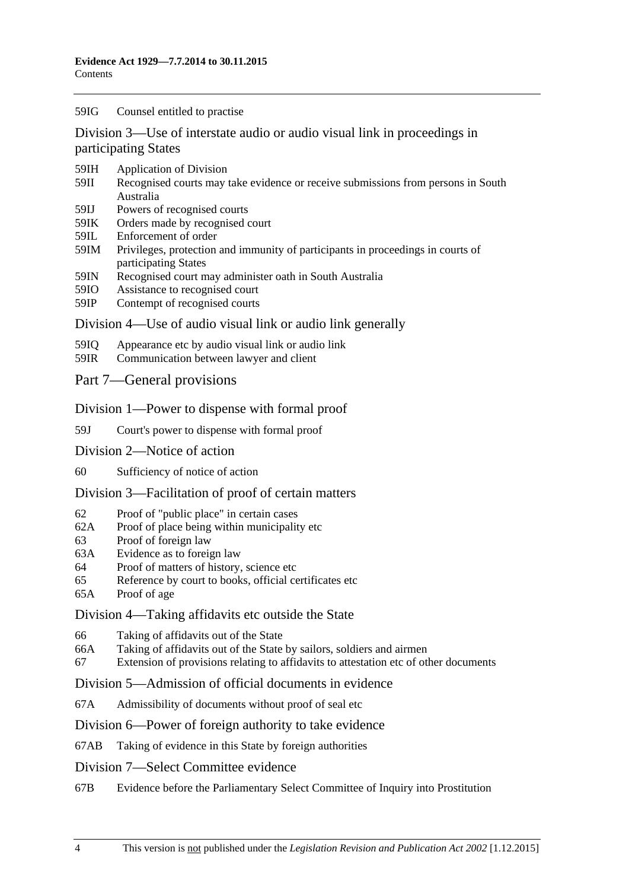59IG Counsel entitled to practise

## Division 3—Use of interstate audio or audio visual link in proceedings in participating States

59IH Application of Division
59II Recognised courts may take evidence or receive submissions from persons in South Australia
59IJ Powers of recognised courts
59IK Orders made by recognised court
59IL Enforcement of order
59IM Privileges, protection and immunity of participants in proceedings in courts of participating States
59IN Recognised court may administer oath in South Australia
59IO Assistance to recognised court
59IP Contempt of recognised courts

## Division 4—Use of audio visual link or audio link generally

59IQ Appearance etc by audio visual link or audio link
59IR Communication between lawyer and client

# Part 7—General provisions

## Division 1—Power to dispense with formal proof

59J Court's power to dispense with formal proof

## Division 2—Notice of action

60 Sufficiency of notice of action

## Division 3—Facilitation of proof of certain matters

62 Proof of "public place" in certain cases
62A Proof of place being within municipality etc
63 Proof of foreign law
63A Evidence as to foreign law
64 Proof of matters of history, science etc
65 Reference by court to books, official certificates etc
65A Proof of age

## Division 4—Taking affidavits etc outside the State

66 Taking of affidavits out of the State
66A Taking of affidavits out of the State by sailors, soldiers and airmen
67 Extension of provisions relating to affidavits to attestation etc of other documents

## Division 5—Admission of official documents in evidence

67A Admissibility of documents without proof of seal etc

## Division 6—Power of foreign authority to take evidence

67AB Taking of evidence in this State by foreign authorities

## Division 7—Select Committee evidence

67B Evidence before the Parliamentary Select Committee of Inquiry into Prostitution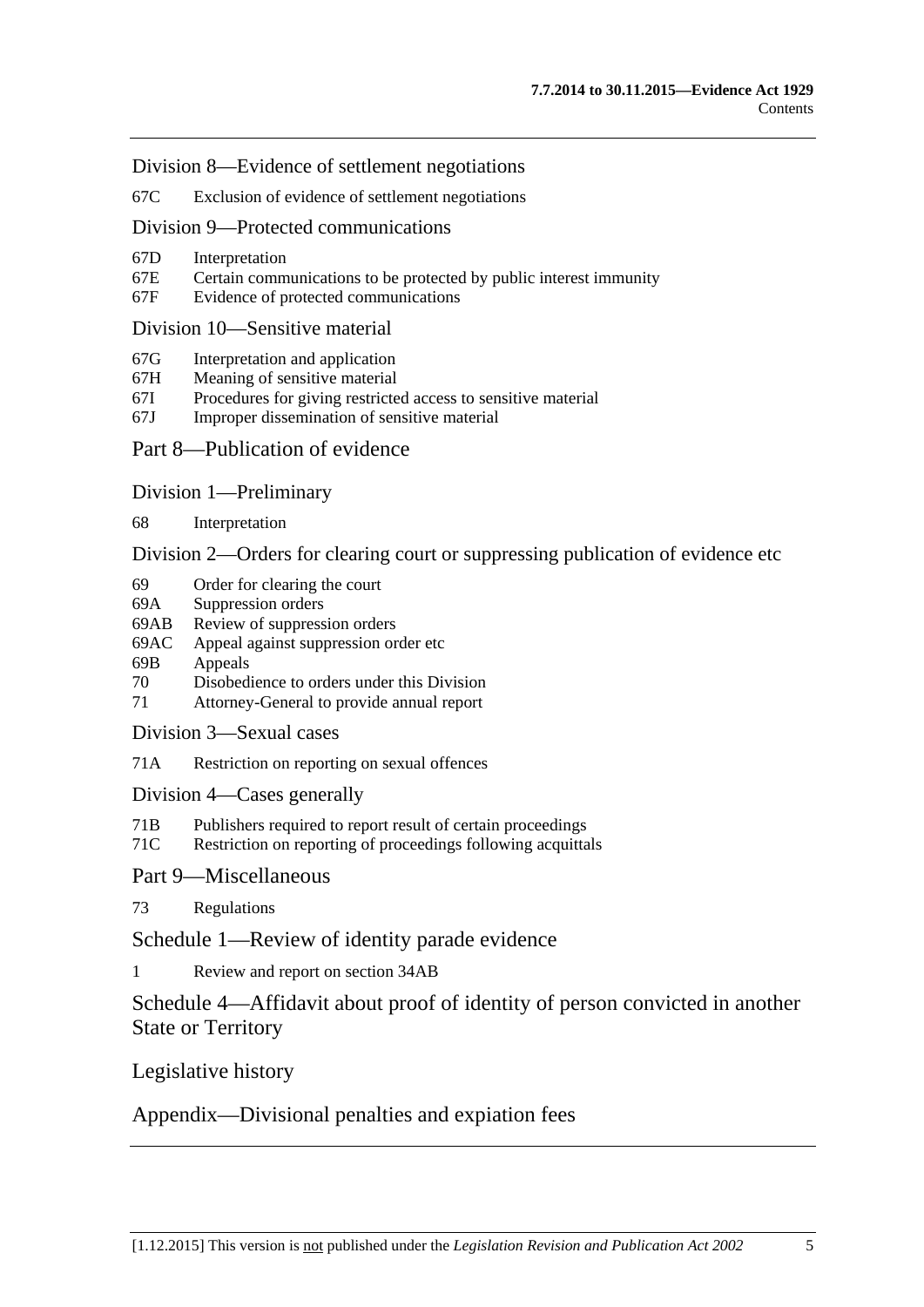Division 8—Evidence of settlement negotiations

67C Exclusion of evidence of settlement negotiations

Division 9—Protected communications

67D Interpretation
67E Certain communications to be protected by public interest immunity
67F Evidence of protected communications

Division 10—Sensitive material

67G Interpretation and application
67H Meaning of sensitive material
67I Procedures for giving restricted access to sensitive material
67J Improper dissemination of sensitive material

Part 8—Publication of evidence

Division 1—Preliminary

68 Interpretation

Division 2—Orders for clearing court or suppressing publication of evidence etc

69 Order for clearing the court
69A Suppression orders
69AB Review of suppression orders
69AC Appeal against suppression order etc
69B Appeals
70 Disobedience to orders under this Division
71 Attorney-General to provide annual report

Division 3—Sexual cases

71A Restriction on reporting on sexual offences

Division 4—Cases generally

71B Publishers required to report result of certain proceedings
71C Restriction on reporting of proceedings following acquittals

Part 9—Miscellaneous

73 Regulations

Schedule 1—Review of identity parade evidence

1 Review and report on section 34AB

Schedule 4—Affidavit about proof of identity of person convicted in another State or Territory

Legislative history

Appendix—Divisional penalties and expiation fees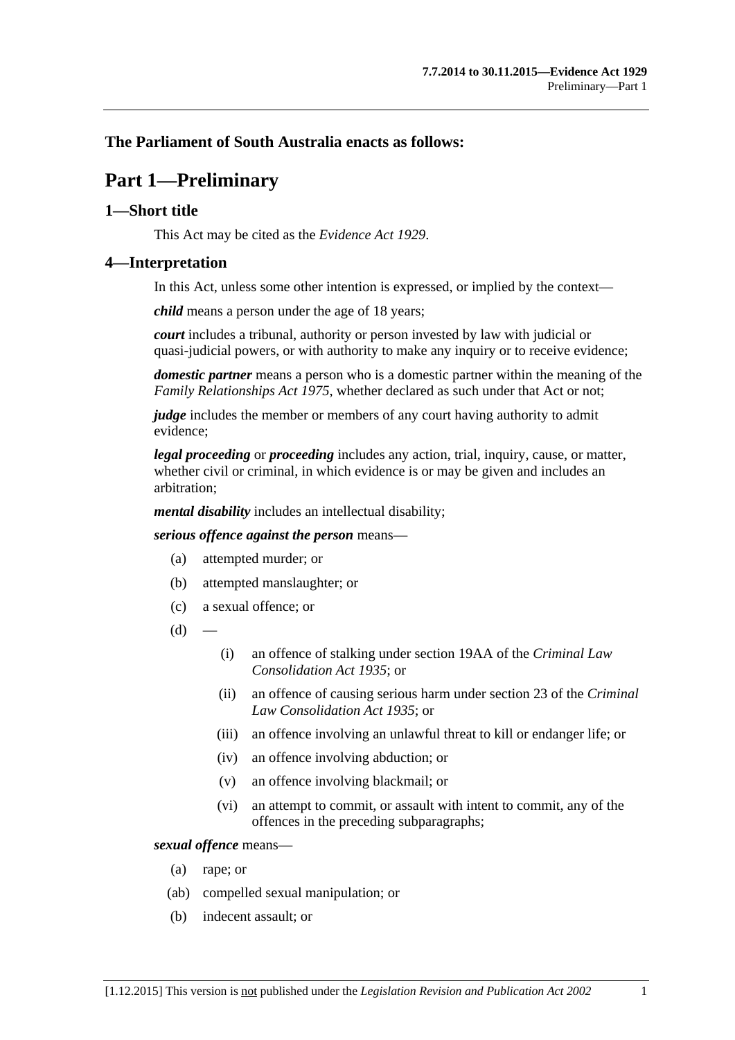**The Parliament of South Australia enacts as follows:**

# Part 1—Preliminary

## 1—Short title

This Act may be cited as the *Evidence Act 1929*.

## 4—Interpretation

In this Act, unless some other intention is expressed, or implied by the context—

***child*** means a person under the age of 18 years;

***court*** includes a tribunal, authority or person invested by law with judicial or quasi-judicial powers, or with authority to make any inquiry or to receive evidence;

***domestic partner*** means a person who is a domestic partner within the meaning of the *Family Relationships Act 1975*, whether declared as such under that Act or not;

***judge*** includes the member or members of any court having authority to admit evidence;

***legal proceeding*** or ***proceeding*** includes any action, trial, inquiry, cause, or matter, whether civil or criminal, in which evidence is or may be given and includes an arbitration;

***mental disability*** includes an intellectual disability;

***serious offence against the person*** means—

- (a) attempted murder; or
- (b) attempted manslaughter; or
- (c) a sexual offence; or
- (d) —
  - (i) an offence of stalking under section 19AA of the *Criminal Law Consolidation Act 1935*; or
  - (ii) an offence of causing serious harm under section 23 of the *Criminal Law Consolidation Act 1935*; or
  - (iii) an offence involving an unlawful threat to kill or endanger life; or
  - (iv) an offence involving abduction; or
  - (v) an offence involving blackmail; or
  - (vi) an attempt to commit, or assault with intent to commit, any of the offences in the preceding subparagraphs;

***sexual offence*** means—

- (a) rape; or
- (ab) compelled sexual manipulation; or
- (b) indecent assault; or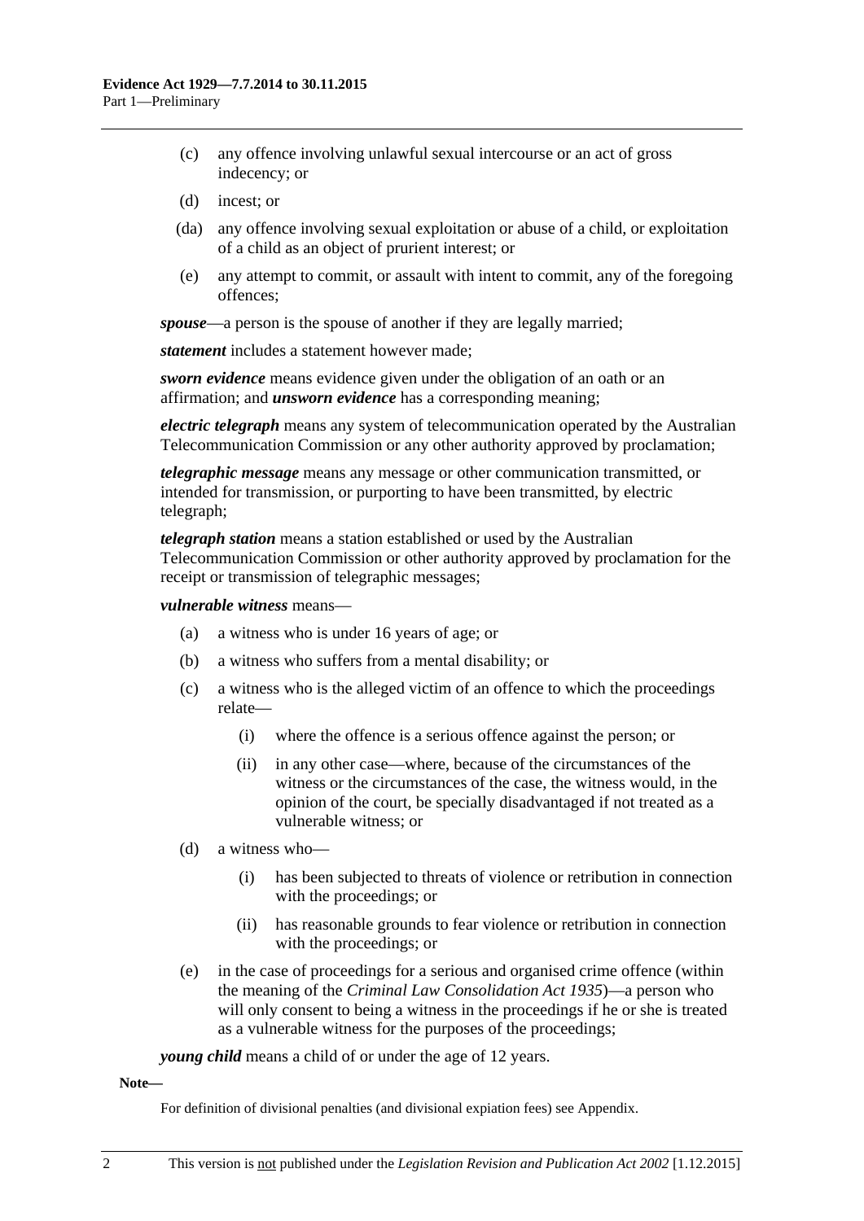(c) any offence involving unlawful sexual intercourse or an act of gross indecency; or

(d) incest; or

(da) any offence involving sexual exploitation or abuse of a child, or exploitation of a child as an object of prurient interest; or

(e) any attempt to commit, or assault with intent to commit, any of the foregoing offences;

***spouse***—a person is the spouse of another if they are legally married;

***statement*** includes a statement however made;

***sworn evidence*** means evidence given under the obligation of an oath or an affirmation; and ***unsworn evidence*** has a corresponding meaning;

***electric telegraph*** means any system of telecommunication operated by the Australian Telecommunication Commission or any other authority approved by proclamation;

***telegraphic message*** means any message or other communication transmitted, or intended for transmission, or purporting to have been transmitted, by electric telegraph;

***telegraph station*** means a station established or used by the Australian Telecommunication Commission or other authority approved by proclamation for the receipt or transmission of telegraphic messages;

***vulnerable witness*** means—

(a) a witness who is under 16 years of age; or

(b) a witness who suffers from a mental disability; or

(c) a witness who is the alleged victim of an offence to which the proceedings relate—

(i) where the offence is a serious offence against the person; or

(ii) in any other case—where, because of the circumstances of the witness or the circumstances of the case, the witness would, in the opinion of the court, be specially disadvantaged if not treated as a vulnerable witness; or

(d) a witness who—

(i) has been subjected to threats of violence or retribution in connection with the proceedings; or

(ii) has reasonable grounds to fear violence or retribution in connection with the proceedings; or

(e) in the case of proceedings for a serious and organised crime offence (within the meaning of the *Criminal Law Consolidation Act 1935*)—a person who will only consent to being a witness in the proceedings if he or she is treated as a vulnerable witness for the purposes of the proceedings;

***young child*** means a child of or under the age of 12 years.

**Note—**

For definition of divisional penalties (and divisional expiation fees) see Appendix.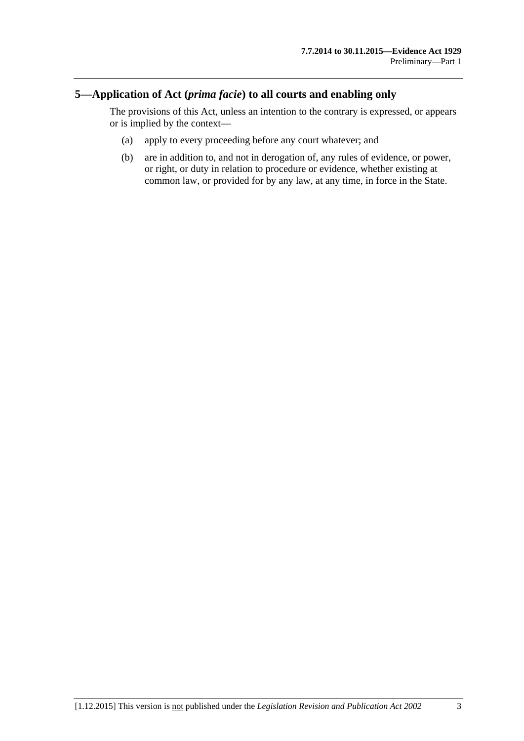## 5—Application of Act (*prima facie*) to all courts and enabling only

The provisions of this Act, unless an intention to the contrary is expressed, or appears or is implied by the context—

(a) apply to every proceeding before any court whatever; and

(b) are in addition to, and not in derogation of, any rules of evidence, or power, or right, or duty in relation to procedure or evidence, whether existing at common law, or provided for by any law, at any time, in force in the State.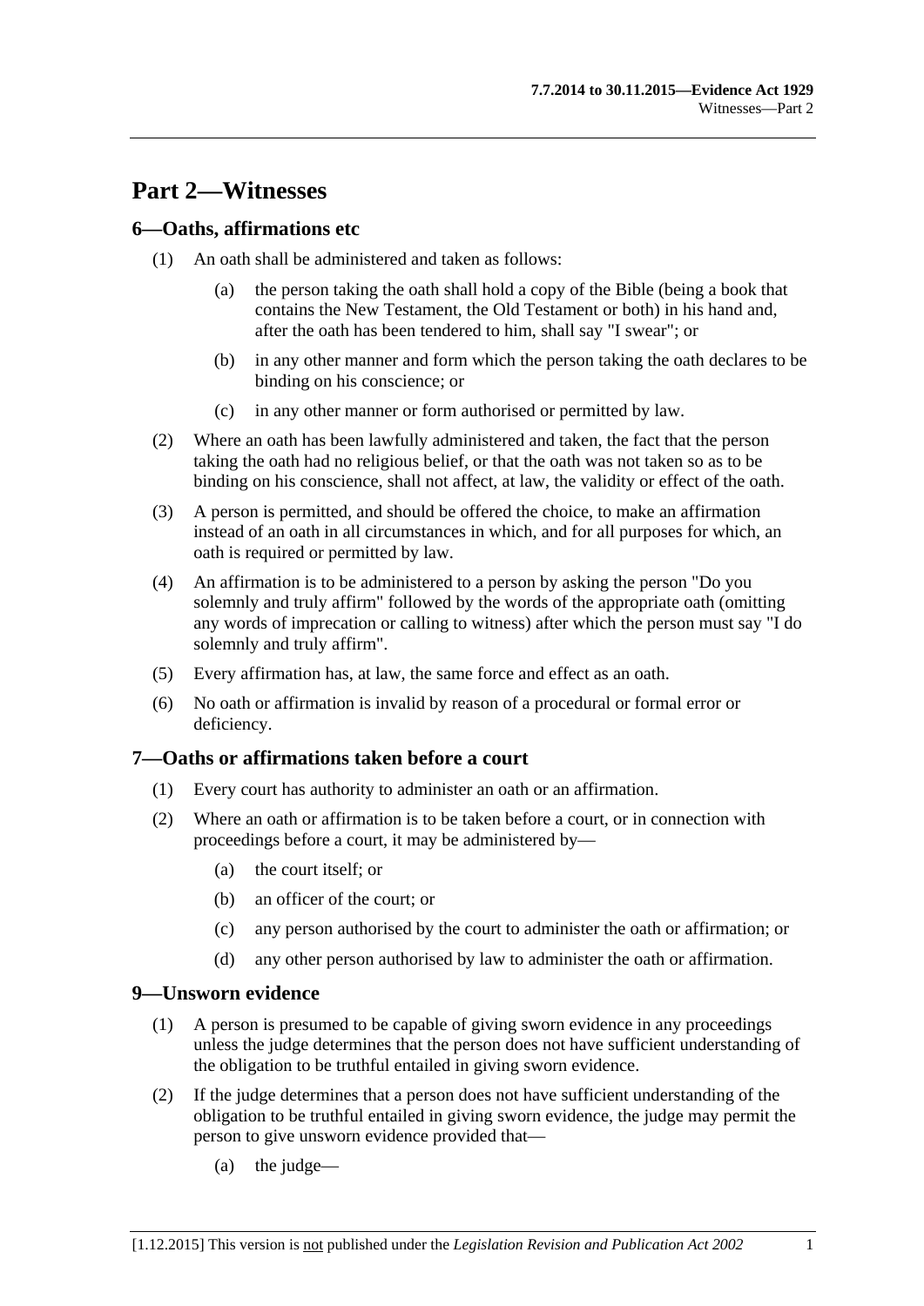# Part 2—Witnesses

## 6—Oaths, affirmations etc

(1) An oath shall be administered and taken as follows:

(a) the person taking the oath shall hold a copy of the Bible (being a book that contains the New Testament, the Old Testament or both) in his hand and, after the oath has been tendered to him, shall say "I swear"; or

(b) in any other manner and form which the person taking the oath declares to be binding on his conscience; or

(c) in any other manner or form authorised or permitted by law.

(2) Where an oath has been lawfully administered and taken, the fact that the person taking the oath had no religious belief, or that the oath was not taken so as to be binding on his conscience, shall not affect, at law, the validity or effect of the oath.

(3) A person is permitted, and should be offered the choice, to make an affirmation instead of an oath in all circumstances in which, and for all purposes for which, an oath is required or permitted by law.

(4) An affirmation is to be administered to a person by asking the person "Do you solemnly and truly affirm" followed by the words of the appropriate oath (omitting any words of imprecation or calling to witness) after which the person must say "I do solemnly and truly affirm".

(5) Every affirmation has, at law, the same force and effect as an oath.

(6) No oath or affirmation is invalid by reason of a procedural or formal error or deficiency.

## 7—Oaths or affirmations taken before a court

(1) Every court has authority to administer an oath or an affirmation.

(2) Where an oath or affirmation is to be taken before a court, or in connection with proceedings before a court, it may be administered by—

(a) the court itself; or

(b) an officer of the court; or

(c) any person authorised by the court to administer the oath or affirmation; or

(d) any other person authorised by law to administer the oath or affirmation.

## 9—Unsworn evidence

(1) A person is presumed to be capable of giving sworn evidence in any proceedings unless the judge determines that the person does not have sufficient understanding of the obligation to be truthful entailed in giving sworn evidence.

(2) If the judge determines that a person does not have sufficient understanding of the obligation to be truthful entailed in giving sworn evidence, the judge may permit the person to give unsworn evidence provided that—

(a) the judge—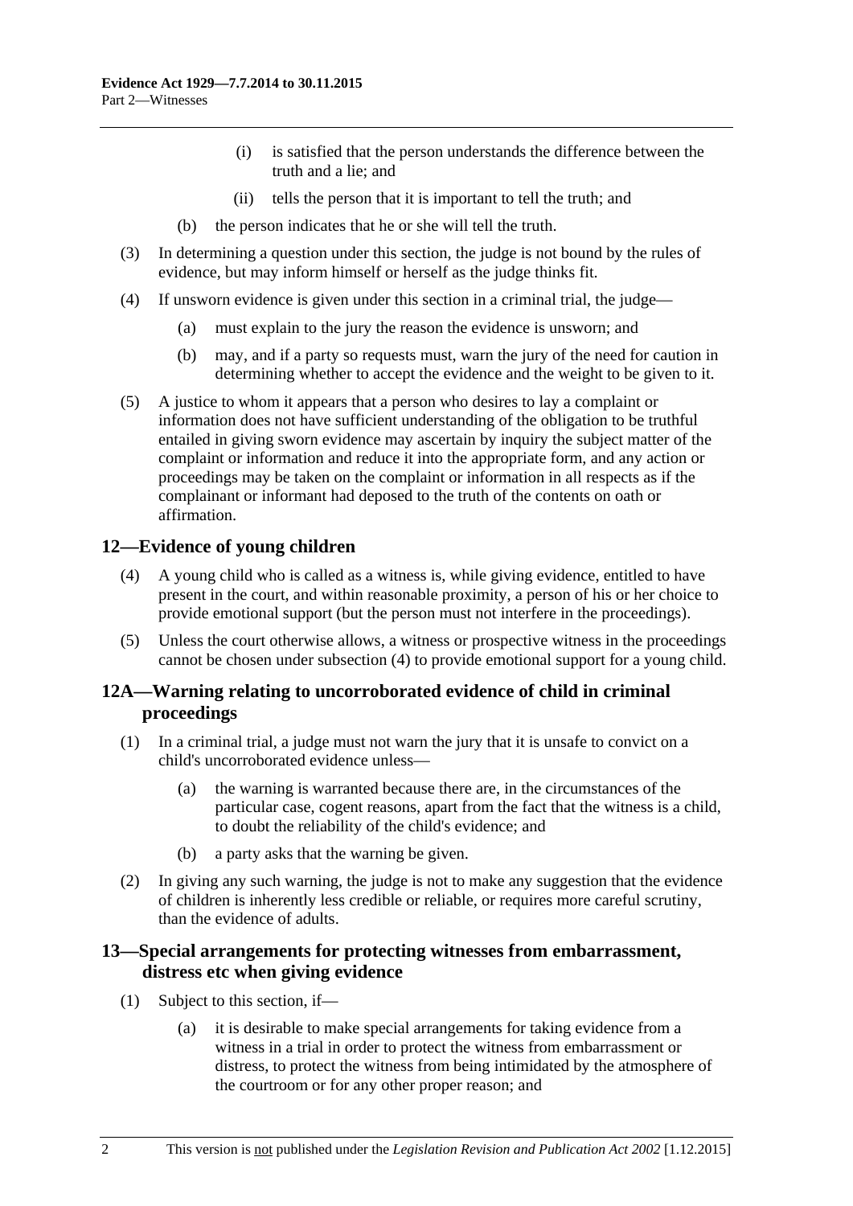(i) is satisfied that the person understands the difference between the truth and a lie; and

(ii) tells the person that it is important to tell the truth; and

(b) the person indicates that he or she will tell the truth.

(3) In determining a question under this section, the judge is not bound by the rules of evidence, but may inform himself or herself as the judge thinks fit.

(4) If unsworn evidence is given under this section in a criminal trial, the judge—

(a) must explain to the jury the reason the evidence is unsworn; and

(b) may, and if a party so requests must, warn the jury of the need for caution in determining whether to accept the evidence and the weight to be given to it.

(5) A justice to whom it appears that a person who desires to lay a complaint or information does not have sufficient understanding of the obligation to be truthful entailed in giving sworn evidence may ascertain by inquiry the subject matter of the complaint or information and reduce it into the appropriate form, and any action or proceedings may be taken on the complaint or information in all respects as if the complainant or informant had deposed to the truth of the contents on oath or affirmation.

## 12—Evidence of young children

(4) A young child who is called as a witness is, while giving evidence, entitled to have present in the court, and within reasonable proximity, a person of his or her choice to provide emotional support (but the person must not interfere in the proceedings).

(5) Unless the court otherwise allows, a witness or prospective witness in the proceedings cannot be chosen under subsection (4) to provide emotional support for a young child.

## 12A—Warning relating to uncorroborated evidence of child in criminal proceedings

(1) In a criminal trial, a judge must not warn the jury that it is unsafe to convict on a child's uncorroborated evidence unless—

(a) the warning is warranted because there are, in the circumstances of the particular case, cogent reasons, apart from the fact that the witness is a child, to doubt the reliability of the child's evidence; and

(b) a party asks that the warning be given.

(2) In giving any such warning, the judge is not to make any suggestion that the evidence of children is inherently less credible or reliable, or requires more careful scrutiny, than the evidence of adults.

## 13—Special arrangements for protecting witnesses from embarrassment, distress etc when giving evidence

(1) Subject to this section, if—

(a) it is desirable to make special arrangements for taking evidence from a witness in a trial in order to protect the witness from embarrassment or distress, to protect the witness from being intimidated by the atmosphere of the courtroom or for any other proper reason; and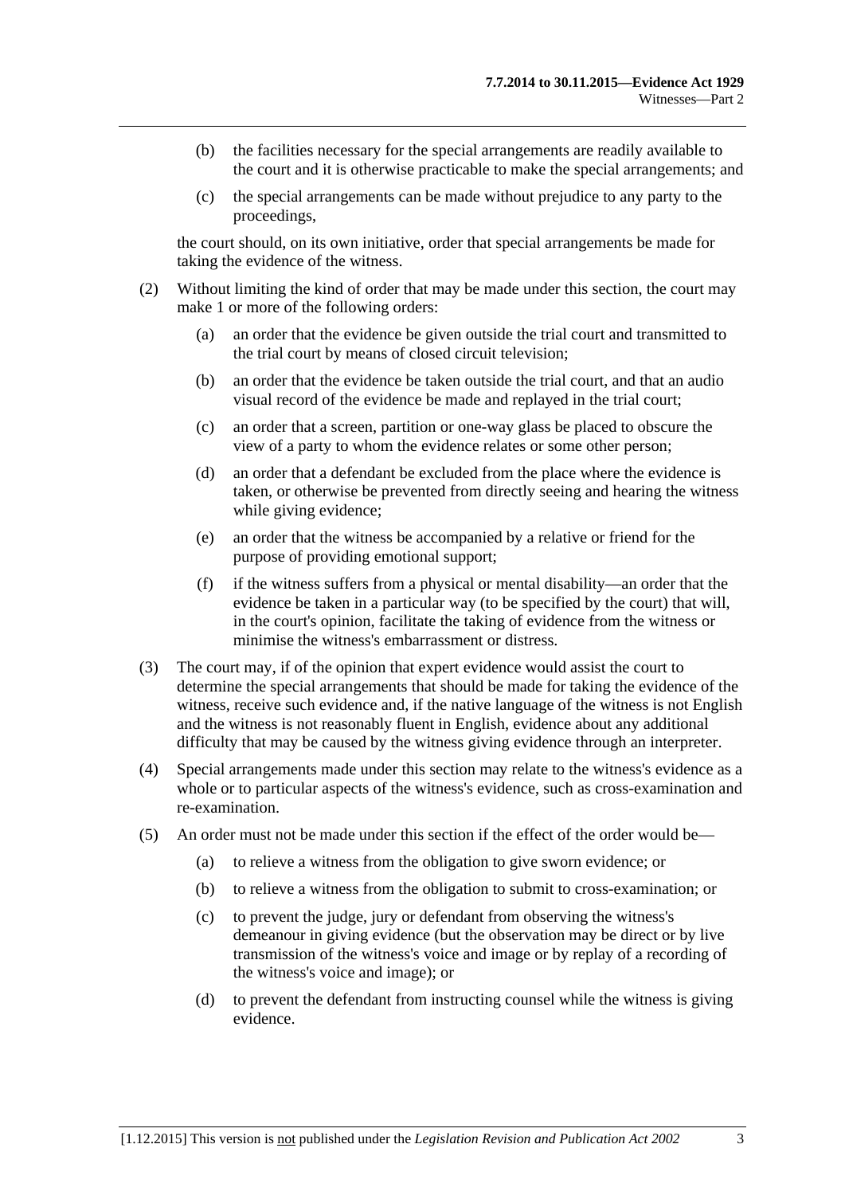(b) the facilities necessary for the special arrangements are readily available to the court and it is otherwise practicable to make the special arrangements; and

(c) the special arrangements can be made without prejudice to any party to the proceedings,

the court should, on its own initiative, order that special arrangements be made for taking the evidence of the witness.

(2) Without limiting the kind of order that may be made under this section, the court may make 1 or more of the following orders:

(a) an order that the evidence be given outside the trial court and transmitted to the trial court by means of closed circuit television;

(b) an order that the evidence be taken outside the trial court, and that an audio visual record of the evidence be made and replayed in the trial court;

(c) an order that a screen, partition or one-way glass be placed to obscure the view of a party to whom the evidence relates or some other person;

(d) an order that a defendant be excluded from the place where the evidence is taken, or otherwise be prevented from directly seeing and hearing the witness while giving evidence;

(e) an order that the witness be accompanied by a relative or friend for the purpose of providing emotional support;

(f) if the witness suffers from a physical or mental disability—an order that the evidence be taken in a particular way (to be specified by the court) that will, in the court's opinion, facilitate the taking of evidence from the witness or minimise the witness's embarrassment or distress.

(3) The court may, if of the opinion that expert evidence would assist the court to determine the special arrangements that should be made for taking the evidence of the witness, receive such evidence and, if the native language of the witness is not English and the witness is not reasonably fluent in English, evidence about any additional difficulty that may be caused by the witness giving evidence through an interpreter.

(4) Special arrangements made under this section may relate to the witness's evidence as a whole or to particular aspects of the witness's evidence, such as cross-examination and re-examination.

(5) An order must not be made under this section if the effect of the order would be—

(a) to relieve a witness from the obligation to give sworn evidence; or

(b) to relieve a witness from the obligation to submit to cross-examination; or

(c) to prevent the judge, jury or defendant from observing the witness's demeanour in giving evidence (but the observation may be direct or by live transmission of the witness's voice and image or by replay of a recording of the witness's voice and image); or

(d) to prevent the defendant from instructing counsel while the witness is giving evidence.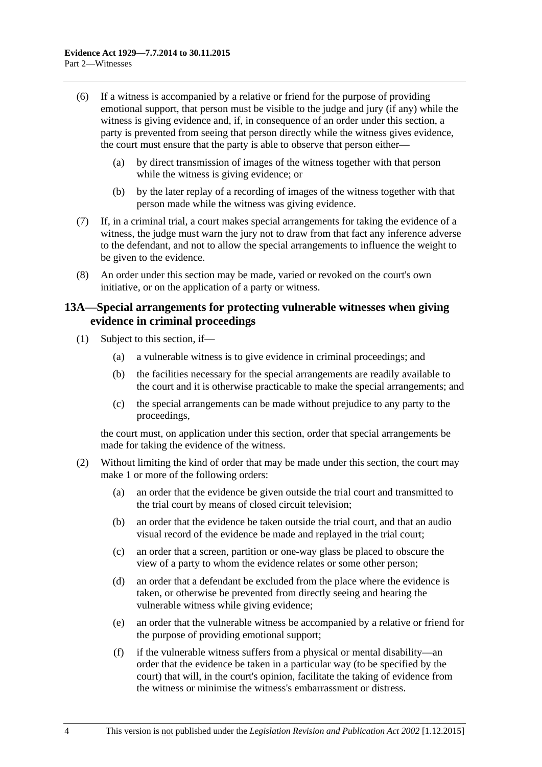(6) If a witness is accompanied by a relative or friend for the purpose of providing emotional support, that person must be visible to the judge and jury (if any) while the witness is giving evidence and, if, in consequence of an order under this section, a party is prevented from seeing that person directly while the witness gives evidence, the court must ensure that the party is able to observe that person either—

  (a) by direct transmission of images of the witness together with that person while the witness is giving evidence; or

  (b) by the later replay of a recording of images of the witness together with that person made while the witness was giving evidence.

(7) If, in a criminal trial, a court makes special arrangements for taking the evidence of a witness, the judge must warn the jury not to draw from that fact any inference adverse to the defendant, and not to allow the special arrangements to influence the weight to be given to the evidence.

(8) An order under this section may be made, varied or revoked on the court's own initiative, or on the application of a party or witness.

## 13A—Special arrangements for protecting vulnerable witnesses when giving evidence in criminal proceedings

(1) Subject to this section, if—

  (a) a vulnerable witness is to give evidence in criminal proceedings; and

  (b) the facilities necessary for the special arrangements are readily available to the court and it is otherwise practicable to make the special arrangements; and

  (c) the special arrangements can be made without prejudice to any party to the proceedings,

the court must, on application under this section, order that special arrangements be made for taking the evidence of the witness.

(2) Without limiting the kind of order that may be made under this section, the court may make 1 or more of the following orders:

  (a) an order that the evidence be given outside the trial court and transmitted to the trial court by means of closed circuit television;

  (b) an order that the evidence be taken outside the trial court, and that an audio visual record of the evidence be made and replayed in the trial court;

  (c) an order that a screen, partition or one-way glass be placed to obscure the view of a party to whom the evidence relates or some other person;

  (d) an order that a defendant be excluded from the place where the evidence is taken, or otherwise be prevented from directly seeing and hearing the vulnerable witness while giving evidence;

  (e) an order that the vulnerable witness be accompanied by a relative or friend for the purpose of providing emotional support;

  (f) if the vulnerable witness suffers from a physical or mental disability—an order that the evidence be taken in a particular way (to be specified by the court) that will, in the court's opinion, facilitate the taking of evidence from the witness or minimise the witness's embarrassment or distress.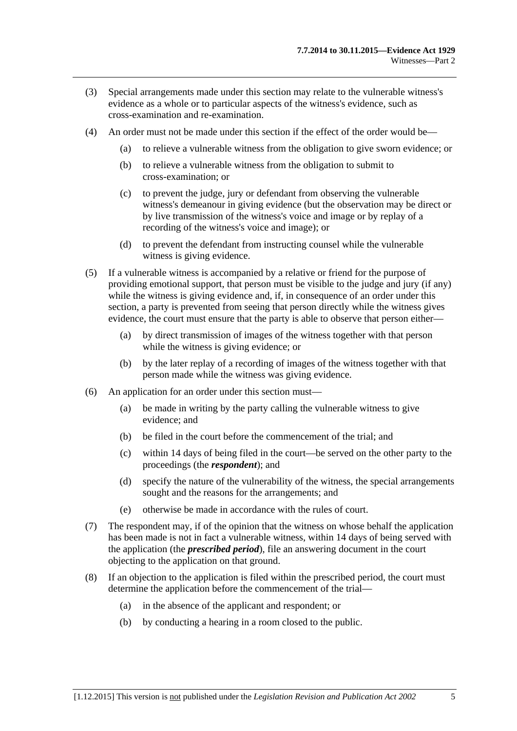(3) Special arrangements made under this section may relate to the vulnerable witness's evidence as a whole or to particular aspects of the witness's evidence, such as cross-examination and re-examination.

(4) An order must not be made under this section if the effect of the order would be—

  (a) to relieve a vulnerable witness from the obligation to give sworn evidence; or

  (b) to relieve a vulnerable witness from the obligation to submit to cross-examination; or

  (c) to prevent the judge, jury or defendant from observing the vulnerable witness's demeanour in giving evidence (but the observation may be direct or by live transmission of the witness's voice and image or by replay of a recording of the witness's voice and image); or

  (d) to prevent the defendant from instructing counsel while the vulnerable witness is giving evidence.

(5) If a vulnerable witness is accompanied by a relative or friend for the purpose of providing emotional support, that person must be visible to the judge and jury (if any) while the witness is giving evidence and, if, in consequence of an order under this section, a party is prevented from seeing that person directly while the witness gives evidence, the court must ensure that the party is able to observe that person either—

  (a) by direct transmission of images of the witness together with that person while the witness is giving evidence; or

  (b) by the later replay of a recording of images of the witness together with that person made while the witness was giving evidence.

(6) An application for an order under this section must—

  (a) be made in writing by the party calling the vulnerable witness to give evidence; and

  (b) be filed in the court before the commencement of the trial; and

  (c) within 14 days of being filed in the court—be served on the other party to the proceedings (the ***respondent***); and

  (d) specify the nature of the vulnerability of the witness, the special arrangements sought and the reasons for the arrangements; and

  (e) otherwise be made in accordance with the rules of court.

(7) The respondent may, if of the opinion that the witness on whose behalf the application has been made is not in fact a vulnerable witness, within 14 days of being served with the application (the ***prescribed period***), file an answering document in the court objecting to the application on that ground.

(8) If an objection to the application is filed within the prescribed period, the court must determine the application before the commencement of the trial—

  (a) in the absence of the applicant and respondent; or

  (b) by conducting a hearing in a room closed to the public.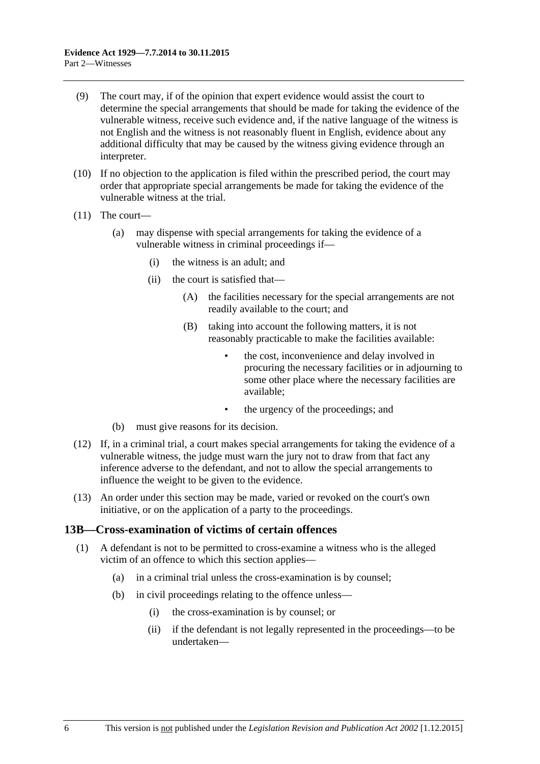(9) The court may, if of the opinion that expert evidence would assist the court to determine the special arrangements that should be made for taking the evidence of the vulnerable witness, receive such evidence and, if the native language of the witness is not English and the witness is not reasonably fluent in English, evidence about any additional difficulty that may be caused by the witness giving evidence through an interpreter.

(10) If no objection to the application is filed within the prescribed period, the court may order that appropriate special arrangements be made for taking the evidence of the vulnerable witness at the trial.

(11) The court—

- (a) may dispense with special arrangements for taking the evidence of a vulnerable witness in criminal proceedings if—
  - (i) the witness is an adult; and
  - (ii) the court is satisfied that—
    - (A) the facilities necessary for the special arrangements are not readily available to the court; and
    - (B) taking into account the following matters, it is not reasonably practicable to make the facilities available:
      - the cost, inconvenience and delay involved in procuring the necessary facilities or in adjourning to some other place where the necessary facilities are available;
      - the urgency of the proceedings; and
- (b) must give reasons for its decision.

(12) If, in a criminal trial, a court makes special arrangements for taking the evidence of a vulnerable witness, the judge must warn the jury not to draw from that fact any inference adverse to the defendant, and not to allow the special arrangements to influence the weight to be given to the evidence.

(13) An order under this section may be made, varied or revoked on the court's own initiative, or on the application of a party to the proceedings.

## 13B—Cross-examination of victims of certain offences

(1) A defendant is not to be permitted to cross-examine a witness who is the alleged victim of an offence to which this section applies—

- (a) in a criminal trial unless the cross-examination is by counsel;
- (b) in civil proceedings relating to the offence unless—
  - (i) the cross-examination is by counsel; or
  - (ii) if the defendant is not legally represented in the proceedings—to be undertaken—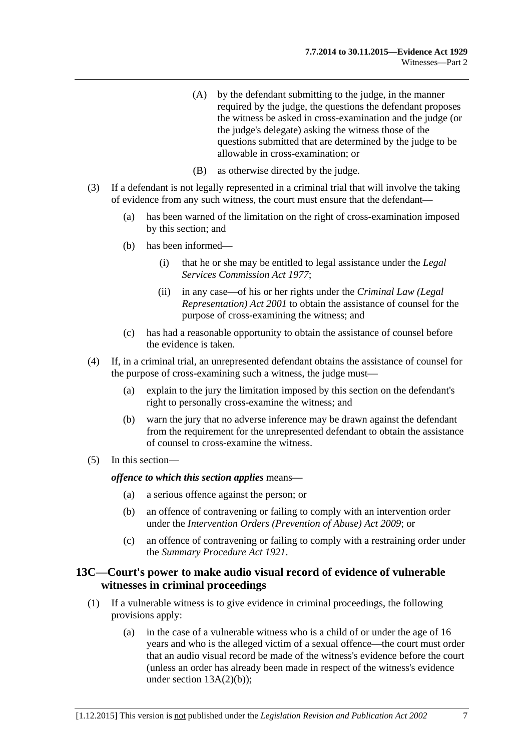(A) by the defendant submitting to the judge, in the manner required by the judge, the questions the defendant proposes the witness be asked in cross-examination and the judge (or the judge's delegate) asking the witness those of the questions submitted that are determined by the judge to be allowable in cross-examination; or

(B) as otherwise directed by the judge.

(3) If a defendant is not legally represented in a criminal trial that will involve the taking of evidence from any such witness, the court must ensure that the defendant—

(a) has been warned of the limitation on the right of cross-examination imposed by this section; and

(b) has been informed—

(i) that he or she may be entitled to legal assistance under the *Legal Services Commission Act 1977*;

(ii) in any case—of his or her rights under the *Criminal Law (Legal Representation) Act 2001* to obtain the assistance of counsel for the purpose of cross-examining the witness; and

(c) has had a reasonable opportunity to obtain the assistance of counsel before the evidence is taken.

(4) If, in a criminal trial, an unrepresented defendant obtains the assistance of counsel for the purpose of cross-examining such a witness, the judge must—

(a) explain to the jury the limitation imposed by this section on the defendant's right to personally cross-examine the witness; and

(b) warn the jury that no adverse inference may be drawn against the defendant from the requirement for the unrepresented defendant to obtain the assistance of counsel to cross-examine the witness.

(5) In this section—

***offence to which this section applies*** means—

(a) a serious offence against the person; or

(b) an offence of contravening or failing to comply with an intervention order under the *Intervention Orders (Prevention of Abuse) Act 2009*; or

(c) an offence of contravening or failing to comply with a restraining order under the *Summary Procedure Act 1921*.

## 13C—Court's power to make audio visual record of evidence of vulnerable witnesses in criminal proceedings

(1) If a vulnerable witness is to give evidence in criminal proceedings, the following provisions apply:

(a) in the case of a vulnerable witness who is a child of or under the age of 16 years and who is the alleged victim of a sexual offence—the court must order that an audio visual record be made of the witness's evidence before the court (unless an order has already been made in respect of the witness's evidence under section 13A(2)(b));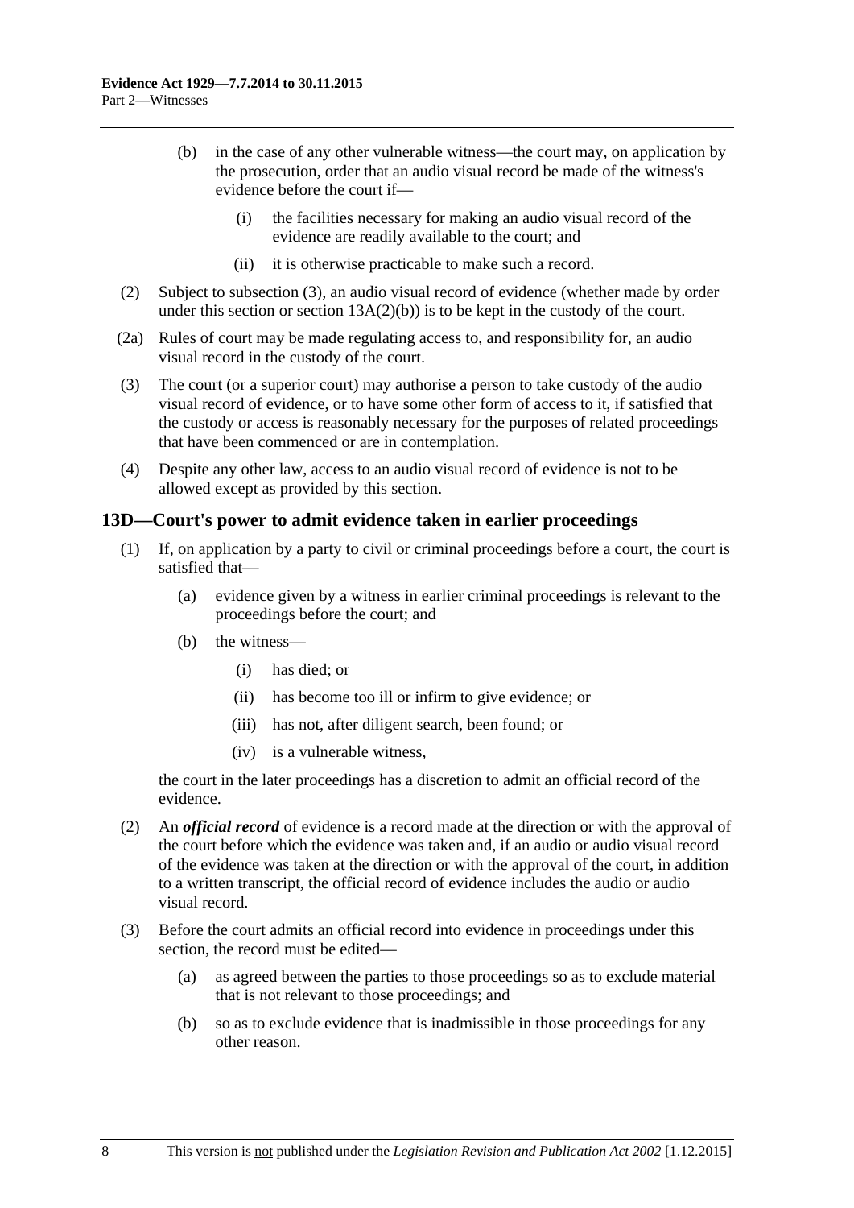(b) in the case of any other vulnerable witness—the court may, on application by the prosecution, order that an audio visual record be made of the witness's evidence before the court if—

(i) the facilities necessary for making an audio visual record of the evidence are readily available to the court; and

(ii) it is otherwise practicable to make such a record.

(2) Subject to subsection (3), an audio visual record of evidence (whether made by order under this section or section 13A(2)(b)) is to be kept in the custody of the court.

(2a) Rules of court may be made regulating access to, and responsibility for, an audio visual record in the custody of the court.

(3) The court (or a superior court) may authorise a person to take custody of the audio visual record of evidence, or to have some other form of access to it, if satisfied that the custody or access is reasonably necessary for the purposes of related proceedings that have been commenced or are in contemplation.

(4) Despite any other law, access to an audio visual record of evidence is not to be allowed except as provided by this section.

## 13D—Court's power to admit evidence taken in earlier proceedings

(1) If, on application by a party to civil or criminal proceedings before a court, the court is satisfied that—

(a) evidence given by a witness in earlier criminal proceedings is relevant to the proceedings before the court; and

(b) the witness—

(i) has died; or

(ii) has become too ill or infirm to give evidence; or

(iii) has not, after diligent search, been found; or

(iv) is a vulnerable witness,

the court in the later proceedings has a discretion to admit an official record of the evidence.

(2) An ***official record*** of evidence is a record made at the direction or with the approval of the court before which the evidence was taken and, if an audio or audio visual record of the evidence was taken at the direction or with the approval of the court, in addition to a written transcript, the official record of evidence includes the audio or audio visual record.

(3) Before the court admits an official record into evidence in proceedings under this section, the record must be edited—

(a) as agreed between the parties to those proceedings so as to exclude material that is not relevant to those proceedings; and

(b) so as to exclude evidence that is inadmissible in those proceedings for any other reason.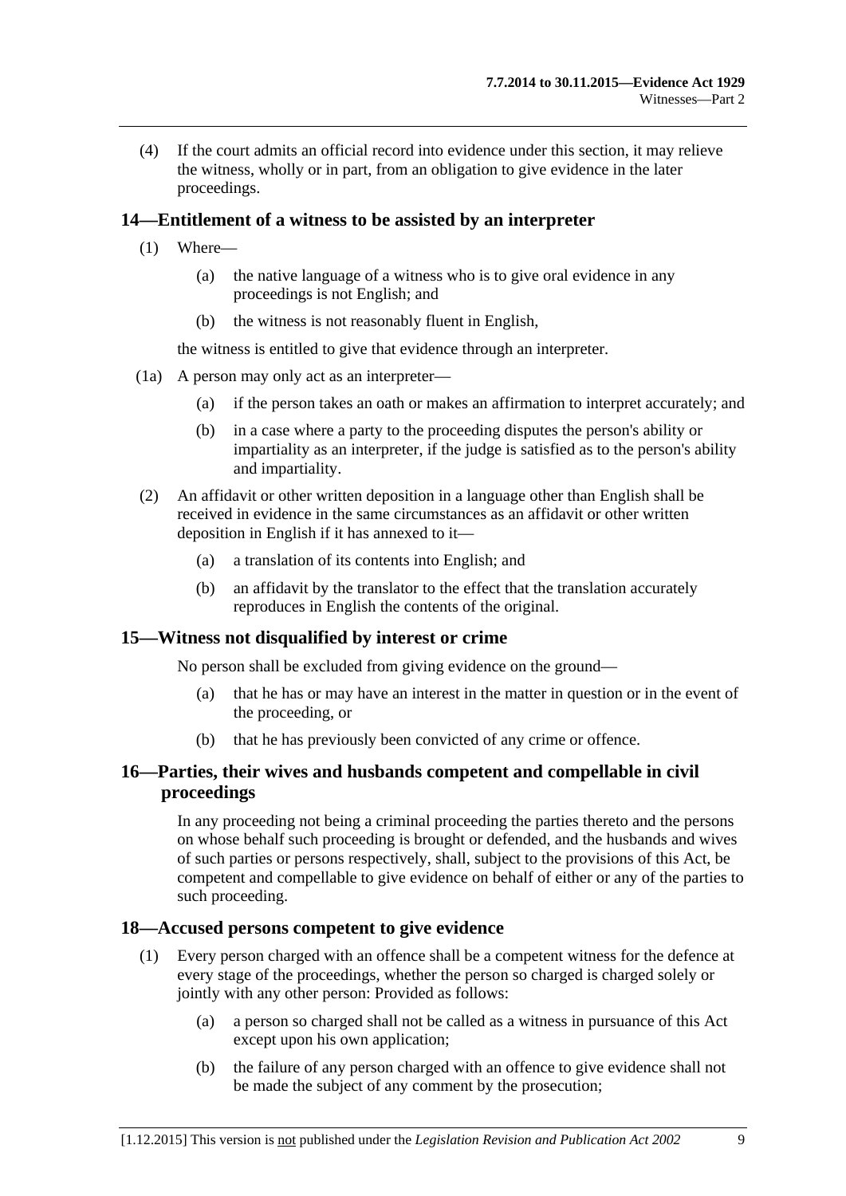(4) If the court admits an official record into evidence under this section, it may relieve the witness, wholly or in part, from an obligation to give evidence in the later proceedings.

## 14—Entitlement of a witness to be assisted by an interpreter

(1) Where—

(a) the native language of a witness who is to give oral evidence in any proceedings is not English; and

(b) the witness is not reasonably fluent in English,

the witness is entitled to give that evidence through an interpreter.

(1a) A person may only act as an interpreter—

(a) if the person takes an oath or makes an affirmation to interpret accurately; and

(b) in a case where a party to the proceeding disputes the person's ability or impartiality as an interpreter, if the judge is satisfied as to the person's ability and impartiality.

(2) An affidavit or other written deposition in a language other than English shall be received in evidence in the same circumstances as an affidavit or other written deposition in English if it has annexed to it—

(a) a translation of its contents into English; and

(b) an affidavit by the translator to the effect that the translation accurately reproduces in English the contents of the original.

## 15—Witness not disqualified by interest or crime

No person shall be excluded from giving evidence on the ground—

(a) that he has or may have an interest in the matter in question or in the event of the proceeding, or

(b) that he has previously been convicted of any crime or offence.

## 16—Parties, their wives and husbands competent and compellable in civil proceedings

In any proceeding not being a criminal proceeding the parties thereto and the persons on whose behalf such proceeding is brought or defended, and the husbands and wives of such parties or persons respectively, shall, subject to the provisions of this Act, be competent and compellable to give evidence on behalf of either or any of the parties to such proceeding.

## 18—Accused persons competent to give evidence

(1) Every person charged with an offence shall be a competent witness for the defence at every stage of the proceedings, whether the person so charged is charged solely or jointly with any other person: Provided as follows:

(a) a person so charged shall not be called as a witness in pursuance of this Act except upon his own application;

(b) the failure of any person charged with an offence to give evidence shall not be made the subject of any comment by the prosecution;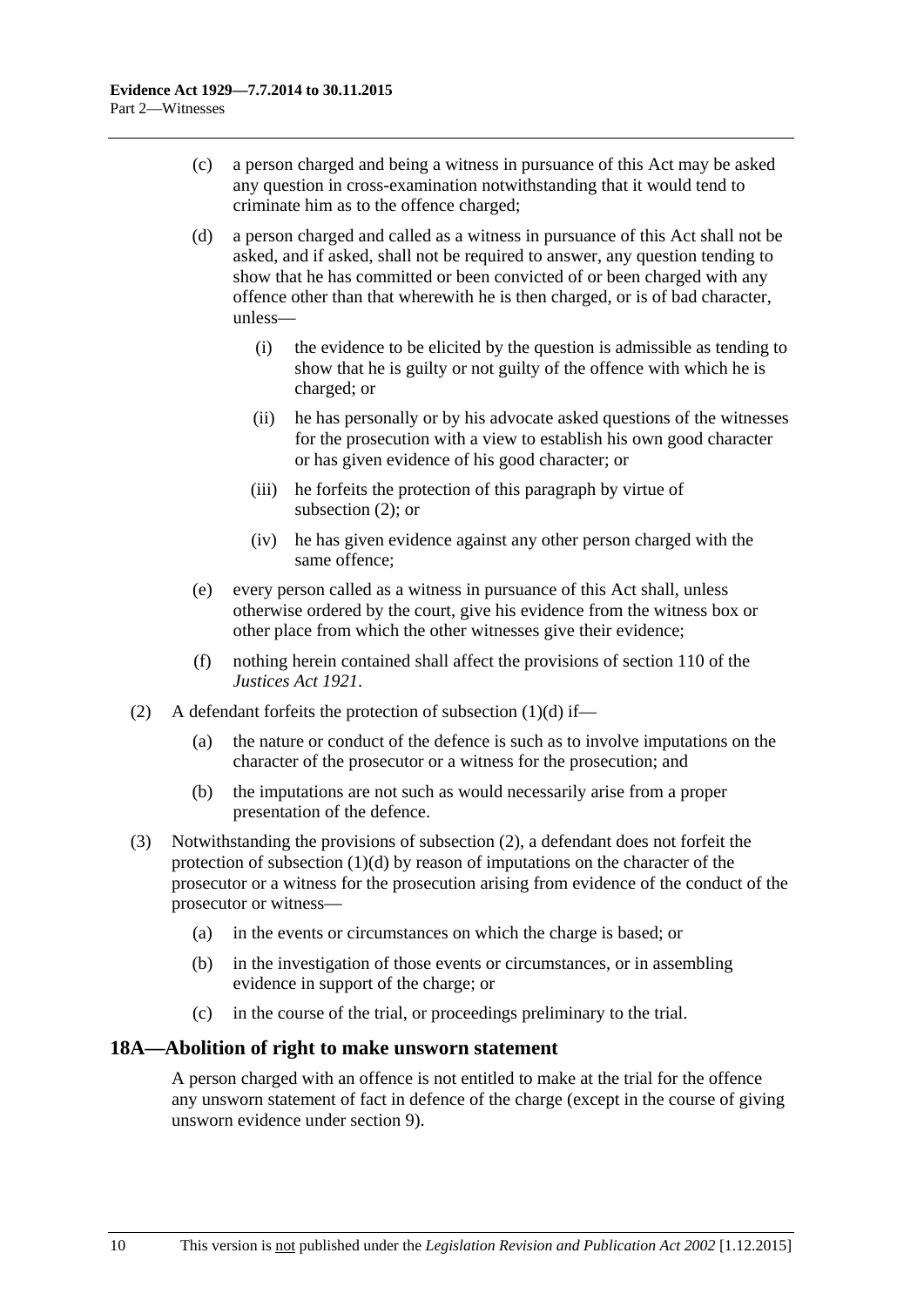(c) a person charged and being a witness in pursuance of this Act may be asked any question in cross-examination notwithstanding that it would tend to criminate him as to the offence charged;

(d) a person charged and called as a witness in pursuance of this Act shall not be asked, and if asked, shall not be required to answer, any question tending to show that he has committed or been convicted of or been charged with any offence other than that wherewith he is then charged, or is of bad character, unless—

  (i) the evidence to be elicited by the question is admissible as tending to show that he is guilty or not guilty of the offence with which he is charged; or

  (ii) he has personally or by his advocate asked questions of the witnesses for the prosecution with a view to establish his own good character or has given evidence of his good character; or

  (iii) he forfeits the protection of this paragraph by virtue of subsection (2); or

  (iv) he has given evidence against any other person charged with the same offence;

(e) every person called as a witness in pursuance of this Act shall, unless otherwise ordered by the court, give his evidence from the witness box or other place from which the other witnesses give their evidence;

(f) nothing herein contained shall affect the provisions of section 110 of the *Justices Act 1921*.

(2) A defendant forfeits the protection of subsection (1)(d) if—

  (a) the nature or conduct of the defence is such as to involve imputations on the character of the prosecutor or a witness for the prosecution; and

  (b) the imputations are not such as would necessarily arise from a proper presentation of the defence.

(3) Notwithstanding the provisions of subsection (2), a defendant does not forfeit the protection of subsection (1)(d) by reason of imputations on the character of the prosecutor or a witness for the prosecution arising from evidence of the conduct of the prosecutor or witness—

  (a) in the events or circumstances on which the charge is based; or

  (b) in the investigation of those events or circumstances, or in assembling evidence in support of the charge; or

  (c) in the course of the trial, or proceedings preliminary to the trial.

## 18A—Abolition of right to make unsworn statement

A person charged with an offence is not entitled to make at the trial for the offence any unsworn statement of fact in defence of the charge (except in the course of giving unsworn evidence under section 9).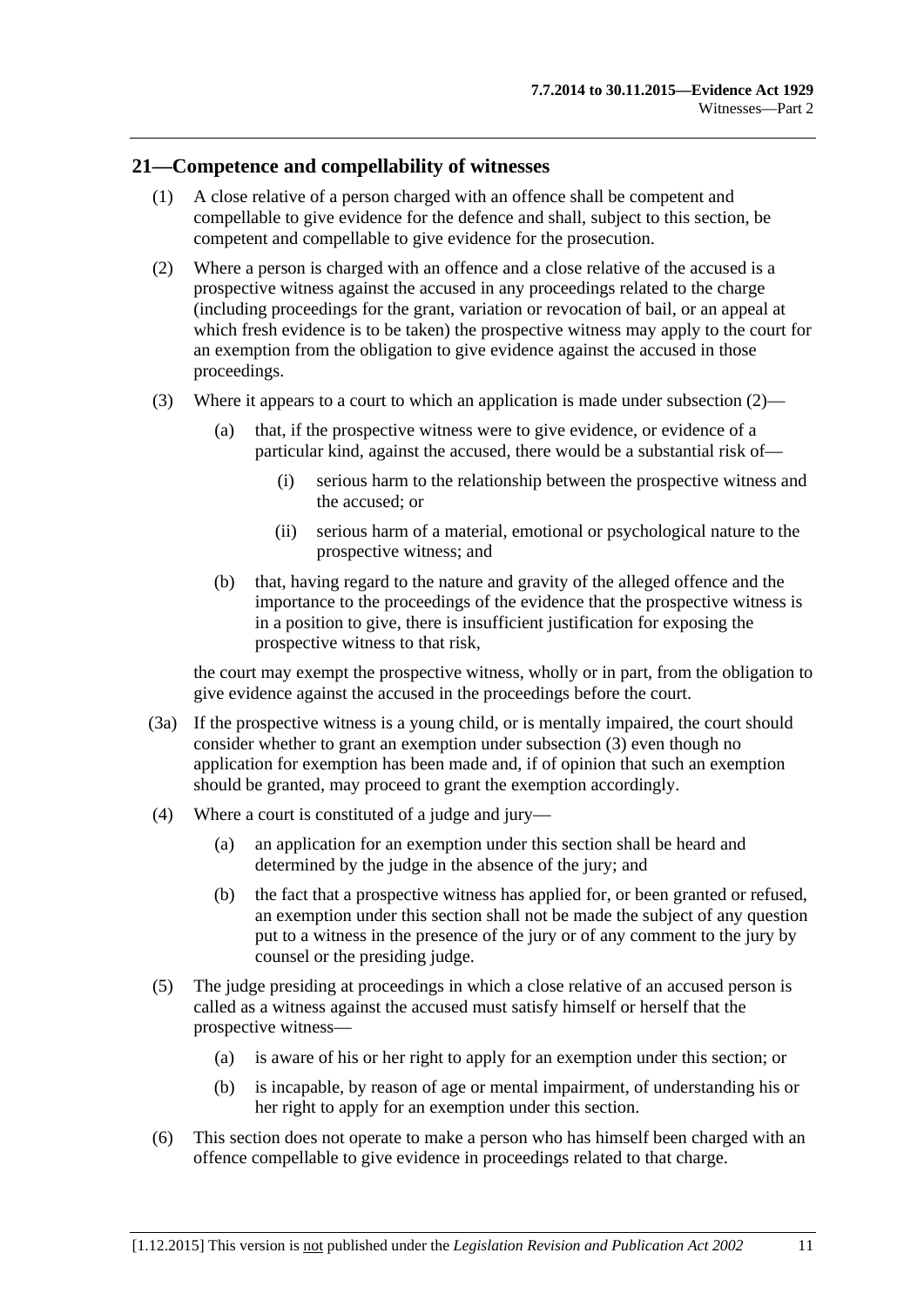## 21—Competence and compellability of witnesses

(1) A close relative of a person charged with an offence shall be competent and compellable to give evidence for the defence and shall, subject to this section, be competent and compellable to give evidence for the prosecution.

(2) Where a person is charged with an offence and a close relative of the accused is a prospective witness against the accused in any proceedings related to the charge (including proceedings for the grant, variation or revocation of bail, or an appeal at which fresh evidence is to be taken) the prospective witness may apply to the court for an exemption from the obligation to give evidence against the accused in those proceedings.

(3) Where it appears to a court to which an application is made under subsection (2)—

- (a) that, if the prospective witness were to give evidence, or evidence of a particular kind, against the accused, there would be a substantial risk of—
  - (i) serious harm to the relationship between the prospective witness and the accused; or
  - (ii) serious harm of a material, emotional or psychological nature to the prospective witness; and
- (b) that, having regard to the nature and gravity of the alleged offence and the importance to the proceedings of the evidence that the prospective witness is in a position to give, there is insufficient justification for exposing the prospective witness to that risk,

the court may exempt the prospective witness, wholly or in part, from the obligation to give evidence against the accused in the proceedings before the court.

(3a) If the prospective witness is a young child, or is mentally impaired, the court should consider whether to grant an exemption under subsection (3) even though no application for exemption has been made and, if of opinion that such an exemption should be granted, may proceed to grant the exemption accordingly.

(4) Where a court is constituted of a judge and jury—

- (a) an application for an exemption under this section shall be heard and determined by the judge in the absence of the jury; and
- (b) the fact that a prospective witness has applied for, or been granted or refused, an exemption under this section shall not be made the subject of any question put to a witness in the presence of the jury or of any comment to the jury by counsel or the presiding judge.

(5) The judge presiding at proceedings in which a close relative of an accused person is called as a witness against the accused must satisfy himself or herself that the prospective witness—

- (a) is aware of his or her right to apply for an exemption under this section; or
- (b) is incapable, by reason of age or mental impairment, of understanding his or her right to apply for an exemption under this section.

(6) This section does not operate to make a person who has himself been charged with an offence compellable to give evidence in proceedings related to that charge.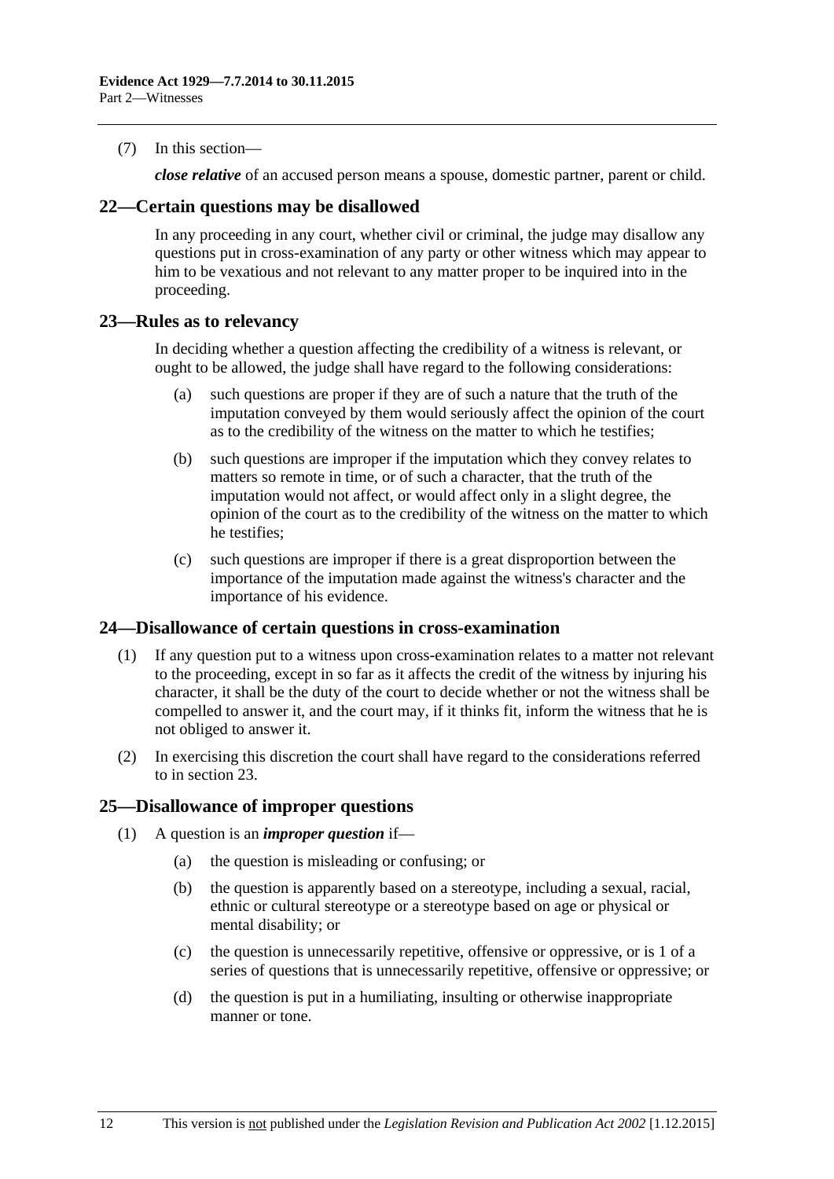(7) In this section—

*close relative* of an accused person means a spouse, domestic partner, parent or child.

## 22—Certain questions may be disallowed

In any proceeding in any court, whether civil or criminal, the judge may disallow any questions put in cross-examination of any party or other witness which may appear to him to be vexatious and not relevant to any matter proper to be inquired into in the proceeding.

## 23—Rules as to relevancy

In deciding whether a question affecting the credibility of a witness is relevant, or ought to be allowed, the judge shall have regard to the following considerations:

(a) such questions are proper if they are of such a nature that the truth of the imputation conveyed by them would seriously affect the opinion of the court as to the credibility of the witness on the matter to which he testifies;

(b) such questions are improper if the imputation which they convey relates to matters so remote in time, or of such a character, that the truth of the imputation would not affect, or would affect only in a slight degree, the opinion of the court as to the credibility of the witness on the matter to which he testifies;

(c) such questions are improper if there is a great disproportion between the importance of the imputation made against the witness's character and the importance of his evidence.

## 24—Disallowance of certain questions in cross-examination

(1) If any question put to a witness upon cross-examination relates to a matter not relevant to the proceeding, except in so far as it affects the credit of the witness by injuring his character, it shall be the duty of the court to decide whether or not the witness shall be compelled to answer it, and the court may, if it thinks fit, inform the witness that he is not obliged to answer it.

(2) In exercising this discretion the court shall have regard to the considerations referred to in section 23.

## 25—Disallowance of improper questions

(1) A question is an ***improper question*** if—

(a) the question is misleading or confusing; or

(b) the question is apparently based on a stereotype, including a sexual, racial, ethnic or cultural stereotype or a stereotype based on age or physical or mental disability; or

(c) the question is unnecessarily repetitive, offensive or oppressive, or is 1 of a series of questions that is unnecessarily repetitive, offensive or oppressive; or

(d) the question is put in a humiliating, insulting or otherwise inappropriate manner or tone.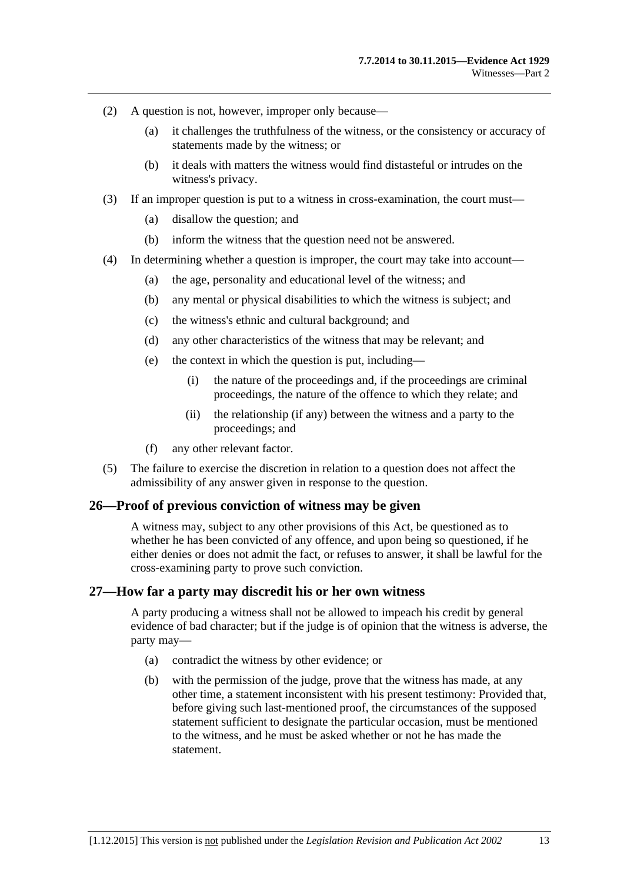(2) A question is not, however, improper only because—

(a) it challenges the truthfulness of the witness, or the consistency or accuracy of statements made by the witness; or

(b) it deals with matters the witness would find distasteful or intrudes on the witness's privacy.

(3) If an improper question is put to a witness in cross-examination, the court must—

(a) disallow the question; and

(b) inform the witness that the question need not be answered.

(4) In determining whether a question is improper, the court may take into account—

(a) the age, personality and educational level of the witness; and

(b) any mental or physical disabilities to which the witness is subject; and

(c) the witness's ethnic and cultural background; and

(d) any other characteristics of the witness that may be relevant; and

(e) the context in which the question is put, including—

(i) the nature of the proceedings and, if the proceedings are criminal proceedings, the nature of the offence to which they relate; and

(ii) the relationship (if any) between the witness and a party to the proceedings; and

(f) any other relevant factor.

(5) The failure to exercise the discretion in relation to a question does not affect the admissibility of any answer given in response to the question.

## 26—Proof of previous conviction of witness may be given

A witness may, subject to any other provisions of this Act, be questioned as to whether he has been convicted of any offence, and upon being so questioned, if he either denies or does not admit the fact, or refuses to answer, it shall be lawful for the cross-examining party to prove such conviction.

## 27—How far a party may discredit his or her own witness

A party producing a witness shall not be allowed to impeach his credit by general evidence of bad character; but if the judge is of opinion that the witness is adverse, the party may—

(a) contradict the witness by other evidence; or

(b) with the permission of the judge, prove that the witness has made, at any other time, a statement inconsistent with his present testimony: Provided that, before giving such last-mentioned proof, the circumstances of the supposed statement sufficient to designate the particular occasion, must be mentioned to the witness, and he must be asked whether or not he has made the statement.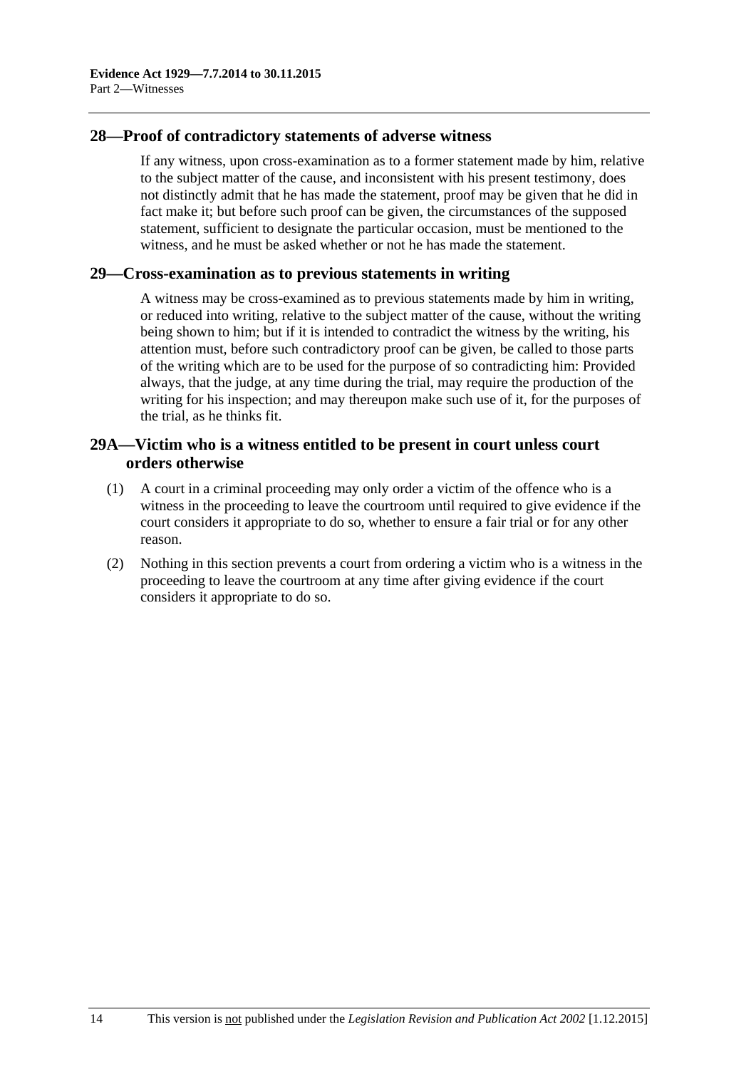## 28—Proof of contradictory statements of adverse witness

If any witness, upon cross-examination as to a former statement made by him, relative to the subject matter of the cause, and inconsistent with his present testimony, does not distinctly admit that he has made the statement, proof may be given that he did in fact make it; but before such proof can be given, the circumstances of the supposed statement, sufficient to designate the particular occasion, must be mentioned to the witness, and he must be asked whether or not he has made the statement.

## 29—Cross-examination as to previous statements in writing

A witness may be cross-examined as to previous statements made by him in writing, or reduced into writing, relative to the subject matter of the cause, without the writing being shown to him; but if it is intended to contradict the witness by the writing, his attention must, before such contradictory proof can be given, be called to those parts of the writing which are to be used for the purpose of so contradicting him: Provided always, that the judge, at any time during the trial, may require the production of the writing for his inspection; and may thereupon make such use of it, for the purposes of the trial, as he thinks fit.

## 29A—Victim who is a witness entitled to be present in court unless court orders otherwise

(1) A court in a criminal proceeding may only order a victim of the offence who is a witness in the proceeding to leave the courtroom until required to give evidence if the court considers it appropriate to do so, whether to ensure a fair trial or for any other reason.

(2) Nothing in this section prevents a court from ordering a victim who is a witness in the proceeding to leave the courtroom at any time after giving evidence if the court considers it appropriate to do so.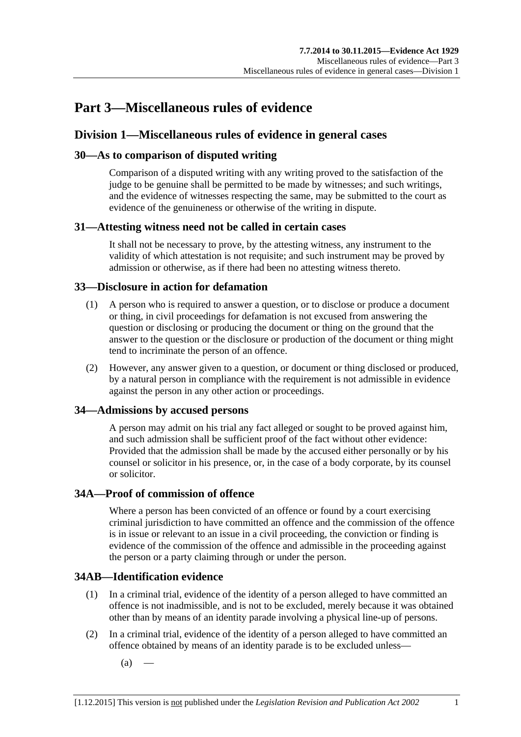# Part 3—Miscellaneous rules of evidence

## Division 1—Miscellaneous rules of evidence in general cases

### 30—As to comparison of disputed writing

Comparison of a disputed writing with any writing proved to the satisfaction of the judge to be genuine shall be permitted to be made by witnesses; and such writings, and the evidence of witnesses respecting the same, may be submitted to the court as evidence of the genuineness or otherwise of the writing in dispute.

### 31—Attesting witness need not be called in certain cases

It shall not be necessary to prove, by the attesting witness, any instrument to the validity of which attestation is not requisite; and such instrument may be proved by admission or otherwise, as if there had been no attesting witness thereto.

### 33—Disclosure in action for defamation

(1) A person who is required to answer a question, or to disclose or produce a document or thing, in civil proceedings for defamation is not excused from answering the question or disclosing or producing the document or thing on the ground that the answer to the question or the disclosure or production of the document or thing might tend to incriminate the person of an offence.

(2) However, any answer given to a question, or document or thing disclosed or produced, by a natural person in compliance with the requirement is not admissible in evidence against the person in any other action or proceedings.

### 34—Admissions by accused persons

A person may admit on his trial any fact alleged or sought to be proved against him, and such admission shall be sufficient proof of the fact without other evidence: Provided that the admission shall be made by the accused either personally or by his counsel or solicitor in his presence, or, in the case of a body corporate, by its counsel or solicitor.

### 34A—Proof of commission of offence

Where a person has been convicted of an offence or found by a court exercising criminal jurisdiction to have committed an offence and the commission of the offence is in issue or relevant to an issue in a civil proceeding, the conviction or finding is evidence of the commission of the offence and admissible in the proceeding against the person or a party claiming through or under the person.

### 34AB—Identification evidence

(1) In a criminal trial, evidence of the identity of a person alleged to have committed an offence is not inadmissible, and is not to be excluded, merely because it was obtained other than by means of an identity parade involving a physical line-up of persons.

(2) In a criminal trial, evidence of the identity of a person alleged to have committed an offence obtained by means of an identity parade is to be excluded unless—

(a) —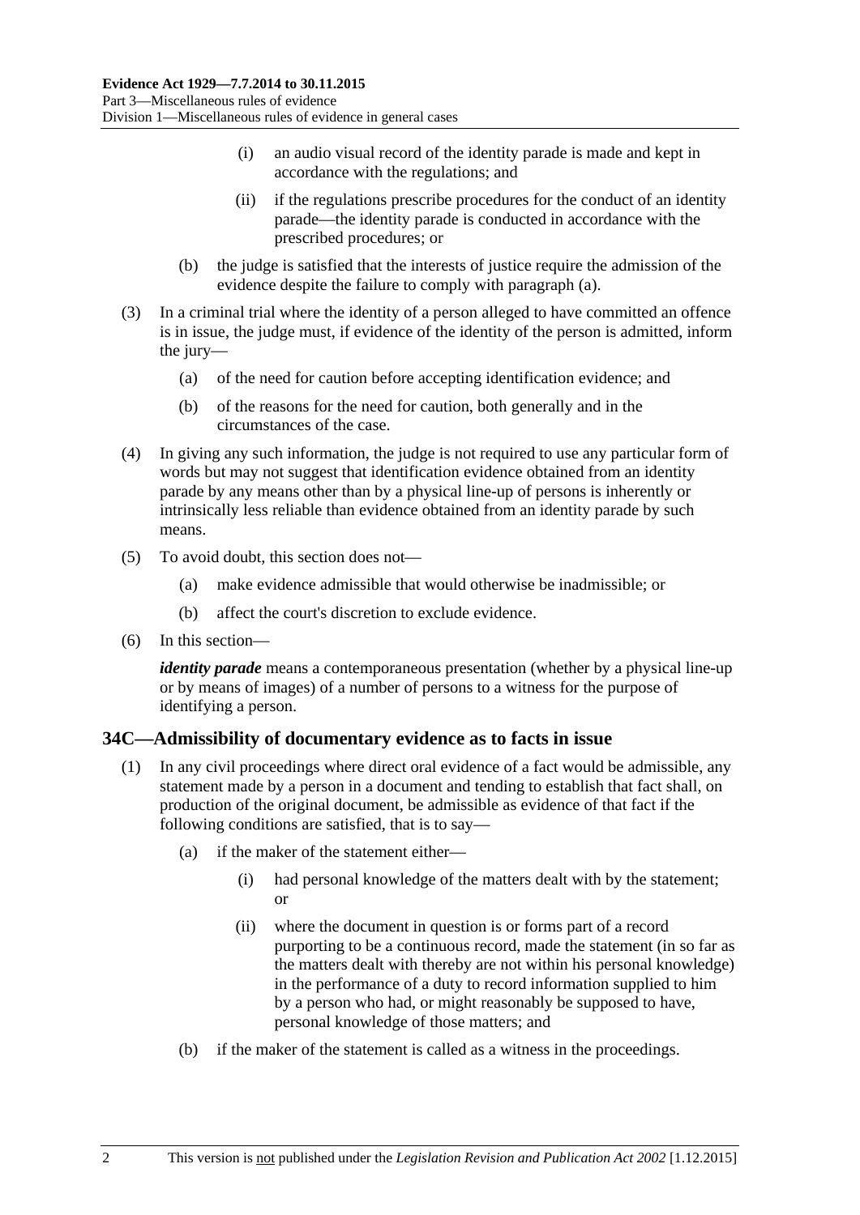(i) an audio visual record of the identity parade is made and kept in accordance with the regulations; and

(ii) if the regulations prescribe procedures for the conduct of an identity parade—the identity parade is conducted in accordance with the prescribed procedures; or

(b) the judge is satisfied that the interests of justice require the admission of the evidence despite the failure to comply with paragraph (a).

(3) In a criminal trial where the identity of a person alleged to have committed an offence is in issue, the judge must, if evidence of the identity of the person is admitted, inform the jury—

(a) of the need for caution before accepting identification evidence; and

(b) of the reasons for the need for caution, both generally and in the circumstances of the case.

(4) In giving any such information, the judge is not required to use any particular form of words but may not suggest that identification evidence obtained from an identity parade by any means other than by a physical line-up of persons is inherently or intrinsically less reliable than evidence obtained from an identity parade by such means.

(5) To avoid doubt, this section does not—

(a) make evidence admissible that would otherwise be inadmissible; or

(b) affect the court's discretion to exclude evidence.

(6) In this section—

***identity parade*** means a contemporaneous presentation (whether by a physical line-up or by means of images) of a number of persons to a witness for the purpose of identifying a person.

## 34C—Admissibility of documentary evidence as to facts in issue

(1) In any civil proceedings where direct oral evidence of a fact would be admissible, any statement made by a person in a document and tending to establish that fact shall, on production of the original document, be admissible as evidence of that fact if the following conditions are satisfied, that is to say—

(a) if the maker of the statement either—

(i) had personal knowledge of the matters dealt with by the statement; or

(ii) where the document in question is or forms part of a record purporting to be a continuous record, made the statement (in so far as the matters dealt with thereby are not within his personal knowledge) in the performance of a duty to record information supplied to him by a person who had, or might reasonably be supposed to have, personal knowledge of those matters; and

(b) if the maker of the statement is called as a witness in the proceedings.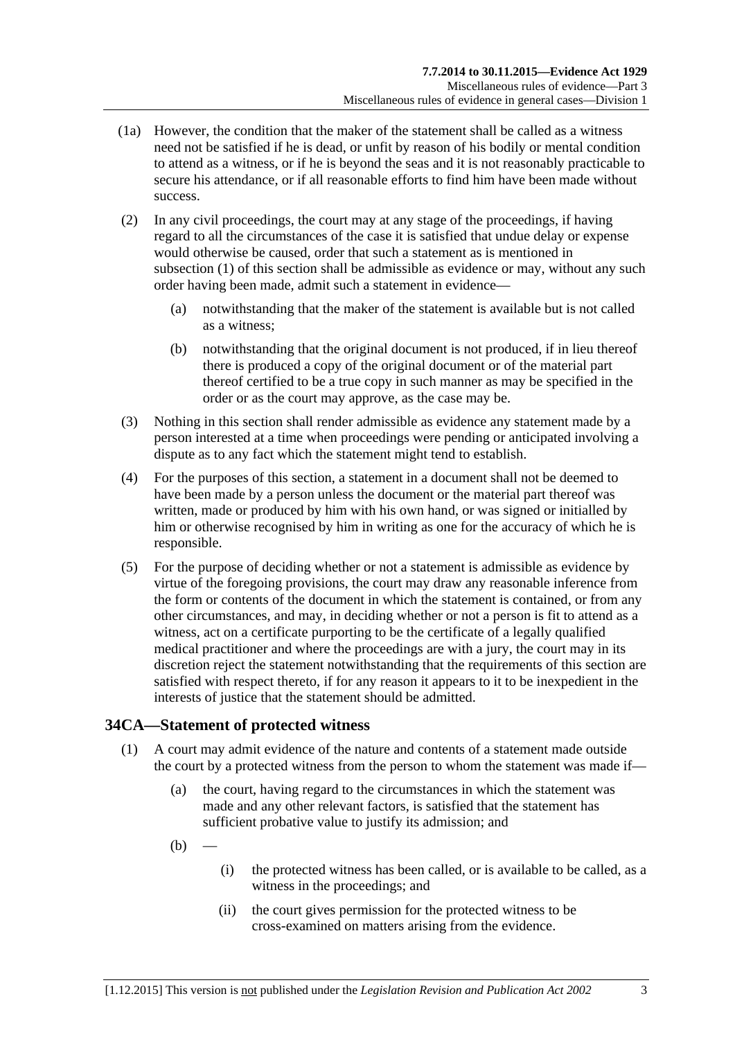(1a) However, the condition that the maker of the statement shall be called as a witness need not be satisfied if he is dead, or unfit by reason of his bodily or mental condition to attend as a witness, or if he is beyond the seas and it is not reasonably practicable to secure his attendance, or if all reasonable efforts to find him have been made without success.

(2) In any civil proceedings, the court may at any stage of the proceedings, if having regard to all the circumstances of the case it is satisfied that undue delay or expense would otherwise be caused, order that such a statement as is mentioned in subsection (1) of this section shall be admissible as evidence or may, without any such order having been made, admit such a statement in evidence—

- (a) notwithstanding that the maker of the statement is available but is not called as a witness;
- (b) notwithstanding that the original document is not produced, if in lieu thereof there is produced a copy of the original document or of the material part thereof certified to be a true copy in such manner as may be specified in the order or as the court may approve, as the case may be.

(3) Nothing in this section shall render admissible as evidence any statement made by a person interested at a time when proceedings were pending or anticipated involving a dispute as to any fact which the statement might tend to establish.

(4) For the purposes of this section, a statement in a document shall not be deemed to have been made by a person unless the document or the material part thereof was written, made or produced by him with his own hand, or was signed or initialled by him or otherwise recognised by him in writing as one for the accuracy of which he is responsible.

(5) For the purpose of deciding whether or not a statement is admissible as evidence by virtue of the foregoing provisions, the court may draw any reasonable inference from the form or contents of the document in which the statement is contained, or from any other circumstances, and may, in deciding whether or not a person is fit to attend as a witness, act on a certificate purporting to be the certificate of a legally qualified medical practitioner and where the proceedings are with a jury, the court may in its discretion reject the statement notwithstanding that the requirements of this section are satisfied with respect thereto, if for any reason it appears to it to be inexpedient in the interests of justice that the statement should be admitted.

## 34CA—Statement of protected witness

(1) A court may admit evidence of the nature and contents of a statement made outside the court by a protected witness from the person to whom the statement was made if—

- (a) the court, having regard to the circumstances in which the statement was made and any other relevant factors, is satisfied that the statement has sufficient probative value to justify its admission; and
- (b) —
  - (i) the protected witness has been called, or is available to be called, as a witness in the proceedings; and
  - (ii) the court gives permission for the protected witness to be cross-examined on matters arising from the evidence.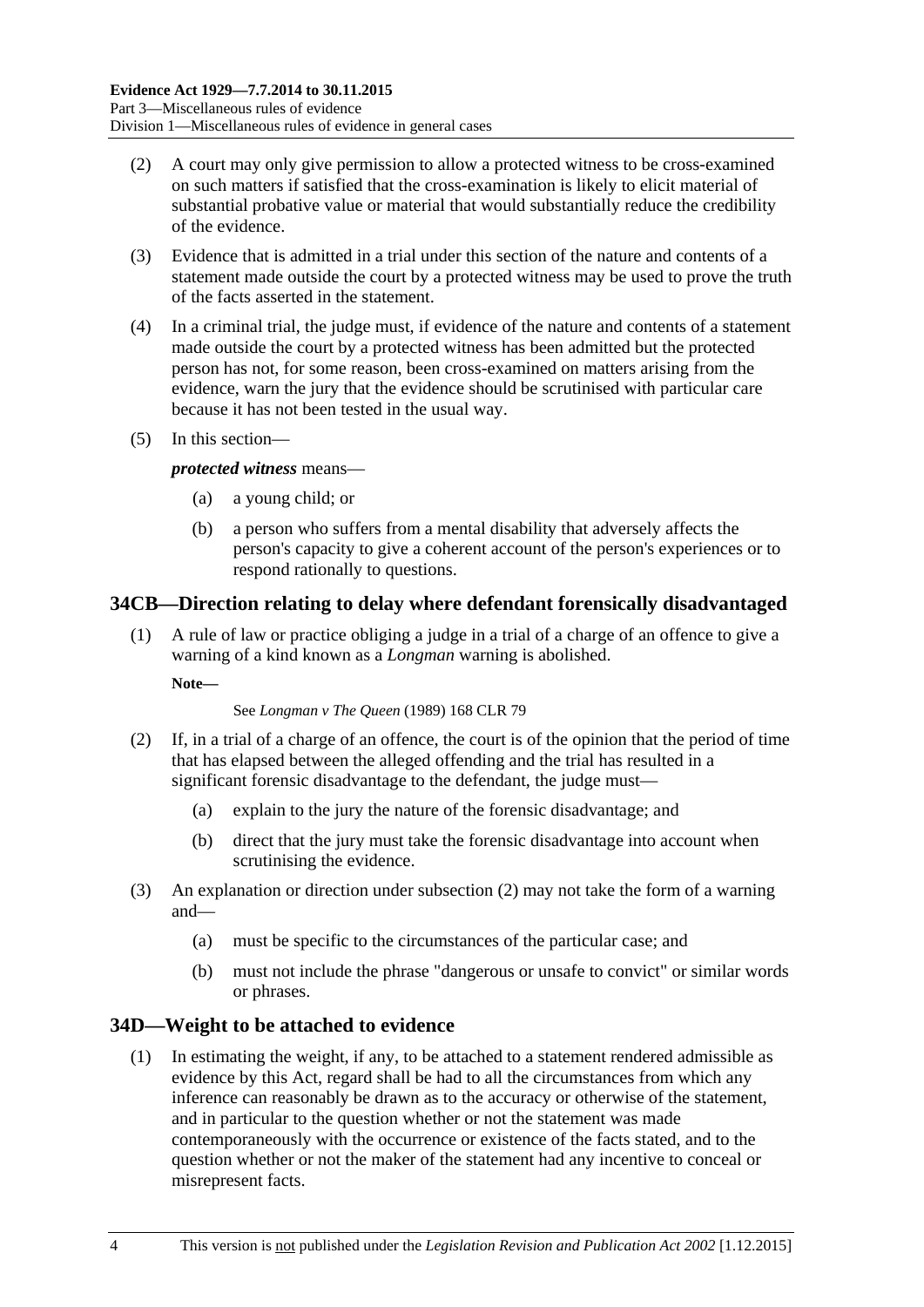(2) A court may only give permission to allow a protected witness to be cross-examined on such matters if satisfied that the cross-examination is likely to elicit material of substantial probative value or material that would substantially reduce the credibility of the evidence.

(3) Evidence that is admitted in a trial under this section of the nature and contents of a statement made outside the court by a protected witness may be used to prove the truth of the facts asserted in the statement.

(4) In a criminal trial, the judge must, if evidence of the nature and contents of a statement made outside the court by a protected witness has been admitted but the protected person has not, for some reason, been cross-examined on matters arising from the evidence, warn the jury that the evidence should be scrutinised with particular care because it has not been tested in the usual way.

(5) In this section—

***protected witness*** means—

- (a) a young child; or
- (b) a person who suffers from a mental disability that adversely affects the person's capacity to give a coherent account of the person's experiences or to respond rationally to questions.

## 34CB—Direction relating to delay where defendant forensically disadvantaged

(1) A rule of law or practice obliging a judge in a trial of a charge of an offence to give a warning of a kind known as a *Longman* warning is abolished.

**Note—**

See *Longman v The Queen* (1989) 168 CLR 79

(2) If, in a trial of a charge of an offence, the court is of the opinion that the period of time that has elapsed between the alleged offending and the trial has resulted in a significant forensic disadvantage to the defendant, the judge must—

- (a) explain to the jury the nature of the forensic disadvantage; and
- (b) direct that the jury must take the forensic disadvantage into account when scrutinising the evidence.

(3) An explanation or direction under subsection (2) may not take the form of a warning and—

- (a) must be specific to the circumstances of the particular case; and
- (b) must not include the phrase "dangerous or unsafe to convict" or similar words or phrases.

## 34D—Weight to be attached to evidence

(1) In estimating the weight, if any, to be attached to a statement rendered admissible as evidence by this Act, regard shall be had to all the circumstances from which any inference can reasonably be drawn as to the accuracy or otherwise of the statement, and in particular to the question whether or not the statement was made contemporaneously with the occurrence or existence of the facts stated, and to the question whether or not the maker of the statement had any incentive to conceal or misrepresent facts.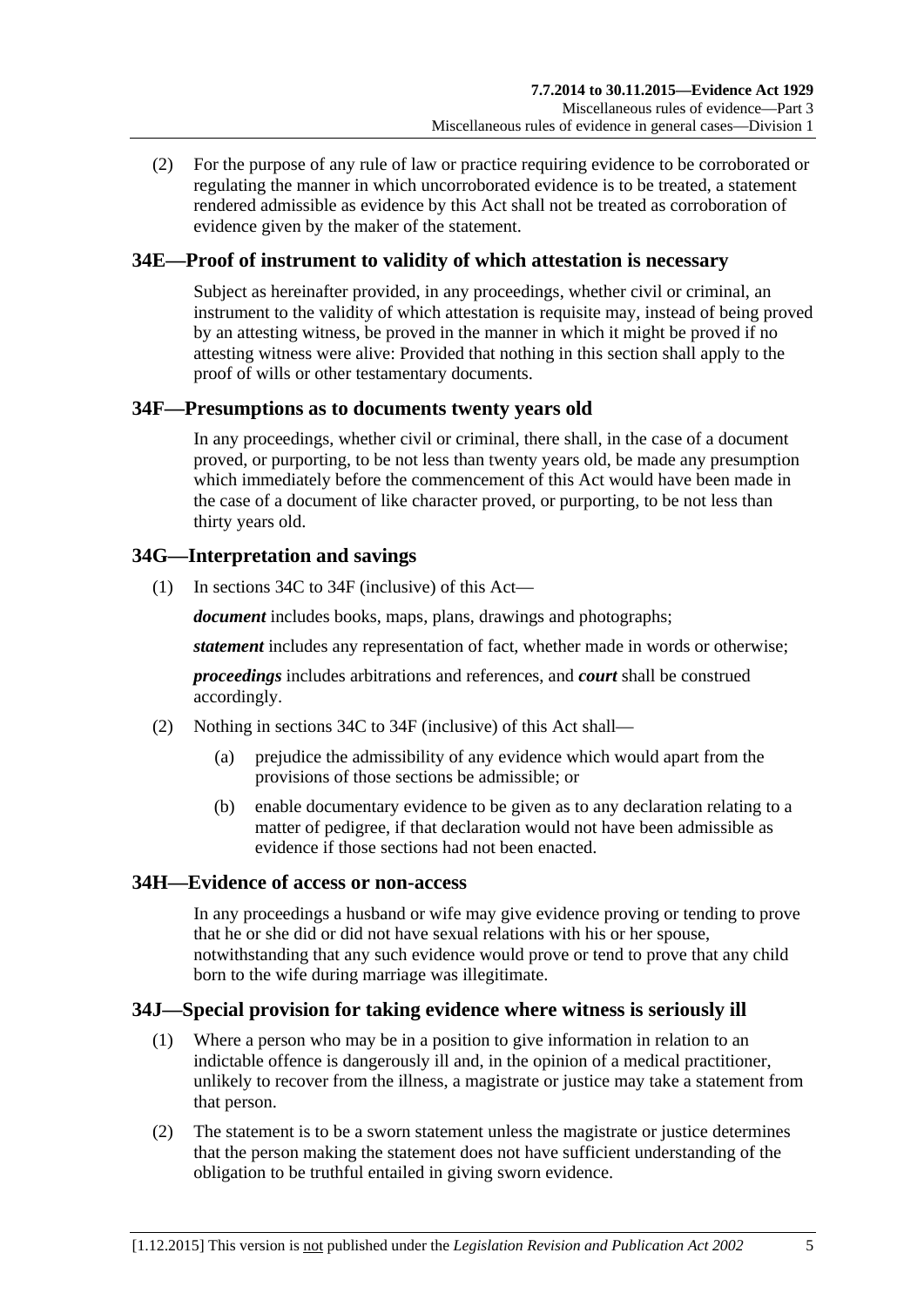(2) For the purpose of any rule of law or practice requiring evidence to be corroborated or regulating the manner in which uncorroborated evidence is to be treated, a statement rendered admissible as evidence by this Act shall not be treated as corroboration of evidence given by the maker of the statement.

## 34E—Proof of instrument to validity of which attestation is necessary

Subject as hereinafter provided, in any proceedings, whether civil or criminal, an instrument to the validity of which attestation is requisite may, instead of being proved by an attesting witness, be proved in the manner in which it might be proved if no attesting witness were alive: Provided that nothing in this section shall apply to the proof of wills or other testamentary documents.

## 34F—Presumptions as to documents twenty years old

In any proceedings, whether civil or criminal, there shall, in the case of a document proved, or purporting, to be not less than twenty years old, be made any presumption which immediately before the commencement of this Act would have been made in the case of a document of like character proved, or purporting, to be not less than thirty years old.

## 34G—Interpretation and savings

(1) In sections 34C to 34F (inclusive) of this Act—

***document*** includes books, maps, plans, drawings and photographs;

***statement*** includes any representation of fact, whether made in words or otherwise;

***proceedings*** includes arbitrations and references, and ***court*** shall be construed accordingly.

(2) Nothing in sections 34C to 34F (inclusive) of this Act shall—

(a) prejudice the admissibility of any evidence which would apart from the provisions of those sections be admissible; or

(b) enable documentary evidence to be given as to any declaration relating to a matter of pedigree, if that declaration would not have been admissible as evidence if those sections had not been enacted.

## 34H—Evidence of access or non-access

In any proceedings a husband or wife may give evidence proving or tending to prove that he or she did or did not have sexual relations with his or her spouse, notwithstanding that any such evidence would prove or tend to prove that any child born to the wife during marriage was illegitimate.

## 34J—Special provision for taking evidence where witness is seriously ill

(1) Where a person who may be in a position to give information in relation to an indictable offence is dangerously ill and, in the opinion of a medical practitioner, unlikely to recover from the illness, a magistrate or justice may take a statement from that person.

(2) The statement is to be a sworn statement unless the magistrate or justice determines that the person making the statement does not have sufficient understanding of the obligation to be truthful entailed in giving sworn evidence.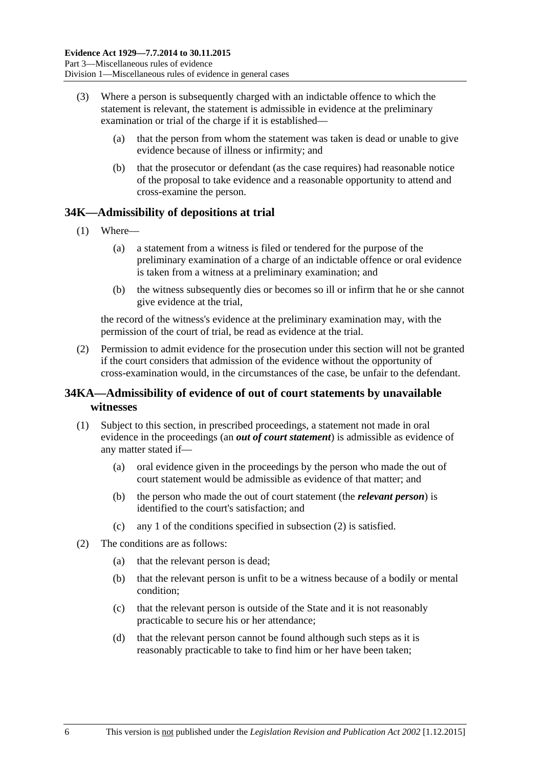(3) Where a person is subsequently charged with an indictable offence to which the statement is relevant, the statement is admissible in evidence at the preliminary examination or trial of the charge if it is established—

(a) that the person from whom the statement was taken is dead or unable to give evidence because of illness or infirmity; and

(b) that the prosecutor or defendant (as the case requires) had reasonable notice of the proposal to take evidence and a reasonable opportunity to attend and cross-examine the person.

## 34K—Admissibility of depositions at trial

(1) Where—

(a) a statement from a witness is filed or tendered for the purpose of the preliminary examination of a charge of an indictable offence or oral evidence is taken from a witness at a preliminary examination; and

(b) the witness subsequently dies or becomes so ill or infirm that he or she cannot give evidence at the trial,

the record of the witness's evidence at the preliminary examination may, with the permission of the court of trial, be read as evidence at the trial.

(2) Permission to admit evidence for the prosecution under this section will not be granted if the court considers that admission of the evidence without the opportunity of cross-examination would, in the circumstances of the case, be unfair to the defendant.

## 34KA—Admissibility of evidence of out of court statements by unavailable witnesses

(1) Subject to this section, in prescribed proceedings, a statement not made in oral evidence in the proceedings (an ***out of court statement***) is admissible as evidence of any matter stated if—

(a) oral evidence given in the proceedings by the person who made the out of court statement would be admissible as evidence of that matter; and

(b) the person who made the out of court statement (the ***relevant person***) is identified to the court's satisfaction; and

(c) any 1 of the conditions specified in subsection (2) is satisfied.

(2) The conditions are as follows:

(a) that the relevant person is dead;

(b) that the relevant person is unfit to be a witness because of a bodily or mental condition;

(c) that the relevant person is outside of the State and it is not reasonably practicable to secure his or her attendance;

(d) that the relevant person cannot be found although such steps as it is reasonably practicable to take to find him or her have been taken;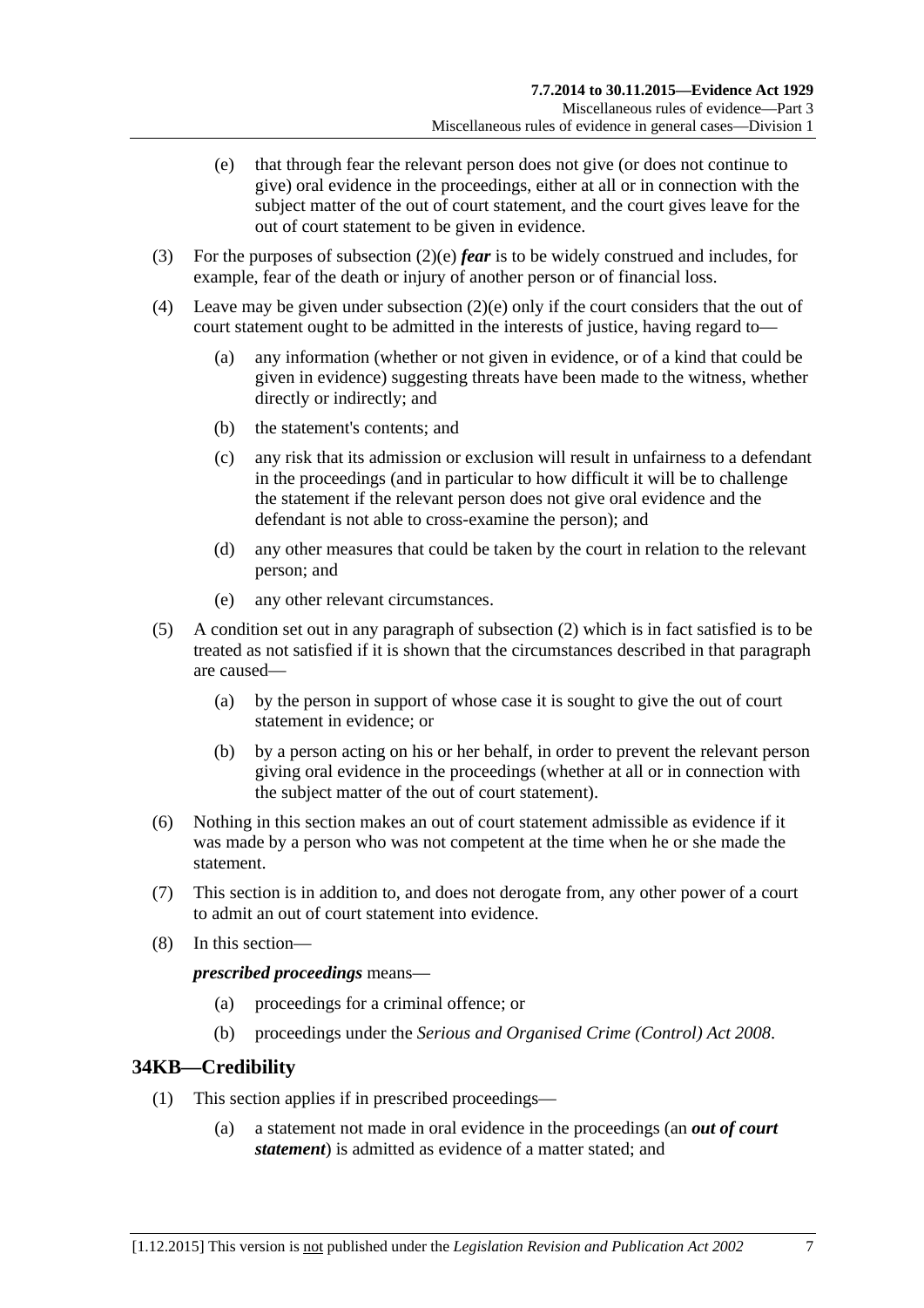(e) that through fear the relevant person does not give (or does not continue to give) oral evidence in the proceedings, either at all or in connection with the subject matter of the out of court statement, and the court gives leave for the out of court statement to be given in evidence.

(3) For the purposes of subsection (2)(e) ***fear*** is to be widely construed and includes, for example, fear of the death or injury of another person or of financial loss.

(4) Leave may be given under subsection (2)(e) only if the court considers that the out of court statement ought to be admitted in the interests of justice, having regard to—

(a) any information (whether or not given in evidence, or of a kind that could be given in evidence) suggesting threats have been made to the witness, whether directly or indirectly; and

(b) the statement's contents; and

(c) any risk that its admission or exclusion will result in unfairness to a defendant in the proceedings (and in particular to how difficult it will be to challenge the statement if the relevant person does not give oral evidence and the defendant is not able to cross-examine the person); and

(d) any other measures that could be taken by the court in relation to the relevant person; and

(e) any other relevant circumstances.

(5) A condition set out in any paragraph of subsection (2) which is in fact satisfied is to be treated as not satisfied if it is shown that the circumstances described in that paragraph are caused—

(a) by the person in support of whose case it is sought to give the out of court statement in evidence; or

(b) by a person acting on his or her behalf, in order to prevent the relevant person giving oral evidence in the proceedings (whether at all or in connection with the subject matter of the out of court statement).

(6) Nothing in this section makes an out of court statement admissible as evidence if it was made by a person who was not competent at the time when he or she made the statement.

(7) This section is in addition to, and does not derogate from, any other power of a court to admit an out of court statement into evidence.

(8) In this section—

***prescribed proceedings*** means—

(a) proceedings for a criminal offence; or

(b) proceedings under the *Serious and Organised Crime (Control) Act 2008*.

## 34KB—Credibility

(1) This section applies if in prescribed proceedings—

(a) a statement not made in oral evidence in the proceedings (an ***out of court statement***) is admitted as evidence of a matter stated; and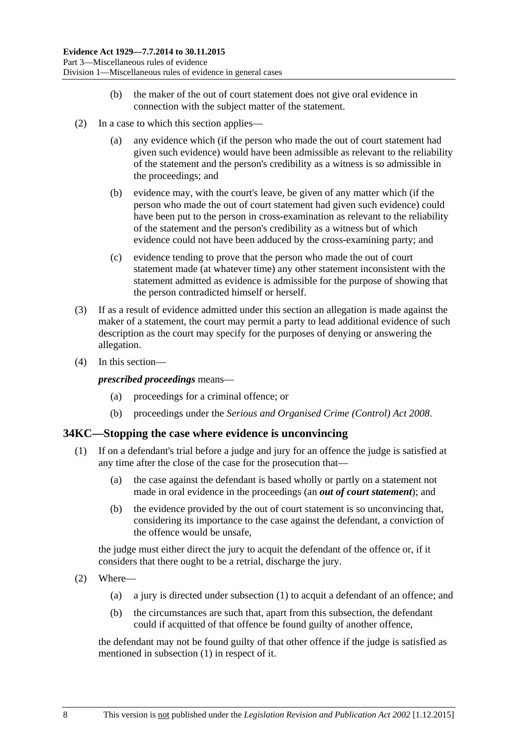(b) the maker of the out of court statement does not give oral evidence in connection with the subject matter of the statement.

(2) In a case to which this section applies—

(a) any evidence which (if the person who made the out of court statement had given such evidence) would have been admissible as relevant to the reliability of the statement and the person's credibility as a witness is so admissible in the proceedings; and

(b) evidence may, with the court's leave, be given of any matter which (if the person who made the out of court statement had given such evidence) could have been put to the person in cross-examination as relevant to the reliability of the statement and the person's credibility as a witness but of which evidence could not have been adduced by the cross-examining party; and

(c) evidence tending to prove that the person who made the out of court statement made (at whatever time) any other statement inconsistent with the statement admitted as evidence is admissible for the purpose of showing that the person contradicted himself or herself.

(3) If as a result of evidence admitted under this section an allegation is made against the maker of a statement, the court may permit a party to lead additional evidence of such description as the court may specify for the purposes of denying or answering the allegation.

(4) In this section—

***prescribed proceedings*** means—

(a) proceedings for a criminal offence; or

(b) proceedings under the *Serious and Organised Crime (Control) Act 2008*.

## 34KC—Stopping the case where evidence is unconvincing

(1) If on a defendant's trial before a judge and jury for an offence the judge is satisfied at any time after the close of the case for the prosecution that—

(a) the case against the defendant is based wholly or partly on a statement not made in oral evidence in the proceedings (an ***out of court statement***); and

(b) the evidence provided by the out of court statement is so unconvincing that, considering its importance to the case against the defendant, a conviction of the offence would be unsafe,

the judge must either direct the jury to acquit the defendant of the offence or, if it considers that there ought to be a retrial, discharge the jury.

(2) Where—

(a) a jury is directed under subsection (1) to acquit a defendant of an offence; and

(b) the circumstances are such that, apart from this subsection, the defendant could if acquitted of that offence be found guilty of another offence,

the defendant may not be found guilty of that other offence if the judge is satisfied as mentioned in subsection (1) in respect of it.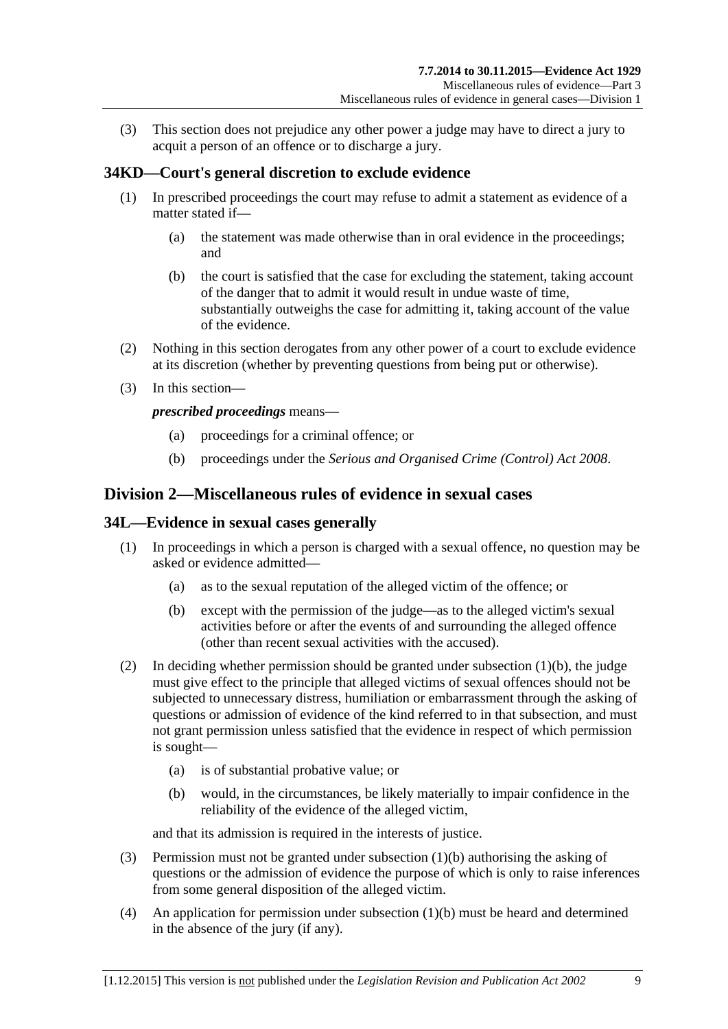(3) This section does not prejudice any other power a judge may have to direct a jury to acquit a person of an offence or to discharge a jury.

## 34KD—Court's general discretion to exclude evidence

(1) In prescribed proceedings the court may refuse to admit a statement as evidence of a matter stated if—

(a) the statement was made otherwise than in oral evidence in the proceedings; and

(b) the court is satisfied that the case for excluding the statement, taking account of the danger that to admit it would result in undue waste of time, substantially outweighs the case for admitting it, taking account of the value of the evidence.

(2) Nothing in this section derogates from any other power of a court to exclude evidence at its discretion (whether by preventing questions from being put or otherwise).

(3) In this section—

***prescribed proceedings*** means—

(a) proceedings for a criminal offence; or

(b) proceedings under the *Serious and Organised Crime (Control) Act 2008*.

# Division 2—Miscellaneous rules of evidence in sexual cases

## 34L—Evidence in sexual cases generally

(1) In proceedings in which a person is charged with a sexual offence, no question may be asked or evidence admitted—

(a) as to the sexual reputation of the alleged victim of the offence; or

(b) except with the permission of the judge—as to the alleged victim's sexual activities before or after the events of and surrounding the alleged offence (other than recent sexual activities with the accused).

(2) In deciding whether permission should be granted under subsection (1)(b), the judge must give effect to the principle that alleged victims of sexual offences should not be subjected to unnecessary distress, humiliation or embarrassment through the asking of questions or admission of evidence of the kind referred to in that subsection, and must not grant permission unless satisfied that the evidence in respect of which permission is sought—

(a) is of substantial probative value; or

(b) would, in the circumstances, be likely materially to impair confidence in the reliability of the evidence of the alleged victim,

and that its admission is required in the interests of justice.

(3) Permission must not be granted under subsection (1)(b) authorising the asking of questions or the admission of evidence the purpose of which is only to raise inferences from some general disposition of the alleged victim.

(4) An application for permission under subsection (1)(b) must be heard and determined in the absence of the jury (if any).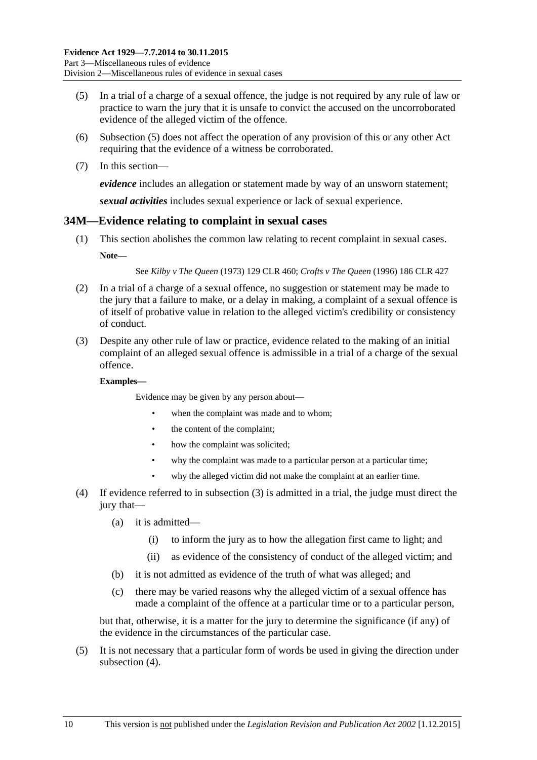(5) In a trial of a charge of a sexual offence, the judge is not required by any rule of law or practice to warn the jury that it is unsafe to convict the accused on the uncorroborated evidence of the alleged victim of the offence.

(6) Subsection (5) does not affect the operation of any provision of this or any other Act requiring that the evidence of a witness be corroborated.

(7) In this section—

***evidence*** includes an allegation or statement made by way of an unsworn statement;

***sexual activities*** includes sexual experience or lack of sexual experience.

## 34M—Evidence relating to complaint in sexual cases

(1) This section abolishes the common law relating to recent complaint in sexual cases.

**Note—**

See *Kilby v The Queen* (1973) 129 CLR 460; *Crofts v The Queen* (1996) 186 CLR 427

(2) In a trial of a charge of a sexual offence, no suggestion or statement may be made to the jury that a failure to make, or a delay in making, a complaint of a sexual offence is of itself of probative value in relation to the alleged victim's credibility or consistency of conduct.

(3) Despite any other rule of law or practice, evidence related to the making of an initial complaint of an alleged sexual offence is admissible in a trial of a charge of the sexual offence.

**Examples—**

Evidence may be given by any person about—

- when the complaint was made and to whom;
- the content of the complaint;
- how the complaint was solicited;
- why the complaint was made to a particular person at a particular time;
- why the alleged victim did not make the complaint at an earlier time.

(4) If evidence referred to in subsection (3) is admitted in a trial, the judge must direct the jury that—

(a) it is admitted—

(i) to inform the jury as to how the allegation first came to light; and

(ii) as evidence of the consistency of conduct of the alleged victim; and

(b) it is not admitted as evidence of the truth of what was alleged; and

(c) there may be varied reasons why the alleged victim of a sexual offence has made a complaint of the offence at a particular time or to a particular person,

but that, otherwise, it is a matter for the jury to determine the significance (if any) of the evidence in the circumstances of the particular case.

(5) It is not necessary that a particular form of words be used in giving the direction under subsection (4).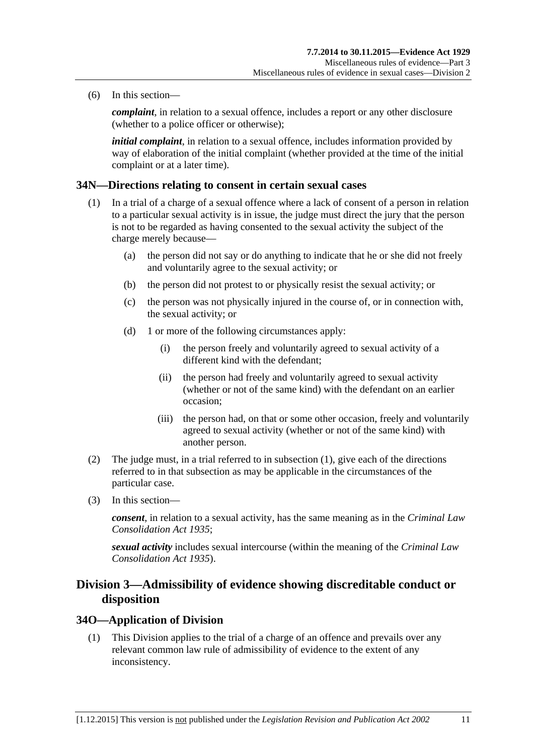(6) In this section—

*complaint*, in relation to a sexual offence, includes a report or any other disclosure (whether to a police officer or otherwise);

*initial complaint*, in relation to a sexual offence, includes information provided by way of elaboration of the initial complaint (whether provided at the time of the initial complaint or at a later time).

### 34N—Directions relating to consent in certain sexual cases

(1) In a trial of a charge of a sexual offence where a lack of consent of a person in relation to a particular sexual activity is in issue, the judge must direct the jury that the person is not to be regarded as having consented to the sexual activity the subject of the charge merely because—

(a) the person did not say or do anything to indicate that he or she did not freely and voluntarily agree to the sexual activity; or

(b) the person did not protest to or physically resist the sexual activity; or

(c) the person was not physically injured in the course of, or in connection with, the sexual activity; or

(d) 1 or more of the following circumstances apply:

(i) the person freely and voluntarily agreed to sexual activity of a different kind with the defendant;

(ii) the person had freely and voluntarily agreed to sexual activity (whether or not of the same kind) with the defendant on an earlier occasion;

(iii) the person had, on that or some other occasion, freely and voluntarily agreed to sexual activity (whether or not of the same kind) with another person.

(2) The judge must, in a trial referred to in subsection (1), give each of the directions referred to in that subsection as may be applicable in the circumstances of the particular case.

(3) In this section—

*consent*, in relation to a sexual activity, has the same meaning as in the *Criminal Law Consolidation Act 1935*;

*sexual activity* includes sexual intercourse (within the meaning of the *Criminal Law Consolidation Act 1935*).

## Division 3—Admissibility of evidence showing discreditable conduct or disposition

### 34O—Application of Division

(1) This Division applies to the trial of a charge of an offence and prevails over any relevant common law rule of admissibility of evidence to the extent of any inconsistency.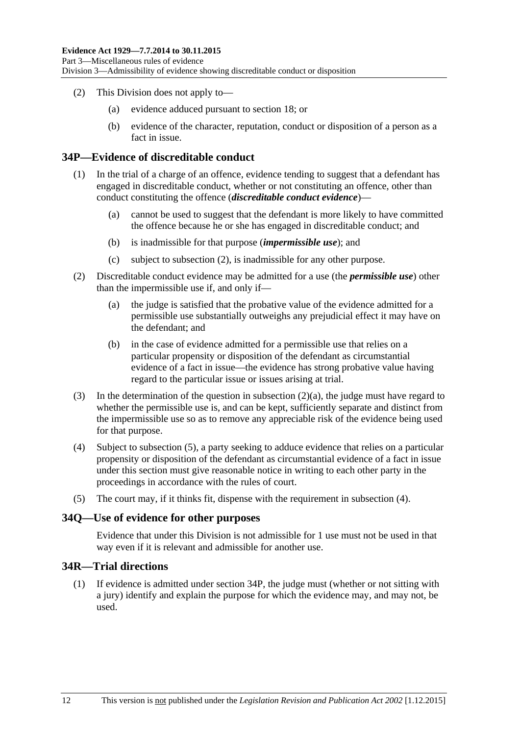(2) This Division does not apply to—

(a) evidence adduced pursuant to section 18; or

(b) evidence of the character, reputation, conduct or disposition of a person as a fact in issue.

## 34P—Evidence of discreditable conduct

(1) In the trial of a charge of an offence, evidence tending to suggest that a defendant has engaged in discreditable conduct, whether or not constituting an offence, other than conduct constituting the offence (***discreditable conduct evidence***)—

(a) cannot be used to suggest that the defendant is more likely to have committed the offence because he or she has engaged in discreditable conduct; and

(b) is inadmissible for that purpose (***impermissible use***); and

(c) subject to subsection (2), is inadmissible for any other purpose.

(2) Discreditable conduct evidence may be admitted for a use (the ***permissible use***) other than the impermissible use if, and only if—

(a) the judge is satisfied that the probative value of the evidence admitted for a permissible use substantially outweighs any prejudicial effect it may have on the defendant; and

(b) in the case of evidence admitted for a permissible use that relies on a particular propensity or disposition of the defendant as circumstantial evidence of a fact in issue—the evidence has strong probative value having regard to the particular issue or issues arising at trial.

(3) In the determination of the question in subsection (2)(a), the judge must have regard to whether the permissible use is, and can be kept, sufficiently separate and distinct from the impermissible use so as to remove any appreciable risk of the evidence being used for that purpose.

(4) Subject to subsection (5), a party seeking to adduce evidence that relies on a particular propensity or disposition of the defendant as circumstantial evidence of a fact in issue under this section must give reasonable notice in writing to each other party in the proceedings in accordance with the rules of court.

(5) The court may, if it thinks fit, dispense with the requirement in subsection (4).

## 34Q—Use of evidence for other purposes

Evidence that under this Division is not admissible for 1 use must not be used in that way even if it is relevant and admissible for another use.

## 34R—Trial directions

(1) If evidence is admitted under section 34P, the judge must (whether or not sitting with a jury) identify and explain the purpose for which the evidence may, and may not, be used.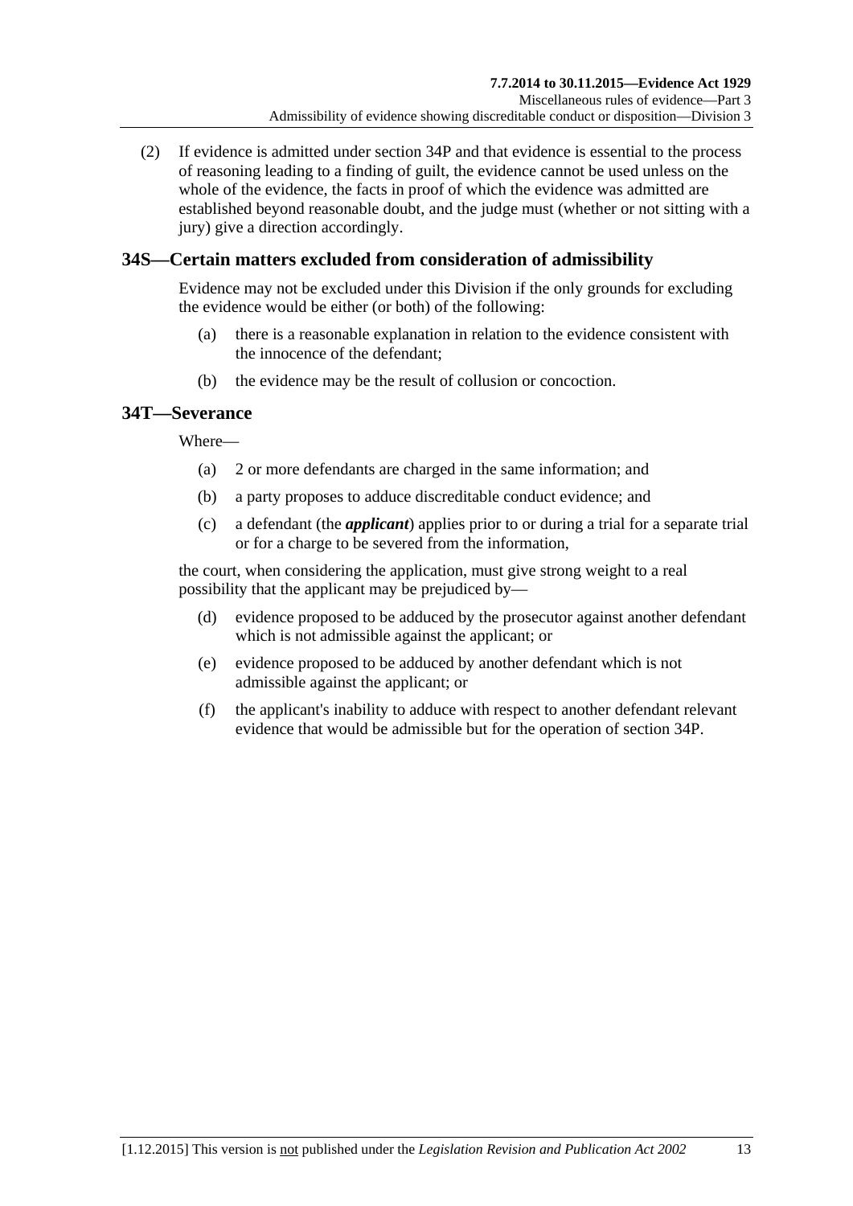(2) If evidence is admitted under section 34P and that evidence is essential to the process of reasoning leading to a finding of guilt, the evidence cannot be used unless on the whole of the evidence, the facts in proof of which the evidence was admitted are established beyond reasonable doubt, and the judge must (whether or not sitting with a jury) give a direction accordingly.

## 34S—Certain matters excluded from consideration of admissibility

Evidence may not be excluded under this Division if the only grounds for excluding the evidence would be either (or both) of the following:

(a) there is a reasonable explanation in relation to the evidence consistent with the innocence of the defendant;

(b) the evidence may be the result of collusion or concoction.

## 34T—Severance

Where—

(a) 2 or more defendants are charged in the same information; and

(b) a party proposes to adduce discreditable conduct evidence; and

(c) a defendant (the ***applicant***) applies prior to or during a trial for a separate trial or for a charge to be severed from the information,

the court, when considering the application, must give strong weight to a real possibility that the applicant may be prejudiced by—

(d) evidence proposed to be adduced by the prosecutor against another defendant which is not admissible against the applicant; or

(e) evidence proposed to be adduced by another defendant which is not admissible against the applicant; or

(f) the applicant's inability to adduce with respect to another defendant relevant evidence that would be admissible but for the operation of section 34P.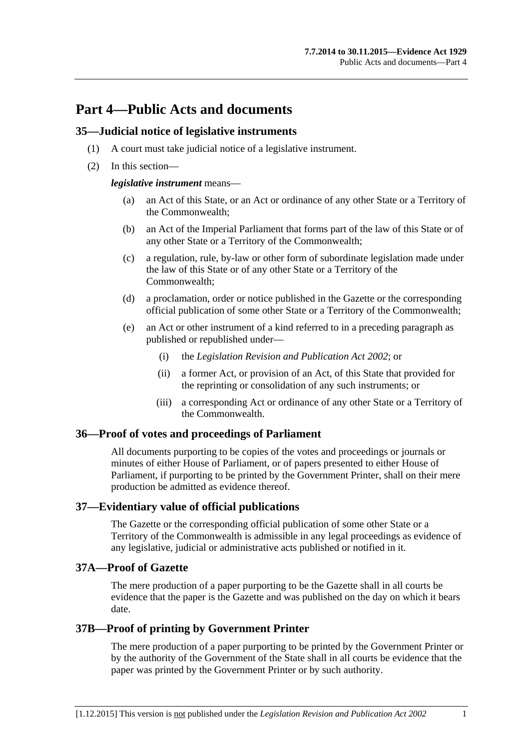# Part 4—Public Acts and documents

## 35—Judicial notice of legislative instruments

(1) A court must take judicial notice of a legislative instrument.

(2) In this section—

***legislative instrument*** means—

- (a) an Act of this State, or an Act or ordinance of any other State or a Territory of the Commonwealth;
- (b) an Act of the Imperial Parliament that forms part of the law of this State or of any other State or a Territory of the Commonwealth;
- (c) a regulation, rule, by-law or other form of subordinate legislation made under the law of this State or of any other State or a Territory of the Commonwealth;
- (d) a proclamation, order or notice published in the Gazette or the corresponding official publication of some other State or a Territory of the Commonwealth;
- (e) an Act or other instrument of a kind referred to in a preceding paragraph as published or republished under—
  - (i) the *Legislation Revision and Publication Act 2002*; or
  - (ii) a former Act, or provision of an Act, of this State that provided for the reprinting or consolidation of any such instruments; or
  - (iii) a corresponding Act or ordinance of any other State or a Territory of the Commonwealth.

## 36—Proof of votes and proceedings of Parliament

All documents purporting to be copies of the votes and proceedings or journals or minutes of either House of Parliament, or of papers presented to either House of Parliament, if purporting to be printed by the Government Printer, shall on their mere production be admitted as evidence thereof.

## 37—Evidentiary value of official publications

The Gazette or the corresponding official publication of some other State or a Territory of the Commonwealth is admissible in any legal proceedings as evidence of any legislative, judicial or administrative acts published or notified in it.

## 37A—Proof of Gazette

The mere production of a paper purporting to be the Gazette shall in all courts be evidence that the paper is the Gazette and was published on the day on which it bears date.

## 37B—Proof of printing by Government Printer

The mere production of a paper purporting to be printed by the Government Printer or by the authority of the Government of the State shall in all courts be evidence that the paper was printed by the Government Printer or by such authority.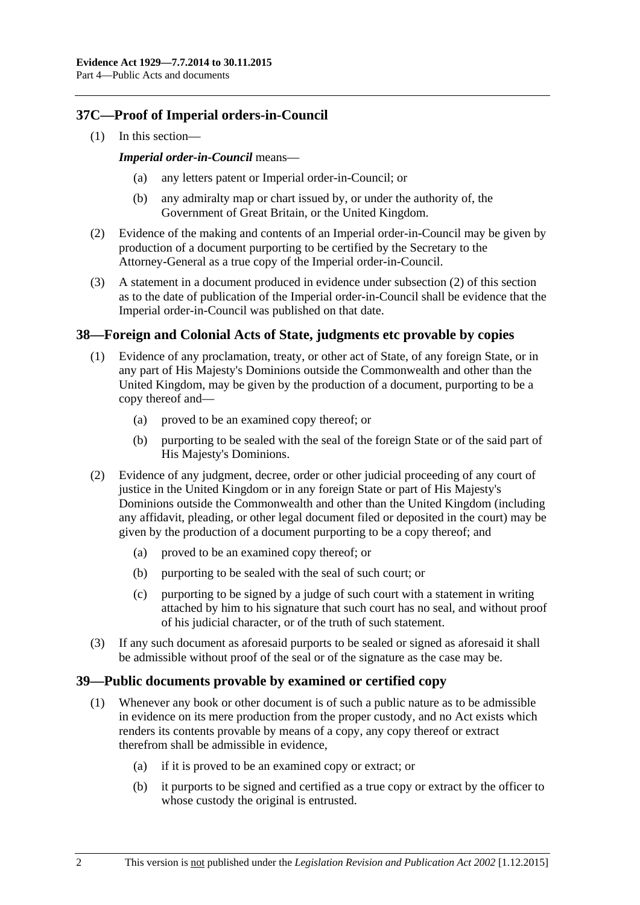## 37C—Proof of Imperial orders-in-Council

(1) In this section—

***Imperial order-in-Council*** means—

(a) any letters patent or Imperial order-in-Council; or

(b) any admiralty map or chart issued by, or under the authority of, the Government of Great Britain, or the United Kingdom.

(2) Evidence of the making and contents of an Imperial order-in-Council may be given by production of a document purporting to be certified by the Secretary to the Attorney-General as a true copy of the Imperial order-in-Council.

(3) A statement in a document produced in evidence under subsection (2) of this section as to the date of publication of the Imperial order-in-Council shall be evidence that the Imperial order-in-Council was published on that date.

## 38—Foreign and Colonial Acts of State, judgments etc provable by copies

(1) Evidence of any proclamation, treaty, or other act of State, of any foreign State, or in any part of His Majesty's Dominions outside the Commonwealth and other than the United Kingdom, may be given by the production of a document, purporting to be a copy thereof and—

(a) proved to be an examined copy thereof; or

(b) purporting to be sealed with the seal of the foreign State or of the said part of His Majesty's Dominions.

(2) Evidence of any judgment, decree, order or other judicial proceeding of any court of justice in the United Kingdom or in any foreign State or part of His Majesty's Dominions outside the Commonwealth and other than the United Kingdom (including any affidavit, pleading, or other legal document filed or deposited in the court) may be given by the production of a document purporting to be a copy thereof; and

(a) proved to be an examined copy thereof; or

(b) purporting to be sealed with the seal of such court; or

(c) purporting to be signed by a judge of such court with a statement in writing attached by him to his signature that such court has no seal, and without proof of his judicial character, or of the truth of such statement.

(3) If any such document as aforesaid purports to be sealed or signed as aforesaid it shall be admissible without proof of the seal or of the signature as the case may be.

## 39—Public documents provable by examined or certified copy

(1) Whenever any book or other document is of such a public nature as to be admissible in evidence on its mere production from the proper custody, and no Act exists which renders its contents provable by means of a copy, any copy thereof or extract therefrom shall be admissible in evidence,

(a) if it is proved to be an examined copy or extract; or

(b) it purports to be signed and certified as a true copy or extract by the officer to whose custody the original is entrusted.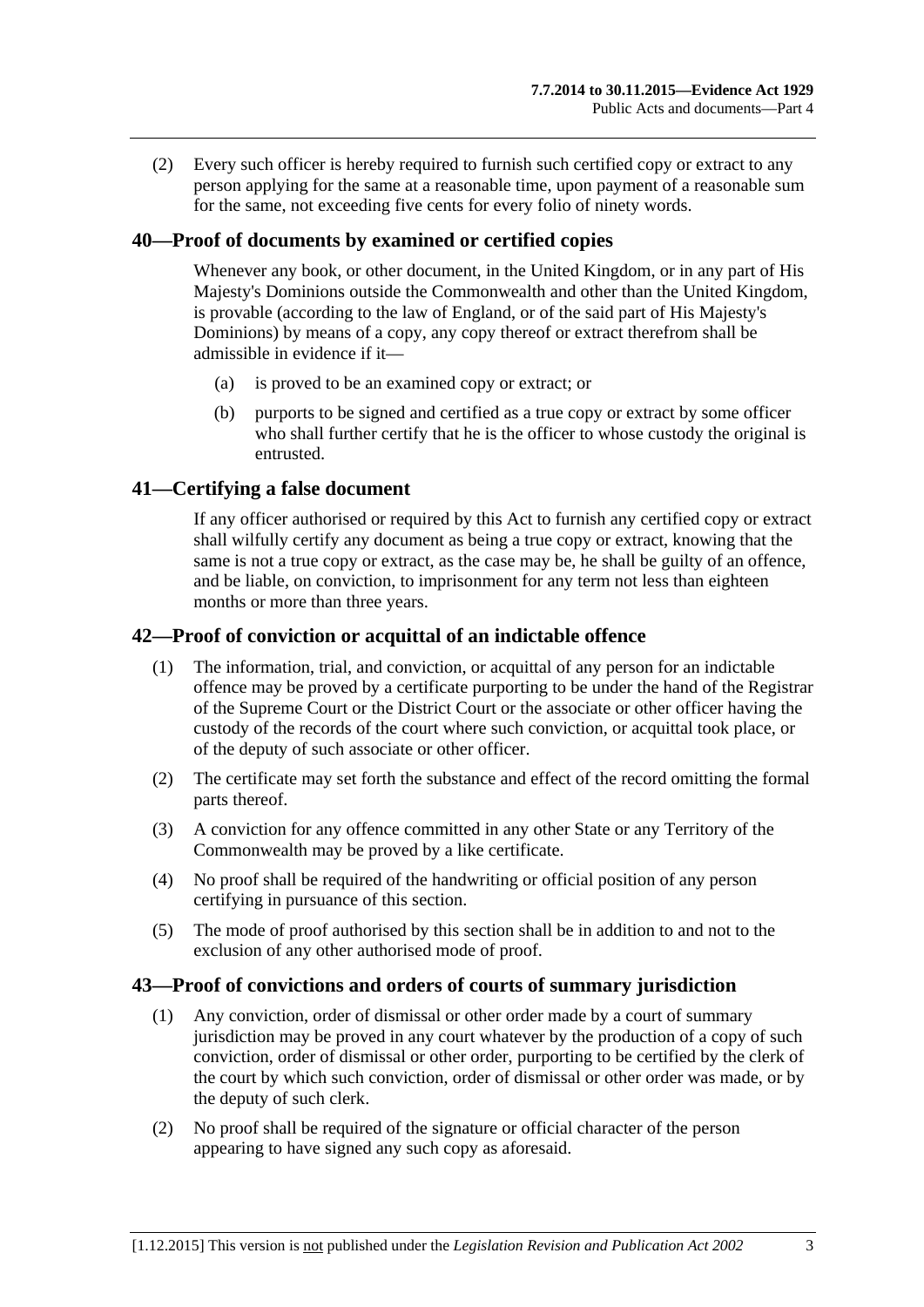(2) Every such officer is hereby required to furnish such certified copy or extract to any person applying for the same at a reasonable time, upon payment of a reasonable sum for the same, not exceeding five cents for every folio of ninety words.

## 40—Proof of documents by examined or certified copies

Whenever any book, or other document, in the United Kingdom, or in any part of His Majesty's Dominions outside the Commonwealth and other than the United Kingdom, is provable (according to the law of England, or of the said part of His Majesty's Dominions) by means of a copy, any copy thereof or extract therefrom shall be admissible in evidence if it—

(a) is proved to be an examined copy or extract; or

(b) purports to be signed and certified as a true copy or extract by some officer who shall further certify that he is the officer to whose custody the original is entrusted.

## 41—Certifying a false document

If any officer authorised or required by this Act to furnish any certified copy or extract shall wilfully certify any document as being a true copy or extract, knowing that the same is not a true copy or extract, as the case may be, he shall be guilty of an offence, and be liable, on conviction, to imprisonment for any term not less than eighteen months or more than three years.

## 42—Proof of conviction or acquittal of an indictable offence

(1) The information, trial, and conviction, or acquittal of any person for an indictable offence may be proved by a certificate purporting to be under the hand of the Registrar of the Supreme Court or the District Court or the associate or other officer having the custody of the records of the court where such conviction, or acquittal took place, or of the deputy of such associate or other officer.

(2) The certificate may set forth the substance and effect of the record omitting the formal parts thereof.

(3) A conviction for any offence committed in any other State or any Territory of the Commonwealth may be proved by a like certificate.

(4) No proof shall be required of the handwriting or official position of any person certifying in pursuance of this section.

(5) The mode of proof authorised by this section shall be in addition to and not to the exclusion of any other authorised mode of proof.

## 43—Proof of convictions and orders of courts of summary jurisdiction

(1) Any conviction, order of dismissal or other order made by a court of summary jurisdiction may be proved in any court whatever by the production of a copy of such conviction, order of dismissal or other order, purporting to be certified by the clerk of the court by which such conviction, order of dismissal or other order was made, or by the deputy of such clerk.

(2) No proof shall be required of the signature or official character of the person appearing to have signed any such copy as aforesaid.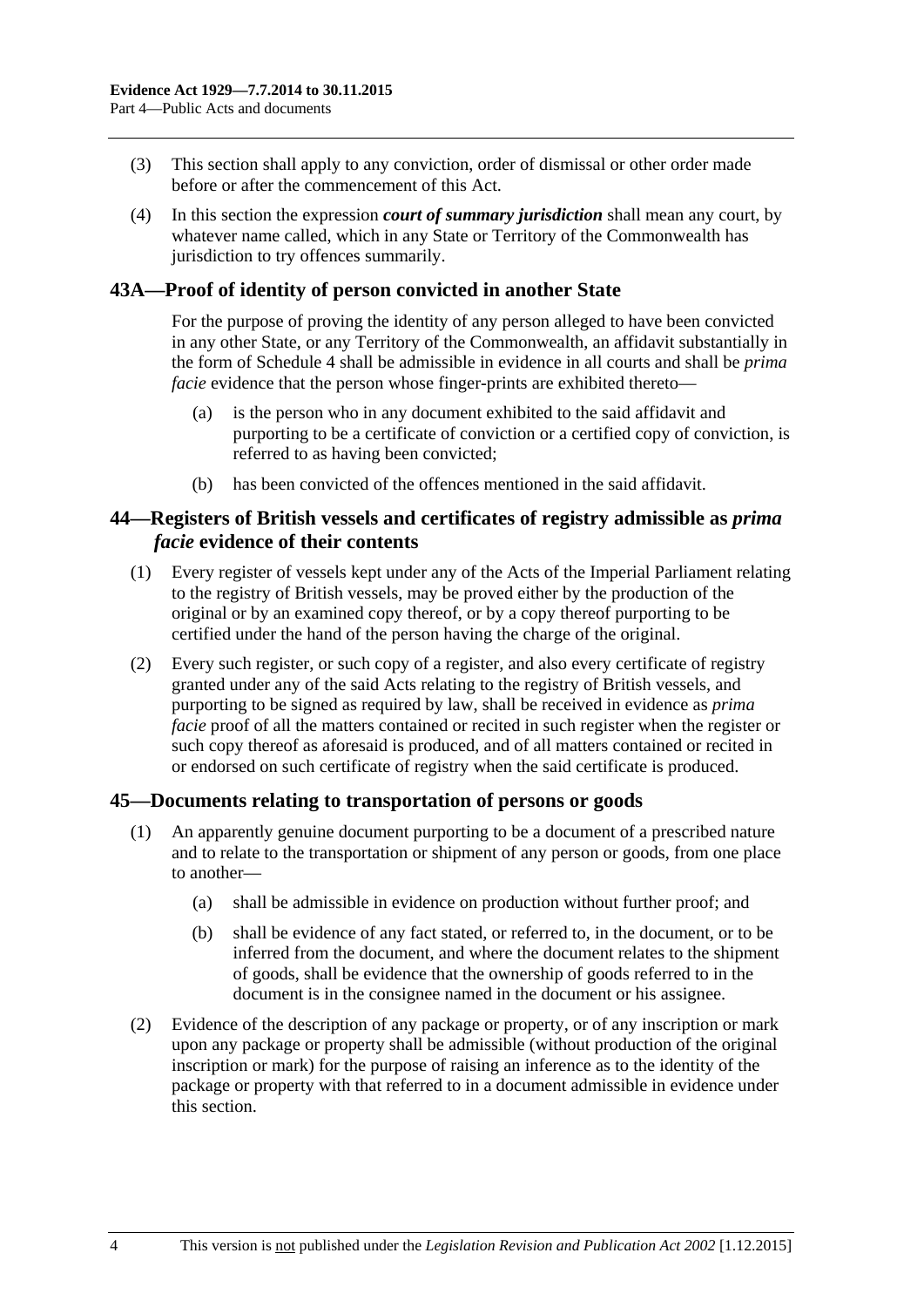(3) This section shall apply to any conviction, order of dismissal or other order made before or after the commencement of this Act.

(4) In this section the expression ***court of summary jurisdiction*** shall mean any court, by whatever name called, which in any State or Territory of the Commonwealth has jurisdiction to try offences summarily.

## 43A—Proof of identity of person convicted in another State

For the purpose of proving the identity of any person alleged to have been convicted in any other State, or any Territory of the Commonwealth, an affidavit substantially in the form of Schedule 4 shall be admissible in evidence in all courts and shall be *prima facie* evidence that the person whose finger-prints are exhibited thereto—

(a) is the person who in any document exhibited to the said affidavit and purporting to be a certificate of conviction or a certified copy of conviction, is referred to as having been convicted;

(b) has been convicted of the offences mentioned in the said affidavit.

## 44—Registers of British vessels and certificates of registry admissible as *prima facie* evidence of their contents

(1) Every register of vessels kept under any of the Acts of the Imperial Parliament relating to the registry of British vessels, may be proved either by the production of the original or by an examined copy thereof, or by a copy thereof purporting to be certified under the hand of the person having the charge of the original.

(2) Every such register, or such copy of a register, and also every certificate of registry granted under any of the said Acts relating to the registry of British vessels, and purporting to be signed as required by law, shall be received in evidence as *prima facie* proof of all the matters contained or recited in such register when the register or such copy thereof as aforesaid is produced, and of all matters contained or recited in or endorsed on such certificate of registry when the said certificate is produced.

## 45—Documents relating to transportation of persons or goods

(1) An apparently genuine document purporting to be a document of a prescribed nature and to relate to the transportation or shipment of any person or goods, from one place to another—

(a) shall be admissible in evidence on production without further proof; and

(b) shall be evidence of any fact stated, or referred to, in the document, or to be inferred from the document, and where the document relates to the shipment of goods, shall be evidence that the ownership of goods referred to in the document is in the consignee named in the document or his assignee.

(2) Evidence of the description of any package or property, or of any inscription or mark upon any package or property shall be admissible (without production of the original inscription or mark) for the purpose of raising an inference as to the identity of the package or property with that referred to in a document admissible in evidence under this section.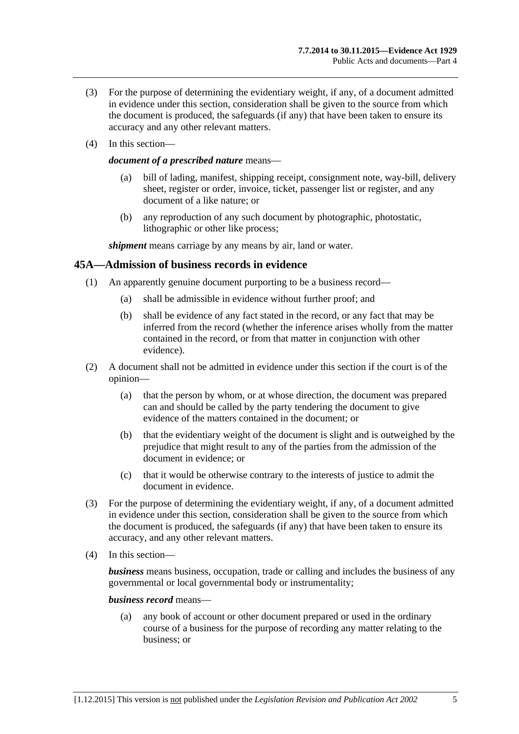(3) For the purpose of determining the evidentiary weight, if any, of a document admitted in evidence under this section, consideration shall be given to the source from which the document is produced, the safeguards (if any) that have been taken to ensure its accuracy and any other relevant matters.

(4) In this section—

***document of a prescribed nature*** means—

(a) bill of lading, manifest, shipping receipt, consignment note, way-bill, delivery sheet, register or order, invoice, ticket, passenger list or register, and any document of a like nature; or

(b) any reproduction of any such document by photographic, photostatic, lithographic or other like process;

***shipment*** means carriage by any means by air, land or water.

## 45A—Admission of business records in evidence

(1) An apparently genuine document purporting to be a business record—

(a) shall be admissible in evidence without further proof; and

(b) shall be evidence of any fact stated in the record, or any fact that may be inferred from the record (whether the inference arises wholly from the matter contained in the record, or from that matter in conjunction with other evidence).

(2) A document shall not be admitted in evidence under this section if the court is of the opinion—

(a) that the person by whom, or at whose direction, the document was prepared can and should be called by the party tendering the document to give evidence of the matters contained in the document; or

(b) that the evidentiary weight of the document is slight and is outweighed by the prejudice that might result to any of the parties from the admission of the document in evidence; or

(c) that it would be otherwise contrary to the interests of justice to admit the document in evidence.

(3) For the purpose of determining the evidentiary weight, if any, of a document admitted in evidence under this section, consideration shall be given to the source from which the document is produced, the safeguards (if any) that have been taken to ensure its accuracy, and any other relevant matters.

(4) In this section—

***business*** means business, occupation, trade or calling and includes the business of any governmental or local governmental body or instrumentality;

***business record*** means—

(a) any book of account or other document prepared or used in the ordinary course of a business for the purpose of recording any matter relating to the business; or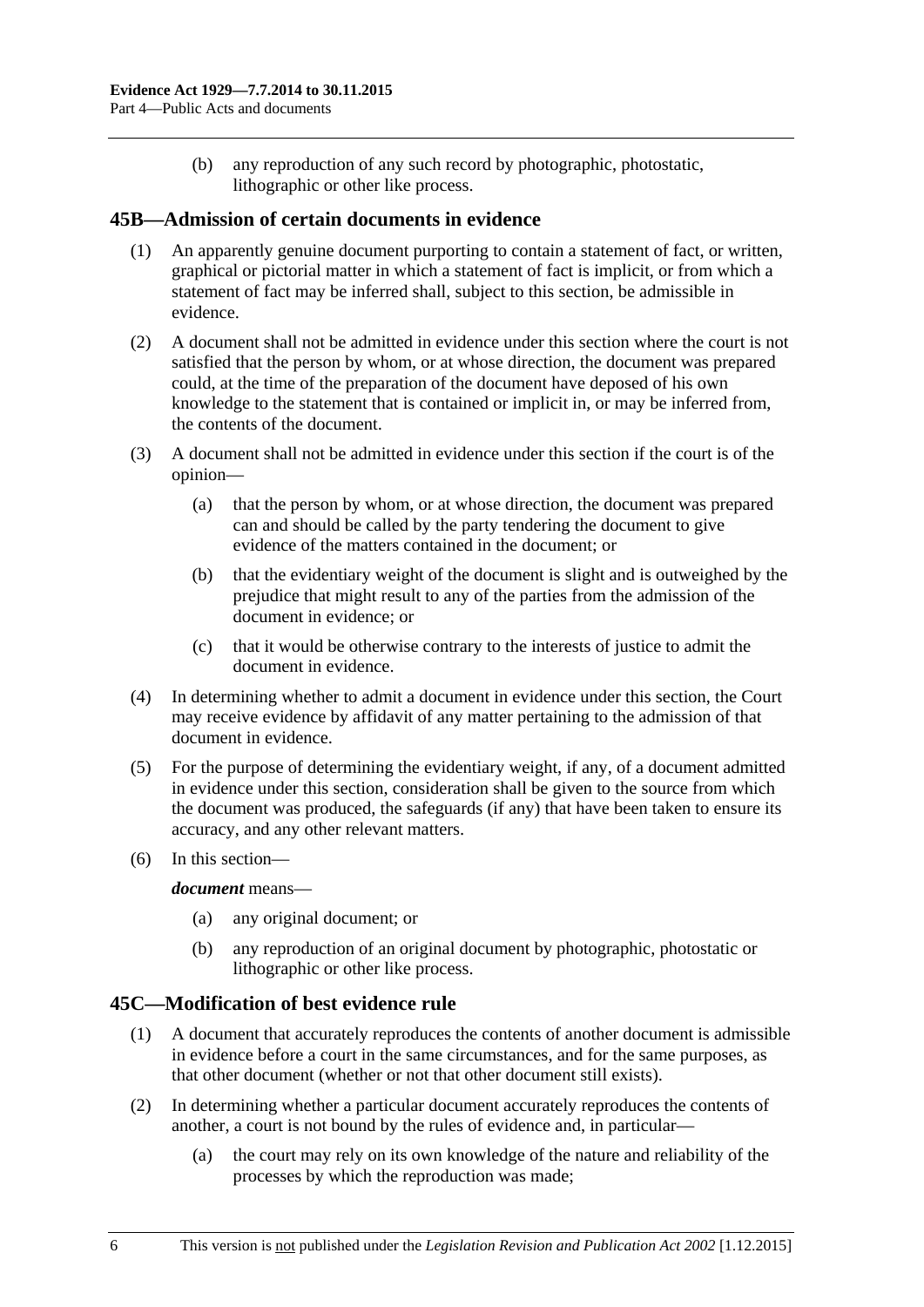(b) any reproduction of any such record by photographic, photostatic, lithographic or other like process.

## 45B—Admission of certain documents in evidence

(1) An apparently genuine document purporting to contain a statement of fact, or written, graphical or pictorial matter in which a statement of fact is implicit, or from which a statement of fact may be inferred shall, subject to this section, be admissible in evidence.

(2) A document shall not be admitted in evidence under this section where the court is not satisfied that the person by whom, or at whose direction, the document was prepared could, at the time of the preparation of the document have deposed of his own knowledge to the statement that is contained or implicit in, or may be inferred from, the contents of the document.

(3) A document shall not be admitted in evidence under this section if the court is of the opinion—

(a) that the person by whom, or at whose direction, the document was prepared can and should be called by the party tendering the document to give evidence of the matters contained in the document; or

(b) that the evidentiary weight of the document is slight and is outweighed by the prejudice that might result to any of the parties from the admission of the document in evidence; or

(c) that it would be otherwise contrary to the interests of justice to admit the document in evidence.

(4) In determining whether to admit a document in evidence under this section, the Court may receive evidence by affidavit of any matter pertaining to the admission of that document in evidence.

(5) For the purpose of determining the evidentiary weight, if any, of a document admitted in evidence under this section, consideration shall be given to the source from which the document was produced, the safeguards (if any) that have been taken to ensure its accuracy, and any other relevant matters.

(6) In this section—

***document*** means—

(a) any original document; or

(b) any reproduction of an original document by photographic, photostatic or lithographic or other like process.

## 45C—Modification of best evidence rule

(1) A document that accurately reproduces the contents of another document is admissible in evidence before a court in the same circumstances, and for the same purposes, as that other document (whether or not that other document still exists).

(2) In determining whether a particular document accurately reproduces the contents of another, a court is not bound by the rules of evidence and, in particular—

(a) the court may rely on its own knowledge of the nature and reliability of the processes by which the reproduction was made;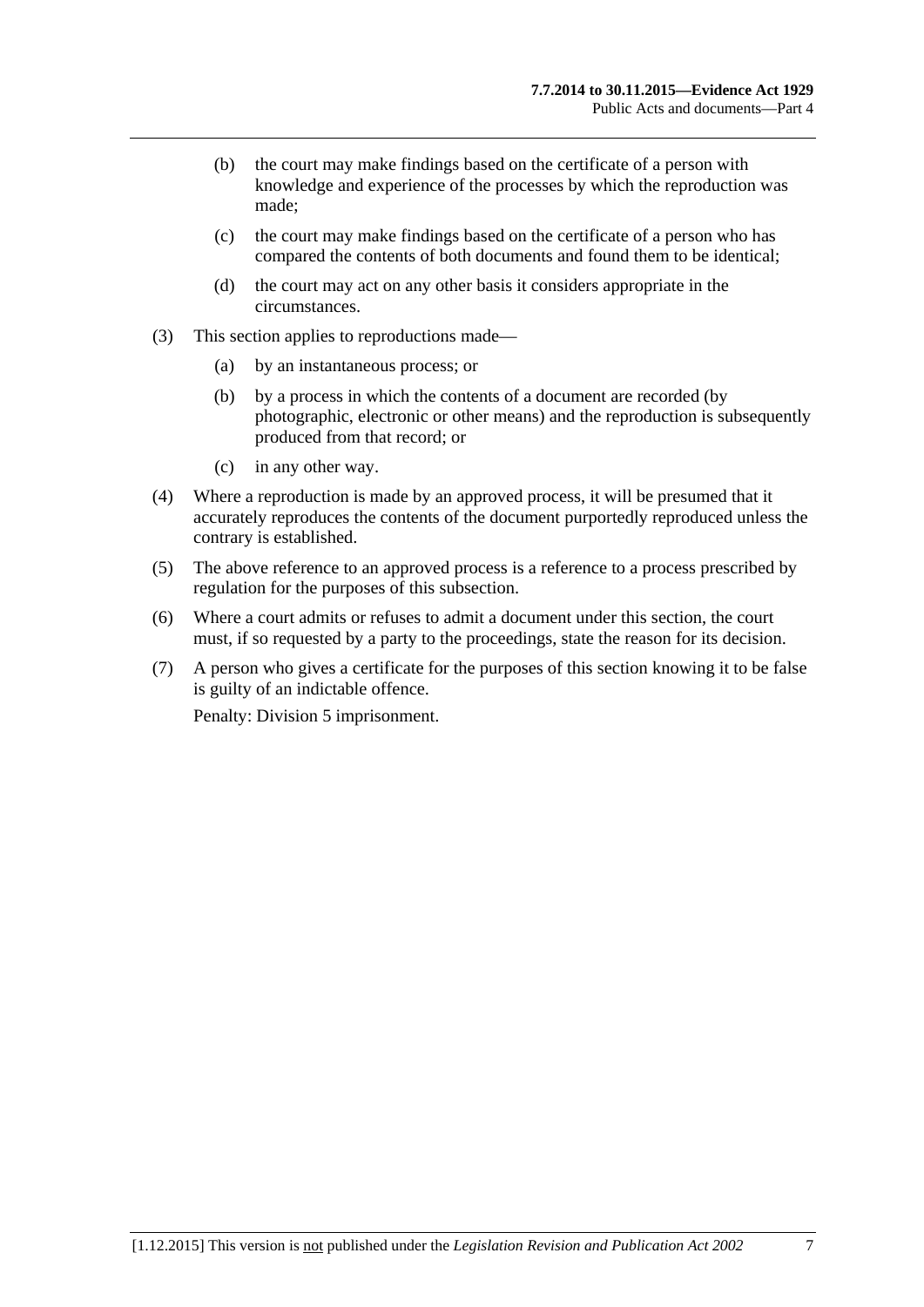(b) the court may make findings based on the certificate of a person with knowledge and experience of the processes by which the reproduction was made;

(c) the court may make findings based on the certificate of a person who has compared the contents of both documents and found them to be identical;

(d) the court may act on any other basis it considers appropriate in the circumstances.

(3) This section applies to reproductions made—

(a) by an instantaneous process; or

(b) by a process in which the contents of a document are recorded (by photographic, electronic or other means) and the reproduction is subsequently produced from that record; or

(c) in any other way.

(4) Where a reproduction is made by an approved process, it will be presumed that it accurately reproduces the contents of the document purportedly reproduced unless the contrary is established.

(5) The above reference to an approved process is a reference to a process prescribed by regulation for the purposes of this subsection.

(6) Where a court admits or refuses to admit a document under this section, the court must, if so requested by a party to the proceedings, state the reason for its decision.

(7) A person who gives a certificate for the purposes of this section knowing it to be false is guilty of an indictable offence.

Penalty: Division 5 imprisonment.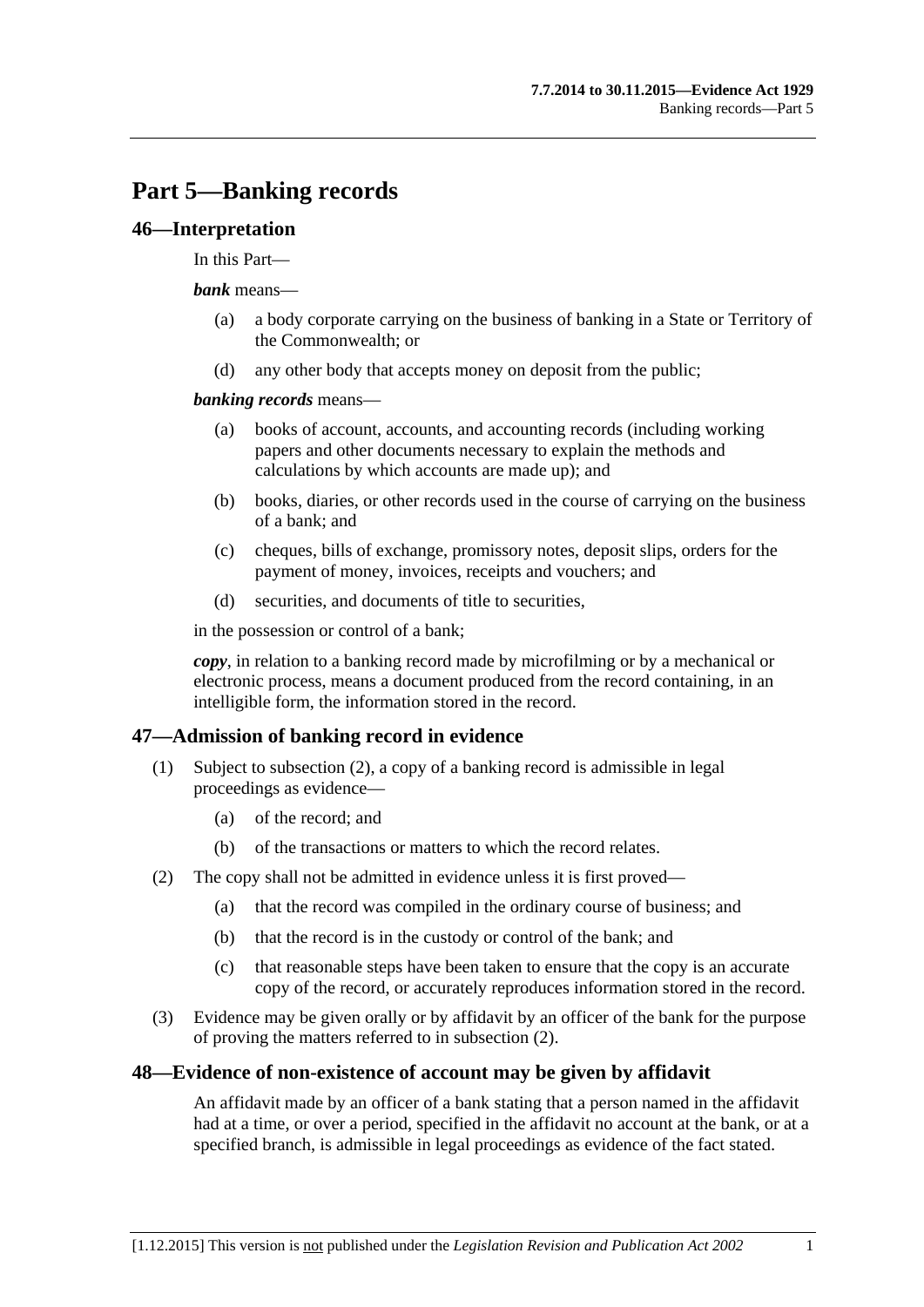# Part 5—Banking records

## 46—Interpretation

In this Part—

***bank*** means—

- (a) a body corporate carrying on the business of banking in a State or Territory of the Commonwealth; or
- (d) any other body that accepts money on deposit from the public;

***banking records*** means—

- (a) books of account, accounts, and accounting records (including working papers and other documents necessary to explain the methods and calculations by which accounts are made up); and
- (b) books, diaries, or other records used in the course of carrying on the business of a bank; and
- (c) cheques, bills of exchange, promissory notes, deposit slips, orders for the payment of money, invoices, receipts and vouchers; and
- (d) securities, and documents of title to securities,

in the possession or control of a bank;

***copy***, in relation to a banking record made by microfilming or by a mechanical or electronic process, means a document produced from the record containing, in an intelligible form, the information stored in the record.

## 47—Admission of banking record in evidence

(1) Subject to subsection (2), a copy of a banking record is admissible in legal proceedings as evidence—

- (a) of the record; and
- (b) of the transactions or matters to which the record relates.

(2) The copy shall not be admitted in evidence unless it is first proved—

- (a) that the record was compiled in the ordinary course of business; and
- (b) that the record is in the custody or control of the bank; and
- (c) that reasonable steps have been taken to ensure that the copy is an accurate copy of the record, or accurately reproduces information stored in the record.

(3) Evidence may be given orally or by affidavit by an officer of the bank for the purpose of proving the matters referred to in subsection (2).

## 48—Evidence of non-existence of account may be given by affidavit

An affidavit made by an officer of a bank stating that a person named in the affidavit had at a time, or over a period, specified in the affidavit no account at the bank, or at a specified branch, is admissible in legal proceedings as evidence of the fact stated.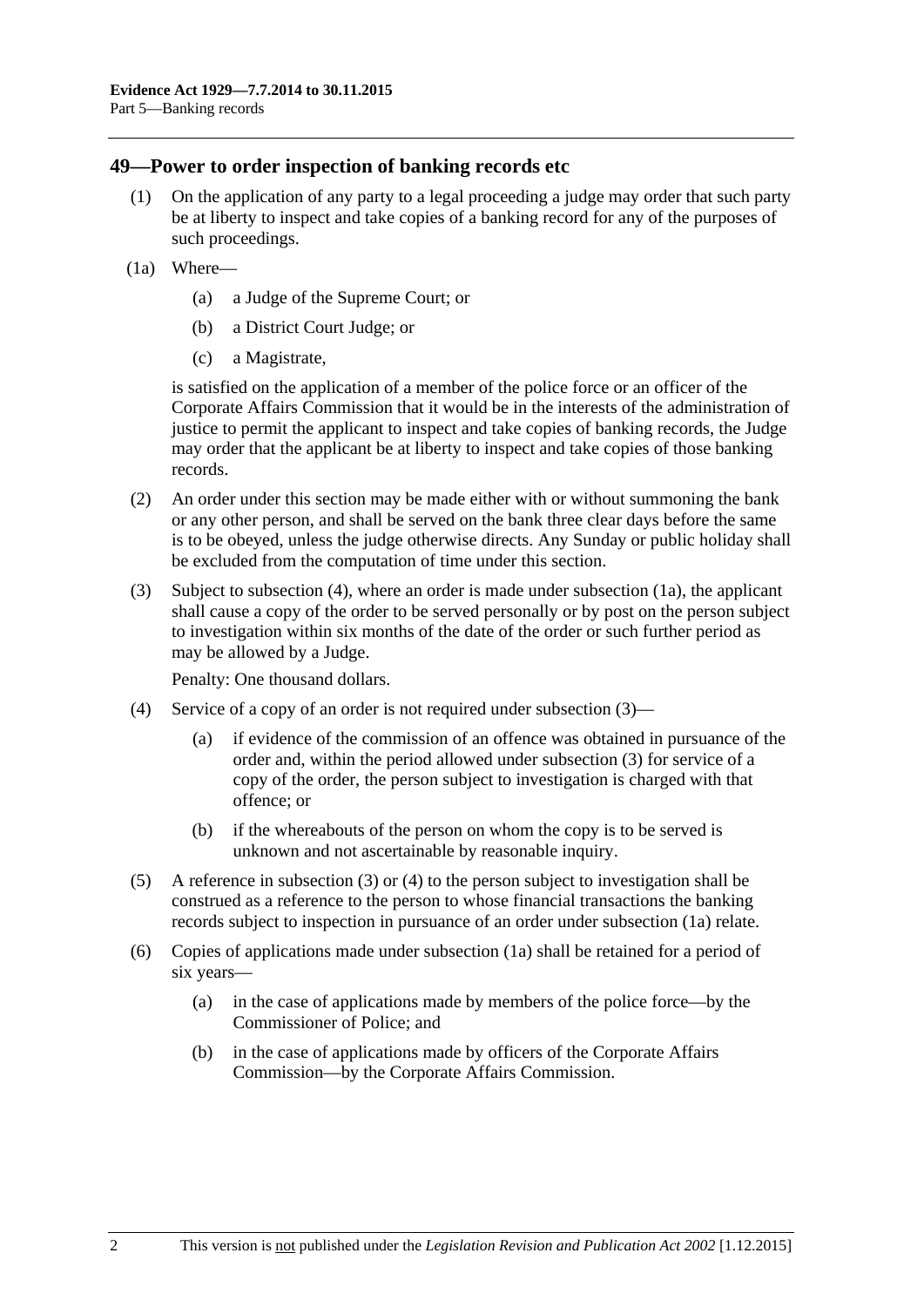## 49—Power to order inspection of banking records etc

(1) On the application of any party to a legal proceeding a judge may order that such party be at liberty to inspect and take copies of a banking record for any of the purposes of such proceedings.

(1a) Where—

(a) a Judge of the Supreme Court; or

(b) a District Court Judge; or

(c) a Magistrate,

is satisfied on the application of a member of the police force or an officer of the Corporate Affairs Commission that it would be in the interests of the administration of justice to permit the applicant to inspect and take copies of banking records, the Judge may order that the applicant be at liberty to inspect and take copies of those banking records.

(2) An order under this section may be made either with or without summoning the bank or any other person, and shall be served on the bank three clear days before the same is to be obeyed, unless the judge otherwise directs. Any Sunday or public holiday shall be excluded from the computation of time under this section.

(3) Subject to subsection (4), where an order is made under subsection (1a), the applicant shall cause a copy of the order to be served personally or by post on the person subject to investigation within six months of the date of the order or such further period as may be allowed by a Judge.

Penalty: One thousand dollars.

(4) Service of a copy of an order is not required under subsection (3)—

(a) if evidence of the commission of an offence was obtained in pursuance of the order and, within the period allowed under subsection (3) for service of a copy of the order, the person subject to investigation is charged with that offence; or

(b) if the whereabouts of the person on whom the copy is to be served is unknown and not ascertainable by reasonable inquiry.

(5) A reference in subsection (3) or (4) to the person subject to investigation shall be construed as a reference to the person to whose financial transactions the banking records subject to inspection in pursuance of an order under subsection (1a) relate.

(6) Copies of applications made under subsection (1a) shall be retained for a period of six years—

(a) in the case of applications made by members of the police force—by the Commissioner of Police; and

(b) in the case of applications made by officers of the Corporate Affairs Commission—by the Corporate Affairs Commission.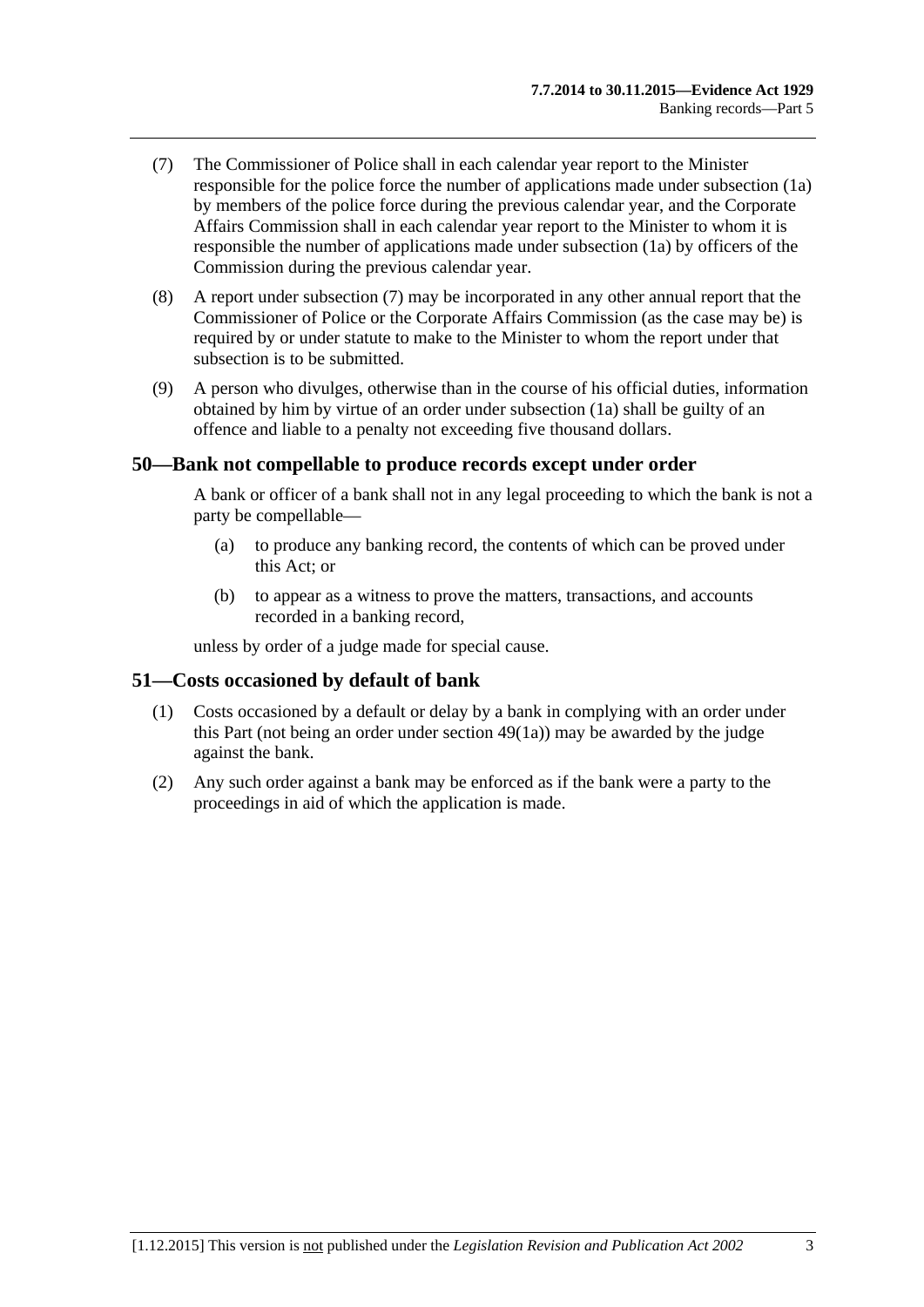(7) The Commissioner of Police shall in each calendar year report to the Minister responsible for the police force the number of applications made under subsection (1a) by members of the police force during the previous calendar year, and the Corporate Affairs Commission shall in each calendar year report to the Minister to whom it is responsible the number of applications made under subsection (1a) by officers of the Commission during the previous calendar year.

(8) A report under subsection (7) may be incorporated in any other annual report that the Commissioner of Police or the Corporate Affairs Commission (as the case may be) is required by or under statute to make to the Minister to whom the report under that subsection is to be submitted.

(9) A person who divulges, otherwise than in the course of his official duties, information obtained by him by virtue of an order under subsection (1a) shall be guilty of an offence and liable to a penalty not exceeding five thousand dollars.

## 50—Bank not compellable to produce records except under order

A bank or officer of a bank shall not in any legal proceeding to which the bank is not a party be compellable—

(a) to produce any banking record, the contents of which can be proved under this Act; or

(b) to appear as a witness to prove the matters, transactions, and accounts recorded in a banking record,

unless by order of a judge made for special cause.

## 51—Costs occasioned by default of bank

(1) Costs occasioned by a default or delay by a bank in complying with an order under this Part (not being an order under section 49(1a)) may be awarded by the judge against the bank.

(2) Any such order against a bank may be enforced as if the bank were a party to the proceedings in aid of which the application is made.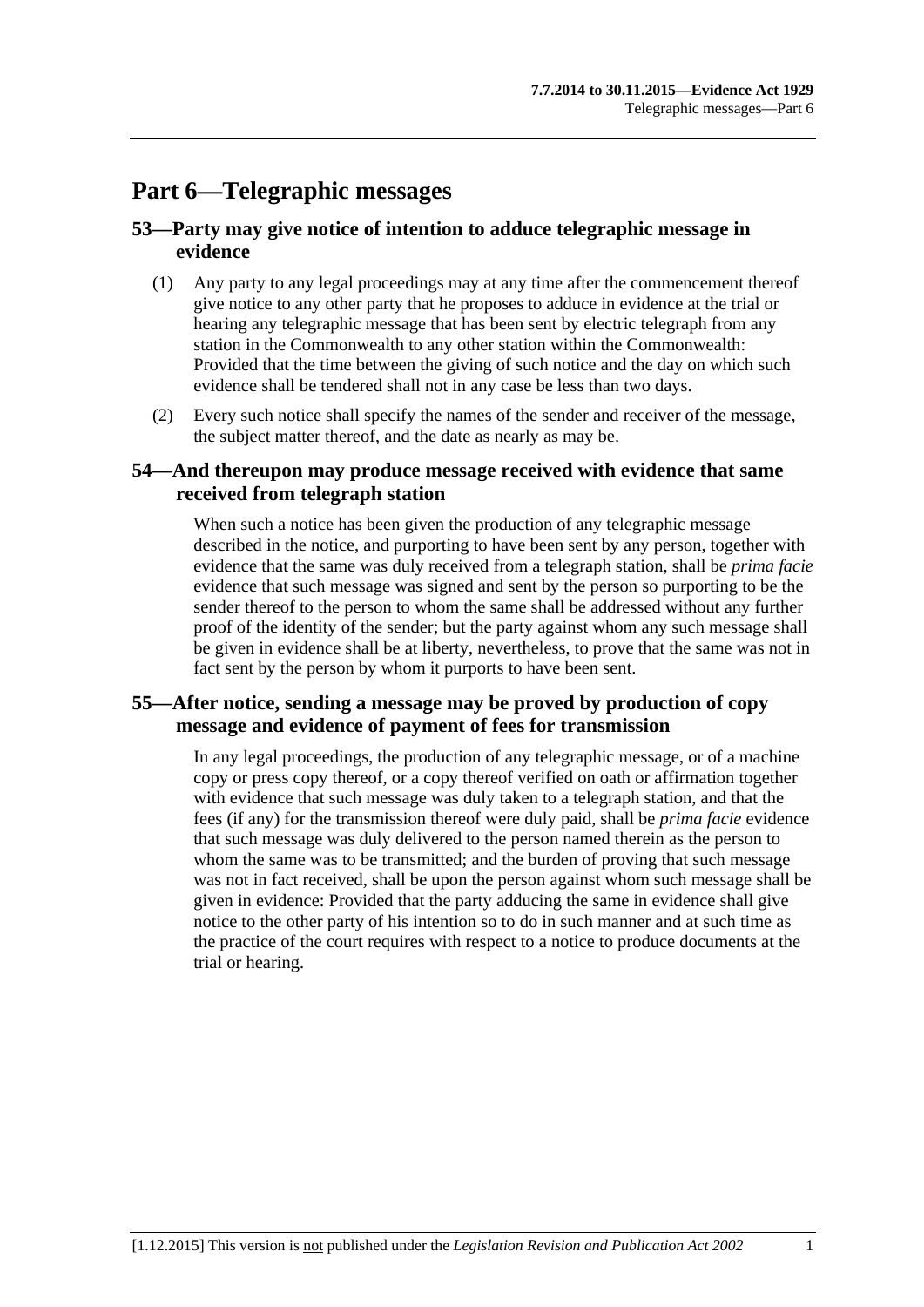# Part 6—Telegraphic messages

## 53—Party may give notice of intention to adduce telegraphic message in evidence

(1) Any party to any legal proceedings may at any time after the commencement thereof give notice to any other party that he proposes to adduce in evidence at the trial or hearing any telegraphic message that has been sent by electric telegraph from any station in the Commonwealth to any other station within the Commonwealth: Provided that the time between the giving of such notice and the day on which such evidence shall be tendered shall not in any case be less than two days.

(2) Every such notice shall specify the names of the sender and receiver of the message, the subject matter thereof, and the date as nearly as may be.

## 54—And thereupon may produce message received with evidence that same received from telegraph station

When such a notice has been given the production of any telegraphic message described in the notice, and purporting to have been sent by any person, together with evidence that the same was duly received from a telegraph station, shall be *prima facie* evidence that such message was signed and sent by the person so purporting to be the sender thereof to the person to whom the same shall be addressed without any further proof of the identity of the sender; but the party against whom any such message shall be given in evidence shall be at liberty, nevertheless, to prove that the same was not in fact sent by the person by whom it purports to have been sent.

## 55—After notice, sending a message may be proved by production of copy message and evidence of payment of fees for transmission

In any legal proceedings, the production of any telegraphic message, or of a machine copy or press copy thereof, or a copy thereof verified on oath or affirmation together with evidence that such message was duly taken to a telegraph station, and that the fees (if any) for the transmission thereof were duly paid, shall be *prima facie* evidence that such message was duly delivered to the person named therein as the person to whom the same was to be transmitted; and the burden of proving that such message was not in fact received, shall be upon the person against whom such message shall be given in evidence: Provided that the party adducing the same in evidence shall give notice to the other party of his intention so to do in such manner and at such time as the practice of the court requires with respect to a notice to produce documents at the trial or hearing.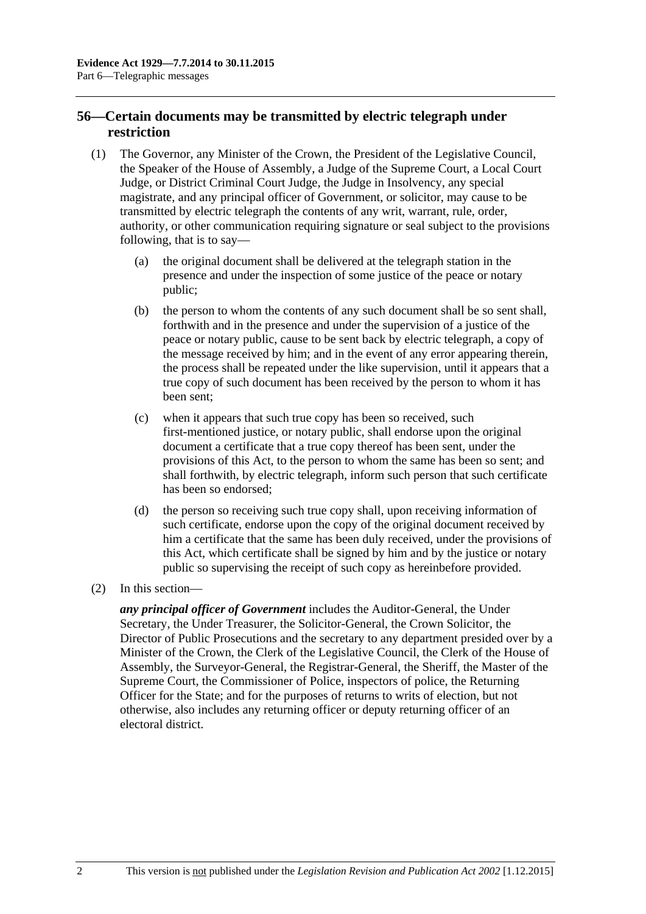## 56—Certain documents may be transmitted by electric telegraph under restriction

(1) The Governor, any Minister of the Crown, the President of the Legislative Council, the Speaker of the House of Assembly, a Judge of the Supreme Court, a Local Court Judge, or District Criminal Court Judge, the Judge in Insolvency, any special magistrate, and any principal officer of Government, or solicitor, may cause to be transmitted by electric telegraph the contents of any writ, warrant, rule, order, authority, or other communication requiring signature or seal subject to the provisions following, that is to say—

(a) the original document shall be delivered at the telegraph station in the presence and under the inspection of some justice of the peace or notary public;

(b) the person to whom the contents of any such document shall be so sent shall, forthwith and in the presence and under the supervision of a justice of the peace or notary public, cause to be sent back by electric telegraph, a copy of the message received by him; and in the event of any error appearing therein, the process shall be repeated under the like supervision, until it appears that a true copy of such document has been received by the person to whom it has been sent;

(c) when it appears that such true copy has been so received, such first-mentioned justice, or notary public, shall endorse upon the original document a certificate that a true copy thereof has been sent, under the provisions of this Act, to the person to whom the same has been so sent; and shall forthwith, by electric telegraph, inform such person that such certificate has been so endorsed;

(d) the person so receiving such true copy shall, upon receiving information of such certificate, endorse upon the copy of the original document received by him a certificate that the same has been duly received, under the provisions of this Act, which certificate shall be signed by him and by the justice or notary public so supervising the receipt of such copy as hereinbefore provided.

(2) In this section—

***any principal officer of Government*** includes the Auditor-General, the Under Secretary, the Under Treasurer, the Solicitor-General, the Crown Solicitor, the Director of Public Prosecutions and the secretary to any department presided over by a Minister of the Crown, the Clerk of the Legislative Council, the Clerk of the House of Assembly, the Surveyor-General, the Registrar-General, the Sheriff, the Master of the Supreme Court, the Commissioner of Police, inspectors of police, the Returning Officer for the State; and for the purposes of returns to writs of election, but not otherwise, also includes any returning officer or deputy returning officer of an electoral district.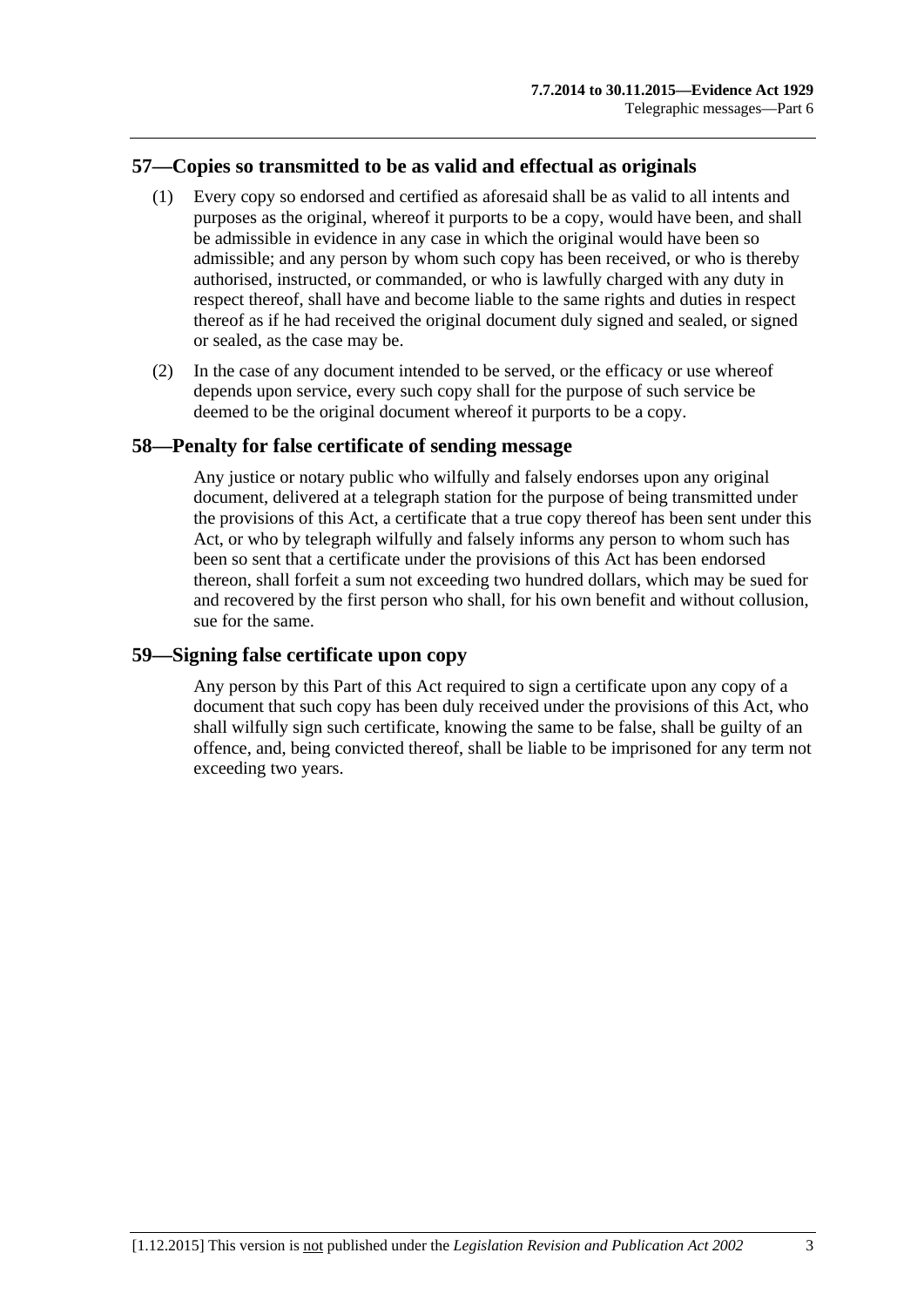## 57—Copies so transmitted to be as valid and effectual as originals

(1) Every copy so endorsed and certified as aforesaid shall be as valid to all intents and purposes as the original, whereof it purports to be a copy, would have been, and shall be admissible in evidence in any case in which the original would have been so admissible; and any person by whom such copy has been received, or who is thereby authorised, instructed, or commanded, or who is lawfully charged with any duty in respect thereof, shall have and become liable to the same rights and duties in respect thereof as if he had received the original document duly signed and sealed, or signed or sealed, as the case may be.

(2) In the case of any document intended to be served, or the efficacy or use whereof depends upon service, every such copy shall for the purpose of such service be deemed to be the original document whereof it purports to be a copy.

## 58—Penalty for false certificate of sending message

Any justice or notary public who wilfully and falsely endorses upon any original document, delivered at a telegraph station for the purpose of being transmitted under the provisions of this Act, a certificate that a true copy thereof has been sent under this Act, or who by telegraph wilfully and falsely informs any person to whom such has been so sent that a certificate under the provisions of this Act has been endorsed thereon, shall forfeit a sum not exceeding two hundred dollars, which may be sued for and recovered by the first person who shall, for his own benefit and without collusion, sue for the same.

## 59—Signing false certificate upon copy

Any person by this Part of this Act required to sign a certificate upon any copy of a document that such copy has been duly received under the provisions of this Act, who shall wilfully sign such certificate, knowing the same to be false, shall be guilty of an offence, and, being convicted thereof, shall be liable to be imprisoned for any term not exceeding two years.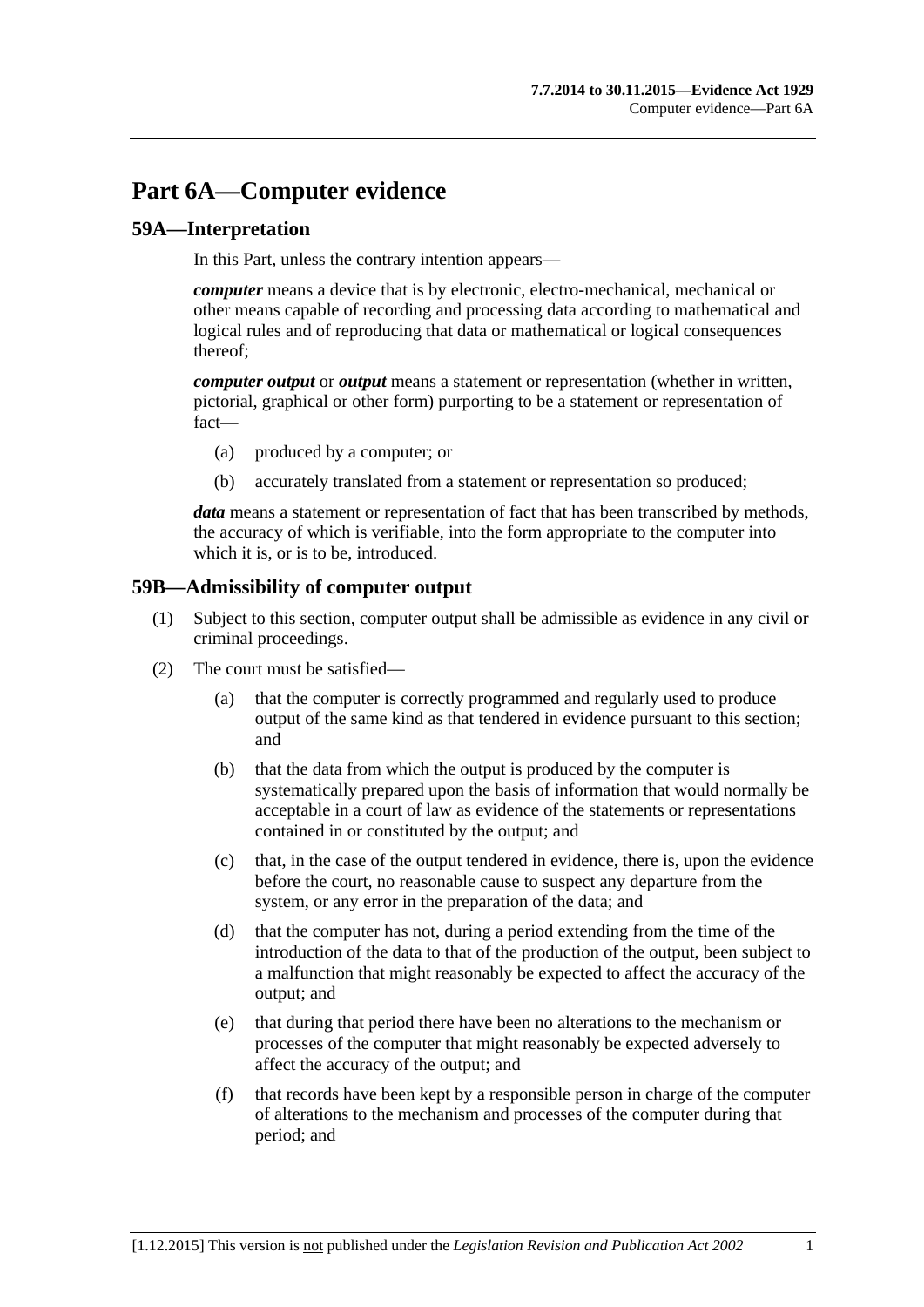# Part 6A—Computer evidence

## 59A—Interpretation

In this Part, unless the contrary intention appears—

***computer*** means a device that is by electronic, electro-mechanical, mechanical or other means capable of recording and processing data according to mathematical and logical rules and of reproducing that data or mathematical or logical consequences thereof;

***computer output*** or ***output*** means a statement or representation (whether in written, pictorial, graphical or other form) purporting to be a statement or representation of fact—

(a) produced by a computer; or

(b) accurately translated from a statement or representation so produced;

***data*** means a statement or representation of fact that has been transcribed by methods, the accuracy of which is verifiable, into the form appropriate to the computer into which it is, or is to be, introduced.

## 59B—Admissibility of computer output

(1) Subject to this section, computer output shall be admissible as evidence in any civil or criminal proceedings.

(2) The court must be satisfied—

(a) that the computer is correctly programmed and regularly used to produce output of the same kind as that tendered in evidence pursuant to this section; and

(b) that the data from which the output is produced by the computer is systematically prepared upon the basis of information that would normally be acceptable in a court of law as evidence of the statements or representations contained in or constituted by the output; and

(c) that, in the case of the output tendered in evidence, there is, upon the evidence before the court, no reasonable cause to suspect any departure from the system, or any error in the preparation of the data; and

(d) that the computer has not, during a period extending from the time of the introduction of the data to that of the production of the output, been subject to a malfunction that might reasonably be expected to affect the accuracy of the output; and

(e) that during that period there have been no alterations to the mechanism or processes of the computer that might reasonably be expected adversely to affect the accuracy of the output; and

(f) that records have been kept by a responsible person in charge of the computer of alterations to the mechanism and processes of the computer during that period; and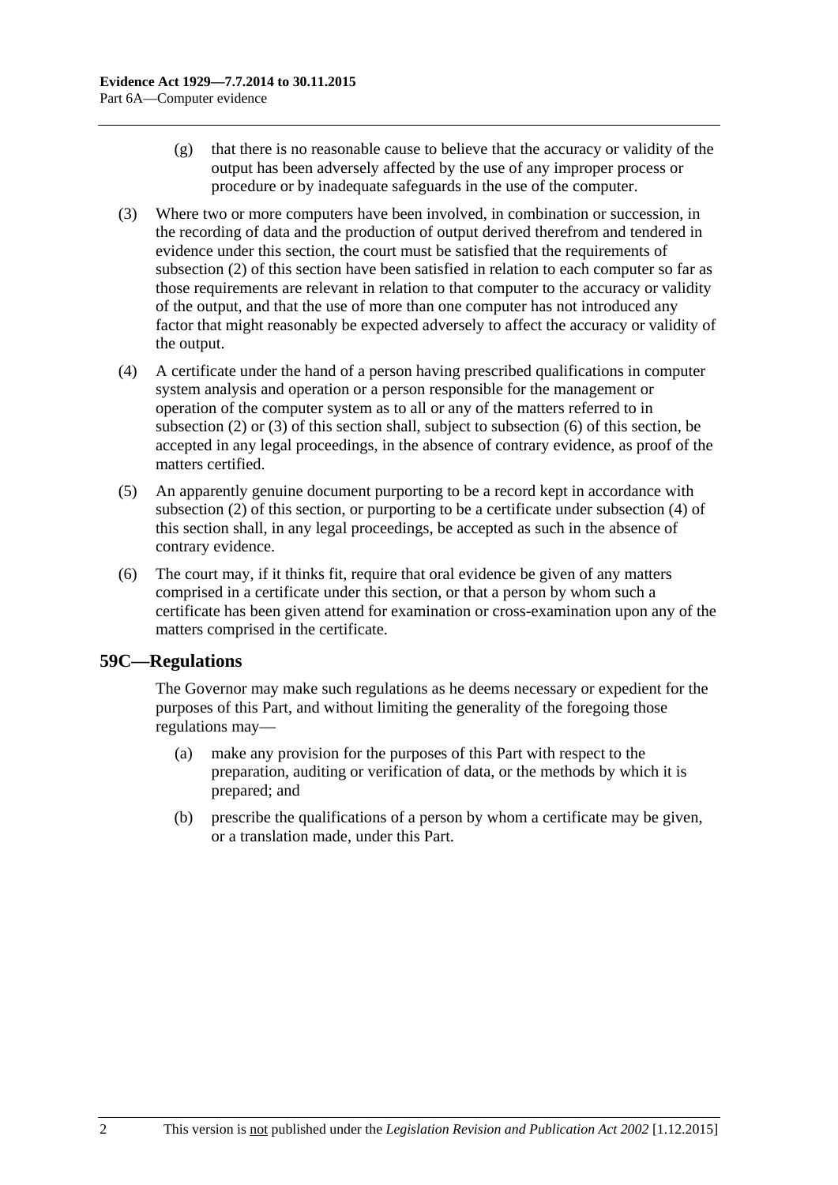(g) that there is no reasonable cause to believe that the accuracy or validity of the output has been adversely affected by the use of any improper process or procedure or by inadequate safeguards in the use of the computer.

(3) Where two or more computers have been involved, in combination or succession, in the recording of data and the production of output derived therefrom and tendered in evidence under this section, the court must be satisfied that the requirements of subsection (2) of this section have been satisfied in relation to each computer so far as those requirements are relevant in relation to that computer to the accuracy or validity of the output, and that the use of more than one computer has not introduced any factor that might reasonably be expected adversely to affect the accuracy or validity of the output.

(4) A certificate under the hand of a person having prescribed qualifications in computer system analysis and operation or a person responsible for the management or operation of the computer system as to all or any of the matters referred to in subsection (2) or (3) of this section shall, subject to subsection (6) of this section, be accepted in any legal proceedings, in the absence of contrary evidence, as proof of the matters certified.

(5) An apparently genuine document purporting to be a record kept in accordance with subsection (2) of this section, or purporting to be a certificate under subsection (4) of this section shall, in any legal proceedings, be accepted as such in the absence of contrary evidence.

(6) The court may, if it thinks fit, require that oral evidence be given of any matters comprised in a certificate under this section, or that a person by whom such a certificate has been given attend for examination or cross-examination upon any of the matters comprised in the certificate.

## 59C—Regulations

The Governor may make such regulations as he deems necessary or expedient for the purposes of this Part, and without limiting the generality of the foregoing those regulations may—

(a) make any provision for the purposes of this Part with respect to the preparation, auditing or verification of data, or the methods by which it is prepared; and

(b) prescribe the qualifications of a person by whom a certificate may be given, or a translation made, under this Part.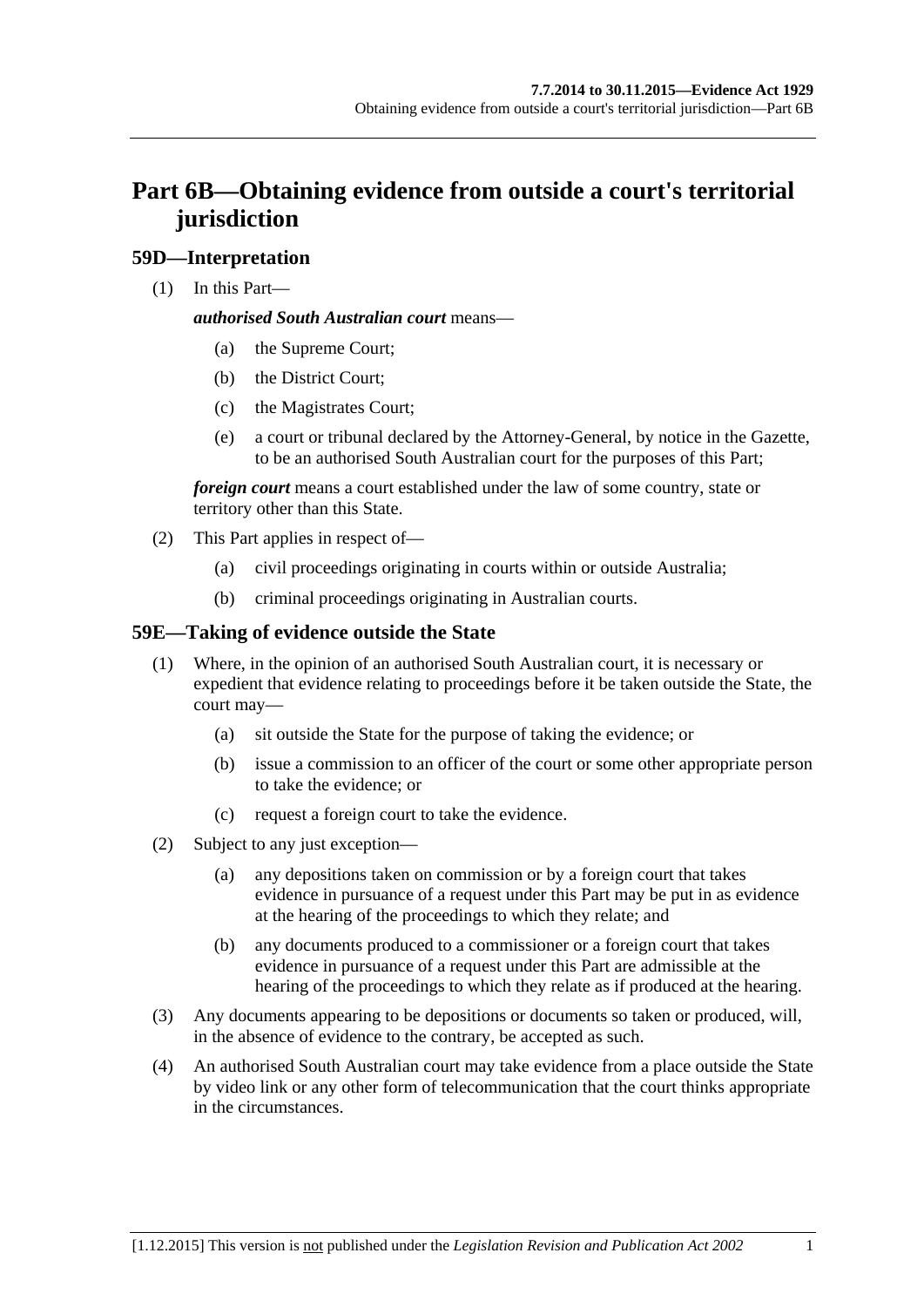# Part 6B—Obtaining evidence from outside a court's territorial jurisdiction

## 59D—Interpretation

(1) In this Part—

***authorised South Australian court*** means—

- (a) the Supreme Court;
- (b) the District Court;
- (c) the Magistrates Court;
- (e) a court or tribunal declared by the Attorney-General, by notice in the Gazette, to be an authorised South Australian court for the purposes of this Part;

***foreign court*** means a court established under the law of some country, state or territory other than this State.

(2) This Part applies in respect of—

- (a) civil proceedings originating in courts within or outside Australia;
- (b) criminal proceedings originating in Australian courts.

## 59E—Taking of evidence outside the State

(1) Where, in the opinion of an authorised South Australian court, it is necessary or expedient that evidence relating to proceedings before it be taken outside the State, the court may—

- (a) sit outside the State for the purpose of taking the evidence; or
- (b) issue a commission to an officer of the court or some other appropriate person to take the evidence; or
- (c) request a foreign court to take the evidence.

(2) Subject to any just exception—

- (a) any depositions taken on commission or by a foreign court that takes evidence in pursuance of a request under this Part may be put in as evidence at the hearing of the proceedings to which they relate; and
- (b) any documents produced to a commissioner or a foreign court that takes evidence in pursuance of a request under this Part are admissible at the hearing of the proceedings to which they relate as if produced at the hearing.

(3) Any documents appearing to be depositions or documents so taken or produced, will, in the absence of evidence to the contrary, be accepted as such.

(4) An authorised South Australian court may take evidence from a place outside the State by video link or any other form of telecommunication that the court thinks appropriate in the circumstances.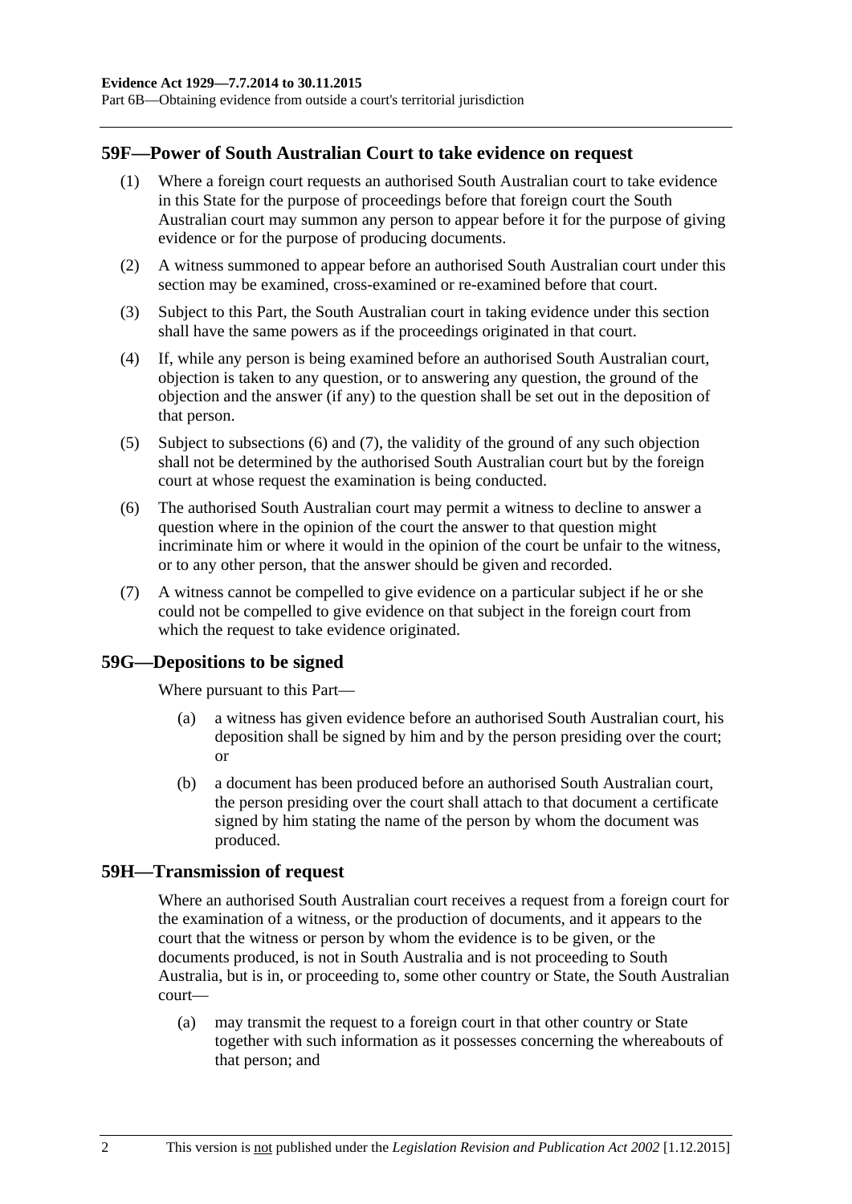## 59F—Power of South Australian Court to take evidence on request

(1) Where a foreign court requests an authorised South Australian court to take evidence in this State for the purpose of proceedings before that foreign court the South Australian court may summon any person to appear before it for the purpose of giving evidence or for the purpose of producing documents.

(2) A witness summoned to appear before an authorised South Australian court under this section may be examined, cross-examined or re-examined before that court.

(3) Subject to this Part, the South Australian court in taking evidence under this section shall have the same powers as if the proceedings originated in that court.

(4) If, while any person is being examined before an authorised South Australian court, objection is taken to any question, or to answering any question, the ground of the objection and the answer (if any) to the question shall be set out in the deposition of that person.

(5) Subject to subsections (6) and (7), the validity of the ground of any such objection shall not be determined by the authorised South Australian court but by the foreign court at whose request the examination is being conducted.

(6) The authorised South Australian court may permit a witness to decline to answer a question where in the opinion of the court the answer to that question might incriminate him or where it would in the opinion of the court be unfair to the witness, or to any other person, that the answer should be given and recorded.

(7) A witness cannot be compelled to give evidence on a particular subject if he or she could not be compelled to give evidence on that subject in the foreign court from which the request to take evidence originated.

## 59G—Depositions to be signed

Where pursuant to this Part—

(a) a witness has given evidence before an authorised South Australian court, his deposition shall be signed by him and by the person presiding over the court; or

(b) a document has been produced before an authorised South Australian court, the person presiding over the court shall attach to that document a certificate signed by him stating the name of the person by whom the document was produced.

## 59H—Transmission of request

Where an authorised South Australian court receives a request from a foreign court for the examination of a witness, or the production of documents, and it appears to the court that the witness or person by whom the evidence is to be given, or the documents produced, is not in South Australia and is not proceeding to South Australia, but is in, or proceeding to, some other country or State, the South Australian court—

(a) may transmit the request to a foreign court in that other country or State together with such information as it possesses concerning the whereabouts of that person; and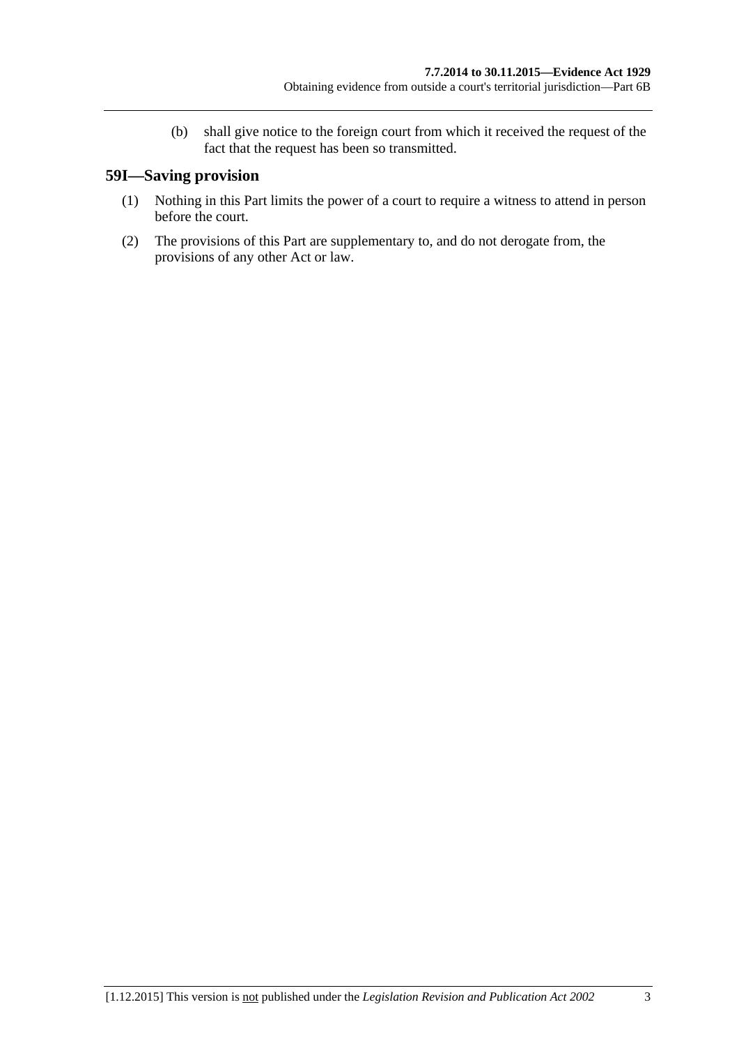(b) shall give notice to the foreign court from which it received the request of the fact that the request has been so transmitted.

## 59I—Saving provision

(1) Nothing in this Part limits the power of a court to require a witness to attend in person before the court.

(2) The provisions of this Part are supplementary to, and do not derogate from, the provisions of any other Act or law.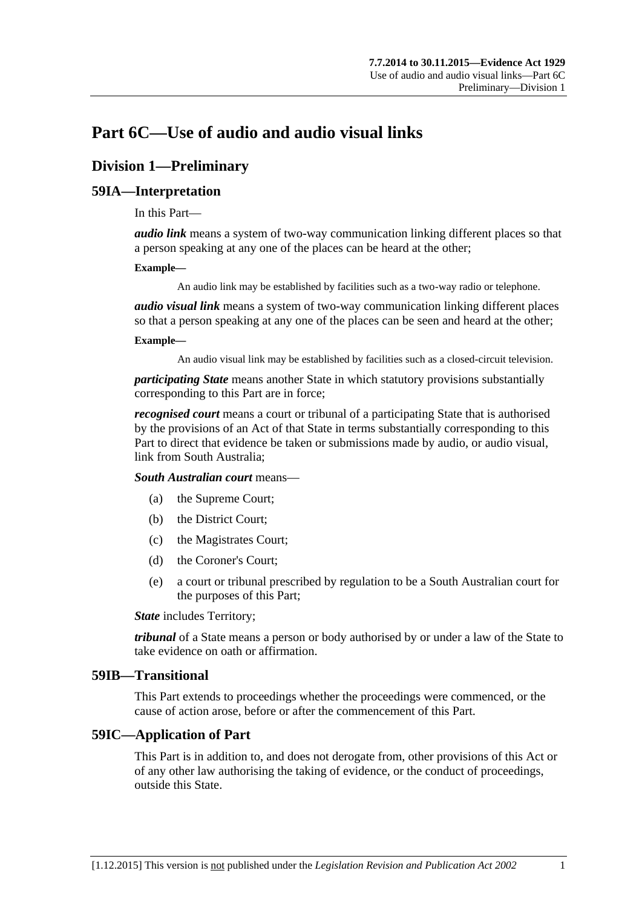# Part 6C—Use of audio and audio visual links

## Division 1—Preliminary

### 59IA—Interpretation

In this Part—

***audio link*** means a system of two-way communication linking different places so that a person speaking at any one of the places can be heard at the other;

**Example—**

An audio link may be established by facilities such as a two-way radio or telephone.

***audio visual link*** means a system of two-way communication linking different places so that a person speaking at any one of the places can be seen and heard at the other;

**Example—**

An audio visual link may be established by facilities such as a closed-circuit television.

***participating State*** means another State in which statutory provisions substantially corresponding to this Part are in force;

***recognised court*** means a court or tribunal of a participating State that is authorised by the provisions of an Act of that State in terms substantially corresponding to this Part to direct that evidence be taken or submissions made by audio, or audio visual, link from South Australia;

***South Australian court*** means—

(a) the Supreme Court;

(b) the District Court;

(c) the Magistrates Court;

(d) the Coroner's Court;

(e) a court or tribunal prescribed by regulation to be a South Australian court for the purposes of this Part;

***State*** includes Territory;

***tribunal*** of a State means a person or body authorised by or under a law of the State to take evidence on oath or affirmation.

### 59IB—Transitional

This Part extends to proceedings whether the proceedings were commenced, or the cause of action arose, before or after the commencement of this Part.

### 59IC—Application of Part

This Part is in addition to, and does not derogate from, other provisions of this Act or of any other law authorising the taking of evidence, or the conduct of proceedings, outside this State.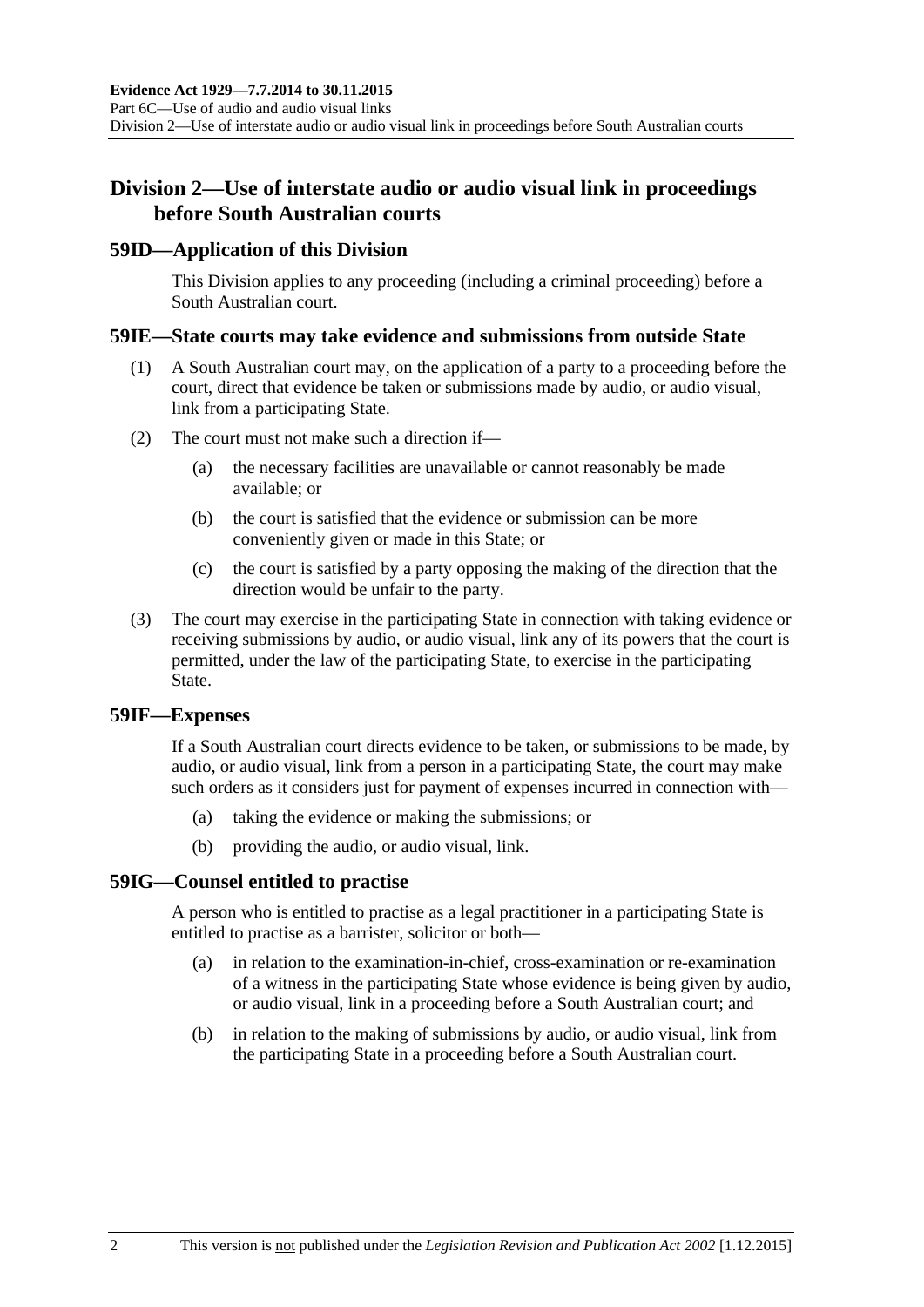## Division 2—Use of interstate audio or audio visual link in proceedings before South Australian courts

### 59ID—Application of this Division

This Division applies to any proceeding (including a criminal proceeding) before a South Australian court.

### 59IE—State courts may take evidence and submissions from outside State

(1) A South Australian court may, on the application of a party to a proceeding before the court, direct that evidence be taken or submissions made by audio, or audio visual, link from a participating State.

(2) The court must not make such a direction if—

(a) the necessary facilities are unavailable or cannot reasonably be made available; or

(b) the court is satisfied that the evidence or submission can be more conveniently given or made in this State; or

(c) the court is satisfied by a party opposing the making of the direction that the direction would be unfair to the party.

(3) The court may exercise in the participating State in connection with taking evidence or receiving submissions by audio, or audio visual, link any of its powers that the court is permitted, under the law of the participating State, to exercise in the participating State.

### 59IF—Expenses

If a South Australian court directs evidence to be taken, or submissions to be made, by audio, or audio visual, link from a person in a participating State, the court may make such orders as it considers just for payment of expenses incurred in connection with—

(a) taking the evidence or making the submissions; or

(b) providing the audio, or audio visual, link.

### 59IG—Counsel entitled to practise

A person who is entitled to practise as a legal practitioner in a participating State is entitled to practise as a barrister, solicitor or both—

(a) in relation to the examination-in-chief, cross-examination or re-examination of a witness in the participating State whose evidence is being given by audio, or audio visual, link in a proceeding before a South Australian court; and

(b) in relation to the making of submissions by audio, or audio visual, link from the participating State in a proceeding before a South Australian court.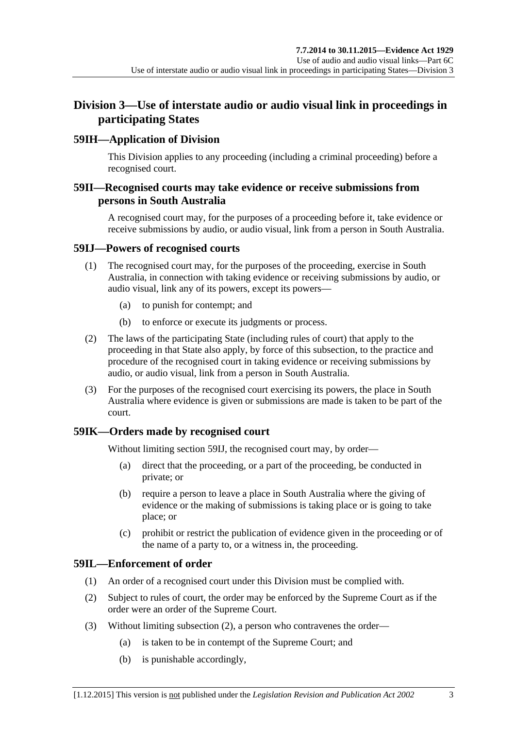## Division 3—Use of interstate audio or audio visual link in proceedings in participating States

### 59IH—Application of Division

This Division applies to any proceeding (including a criminal proceeding) before a recognised court.

### 59II—Recognised courts may take evidence or receive submissions from persons in South Australia

A recognised court may, for the purposes of a proceeding before it, take evidence or receive submissions by audio, or audio visual, link from a person in South Australia.

### 59IJ—Powers of recognised courts

(1) The recognised court may, for the purposes of the proceeding, exercise in South Australia, in connection with taking evidence or receiving submissions by audio, or audio visual, link any of its powers, except its powers—

(a) to punish for contempt; and

(b) to enforce or execute its judgments or process.

(2) The laws of the participating State (including rules of court) that apply to the proceeding in that State also apply, by force of this subsection, to the practice and procedure of the recognised court in taking evidence or receiving submissions by audio, or audio visual, link from a person in South Australia.

(3) For the purposes of the recognised court exercising its powers, the place in South Australia where evidence is given or submissions are made is taken to be part of the court.

### 59IK—Orders made by recognised court

Without limiting section 59IJ, the recognised court may, by order—

(a) direct that the proceeding, or a part of the proceeding, be conducted in private; or

(b) require a person to leave a place in South Australia where the giving of evidence or the making of submissions is taking place or is going to take place; or

(c) prohibit or restrict the publication of evidence given in the proceeding or of the name of a party to, or a witness in, the proceeding.

### 59IL—Enforcement of order

(1) An order of a recognised court under this Division must be complied with.

(2) Subject to rules of court, the order may be enforced by the Supreme Court as if the order were an order of the Supreme Court.

(3) Without limiting subsection (2), a person who contravenes the order—

(a) is taken to be in contempt of the Supreme Court; and

(b) is punishable accordingly,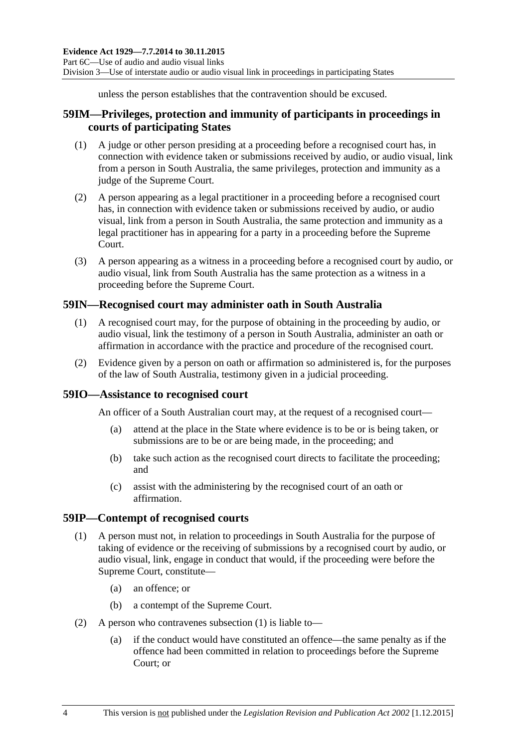unless the person establishes that the contravention should be excused.

## 59IM—Privileges, protection and immunity of participants in proceedings in courts of participating States

(1) A judge or other person presiding at a proceeding before a recognised court has, in connection with evidence taken or submissions received by audio, or audio visual, link from a person in South Australia, the same privileges, protection and immunity as a judge of the Supreme Court.

(2) A person appearing as a legal practitioner in a proceeding before a recognised court has, in connection with evidence taken or submissions received by audio, or audio visual, link from a person in South Australia, the same protection and immunity as a legal practitioner has in appearing for a party in a proceeding before the Supreme Court.

(3) A person appearing as a witness in a proceeding before a recognised court by audio, or audio visual, link from South Australia has the same protection as a witness in a proceeding before the Supreme Court.

## 59IN—Recognised court may administer oath in South Australia

(1) A recognised court may, for the purpose of obtaining in the proceeding by audio, or audio visual, link the testimony of a person in South Australia, administer an oath or affirmation in accordance with the practice and procedure of the recognised court.

(2) Evidence given by a person on oath or affirmation so administered is, for the purposes of the law of South Australia, testimony given in a judicial proceeding.

## 59IO—Assistance to recognised court

An officer of a South Australian court may, at the request of a recognised court—

(a) attend at the place in the State where evidence is to be or is being taken, or submissions are to be or are being made, in the proceeding; and

(b) take such action as the recognised court directs to facilitate the proceeding; and

(c) assist with the administering by the recognised court of an oath or affirmation.

## 59IP—Contempt of recognised courts

(1) A person must not, in relation to proceedings in South Australia for the purpose of taking of evidence or the receiving of submissions by a recognised court by audio, or audio visual, link, engage in conduct that would, if the proceeding were before the Supreme Court, constitute—

(a) an offence; or

(b) a contempt of the Supreme Court.

(2) A person who contravenes subsection (1) is liable to—

(a) if the conduct would have constituted an offence—the same penalty as if the offence had been committed in relation to proceedings before the Supreme Court; or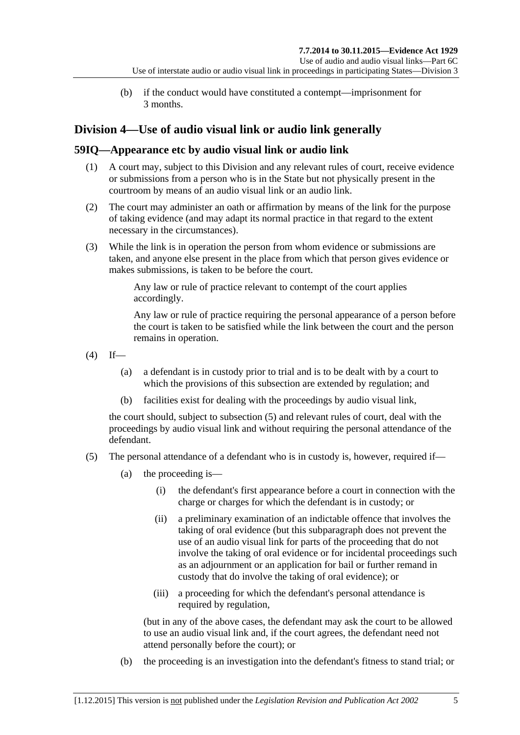(b) if the conduct would have constituted a contempt—imprisonment for 3 months.

## Division 4—Use of audio visual link or audio link generally

### 59IQ—Appearance etc by audio visual link or audio link

(1) A court may, subject to this Division and any relevant rules of court, receive evidence or submissions from a person who is in the State but not physically present in the courtroom by means of an audio visual link or an audio link.

(2) The court may administer an oath or affirmation by means of the link for the purpose of taking evidence (and may adapt its normal practice in that regard to the extent necessary in the circumstances).

(3) While the link is in operation the person from whom evidence or submissions are taken, and anyone else present in the place from which that person gives evidence or makes submissions, is taken to be before the court.

Any law or rule of practice relevant to contempt of the court applies accordingly.

Any law or rule of practice requiring the personal appearance of a person before the court is taken to be satisfied while the link between the court and the person remains in operation.

(4) If—

(a) a defendant is in custody prior to trial and is to be dealt with by a court to which the provisions of this subsection are extended by regulation; and

(b) facilities exist for dealing with the proceedings by audio visual link,

the court should, subject to subsection (5) and relevant rules of court, deal with the proceedings by audio visual link and without requiring the personal attendance of the defendant.

(5) The personal attendance of a defendant who is in custody is, however, required if—

(a) the proceeding is—

(i) the defendant's first appearance before a court in connection with the charge or charges for which the defendant is in custody; or

(ii) a preliminary examination of an indictable offence that involves the taking of oral evidence (but this subparagraph does not prevent the use of an audio visual link for parts of the proceeding that do not involve the taking of oral evidence or for incidental proceedings such as an adjournment or an application for bail or further remand in custody that do involve the taking of oral evidence); or

(iii) a proceeding for which the defendant's personal attendance is required by regulation,

(but in any of the above cases, the defendant may ask the court to be allowed to use an audio visual link and, if the court agrees, the defendant need not attend personally before the court); or

(b) the proceeding is an investigation into the defendant's fitness to stand trial; or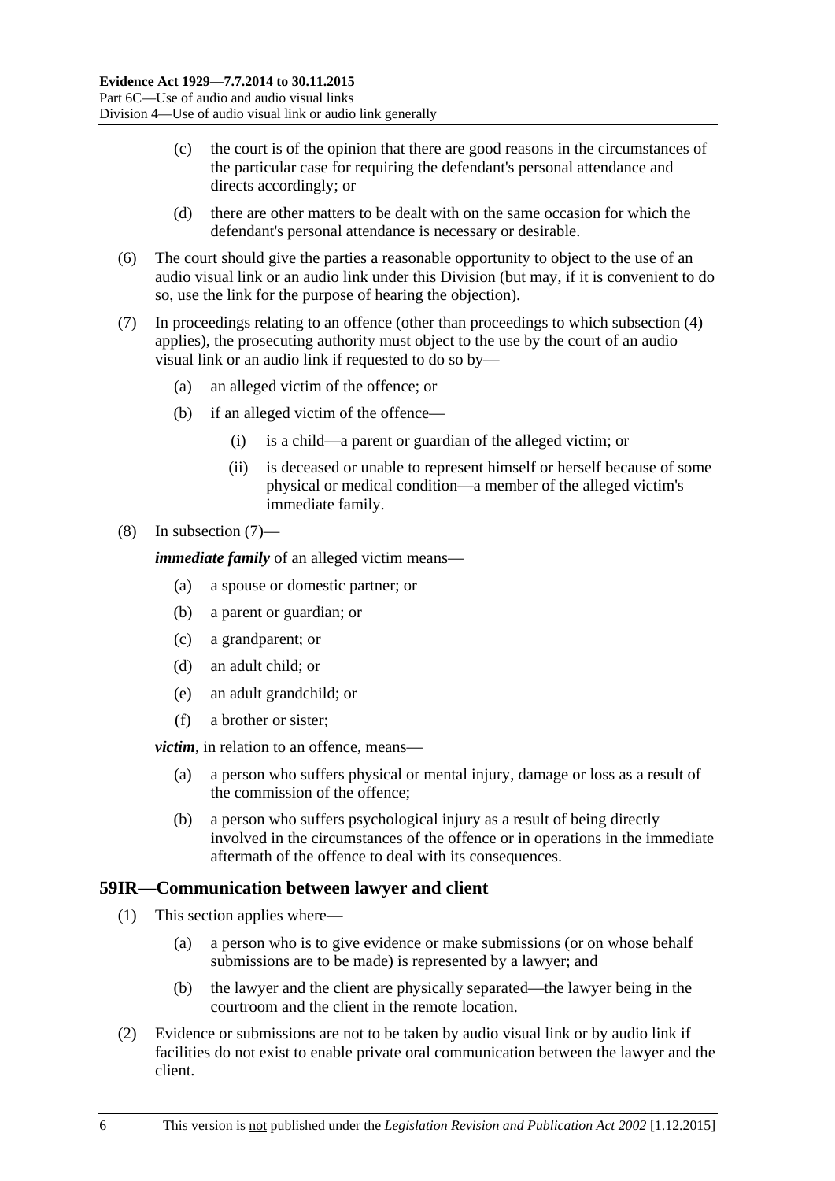(c) the court is of the opinion that there are good reasons in the circumstances of the particular case for requiring the defendant's personal attendance and directs accordingly; or

(d) there are other matters to be dealt with on the same occasion for which the defendant's personal attendance is necessary or desirable.

(6) The court should give the parties a reasonable opportunity to object to the use of an audio visual link or an audio link under this Division (but may, if it is convenient to do so, use the link for the purpose of hearing the objection).

(7) In proceedings relating to an offence (other than proceedings to which subsection (4) applies), the prosecuting authority must object to the use by the court of an audio visual link or an audio link if requested to do so by—

(a) an alleged victim of the offence; or

(b) if an alleged victim of the offence—

(i) is a child—a parent or guardian of the alleged victim; or

(ii) is deceased or unable to represent himself or herself because of some physical or medical condition—a member of the alleged victim's immediate family.

(8) In subsection (7)—

***immediate family*** of an alleged victim means—

(a) a spouse or domestic partner; or

(b) a parent or guardian; or

(c) a grandparent; or

(d) an adult child; or

(e) an adult grandchild; or

(f) a brother or sister;

***victim***, in relation to an offence, means—

(a) a person who suffers physical or mental injury, damage or loss as a result of the commission of the offence;

(b) a person who suffers psychological injury as a result of being directly involved in the circumstances of the offence or in operations in the immediate aftermath of the offence to deal with its consequences.

## 59IR—Communication between lawyer and client

(1) This section applies where—

(a) a person who is to give evidence or make submissions (or on whose behalf submissions are to be made) is represented by a lawyer; and

(b) the lawyer and the client are physically separated—the lawyer being in the courtroom and the client in the remote location.

(2) Evidence or submissions are not to be taken by audio visual link or by audio link if facilities do not exist to enable private oral communication between the lawyer and the client.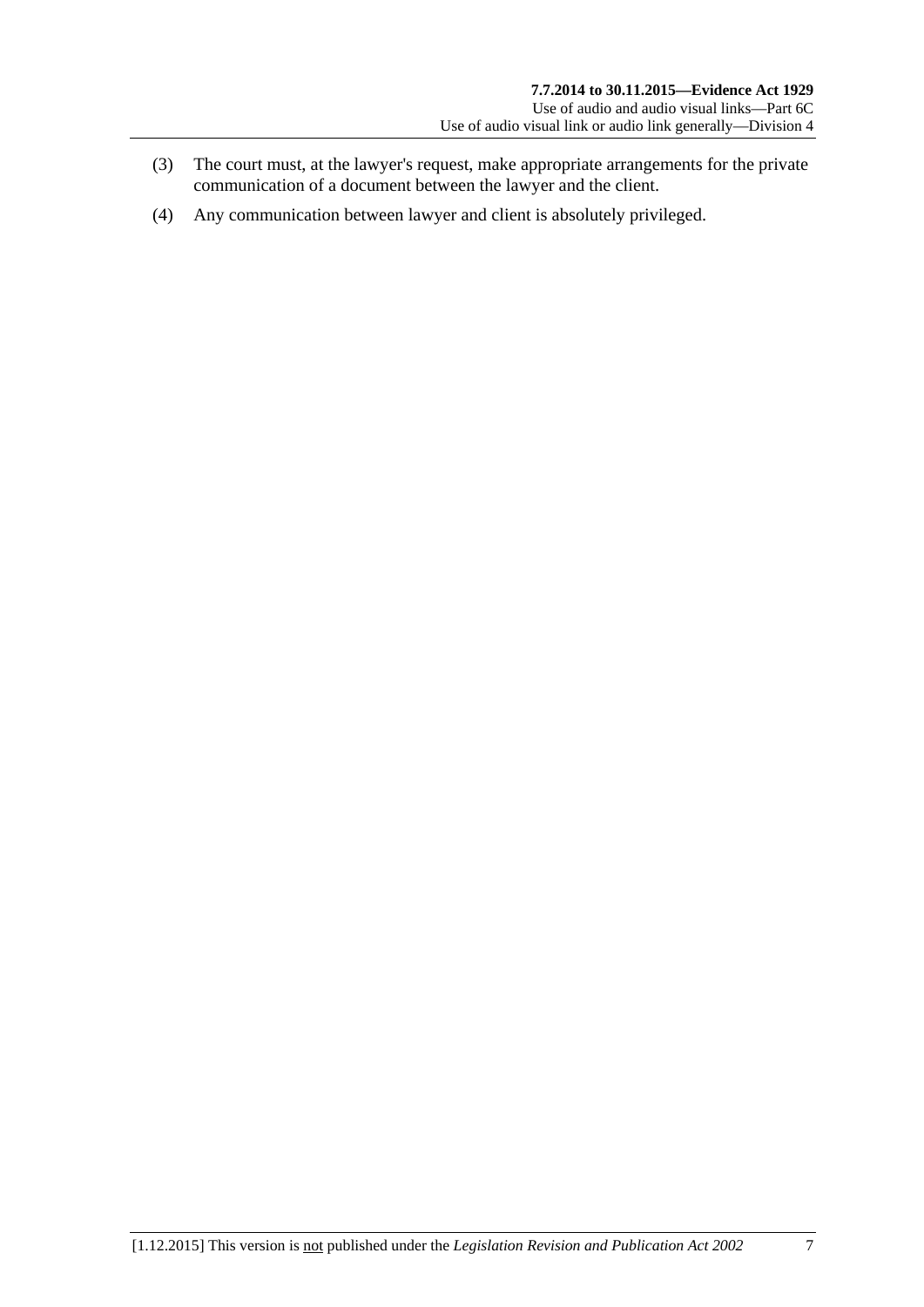(3) The court must, at the lawyer's request, make appropriate arrangements for the private communication of a document between the lawyer and the client.

(4) Any communication between lawyer and client is absolutely privileged.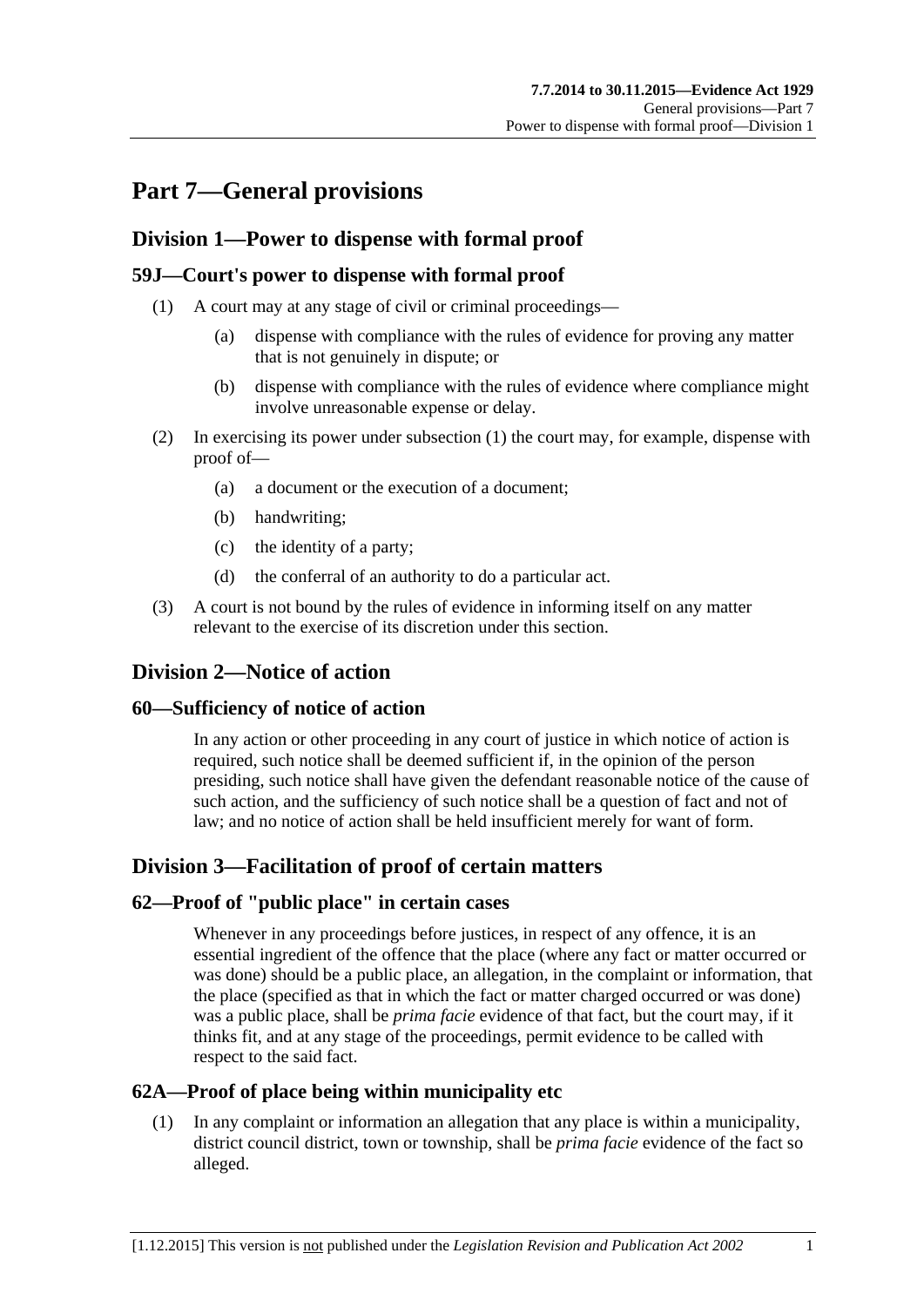# Part 7—General provisions

## Division 1—Power to dispense with formal proof

### 59J—Court's power to dispense with formal proof

(1) A court may at any stage of civil or criminal proceedings—

(a) dispense with compliance with the rules of evidence for proving any matter that is not genuinely in dispute; or

(b) dispense with compliance with the rules of evidence where compliance might involve unreasonable expense or delay.

(2) In exercising its power under subsection (1) the court may, for example, dispense with proof of—

(a) a document or the execution of a document;

(b) handwriting;

(c) the identity of a party;

(d) the conferral of an authority to do a particular act.

(3) A court is not bound by the rules of evidence in informing itself on any matter relevant to the exercise of its discretion under this section.

## Division 2—Notice of action

### 60—Sufficiency of notice of action

In any action or other proceeding in any court of justice in which notice of action is required, such notice shall be deemed sufficient if, in the opinion of the person presiding, such notice shall have given the defendant reasonable notice of the cause of such action, and the sufficiency of such notice shall be a question of fact and not of law; and no notice of action shall be held insufficient merely for want of form.

## Division 3—Facilitation of proof of certain matters

### 62—Proof of "public place" in certain cases

Whenever in any proceedings before justices, in respect of any offence, it is an essential ingredient of the offence that the place (where any fact or matter occurred or was done) should be a public place, an allegation, in the complaint or information, that the place (specified as that in which the fact or matter charged occurred or was done) was a public place, shall be *prima facie* evidence of that fact, but the court may, if it thinks fit, and at any stage of the proceedings, permit evidence to be called with respect to the said fact.

### 62A—Proof of place being within municipality etc

(1) In any complaint or information an allegation that any place is within a municipality, district council district, town or township, shall be *prima facie* evidence of the fact so alleged.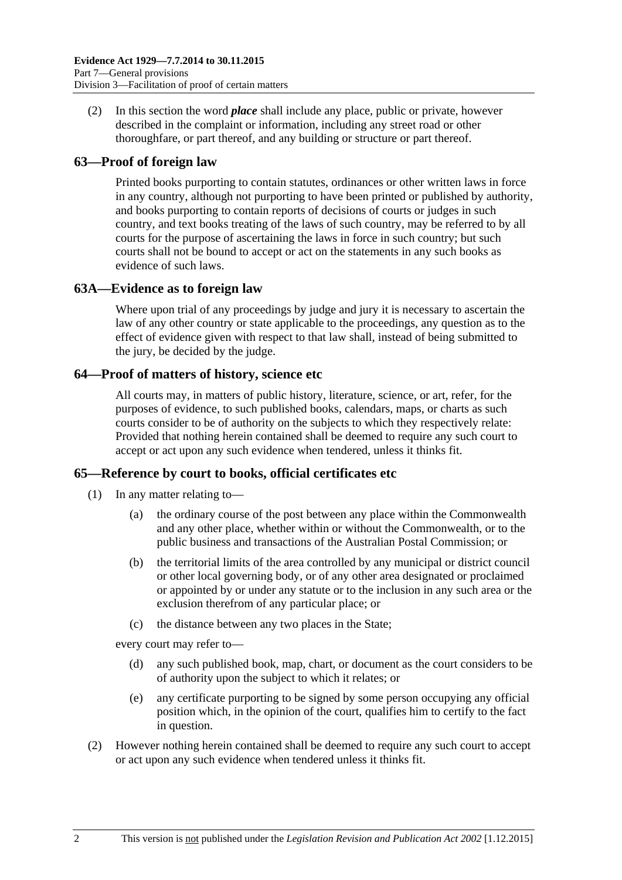(2) In this section the word ***place*** shall include any place, public or private, however described in the complaint or information, including any street road or other thoroughfare, or part thereof, and any building or structure or part thereof.

## 63—Proof of foreign law

Printed books purporting to contain statutes, ordinances or other written laws in force in any country, although not purporting to have been printed or published by authority, and books purporting to contain reports of decisions of courts or judges in such country, and text books treating of the laws of such country, may be referred to by all courts for the purpose of ascertaining the laws in force in such country; but such courts shall not be bound to accept or act on the statements in any such books as evidence of such laws.

## 63A—Evidence as to foreign law

Where upon trial of any proceedings by judge and jury it is necessary to ascertain the law of any other country or state applicable to the proceedings, any question as to the effect of evidence given with respect to that law shall, instead of being submitted to the jury, be decided by the judge.

## 64—Proof of matters of history, science etc

All courts may, in matters of public history, literature, science, or art, refer, for the purposes of evidence, to such published books, calendars, maps, or charts as such courts consider to be of authority on the subjects to which they respectively relate: Provided that nothing herein contained shall be deemed to require any such court to accept or act upon any such evidence when tendered, unless it thinks fit.

## 65—Reference by court to books, official certificates etc

(1) In any matter relating to—

(a) the ordinary course of the post between any place within the Commonwealth and any other place, whether within or without the Commonwealth, or to the public business and transactions of the Australian Postal Commission; or

(b) the territorial limits of the area controlled by any municipal or district council or other local governing body, or of any other area designated or proclaimed or appointed by or under any statute or to the inclusion in any such area or the exclusion therefrom of any particular place; or

(c) the distance between any two places in the State;

every court may refer to—

(d) any such published book, map, chart, or document as the court considers to be of authority upon the subject to which it relates; or

(e) any certificate purporting to be signed by some person occupying any official position which, in the opinion of the court, qualifies him to certify to the fact in question.

(2) However nothing herein contained shall be deemed to require any such court to accept or act upon any such evidence when tendered unless it thinks fit.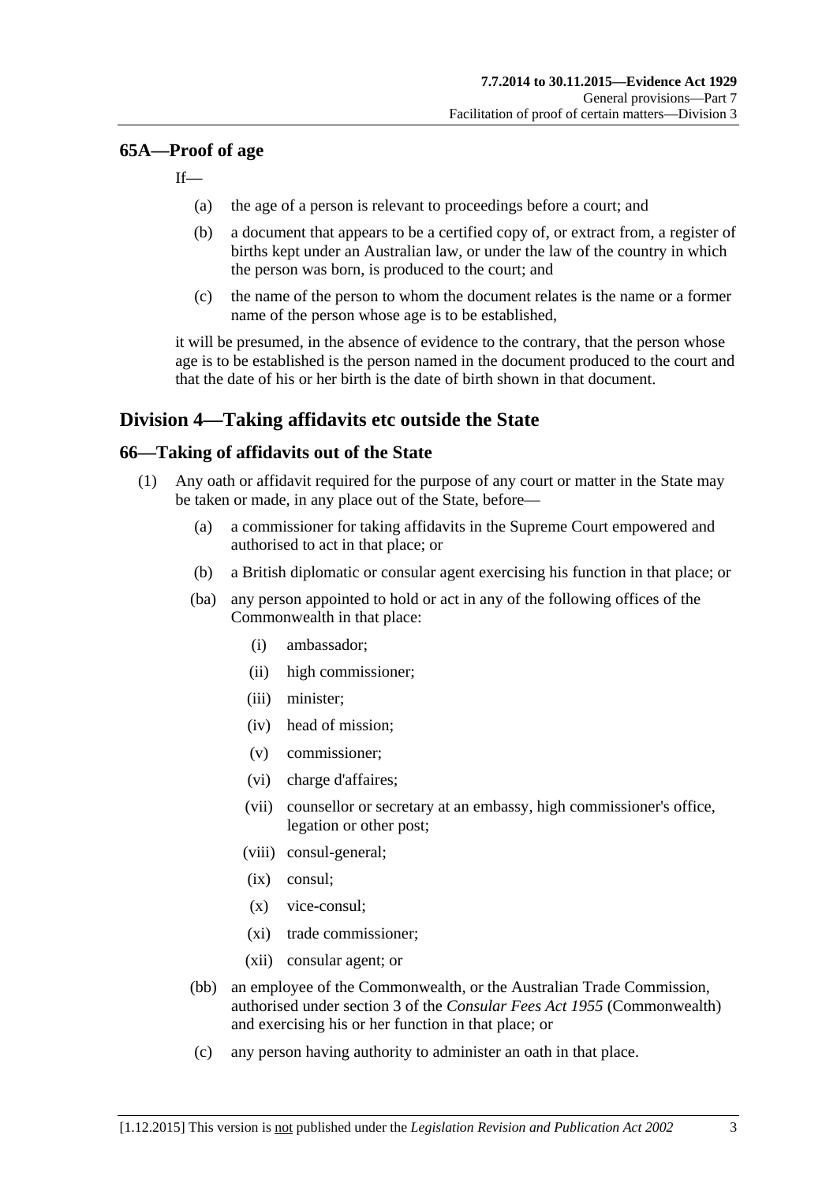## 65A—Proof of age

If—

(a) the age of a person is relevant to proceedings before a court; and

(b) a document that appears to be a certified copy of, or extract from, a register of births kept under an Australian law, or under the law of the country in which the person was born, is produced to the court; and

(c) the name of the person to whom the document relates is the name or a former name of the person whose age is to be established,

it will be presumed, in the absence of evidence to the contrary, that the person whose age is to be established is the person named in the document produced to the court and that the date of his or her birth is the date of birth shown in that document.

# Division 4—Taking affidavits etc outside the State

## 66—Taking of affidavits out of the State

(1) Any oath or affidavit required for the purpose of any court or matter in the State may be taken or made, in any place out of the State, before—

(a) a commissioner for taking affidavits in the Supreme Court empowered and authorised to act in that place; or

(b) a British diplomatic or consular agent exercising his function in that place; or

(ba) any person appointed to hold or act in any of the following offices of the Commonwealth in that place:

(i) ambassador;

(ii) high commissioner;

(iii) minister;

(iv) head of mission;

(v) commissioner;

(vi) charge d'affaires;

(vii) counsellor or secretary at an embassy, high commissioner's office, legation or other post;

(viii) consul-general;

(ix) consul;

(x) vice-consul;

(xi) trade commissioner;

(xii) consular agent; or

(bb) an employee of the Commonwealth, or the Australian Trade Commission, authorised under section 3 of the *Consular Fees Act 1955* (Commonwealth) and exercising his or her function in that place; or

(c) any person having authority to administer an oath in that place.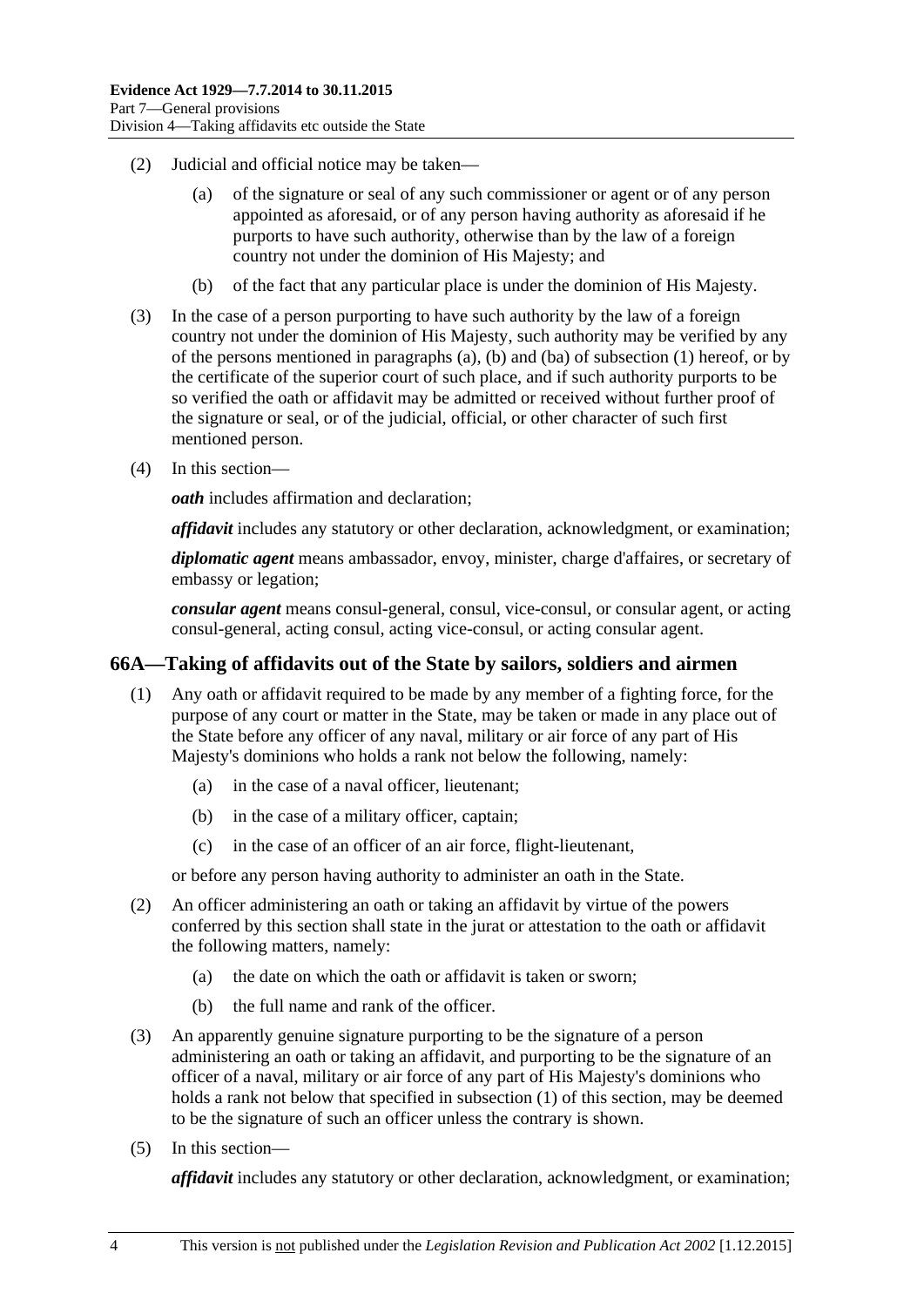(2) Judicial and official notice may be taken—

(a) of the signature or seal of any such commissioner or agent or of any person appointed as aforesaid, or of any person having authority as aforesaid if he purports to have such authority, otherwise than by the law of a foreign country not under the dominion of His Majesty; and

(b) of the fact that any particular place is under the dominion of His Majesty.

(3) In the case of a person purporting to have such authority by the law of a foreign country not under the dominion of His Majesty, such authority may be verified by any of the persons mentioned in paragraphs (a), (b) and (ba) of subsection (1) hereof, or by the certificate of the superior court of such place, and if such authority purports to be so verified the oath or affidavit may be admitted or received without further proof of the signature or seal, or of the judicial, official, or other character of such first mentioned person.

(4) In this section—

***oath*** includes affirmation and declaration;

***affidavit*** includes any statutory or other declaration, acknowledgment, or examination;

***diplomatic agent*** means ambassador, envoy, minister, charge d'affaires, or secretary of embassy or legation;

***consular agent*** means consul-general, consul, vice-consul, or consular agent, or acting consul-general, acting consul, acting vice-consul, or acting consular agent.

## 66A—Taking of affidavits out of the State by sailors, soldiers and airmen

(1) Any oath or affidavit required to be made by any member of a fighting force, for the purpose of any court or matter in the State, may be taken or made in any place out of the State before any officer of any naval, military or air force of any part of His Majesty's dominions who holds a rank not below the following, namely:

(a) in the case of a naval officer, lieutenant;

(b) in the case of a military officer, captain;

(c) in the case of an officer of an air force, flight-lieutenant,

or before any person having authority to administer an oath in the State.

(2) An officer administering an oath or taking an affidavit by virtue of the powers conferred by this section shall state in the jurat or attestation to the oath or affidavit the following matters, namely:

(a) the date on which the oath or affidavit is taken or sworn;

(b) the full name and rank of the officer.

(3) An apparently genuine signature purporting to be the signature of a person administering an oath or taking an affidavit, and purporting to be the signature of an officer of a naval, military or air force of any part of His Majesty's dominions who holds a rank not below that specified in subsection (1) of this section, may be deemed to be the signature of such an officer unless the contrary is shown.

(5) In this section—

***affidavit*** includes any statutory or other declaration, acknowledgment, or examination;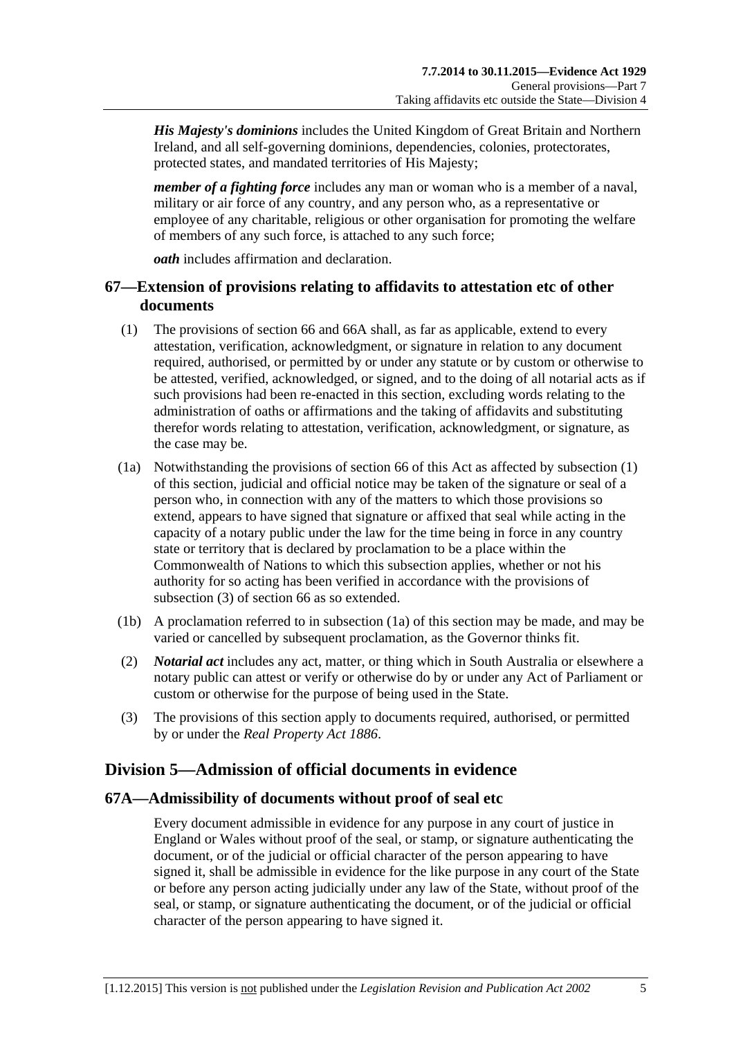***His Majesty's dominions*** includes the United Kingdom of Great Britain and Northern Ireland, and all self-governing dominions, dependencies, colonies, protectorates, protected states, and mandated territories of His Majesty;

***member of a fighting force*** includes any man or woman who is a member of a naval, military or air force of any country, and any person who, as a representative or employee of any charitable, religious or other organisation for promoting the welfare of members of any such force, is attached to any such force;

***oath*** includes affirmation and declaration.

## 67—Extension of provisions relating to affidavits to attestation etc of other documents

(1) The provisions of section 66 and 66A shall, as far as applicable, extend to every attestation, verification, acknowledgment, or signature in relation to any document required, authorised, or permitted by or under any statute or by custom or otherwise to be attested, verified, acknowledged, or signed, and to the doing of all notarial acts as if such provisions had been re-enacted in this section, excluding words relating to the administration of oaths or affirmations and the taking of affidavits and substituting therefor words relating to attestation, verification, acknowledgment, or signature, as the case may be.

(1a) Notwithstanding the provisions of section 66 of this Act as affected by subsection (1) of this section, judicial and official notice may be taken of the signature or seal of a person who, in connection with any of the matters to which those provisions so extend, appears to have signed that signature or affixed that seal while acting in the capacity of a notary public under the law for the time being in force in any country state or territory that is declared by proclamation to be a place within the Commonwealth of Nations to which this subsection applies, whether or not his authority for so acting has been verified in accordance with the provisions of subsection (3) of section 66 as so extended.

(1b) A proclamation referred to in subsection (1a) of this section may be made, and may be varied or cancelled by subsequent proclamation, as the Governor thinks fit.

(2) ***Notarial act*** includes any act, matter, or thing which in South Australia or elsewhere a notary public can attest or verify or otherwise do by or under any Act of Parliament or custom or otherwise for the purpose of being used in the State.

(3) The provisions of this section apply to documents required, authorised, or permitted by or under the *Real Property Act 1886*.

# Division 5—Admission of official documents in evidence

## 67A—Admissibility of documents without proof of seal etc

Every document admissible in evidence for any purpose in any court of justice in England or Wales without proof of the seal, or stamp, or signature authenticating the document, or of the judicial or official character of the person appearing to have signed it, shall be admissible in evidence for the like purpose in any court of the State or before any person acting judicially under any law of the State, without proof of the seal, or stamp, or signature authenticating the document, or of the judicial or official character of the person appearing to have signed it.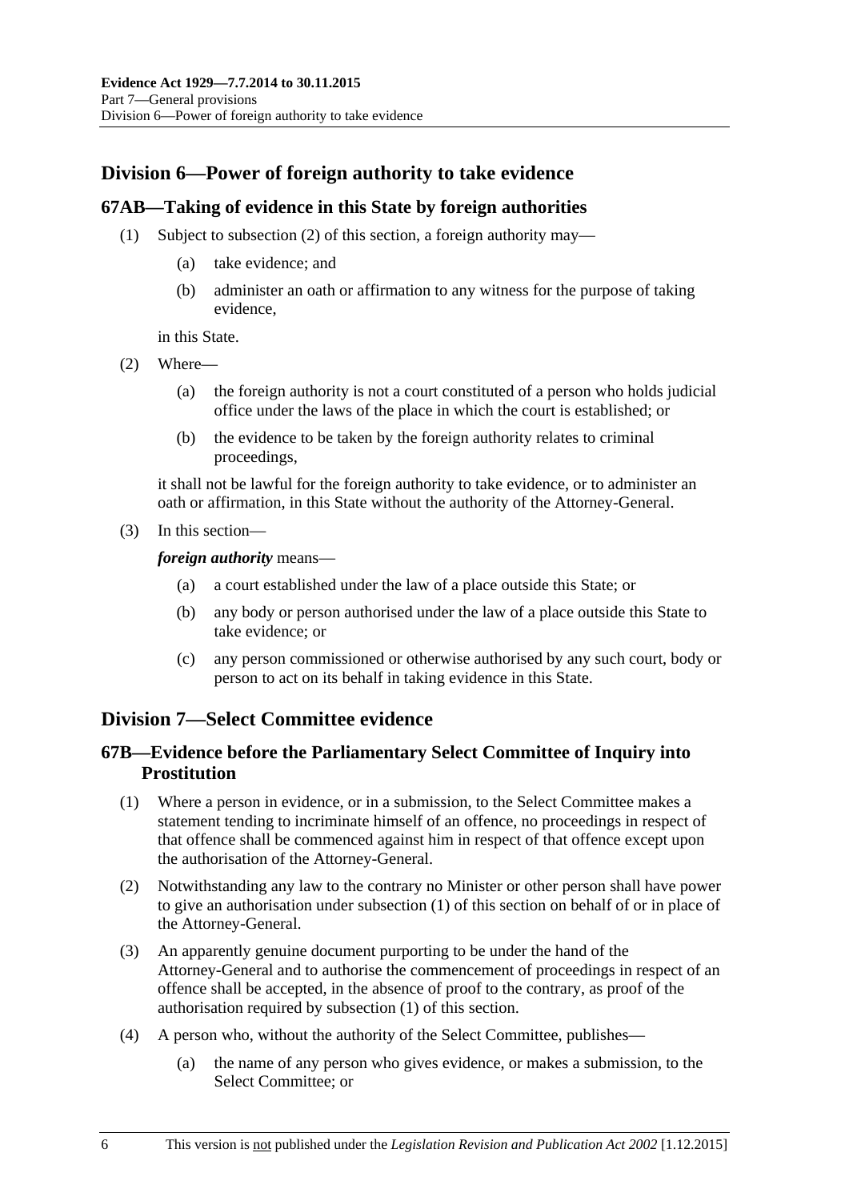## Division 6—Power of foreign authority to take evidence

### 67AB—Taking of evidence in this State by foreign authorities

(1) Subject to subsection (2) of this section, a foreign authority may—

(a) take evidence; and

(b) administer an oath or affirmation to any witness for the purpose of taking evidence,

in this State.

(2) Where—

(a) the foreign authority is not a court constituted of a person who holds judicial office under the laws of the place in which the court is established; or

(b) the evidence to be taken by the foreign authority relates to criminal proceedings,

it shall not be lawful for the foreign authority to take evidence, or to administer an oath or affirmation, in this State without the authority of the Attorney-General.

(3) In this section—

***foreign authority*** means—

(a) a court established under the law of a place outside this State; or

(b) any body or person authorised under the law of a place outside this State to take evidence; or

(c) any person commissioned or otherwise authorised by any such court, body or person to act on its behalf in taking evidence in this State.

## Division 7—Select Committee evidence

### 67B—Evidence before the Parliamentary Select Committee of Inquiry into Prostitution

(1) Where a person in evidence, or in a submission, to the Select Committee makes a statement tending to incriminate himself of an offence, no proceedings in respect of that offence shall be commenced against him in respect of that offence except upon the authorisation of the Attorney-General.

(2) Notwithstanding any law to the contrary no Minister or other person shall have power to give an authorisation under subsection (1) of this section on behalf of or in place of the Attorney-General.

(3) An apparently genuine document purporting to be under the hand of the Attorney-General and to authorise the commencement of proceedings in respect of an offence shall be accepted, in the absence of proof to the contrary, as proof of the authorisation required by subsection (1) of this section.

(4) A person who, without the authority of the Select Committee, publishes—

(a) the name of any person who gives evidence, or makes a submission, to the Select Committee; or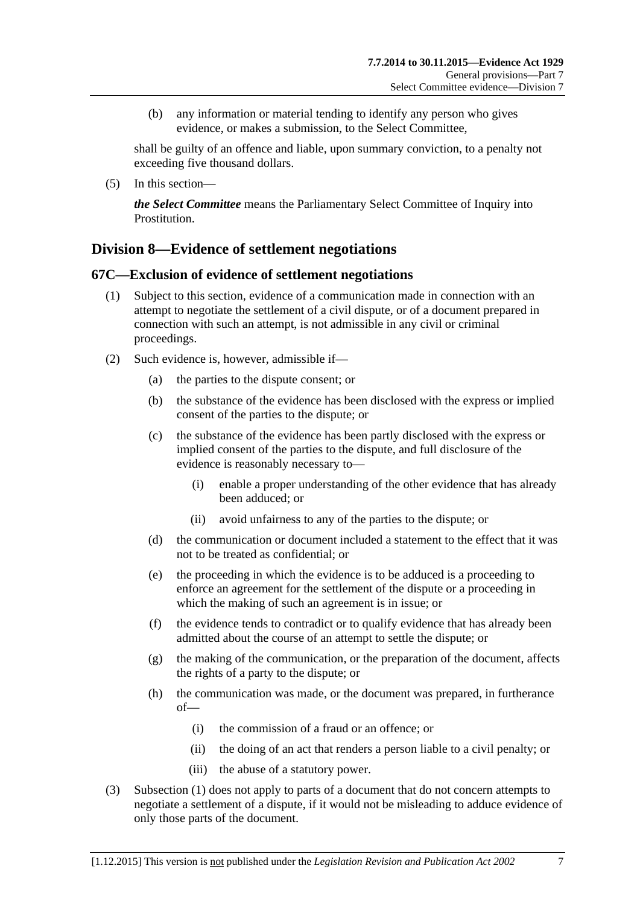(b) any information or material tending to identify any person who gives evidence, or makes a submission, to the Select Committee,

shall be guilty of an offence and liable, upon summary conviction, to a penalty not exceeding five thousand dollars.

(5) In this section—

***the Select Committee*** means the Parliamentary Select Committee of Inquiry into Prostitution.

## Division 8—Evidence of settlement negotiations

### 67C—Exclusion of evidence of settlement negotiations

(1) Subject to this section, evidence of a communication made in connection with an attempt to negotiate the settlement of a civil dispute, or of a document prepared in connection with such an attempt, is not admissible in any civil or criminal proceedings.

(2) Such evidence is, however, admissible if—

- (a) the parties to the dispute consent; or
- (b) the substance of the evidence has been disclosed with the express or implied consent of the parties to the dispute; or
- (c) the substance of the evidence has been partly disclosed with the express or implied consent of the parties to the dispute, and full disclosure of the evidence is reasonably necessary to—
  - (i) enable a proper understanding of the other evidence that has already been adduced; or
  - (ii) avoid unfairness to any of the parties to the dispute; or
- (d) the communication or document included a statement to the effect that it was not to be treated as confidential; or
- (e) the proceeding in which the evidence is to be adduced is a proceeding to enforce an agreement for the settlement of the dispute or a proceeding in which the making of such an agreement is in issue; or
- (f) the evidence tends to contradict or to qualify evidence that has already been admitted about the course of an attempt to settle the dispute; or
- (g) the making of the communication, or the preparation of the document, affects the rights of a party to the dispute; or
- (h) the communication was made, or the document was prepared, in furtherance of—
  - (i) the commission of a fraud or an offence; or
  - (ii) the doing of an act that renders a person liable to a civil penalty; or
  - (iii) the abuse of a statutory power.

(3) Subsection (1) does not apply to parts of a document that do not concern attempts to negotiate a settlement of a dispute, if it would not be misleading to adduce evidence of only those parts of the document.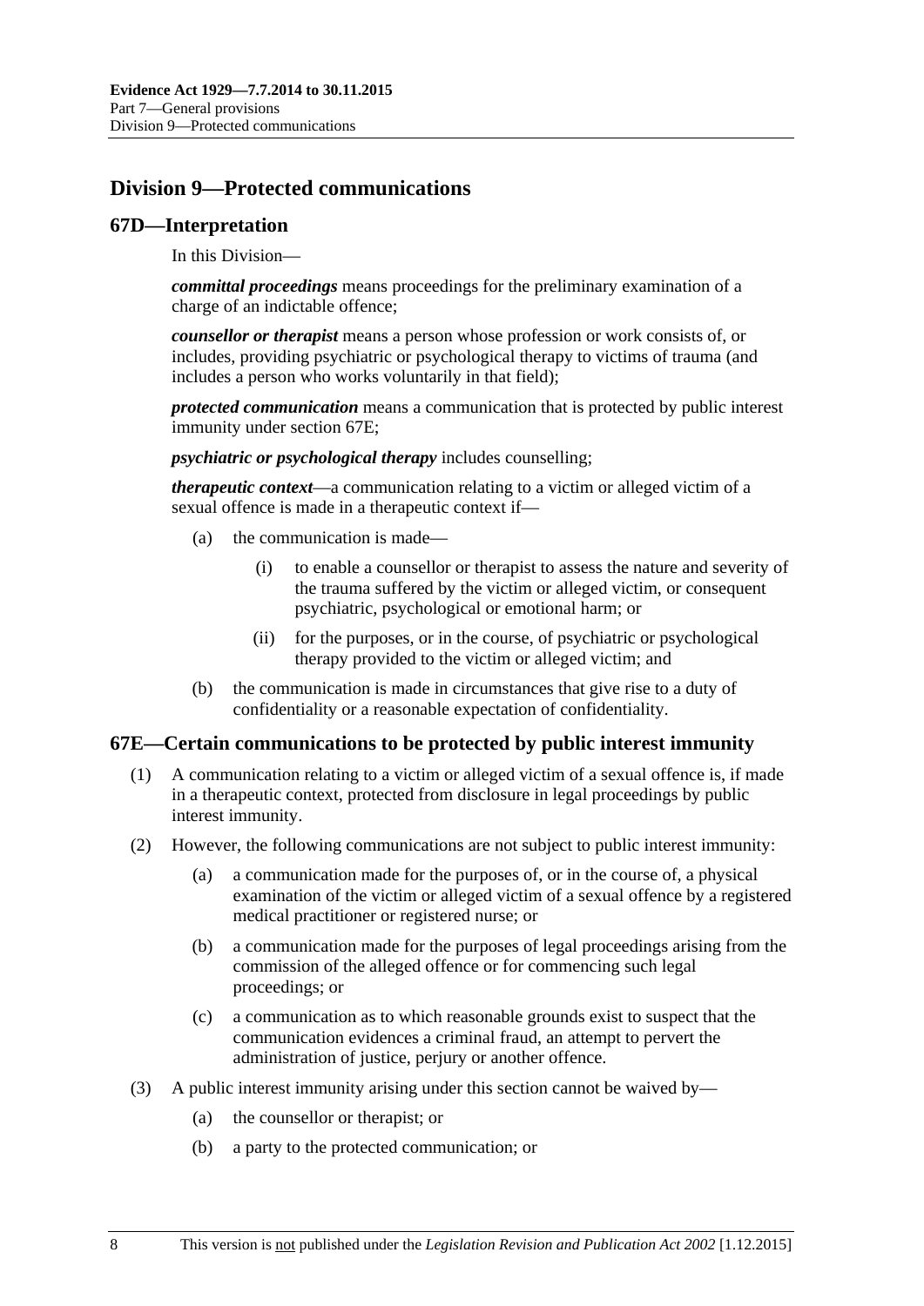## Division 9—Protected communications

### 67D—Interpretation

In this Division—

***committal proceedings*** means proceedings for the preliminary examination of a charge of an indictable offence;

***counsellor or therapist*** means a person whose profession or work consists of, or includes, providing psychiatric or psychological therapy to victims of trauma (and includes a person who works voluntarily in that field);

***protected communication*** means a communication that is protected by public interest immunity under section 67E;

***psychiatric or psychological therapy*** includes counselling;

***therapeutic context***—a communication relating to a victim or alleged victim of a sexual offence is made in a therapeutic context if—

(a) the communication is made—

(i) to enable a counsellor or therapist to assess the nature and severity of the trauma suffered by the victim or alleged victim, or consequent psychiatric, psychological or emotional harm; or

(ii) for the purposes, or in the course, of psychiatric or psychological therapy provided to the victim or alleged victim; and

(b) the communication is made in circumstances that give rise to a duty of confidentiality or a reasonable expectation of confidentiality.

### 67E—Certain communications to be protected by public interest immunity

(1) A communication relating to a victim or alleged victim of a sexual offence is, if made in a therapeutic context, protected from disclosure in legal proceedings by public interest immunity.

(2) However, the following communications are not subject to public interest immunity:

(a) a communication made for the purposes of, or in the course of, a physical examination of the victim or alleged victim of a sexual offence by a registered medical practitioner or registered nurse; or

(b) a communication made for the purposes of legal proceedings arising from the commission of the alleged offence or for commencing such legal proceedings; or

(c) a communication as to which reasonable grounds exist to suspect that the communication evidences a criminal fraud, an attempt to pervert the administration of justice, perjury or another offence.

(3) A public interest immunity arising under this section cannot be waived by—

(a) the counsellor or therapist; or

(b) a party to the protected communication; or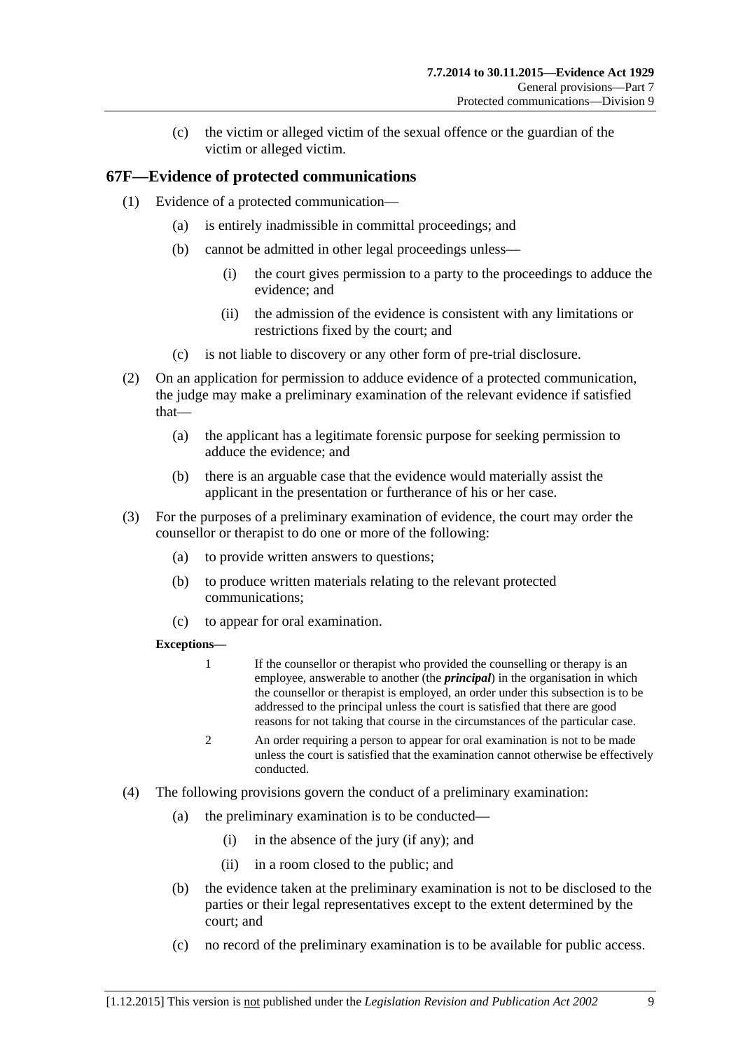(c) the victim or alleged victim of the sexual offence or the guardian of the victim or alleged victim.

## 67F—Evidence of protected communications

(1) Evidence of a protected communication—

(a) is entirely inadmissible in committal proceedings; and

(b) cannot be admitted in other legal proceedings unless—

(i) the court gives permission to a party to the proceedings to adduce the evidence; and

(ii) the admission of the evidence is consistent with any limitations or restrictions fixed by the court; and

(c) is not liable to discovery or any other form of pre-trial disclosure.

(2) On an application for permission to adduce evidence of a protected communication, the judge may make a preliminary examination of the relevant evidence if satisfied that—

(a) the applicant has a legitimate forensic purpose for seeking permission to adduce the evidence; and

(b) there is an arguable case that the evidence would materially assist the applicant in the presentation or furtherance of his or her case.

(3) For the purposes of a preliminary examination of evidence, the court may order the counsellor or therapist to do one or more of the following:

(a) to provide written answers to questions;

(b) to produce written materials relating to the relevant protected communications;

(c) to appear for oral examination.

**Exceptions—**

1 If the counsellor or therapist who provided the counselling or therapy is an employee, answerable to another (the ***principal***) in the organisation in which the counsellor or therapist is employed, an order under this subsection is to be addressed to the principal unless the court is satisfied that there are good reasons for not taking that course in the circumstances of the particular case.

2 An order requiring a person to appear for oral examination is not to be made unless the court is satisfied that the examination cannot otherwise be effectively conducted.

(4) The following provisions govern the conduct of a preliminary examination:

(a) the preliminary examination is to be conducted—

(i) in the absence of the jury (if any); and

(ii) in a room closed to the public; and

(b) the evidence taken at the preliminary examination is not to be disclosed to the parties or their legal representatives except to the extent determined by the court; and

(c) no record of the preliminary examination is to be available for public access.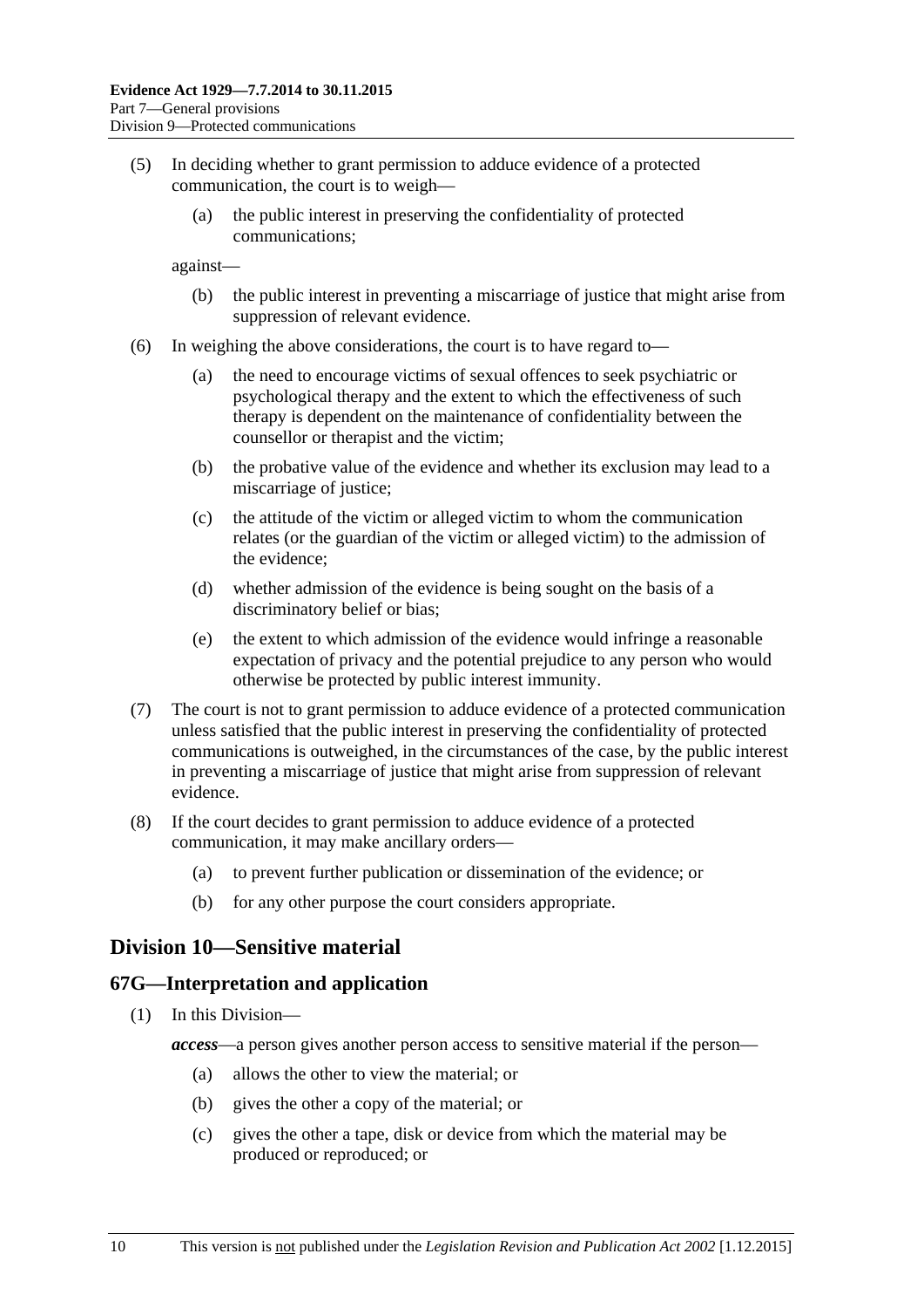(5) In deciding whether to grant permission to adduce evidence of a protected communication, the court is to weigh—

  (a) the public interest in preserving the confidentiality of protected communications;

against—

  (b) the public interest in preventing a miscarriage of justice that might arise from suppression of relevant evidence.

(6) In weighing the above considerations, the court is to have regard to—

  (a) the need to encourage victims of sexual offences to seek psychiatric or psychological therapy and the extent to which the effectiveness of such therapy is dependent on the maintenance of confidentiality between the counsellor or therapist and the victim;

  (b) the probative value of the evidence and whether its exclusion may lead to a miscarriage of justice;

  (c) the attitude of the victim or alleged victim to whom the communication relates (or the guardian of the victim or alleged victim) to the admission of the evidence;

  (d) whether admission of the evidence is being sought on the basis of a discriminatory belief or bias;

  (e) the extent to which admission of the evidence would infringe a reasonable expectation of privacy and the potential prejudice to any person who would otherwise be protected by public interest immunity.

(7) The court is not to grant permission to adduce evidence of a protected communication unless satisfied that the public interest in preserving the confidentiality of protected communications is outweighed, in the circumstances of the case, by the public interest in preventing a miscarriage of justice that might arise from suppression of relevant evidence.

(8) If the court decides to grant permission to adduce evidence of a protected communication, it may make ancillary orders—

  (a) to prevent further publication or dissemination of the evidence; or

  (b) for any other purpose the court considers appropriate.

## Division 10—Sensitive material

### 67G—Interpretation and application

(1) In this Division—

***access***—a person gives another person access to sensitive material if the person—

  (a) allows the other to view the material; or

  (b) gives the other a copy of the material; or

  (c) gives the other a tape, disk or device from which the material may be produced or reproduced; or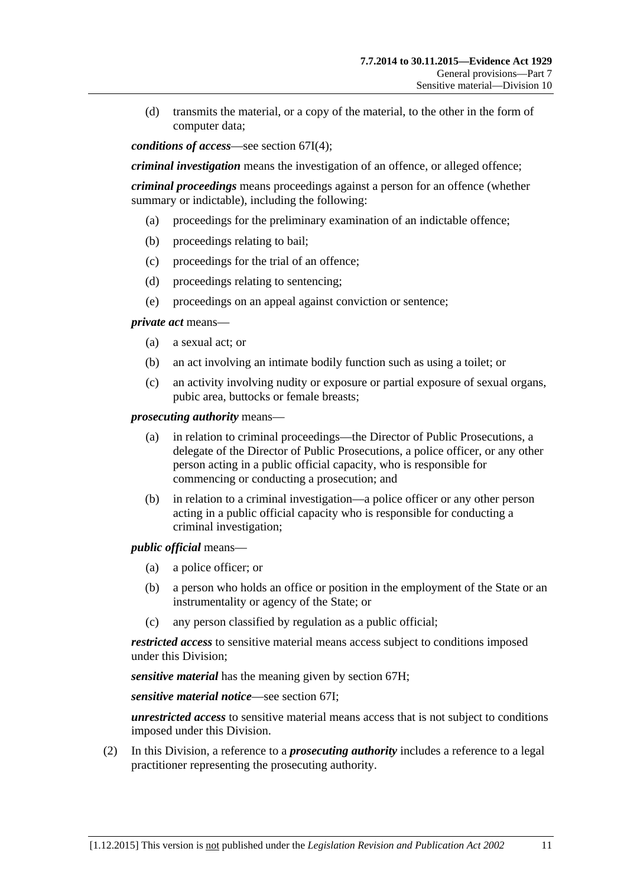(d) transmits the material, or a copy of the material, to the other in the form of computer data;

***conditions of access***—see section 67I(4);

***criminal investigation*** means the investigation of an offence, or alleged offence;

***criminal proceedings*** means proceedings against a person for an offence (whether summary or indictable), including the following:

(a) proceedings for the preliminary examination of an indictable offence;

(b) proceedings relating to bail;

(c) proceedings for the trial of an offence;

(d) proceedings relating to sentencing;

(e) proceedings on an appeal against conviction or sentence;

***private act*** means—

(a) a sexual act; or

(b) an act involving an intimate bodily function such as using a toilet; or

(c) an activity involving nudity or exposure or partial exposure of sexual organs, pubic area, buttocks or female breasts;

***prosecuting authority*** means—

(a) in relation to criminal proceedings—the Director of Public Prosecutions, a delegate of the Director of Public Prosecutions, a police officer, or any other person acting in a public official capacity, who is responsible for commencing or conducting a prosecution; and

(b) in relation to a criminal investigation—a police officer or any other person acting in a public official capacity who is responsible for conducting a criminal investigation;

***public official*** means—

(a) a police officer; or

(b) a person who holds an office or position in the employment of the State or an instrumentality or agency of the State; or

(c) any person classified by regulation as a public official;

***restricted access*** to sensitive material means access subject to conditions imposed under this Division;

***sensitive material*** has the meaning given by section 67H;

***sensitive material notice***—see section 67I;

***unrestricted access*** to sensitive material means access that is not subject to conditions imposed under this Division.

(2) In this Division, a reference to a ***prosecuting authority*** includes a reference to a legal practitioner representing the prosecuting authority.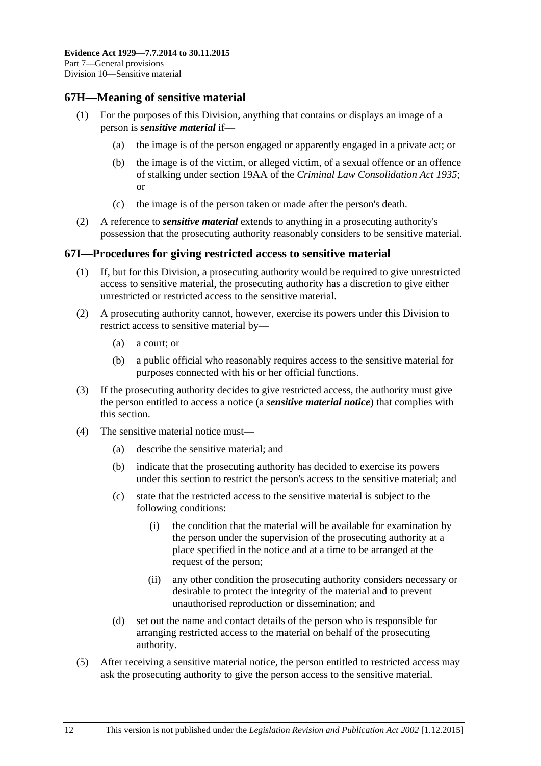## 67H—Meaning of sensitive material

(1) For the purposes of this Division, anything that contains or displays an image of a person is ***sensitive material*** if—

(a) the image is of the person engaged or apparently engaged in a private act; or

(b) the image is of the victim, or alleged victim, of a sexual offence or an offence of stalking under section 19AA of the *Criminal Law Consolidation Act 1935*; or

(c) the image is of the person taken or made after the person's death.

(2) A reference to ***sensitive material*** extends to anything in a prosecuting authority's possession that the prosecuting authority reasonably considers to be sensitive material.

## 67I—Procedures for giving restricted access to sensitive material

(1) If, but for this Division, a prosecuting authority would be required to give unrestricted access to sensitive material, the prosecuting authority has a discretion to give either unrestricted or restricted access to the sensitive material.

(2) A prosecuting authority cannot, however, exercise its powers under this Division to restrict access to sensitive material by—

(a) a court; or

(b) a public official who reasonably requires access to the sensitive material for purposes connected with his or her official functions.

(3) If the prosecuting authority decides to give restricted access, the authority must give the person entitled to access a notice (a ***sensitive material notice***) that complies with this section.

(4) The sensitive material notice must—

(a) describe the sensitive material; and

(b) indicate that the prosecuting authority has decided to exercise its powers under this section to restrict the person's access to the sensitive material; and

(c) state that the restricted access to the sensitive material is subject to the following conditions:

(i) the condition that the material will be available for examination by the person under the supervision of the prosecuting authority at a place specified in the notice and at a time to be arranged at the request of the person;

(ii) any other condition the prosecuting authority considers necessary or desirable to protect the integrity of the material and to prevent unauthorised reproduction or dissemination; and

(d) set out the name and contact details of the person who is responsible for arranging restricted access to the material on behalf of the prosecuting authority.

(5) After receiving a sensitive material notice, the person entitled to restricted access may ask the prosecuting authority to give the person access to the sensitive material.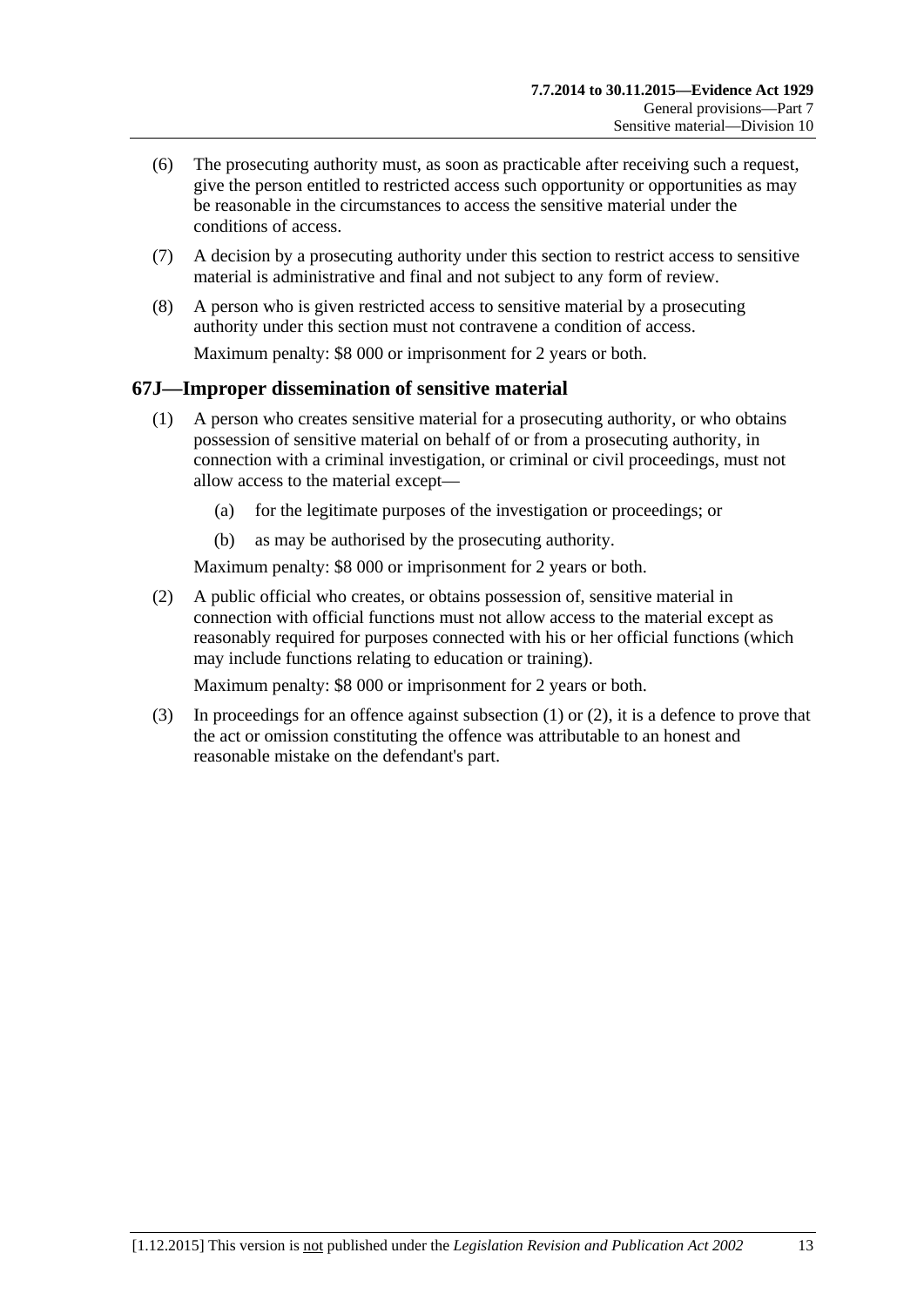(6) The prosecuting authority must, as soon as practicable after receiving such a request, give the person entitled to restricted access such opportunity or opportunities as may be reasonable in the circumstances to access the sensitive material under the conditions of access.

(7) A decision by a prosecuting authority under this section to restrict access to sensitive material is administrative and final and not subject to any form of review.

(8) A person who is given restricted access to sensitive material by a prosecuting authority under this section must not contravene a condition of access.

Maximum penalty: $8 000 or imprisonment for 2 years or both.

## 67J—Improper dissemination of sensitive material

(1) A person who creates sensitive material for a prosecuting authority, or who obtains possession of sensitive material on behalf of or from a prosecuting authority, in connection with a criminal investigation, or criminal or civil proceedings, must not allow access to the material except—

(a) for the legitimate purposes of the investigation or proceedings; or

(b) as may be authorised by the prosecuting authority.

Maximum penalty: $8 000 or imprisonment for 2 years or both.

(2) A public official who creates, or obtains possession of, sensitive material in connection with official functions must not allow access to the material except as reasonably required for purposes connected with his or her official functions (which may include functions relating to education or training).

Maximum penalty: $8 000 or imprisonment for 2 years or both.

(3) In proceedings for an offence against subsection (1) or (2), it is a defence to prove that the act or omission constituting the offence was attributable to an honest and reasonable mistake on the defendant's part.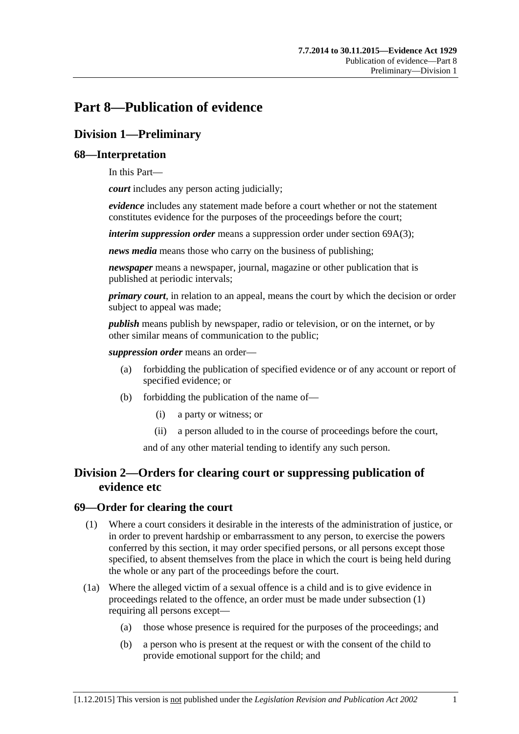# Part 8—Publication of evidence

## Division 1—Preliminary

### 68—Interpretation

In this Part—

***court*** includes any person acting judicially;

***evidence*** includes any statement made before a court whether or not the statement constitutes evidence for the purposes of the proceedings before the court;

***interim suppression order*** means a suppression order under section 69A(3);

***news media*** means those who carry on the business of publishing;

***newspaper*** means a newspaper, journal, magazine or other publication that is published at periodic intervals;

***primary court***, in relation to an appeal, means the court by which the decision or order subject to appeal was made;

***publish*** means publish by newspaper, radio or television, or on the internet, or by other similar means of communication to the public;

***suppression order*** means an order—

(a) forbidding the publication of specified evidence or of any account or report of specified evidence; or

(b) forbidding the publication of the name of—

(i) a party or witness; or

(ii) a person alluded to in the course of proceedings before the court,

and of any other material tending to identify any such person.

## Division 2—Orders for clearing court or suppressing publication of evidence etc

### 69—Order for clearing the court

(1) Where a court considers it desirable in the interests of the administration of justice, or in order to prevent hardship or embarrassment to any person, to exercise the powers conferred by this section, it may order specified persons, or all persons except those specified, to absent themselves from the place in which the court is being held during the whole or any part of the proceedings before the court.

(1a) Where the alleged victim of a sexual offence is a child and is to give evidence in proceedings related to the offence, an order must be made under subsection (1) requiring all persons except—

(a) those whose presence is required for the purposes of the proceedings; and

(b) a person who is present at the request or with the consent of the child to provide emotional support for the child; and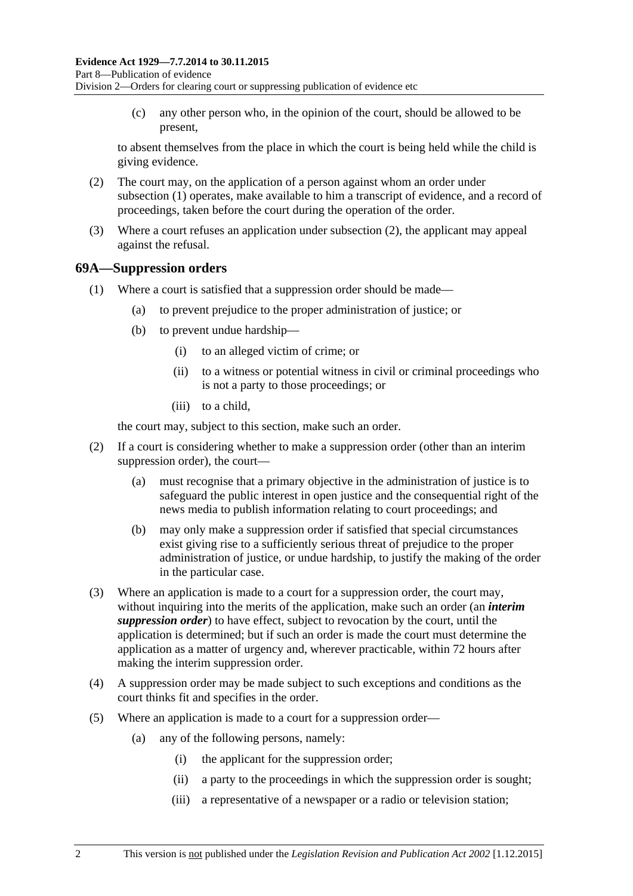(c) any other person who, in the opinion of the court, should be allowed to be present,

to absent themselves from the place in which the court is being held while the child is giving evidence.

(2) The court may, on the application of a person against whom an order under subsection (1) operates, make available to him a transcript of evidence, and a record of proceedings, taken before the court during the operation of the order.

(3) Where a court refuses an application under subsection (2), the applicant may appeal against the refusal.

## 69A—Suppression orders

(1) Where a court is satisfied that a suppression order should be made—

(a) to prevent prejudice to the proper administration of justice; or

(b) to prevent undue hardship—

(i) to an alleged victim of crime; or

(ii) to a witness or potential witness in civil or criminal proceedings who is not a party to those proceedings; or

(iii) to a child,

the court may, subject to this section, make such an order.

(2) If a court is considering whether to make a suppression order (other than an interim suppression order), the court—

(a) must recognise that a primary objective in the administration of justice is to safeguard the public interest in open justice and the consequential right of the news media to publish information relating to court proceedings; and

(b) may only make a suppression order if satisfied that special circumstances exist giving rise to a sufficiently serious threat of prejudice to the proper administration of justice, or undue hardship, to justify the making of the order in the particular case.

(3) Where an application is made to a court for a suppression order, the court may, without inquiring into the merits of the application, make such an order (an ***interim suppression order***) to have effect, subject to revocation by the court, until the application is determined; but if such an order is made the court must determine the application as a matter of urgency and, wherever practicable, within 72 hours after making the interim suppression order.

(4) A suppression order may be made subject to such exceptions and conditions as the court thinks fit and specifies in the order.

(5) Where an application is made to a court for a suppression order—

(a) any of the following persons, namely:

(i) the applicant for the suppression order;

(ii) a party to the proceedings in which the suppression order is sought;

(iii) a representative of a newspaper or a radio or television station;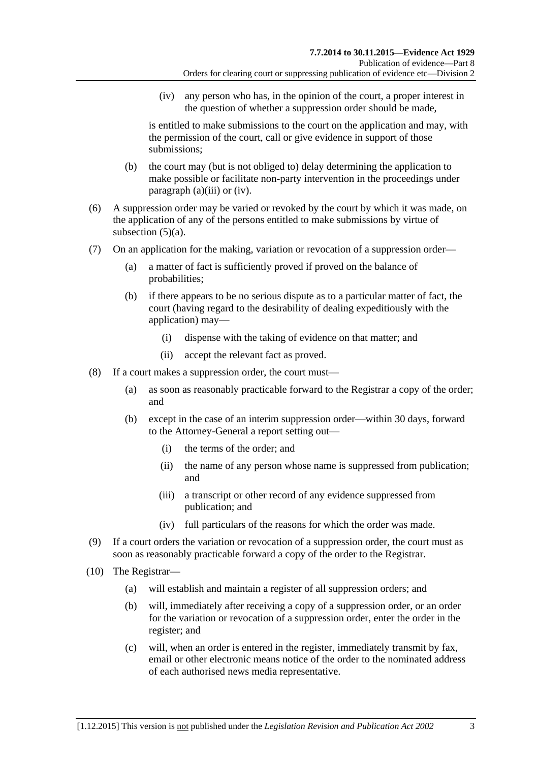(iv) any person who has, in the opinion of the court, a proper interest in the question of whether a suppression order should be made,

is entitled to make submissions to the court on the application and may, with the permission of the court, call or give evidence in support of those submissions;

(b) the court may (but is not obliged to) delay determining the application to make possible or facilitate non-party intervention in the proceedings under paragraph (a)(iii) or (iv).

(6) A suppression order may be varied or revoked by the court by which it was made, on the application of any of the persons entitled to make submissions by virtue of subsection (5)(a).

(7) On an application for the making, variation or revocation of a suppression order—

(a) a matter of fact is sufficiently proved if proved on the balance of probabilities;

(b) if there appears to be no serious dispute as to a particular matter of fact, the court (having regard to the desirability of dealing expeditiously with the application) may—

(i) dispense with the taking of evidence on that matter; and

(ii) accept the relevant fact as proved.

(8) If a court makes a suppression order, the court must—

(a) as soon as reasonably practicable forward to the Registrar a copy of the order; and

(b) except in the case of an interim suppression order—within 30 days, forward to the Attorney-General a report setting out—

(i) the terms of the order; and

(ii) the name of any person whose name is suppressed from publication; and

(iii) a transcript or other record of any evidence suppressed from publication; and

(iv) full particulars of the reasons for which the order was made.

(9) If a court orders the variation or revocation of a suppression order, the court must as soon as reasonably practicable forward a copy of the order to the Registrar.

(10) The Registrar—

(a) will establish and maintain a register of all suppression orders; and

(b) will, immediately after receiving a copy of a suppression order, or an order for the variation or revocation of a suppression order, enter the order in the register; and

(c) will, when an order is entered in the register, immediately transmit by fax, email or other electronic means notice of the order to the nominated address of each authorised news media representative.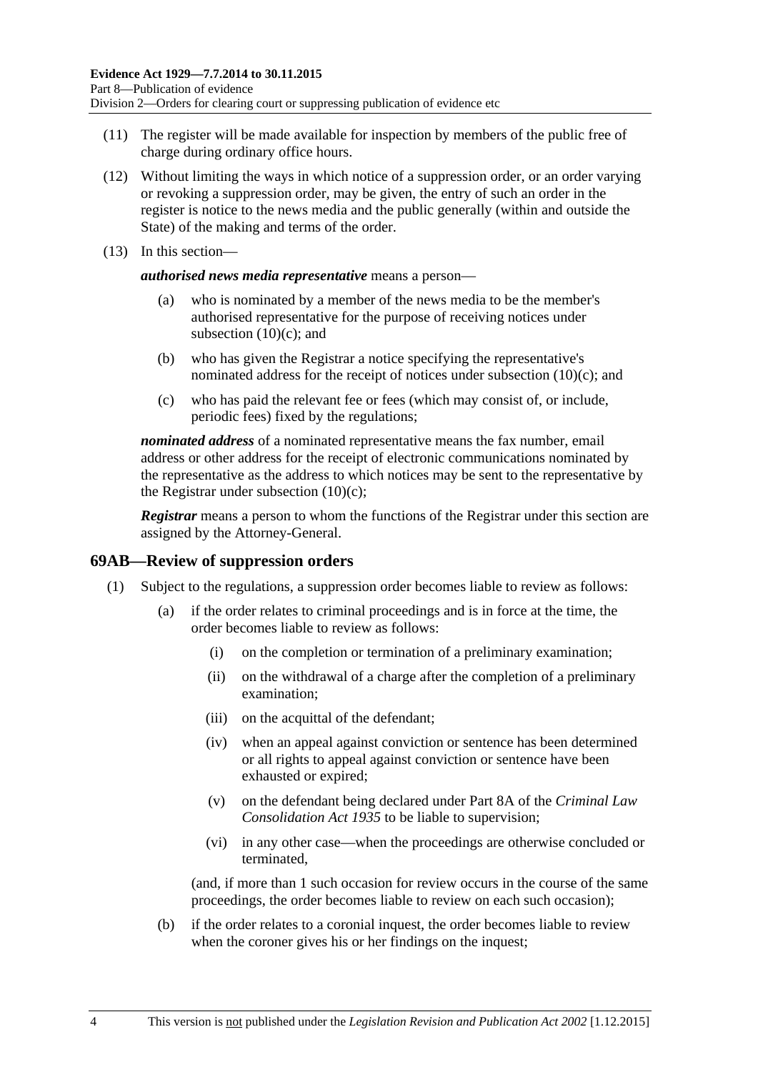(11) The register will be made available for inspection by members of the public free of charge during ordinary office hours.

(12) Without limiting the ways in which notice of a suppression order, or an order varying or revoking a suppression order, may be given, the entry of such an order in the register is notice to the news media and the public generally (within and outside the State) of the making and terms of the order.

(13) In this section—

***authorised news media representative*** means a person—

- (a) who is nominated by a member of the news media to be the member's authorised representative for the purpose of receiving notices under subsection (10)(c); and
- (b) who has given the Registrar a notice specifying the representative's nominated address for the receipt of notices under subsection (10)(c); and
- (c) who has paid the relevant fee or fees (which may consist of, or include, periodic fees) fixed by the regulations;

***nominated address*** of a nominated representative means the fax number, email address or other address for the receipt of electronic communications nominated by the representative as the address to which notices may be sent to the representative by the Registrar under subsection (10)(c);

***Registrar*** means a person to whom the functions of the Registrar under this section are assigned by the Attorney-General.

## 69AB—Review of suppression orders

(1) Subject to the regulations, a suppression order becomes liable to review as follows:

- (a) if the order relates to criminal proceedings and is in force at the time, the order becomes liable to review as follows:
  - (i) on the completion or termination of a preliminary examination;
  - (ii) on the withdrawal of a charge after the completion of a preliminary examination;
  - (iii) on the acquittal of the defendant;
  - (iv) when an appeal against conviction or sentence has been determined or all rights to appeal against conviction or sentence have been exhausted or expired;
  - (v) on the defendant being declared under Part 8A of the *Criminal Law Consolidation Act 1935* to be liable to supervision;
  - (vi) in any other case—when the proceedings are otherwise concluded or terminated,

  (and, if more than 1 such occasion for review occurs in the course of the same proceedings, the order becomes liable to review on each such occasion);
- (b) if the order relates to a coronial inquest, the order becomes liable to review when the coroner gives his or her findings on the inquest;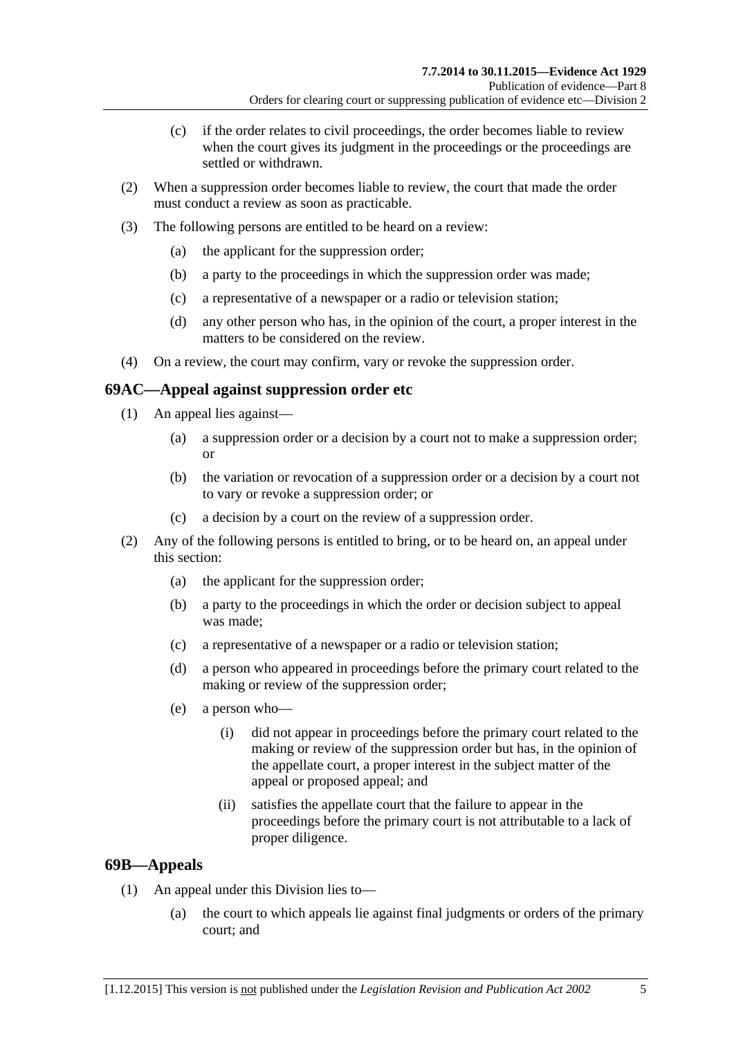(c) if the order relates to civil proceedings, the order becomes liable to review when the court gives its judgment in the proceedings or the proceedings are settled or withdrawn.

(2) When a suppression order becomes liable to review, the court that made the order must conduct a review as soon as practicable.

(3) The following persons are entitled to be heard on a review:

(a) the applicant for the suppression order;

(b) a party to the proceedings in which the suppression order was made;

(c) a representative of a newspaper or a radio or television station;

(d) any other person who has, in the opinion of the court, a proper interest in the matters to be considered on the review.

(4) On a review, the court may confirm, vary or revoke the suppression order.

## 69AC—Appeal against suppression order etc

(1) An appeal lies against—

(a) a suppression order or a decision by a court not to make a suppression order; or

(b) the variation or revocation of a suppression order or a decision by a court not to vary or revoke a suppression order; or

(c) a decision by a court on the review of a suppression order.

(2) Any of the following persons is entitled to bring, or to be heard on, an appeal under this section:

(a) the applicant for the suppression order;

(b) a party to the proceedings in which the order or decision subject to appeal was made;

(c) a representative of a newspaper or a radio or television station;

(d) a person who appeared in proceedings before the primary court related to the making or review of the suppression order;

(e) a person who—

(i) did not appear in proceedings before the primary court related to the making or review of the suppression order but has, in the opinion of the appellate court, a proper interest in the subject matter of the appeal or proposed appeal; and

(ii) satisfies the appellate court that the failure to appear in the proceedings before the primary court is not attributable to a lack of proper diligence.

## 69B—Appeals

(1) An appeal under this Division lies to—

(a) the court to which appeals lie against final judgments or orders of the primary court; and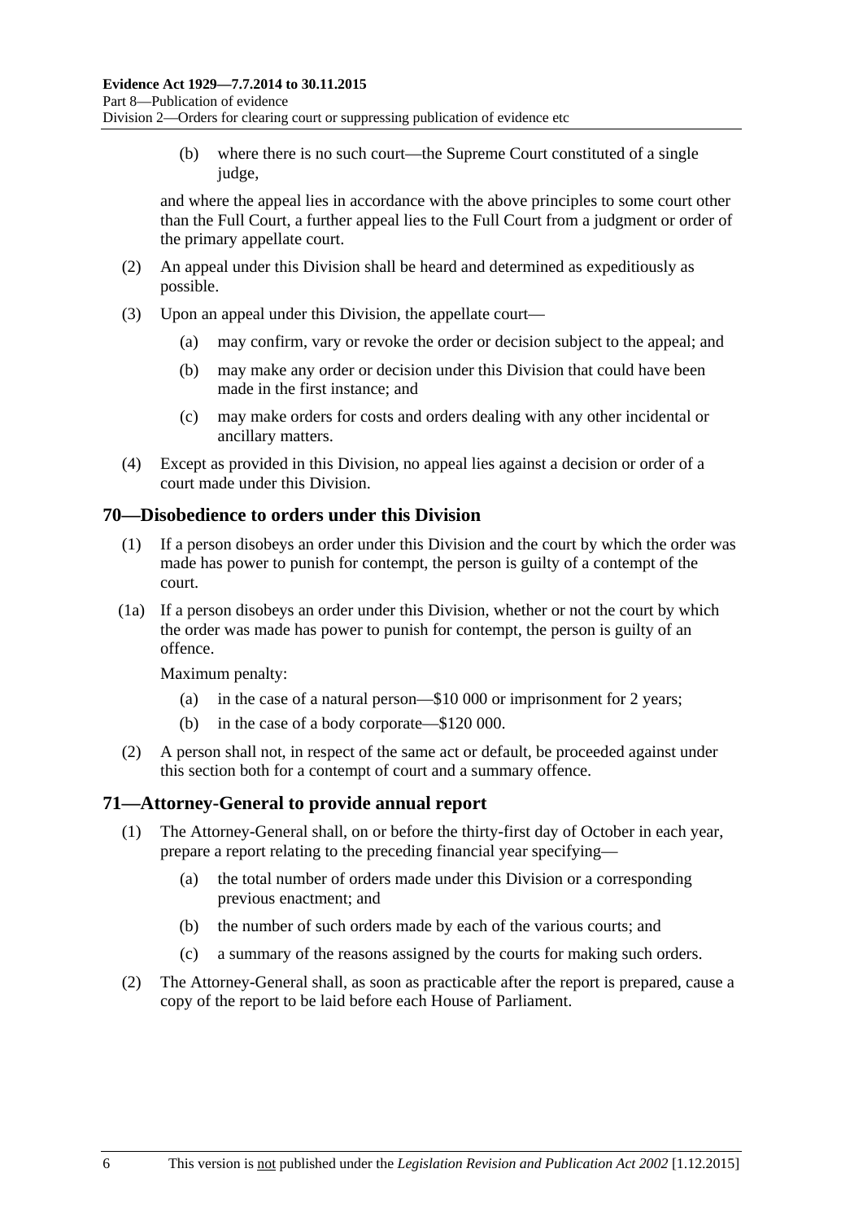(b) where there is no such court—the Supreme Court constituted of a single judge,

and where the appeal lies in accordance with the above principles to some court other than the Full Court, a further appeal lies to the Full Court from a judgment or order of the primary appellate court.

(2) An appeal under this Division shall be heard and determined as expeditiously as possible.

(3) Upon an appeal under this Division, the appellate court—

(a) may confirm, vary or revoke the order or decision subject to the appeal; and

(b) may make any order or decision under this Division that could have been made in the first instance; and

(c) may make orders for costs and orders dealing with any other incidental or ancillary matters.

(4) Except as provided in this Division, no appeal lies against a decision or order of a court made under this Division.

## 70—Disobedience to orders under this Division

(1) If a person disobeys an order under this Division and the court by which the order was made has power to punish for contempt, the person is guilty of a contempt of the court.

(1a) If a person disobeys an order under this Division, whether or not the court by which the order was made has power to punish for contempt, the person is guilty of an offence.

Maximum penalty:

(a) in the case of a natural person—$10 000 or imprisonment for 2 years;

(b) in the case of a body corporate—$120 000.

(2) A person shall not, in respect of the same act or default, be proceeded against under this section both for a contempt of court and a summary offence.

## 71—Attorney-General to provide annual report

(1) The Attorney-General shall, on or before the thirty-first day of October in each year, prepare a report relating to the preceding financial year specifying—

(a) the total number of orders made under this Division or a corresponding previous enactment; and

(b) the number of such orders made by each of the various courts; and

(c) a summary of the reasons assigned by the courts for making such orders.

(2) The Attorney-General shall, as soon as practicable after the report is prepared, cause a copy of the report to be laid before each House of Parliament.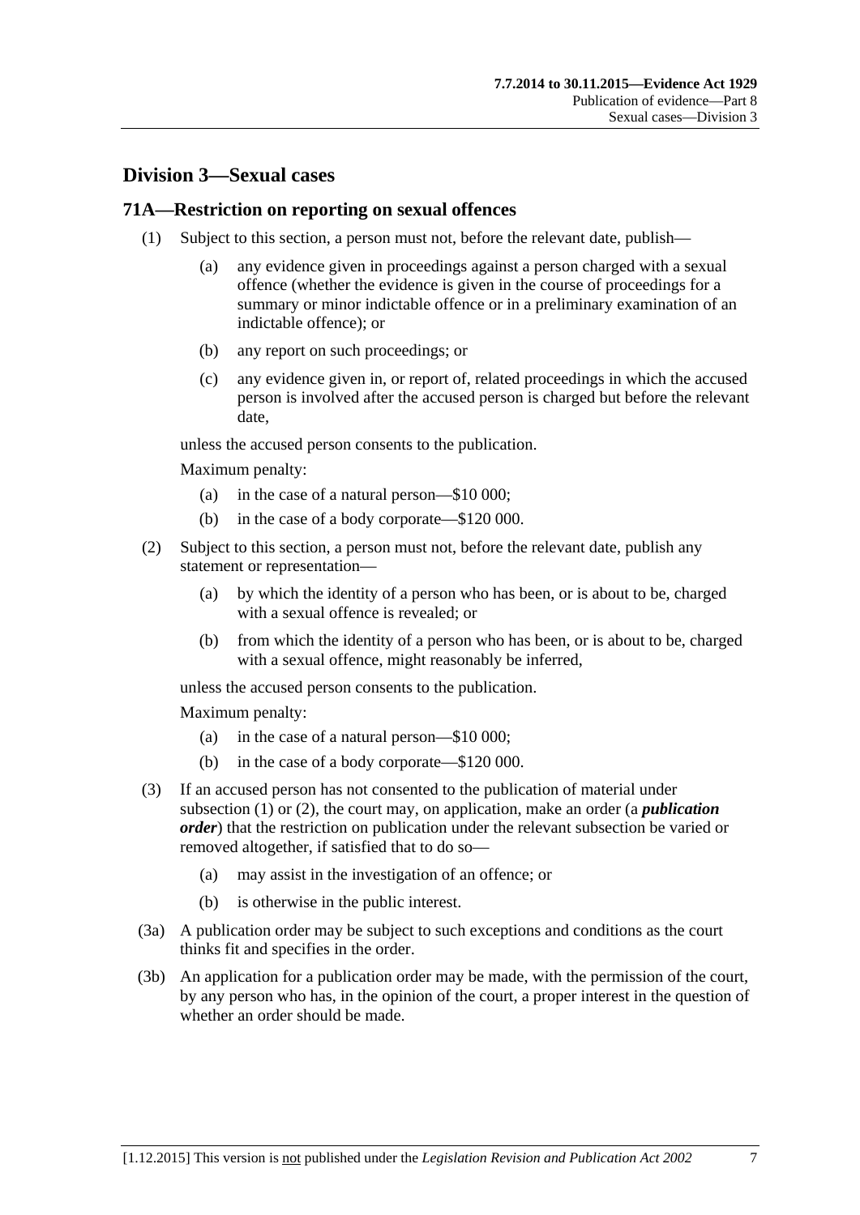## Division 3—Sexual cases

### 71A—Restriction on reporting on sexual offences

(1) Subject to this section, a person must not, before the relevant date, publish—

(a) any evidence given in proceedings against a person charged with a sexual offence (whether the evidence is given in the course of proceedings for a summary or minor indictable offence or in a preliminary examination of an indictable offence); or

(b) any report on such proceedings; or

(c) any evidence given in, or report of, related proceedings in which the accused person is involved after the accused person is charged but before the relevant date,

unless the accused person consents to the publication.

Maximum penalty:

(a) in the case of a natural person—$10 000;

(b) in the case of a body corporate—$120 000.

(2) Subject to this section, a person must not, before the relevant date, publish any statement or representation—

(a) by which the identity of a person who has been, or is about to be, charged with a sexual offence is revealed; or

(b) from which the identity of a person who has been, or is about to be, charged with a sexual offence, might reasonably be inferred,

unless the accused person consents to the publication.

Maximum penalty:

(a) in the case of a natural person—$10 000;

(b) in the case of a body corporate—$120 000.

(3) If an accused person has not consented to the publication of material under subsection (1) or (2), the court may, on application, make an order (a ***publication order***) that the restriction on publication under the relevant subsection be varied or removed altogether, if satisfied that to do so—

(a) may assist in the investigation of an offence; or

(b) is otherwise in the public interest.

(3a) A publication order may be subject to such exceptions and conditions as the court thinks fit and specifies in the order.

(3b) An application for a publication order may be made, with the permission of the court, by any person who has, in the opinion of the court, a proper interest in the question of whether an order should be made.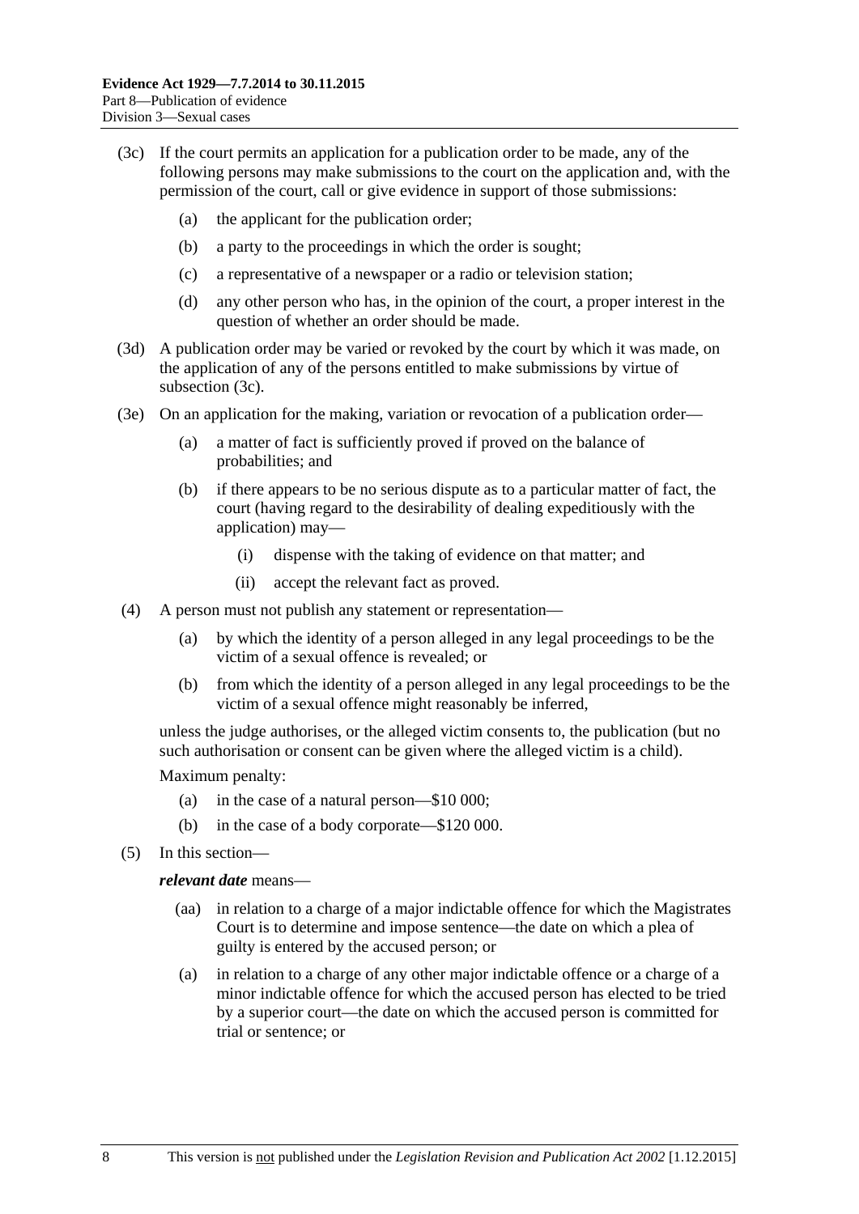(3c) If the court permits an application for a publication order to be made, any of the following persons may make submissions to the court on the application and, with the permission of the court, call or give evidence in support of those submissions:

- (a) the applicant for the publication order;
- (b) a party to the proceedings in which the order is sought;
- (c) a representative of a newspaper or a radio or television station;
- (d) any other person who has, in the opinion of the court, a proper interest in the question of whether an order should be made.

(3d) A publication order may be varied or revoked by the court by which it was made, on the application of any of the persons entitled to make submissions by virtue of subsection (3c).

(3e) On an application for the making, variation or revocation of a publication order—

- (a) a matter of fact is sufficiently proved if proved on the balance of probabilities; and
- (b) if there appears to be no serious dispute as to a particular matter of fact, the court (having regard to the desirability of dealing expeditiously with the application) may—
  - (i) dispense with the taking of evidence on that matter; and
  - (ii) accept the relevant fact as proved.

(4) A person must not publish any statement or representation—

- (a) by which the identity of a person alleged in any legal proceedings to be the victim of a sexual offence is revealed; or
- (b) from which the identity of a person alleged in any legal proceedings to be the victim of a sexual offence might reasonably be inferred,

unless the judge authorises, or the alleged victim consents to, the publication (but no such authorisation or consent can be given where the alleged victim is a child).

Maximum penalty:

- (a) in the case of a natural person—$10 000;
- (b) in the case of a body corporate—$120 000.

(5) In this section—

***relevant date*** means—

- (aa) in relation to a charge of a major indictable offence for which the Magistrates Court is to determine and impose sentence—the date on which a plea of guilty is entered by the accused person; or
- (a) in relation to a charge of any other major indictable offence or a charge of a minor indictable offence for which the accused person has elected to be tried by a superior court—the date on which the accused person is committed for trial or sentence; or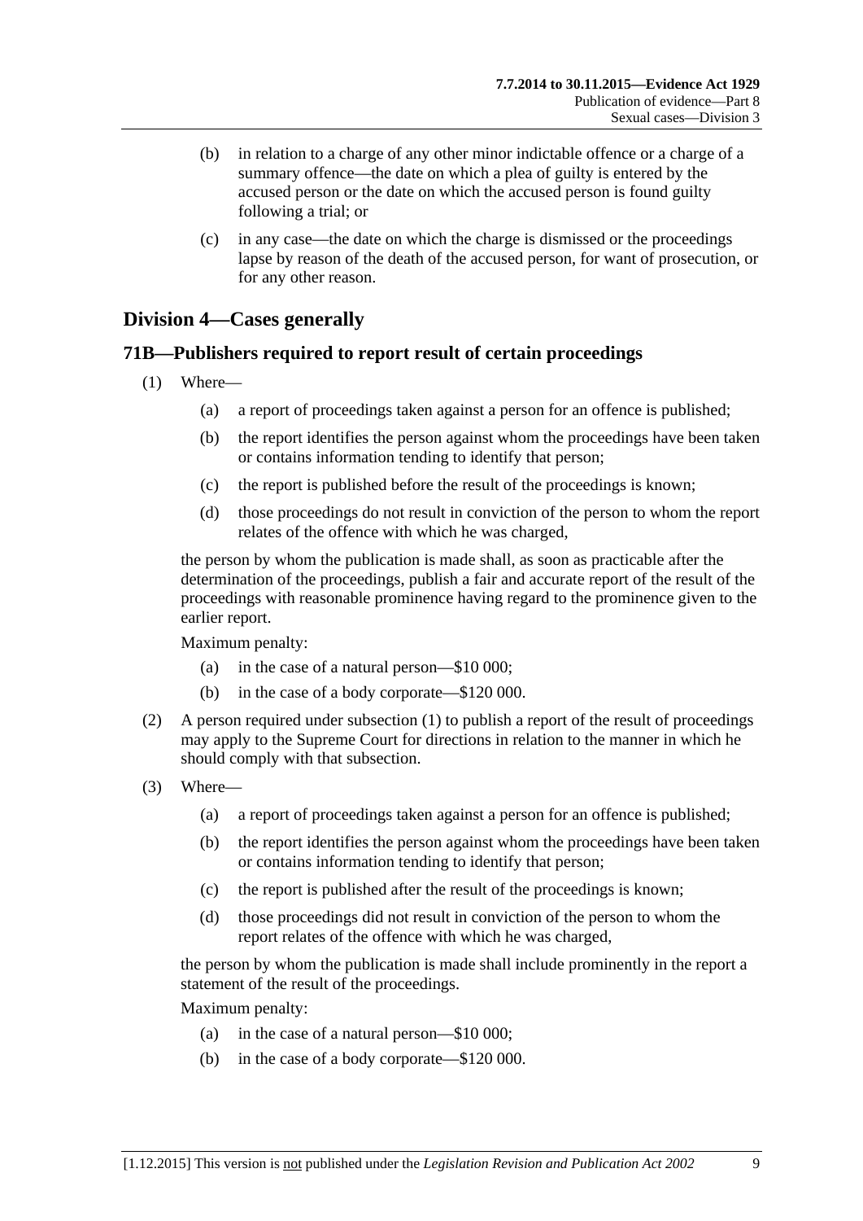(b) in relation to a charge of any other minor indictable offence or a charge of a summary offence—the date on which a plea of guilty is entered by the accused person or the date on which the accused person is found guilty following a trial; or

(c) in any case—the date on which the charge is dismissed or the proceedings lapse by reason of the death of the accused person, for want of prosecution, or for any other reason.

## Division 4—Cases generally

### 71B—Publishers required to report result of certain proceedings

(1) Where—

(a) a report of proceedings taken against a person for an offence is published;

(b) the report identifies the person against whom the proceedings have been taken or contains information tending to identify that person;

(c) the report is published before the result of the proceedings is known;

(d) those proceedings do not result in conviction of the person to whom the report relates of the offence with which he was charged,

the person by whom the publication is made shall, as soon as practicable after the determination of the proceedings, publish a fair and accurate report of the result of the proceedings with reasonable prominence having regard to the prominence given to the earlier report.

Maximum penalty:

(a) in the case of a natural person—$10 000;

(b) in the case of a body corporate—$120 000.

(2) A person required under subsection (1) to publish a report of the result of proceedings may apply to the Supreme Court for directions in relation to the manner in which he should comply with that subsection.

(3) Where—

(a) a report of proceedings taken against a person for an offence is published;

(b) the report identifies the person against whom the proceedings have been taken or contains information tending to identify that person;

(c) the report is published after the result of the proceedings is known;

(d) those proceedings did not result in conviction of the person to whom the report relates of the offence with which he was charged,

the person by whom the publication is made shall include prominently in the report a statement of the result of the proceedings.

Maximum penalty:

(a) in the case of a natural person—$10 000;

(b) in the case of a body corporate—$120 000.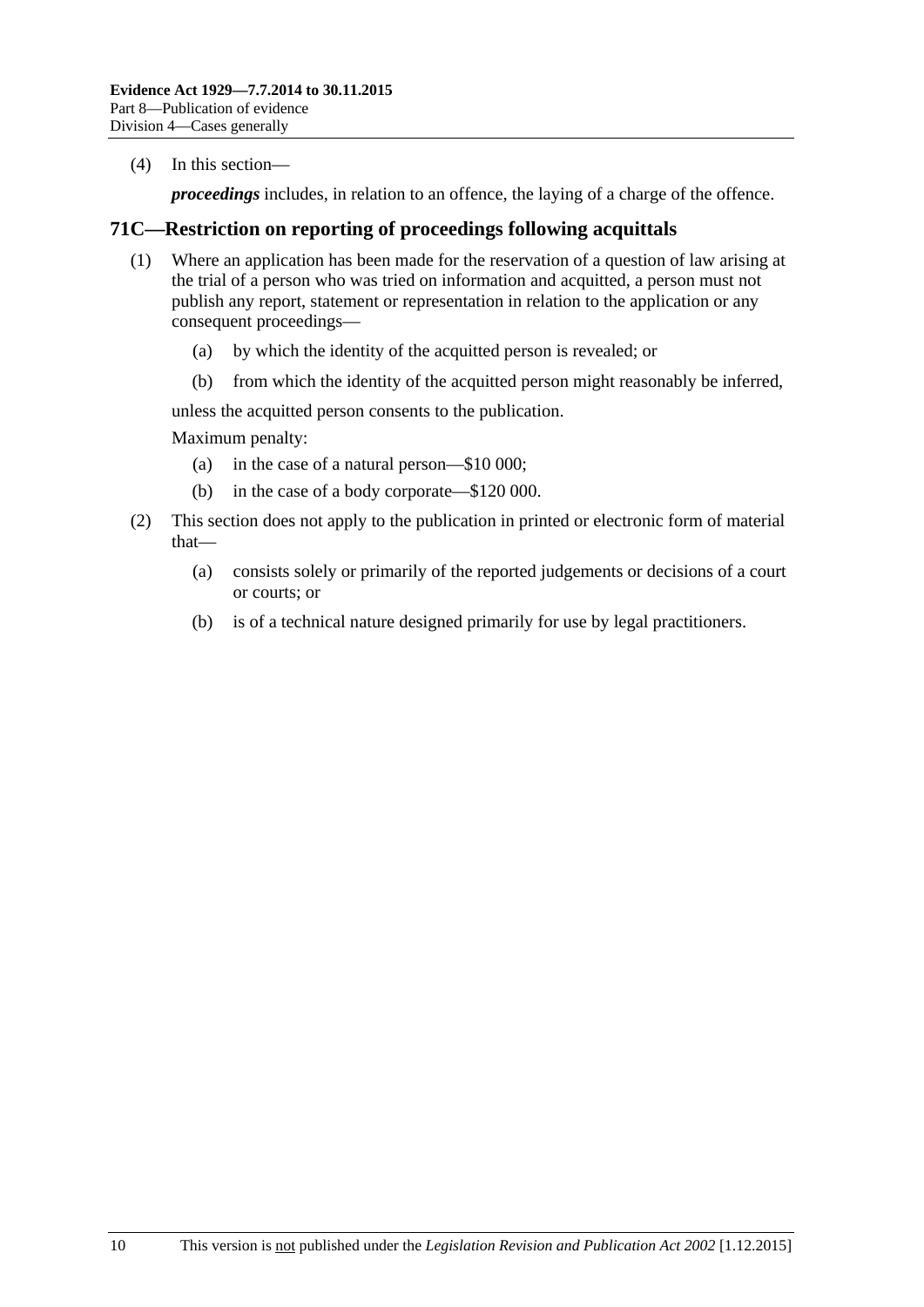(4) In this section—

***proceedings*** includes, in relation to an offence, the laying of a charge of the offence.

## 71C—Restriction on reporting of proceedings following acquittals

(1) Where an application has been made for the reservation of a question of law arising at the trial of a person who was tried on information and acquitted, a person must not publish any report, statement or representation in relation to the application or any consequent proceedings—

   (a) by which the identity of the acquitted person is revealed; or

   (b) from which the identity of the acquitted person might reasonably be inferred,

unless the acquitted person consents to the publication.

Maximum penalty:

   (a) in the case of a natural person—$10 000;

   (b) in the case of a body corporate—$120 000.

(2) This section does not apply to the publication in printed or electronic form of material that—

   (a) consists solely or primarily of the reported judgements or decisions of a court or courts; or

   (b) is of a technical nature designed primarily for use by legal practitioners.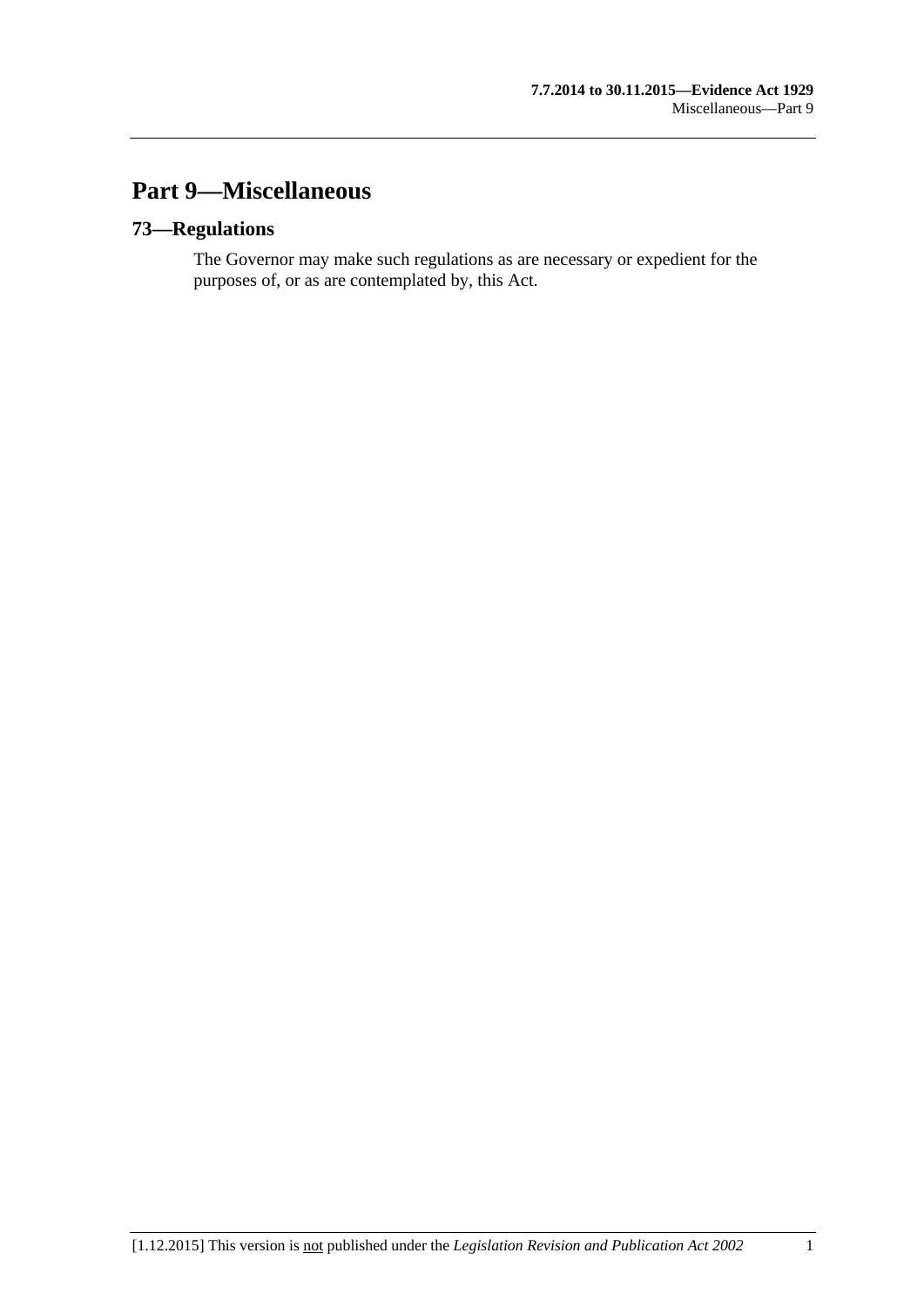# Part 9—Miscellaneous

## 73—Regulations

The Governor may make such regulations as are necessary or expedient for the purposes of, or as are contemplated by, this Act.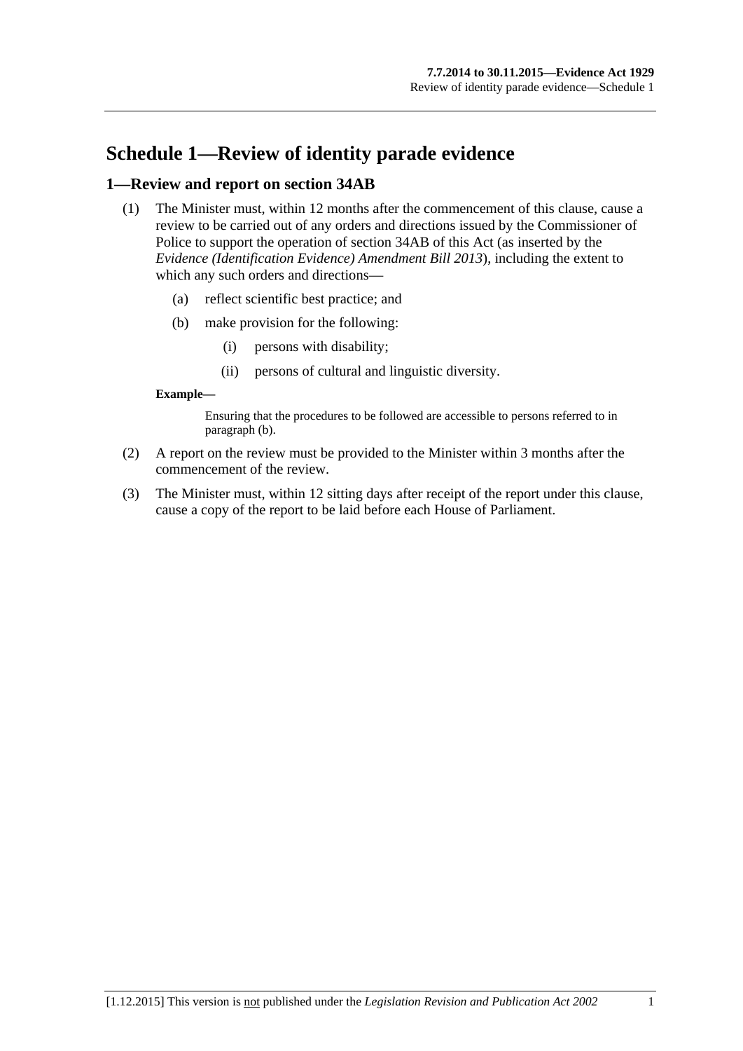# Schedule 1—Review of identity parade evidence

## 1—Review and report on section 34AB

(1) The Minister must, within 12 months after the commencement of this clause, cause a review to be carried out of any orders and directions issued by the Commissioner of Police to support the operation of section 34AB of this Act (as inserted by the *Evidence (Identification Evidence) Amendment Bill 2013*), including the extent to which any such orders and directions—

- (a) reflect scientific best practice; and
- (b) make provision for the following:
  - (i) persons with disability;
  - (ii) persons of cultural and linguistic diversity.

**Example—**

Ensuring that the procedures to be followed are accessible to persons referred to in paragraph (b).

(2) A report on the review must be provided to the Minister within 3 months after the commencement of the review.

(3) The Minister must, within 12 sitting days after receipt of the report under this clause, cause a copy of the report to be laid before each House of Parliament.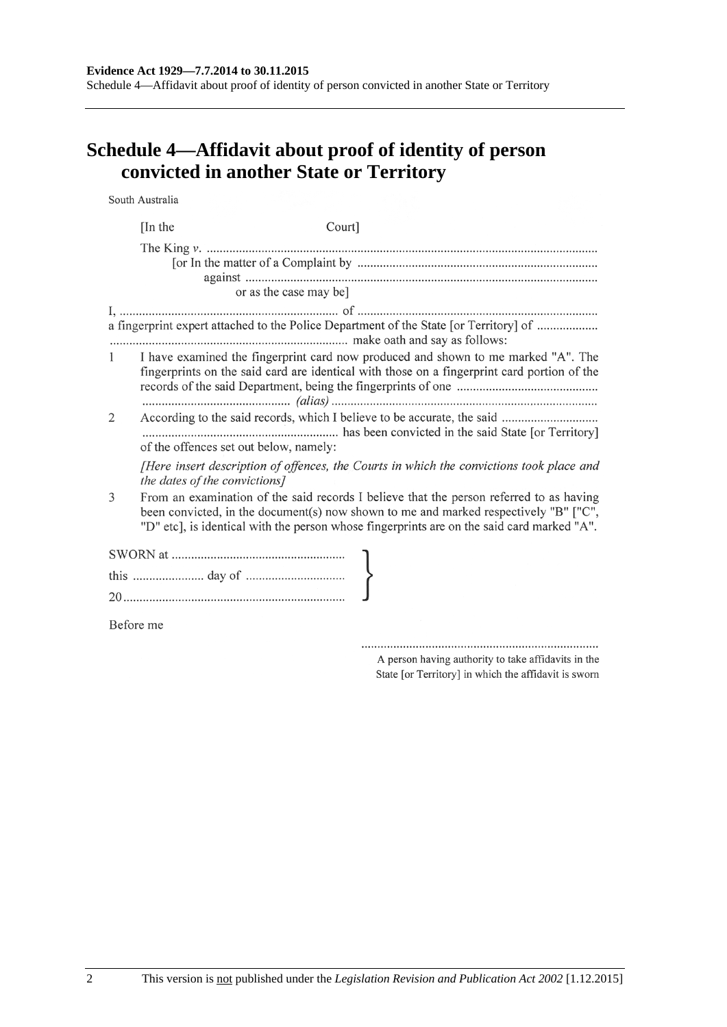# Schedule 4—Affidavit about proof of identity of person convicted in another State or Territory

South Australia

[In the Court]

The King *v.* ..........................................................................................................................

[or In the matter of a Complaint by ..........................................................................

against ..............................................................................................................

or as the case may be]

I, ..................................................................... of .............................................................................
a fingerprint expert attached to the Police Department of the State [or Territory] of ...................
.......................................................................... make oath and say as follows:

1 I have examined the fingerprint card now produced and shown to me marked "A". The fingerprints on the said card are identical with those on a fingerprint card portion of the records of the said Department, being the fingerprints of one ............................................
.............................................. *(alias)* ..................................................................................

2 According to the said records, which I believe to be accurate, the said ..............................
............................................................ has been convicted in the said State [or Territory] of the offences set out below, namely:

*[Here insert description of offences, the Courts in which the convictions took place and the dates of the convictions]*

3 From an examination of the said records I believe that the person referred to as having been convicted, in the document(s) now shown to me and marked respectively "B" ["C", "D" etc], is identical with the person whose fingerprints are on the said card marked "A".

SWORN at ......................................................

this ...................... day of ..............................

20.....................................................................

Before me

.........................................................................

A person having authority to take affidavits in the State [or Territory] in which the affidavit is sworn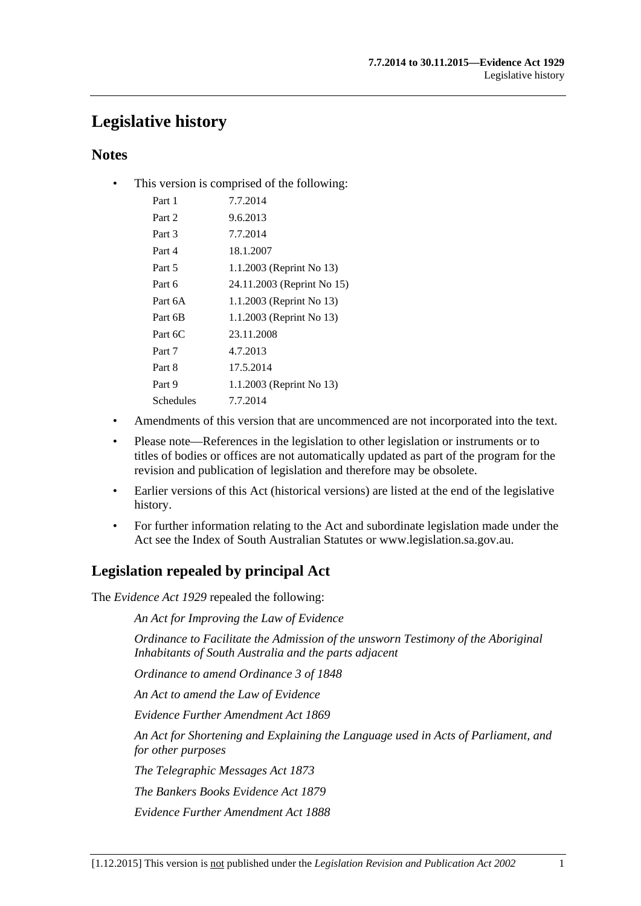# Legislative history

## Notes

- This version is comprised of the following:

| | |
|---|---|
| Part 1 | 7.7.2014 |
| Part 2 | 9.6.2013 |
| Part 3 | 7.7.2014 |
| Part 4 | 18.1.2007 |
| Part 5 | 1.1.2003 (Reprint No 13) |
| Part 6 | 24.11.2003 (Reprint No 15) |
| Part 6A | 1.1.2003 (Reprint No 13) |
| Part 6B | 1.1.2003 (Reprint No 13) |
| Part 6C | 23.11.2008 |
| Part 7 | 4.7.2013 |
| Part 8 | 17.5.2014 |
| Part 9 | 1.1.2003 (Reprint No 13) |
| Schedules | 7.7.2014 |

- Amendments of this version that are uncommenced are not incorporated into the text.
- Please note—References in the legislation to other legislation or instruments or to titles of bodies or offices are not automatically updated as part of the program for the revision and publication of legislation and therefore may be obsolete.
- Earlier versions of this Act (historical versions) are listed at the end of the legislative history.
- For further information relating to the Act and subordinate legislation made under the Act see the Index of South Australian Statutes or www.legislation.sa.gov.au.

## Legislation repealed by principal Act

The *Evidence Act 1929* repealed the following:

*An Act for Improving the Law of Evidence*

*Ordinance to Facilitate the Admission of the unsworn Testimony of the Aboriginal Inhabitants of South Australia and the parts adjacent*

*Ordinance to amend Ordinance 3 of 1848*

*An Act to amend the Law of Evidence*

*Evidence Further Amendment Act 1869*

*An Act for Shortening and Explaining the Language used in Acts of Parliament, and for other purposes*

*The Telegraphic Messages Act 1873*

*The Bankers Books Evidence Act 1879*

*Evidence Further Amendment Act 1888*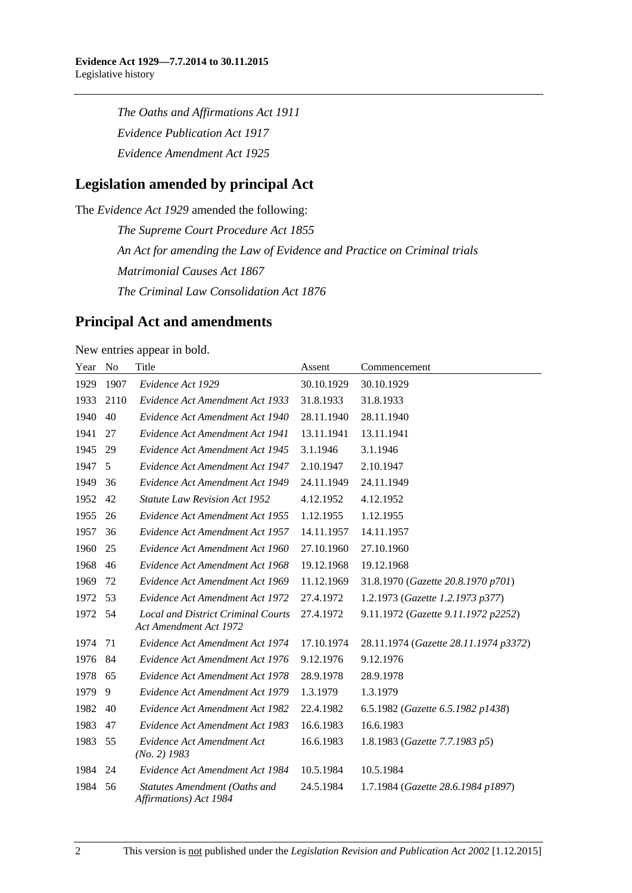*The Oaths and Affirmations Act 1911*

*Evidence Publication Act 1917*

*Evidence Amendment Act 1925*

## Legislation amended by principal Act

The *Evidence Act 1929* amended the following:

*The Supreme Court Procedure Act 1855*

*An Act for amending the Law of Evidence and Practice on Criminal trials*

*Matrimonial Causes Act 1867*

*The Criminal Law Consolidation Act 1876*

## Principal Act and amendments

New entries appear in bold.

| Year | No | Title | Assent | Commencement |
|---|---|---|---|---|
| 1929 | 1907 | *Evidence Act 1929* | 30.10.1929 | 30.10.1929 |
| 1933 | 2110 | *Evidence Act Amendment Act 1933* | 31.8.1933 | 31.8.1933 |
| 1940 | 40 | *Evidence Act Amendment Act 1940* | 28.11.1940 | 28.11.1940 |
| 1941 | 27 | *Evidence Act Amendment Act 1941* | 13.11.1941 | 13.11.1941 |
| 1945 | 29 | *Evidence Act Amendment Act 1945* | 3.1.1946 | 3.1.1946 |
| 1947 | 5 | *Evidence Act Amendment Act 1947* | 2.10.1947 | 2.10.1947 |
| 1949 | 36 | *Evidence Act Amendment Act 1949* | 24.11.1949 | 24.11.1949 |
| 1952 | 42 | *Statute Law Revision Act 1952* | 4.12.1952 | 4.12.1952 |
| 1955 | 26 | *Evidence Act Amendment Act 1955* | 1.12.1955 | 1.12.1955 |
| 1957 | 36 | *Evidence Act Amendment Act 1957* | 14.11.1957 | 14.11.1957 |
| 1960 | 25 | *Evidence Act Amendment Act 1960* | 27.10.1960 | 27.10.1960 |
| 1968 | 46 | *Evidence Act Amendment Act 1968* | 19.12.1968 | 19.12.1968 |
| 1969 | 72 | *Evidence Act Amendment Act 1969* | 11.12.1969 | 31.8.1970 (*Gazette 20.8.1970 p701*) |
| 1972 | 53 | *Evidence Act Amendment Act 1972* | 27.4.1972 | 1.2.1973 (*Gazette 1.2.1973 p377*) |
| 1972 | 54 | *Local and District Criminal Courts Act Amendment Act 1972* | 27.4.1972 | 9.11.1972 (*Gazette 9.11.1972 p2252*) |
| 1974 | 71 | *Evidence Act Amendment Act 1974* | 17.10.1974 | 28.11.1974 (*Gazette 28.11.1974 p3372*) |
| 1976 | 84 | *Evidence Act Amendment Act 1976* | 9.12.1976 | 9.12.1976 |
| 1978 | 65 | *Evidence Act Amendment Act 1978* | 28.9.1978 | 28.9.1978 |
| 1979 | 9 | *Evidence Act Amendment Act 1979* | 1.3.1979 | 1.3.1979 |
| 1982 | 40 | *Evidence Act Amendment Act 1982* | 22.4.1982 | 6.5.1982 (*Gazette 6.5.1982 p1438*) |
| 1983 | 47 | *Evidence Act Amendment Act 1983* | 16.6.1983 | 16.6.1983 |
| 1983 | 55 | *Evidence Act Amendment Act (No. 2) 1983* | 16.6.1983 | 1.8.1983 (*Gazette 7.7.1983 p5*) |
| 1984 | 24 | *Evidence Act Amendment Act 1984* | 10.5.1984 | 10.5.1984 |
| 1984 | 56 | *Statutes Amendment (Oaths and Affirmations) Act 1984* | 24.5.1984 | 1.7.1984 (*Gazette 28.6.1984 p1897*) |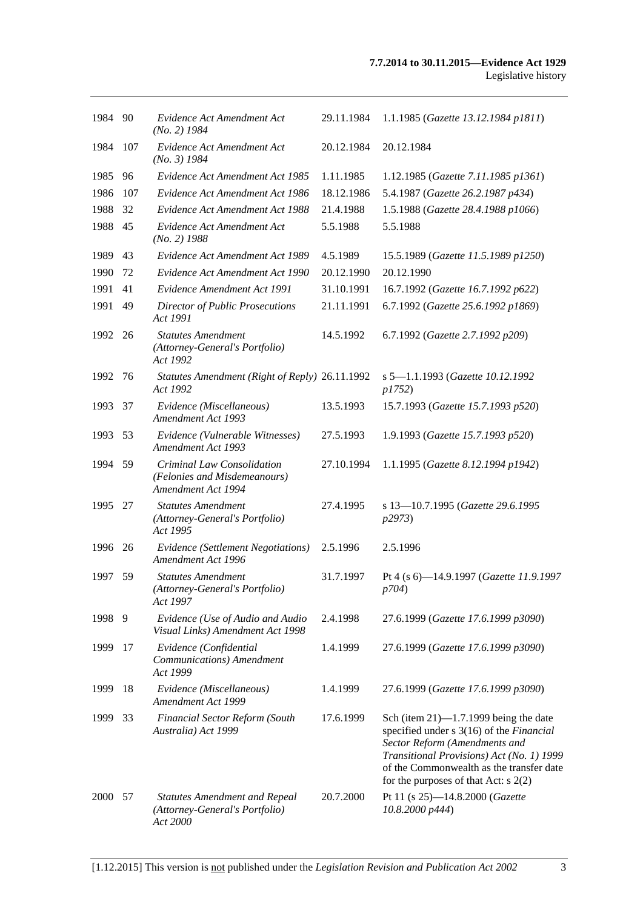| | | | | |
|---|---|---|---|---|
| 1984 | 90 | *Evidence Act Amendment Act (No. 2) 1984* | 29.11.1984 | 1.1.1985 (*Gazette 13.12.1984 p1811*) |
| 1984 | 107 | *Evidence Act Amendment Act (No. 3) 1984* | 20.12.1984 | 20.12.1984 |
| 1985 | 96 | *Evidence Act Amendment Act 1985* | 1.11.1985 | 1.12.1985 (*Gazette 7.11.1985 p1361*) |
| 1986 | 107 | *Evidence Act Amendment Act 1986* | 18.12.1986 | 5.4.1987 (*Gazette 26.2.1987 p434*) |
| 1988 | 32 | *Evidence Act Amendment Act 1988* | 21.4.1988 | 1.5.1988 (*Gazette 28.4.1988 p1066*) |
| 1988 | 45 | *Evidence Act Amendment Act (No. 2) 1988* | 5.5.1988 | 5.5.1988 |
| 1989 | 43 | *Evidence Act Amendment Act 1989* | 4.5.1989 | 15.5.1989 (*Gazette 11.5.1989 p1250*) |
| 1990 | 72 | *Evidence Act Amendment Act 1990* | 20.12.1990 | 20.12.1990 |
| 1991 | 41 | *Evidence Amendment Act 1991* | 31.10.1991 | 16.7.1992 (*Gazette 16.7.1992 p622*) |
| 1991 | 49 | *Director of Public Prosecutions Act 1991* | 21.11.1991 | 6.7.1992 (*Gazette 25.6.1992 p1869*) |
| 1992 | 26 | *Statutes Amendment (Attorney-General's Portfolio) Act 1992* | 14.5.1992 | 6.7.1992 (*Gazette 2.7.1992 p209*) |
| 1992 | 76 | *Statutes Amendment (Right of Reply) Act 1992* | 26.11.1992 | s 5—1.1.1993 (*Gazette 10.12.1992 p1752*) |
| 1993 | 37 | *Evidence (Miscellaneous) Amendment Act 1993* | 13.5.1993 | 15.7.1993 (*Gazette 15.7.1993 p520*) |
| 1993 | 53 | *Evidence (Vulnerable Witnesses) Amendment Act 1993* | 27.5.1993 | 1.9.1993 (*Gazette 15.7.1993 p520*) |
| 1994 | 59 | *Criminal Law Consolidation (Felonies and Misdemeanours) Amendment Act 1994* | 27.10.1994 | 1.1.1995 (*Gazette 8.12.1994 p1942*) |
| 1995 | 27 | *Statutes Amendment (Attorney-General's Portfolio) Act 1995* | 27.4.1995 | s 13—10.7.1995 (*Gazette 29.6.1995 p2973*) |
| 1996 | 26 | *Evidence (Settlement Negotiations) Amendment Act 1996* | 2.5.1996 | 2.5.1996 |
| 1997 | 59 | *Statutes Amendment (Attorney-General's Portfolio) Act 1997* | 31.7.1997 | Pt 4 (s 6)—14.9.1997 (*Gazette 11.9.1997 p704*) |
| 1998 | 9 | *Evidence (Use of Audio and Audio Visual Links) Amendment Act 1998* | 2.4.1998 | 27.6.1999 (*Gazette 17.6.1999 p3090*) |
| 1999 | 17 | *Evidence (Confidential Communications) Amendment Act 1999* | 1.4.1999 | 27.6.1999 (*Gazette 17.6.1999 p3090*) |
| 1999 | 18 | *Evidence (Miscellaneous) Amendment Act 1999* | 1.4.1999 | 27.6.1999 (*Gazette 17.6.1999 p3090*) |
| 1999 | 33 | *Financial Sector Reform (South Australia) Act 1999* | 17.6.1999 | Sch (item 21)—1.7.1999 being the date specified under s 3(16) of the *Financial Sector Reform (Amendments and Transitional Provisions) Act (No. 1) 1999* of the Commonwealth as the transfer date for the purposes of that Act: s 2(2) |
| 2000 | 57 | *Statutes Amendment and Repeal (Attorney-General's Portfolio) Act 2000* | 20.7.2000 | Pt 11 (s 25)—14.8.2000 (*Gazette 10.8.2000 p444*) |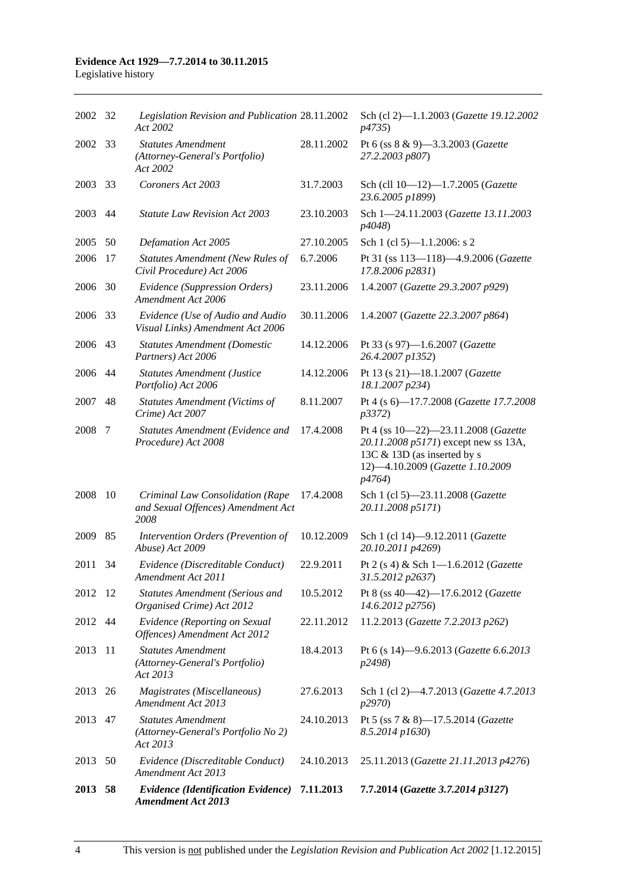| | | | | |
|---|---|---|---|---|
| 2002 | 32 | *Legislation Revision and Publication Act 2002* | 28.11.2002 | Sch (cl 2)—1.1.2003 (*Gazette 19.12.2002 p4735*) |
| 2002 | 33 | *Statutes Amendment (Attorney-General's Portfolio) Act 2002* | 28.11.2002 | Pt 6 (ss 8 & 9)—3.3.2003 (*Gazette 27.2.2003 p807*) |
| 2003 | 33 | *Coroners Act 2003* | 31.7.2003 | Sch (cll 10—12)—1.7.2005 (*Gazette 23.6.2005 p1899*) |
| 2003 | 44 | *Statute Law Revision Act 2003* | 23.10.2003 | Sch 1—24.11.2003 (*Gazette 13.11.2003 p4048*) |
| 2005 | 50 | *Defamation Act 2005* | 27.10.2005 | Sch 1 (cl 5)—1.1.2006: s 2 |
| 2006 | 17 | *Statutes Amendment (New Rules of Civil Procedure) Act 2006* | 6.7.2006 | Pt 31 (ss 113—118)—4.9.2006 (*Gazette 17.8.2006 p2831*) |
| 2006 | 30 | *Evidence (Suppression Orders) Amendment Act 2006* | 23.11.2006 | 1.4.2007 (*Gazette 29.3.2007 p929*) |
| 2006 | 33 | *Evidence (Use of Audio and Audio Visual Links) Amendment Act 2006* | 30.11.2006 | 1.4.2007 (*Gazette 22.3.2007 p864*) |
| 2006 | 43 | *Statutes Amendment (Domestic Partners) Act 2006* | 14.12.2006 | Pt 33 (s 97)—1.6.2007 (*Gazette 26.4.2007 p1352*) |
| 2006 | 44 | *Statutes Amendment (Justice Portfolio) Act 2006* | 14.12.2006 | Pt 13 (s 21)—18.1.2007 (*Gazette 18.1.2007 p234*) |
| 2007 | 48 | *Statutes Amendment (Victims of Crime) Act 2007* | 8.11.2007 | Pt 4 (s 6)—17.7.2008 (*Gazette 17.7.2008 p3372*) |
| 2008 | 7 | *Statutes Amendment (Evidence and Procedure) Act 2008* | 17.4.2008 | Pt 4 (ss 10—22)—23.11.2008 (*Gazette 20.11.2008 p5171*) except new ss 13A, 13C & 13D (as inserted by s 12)—4.10.2009 (*Gazette 1.10.2009 p4764*) |
| 2008 | 10 | *Criminal Law Consolidation (Rape and Sexual Offences) Amendment Act 2008* | 17.4.2008 | Sch 1 (cl 5)—23.11.2008 (*Gazette 20.11.2008 p5171*) |
| 2009 | 85 | *Intervention Orders (Prevention of Abuse) Act 2009* | 10.12.2009 | Sch 1 (cl 14)—9.12.2011 (*Gazette 20.10.2011 p4269*) |
| 2011 | 34 | *Evidence (Discreditable Conduct) Amendment Act 2011* | 22.9.2011 | Pt 2 (s 4) & Sch 1—1.6.2012 (*Gazette 31.5.2012 p2637*) |
| 2012 | 12 | *Statutes Amendment (Serious and Organised Crime) Act 2012* | 10.5.2012 | Pt 8 (ss 40—42)—17.6.2012 (*Gazette 14.6.2012 p2756*) |
| 2012 | 44 | *Evidence (Reporting on Sexual Offences) Amendment Act 2012* | 22.11.2012 | 11.2.2013 (*Gazette 7.2.2013 p262*) |
| 2013 | 11 | *Statutes Amendment (Attorney-General's Portfolio) Act 2013* | 18.4.2013 | Pt 6 (s 14)—9.6.2013 (*Gazette 6.6.2013 p2498*) |
| 2013 | 26 | *Magistrates (Miscellaneous) Amendment Act 2013* | 27.6.2013 | Sch 1 (cl 2)—4.7.2013 (*Gazette 4.7.2013 p2970*) |
| 2013 | 47 | *Statutes Amendment (Attorney-General's Portfolio No 2) Act 2013* | 24.10.2013 | Pt 5 (ss 7 & 8)—17.5.2014 (*Gazette 8.5.2014 p1630*) |
| 2013 | 50 | *Evidence (Discreditable Conduct) Amendment Act 2013* | 24.10.2013 | 25.11.2013 (*Gazette 21.11.2013 p4276*) |
| **2013** | **58** | ***Evidence (Identification Evidence) Amendment Act 2013*** | **7.11.2013** | **7.7.2014 (*Gazette 3.7.2014 p3127*)** |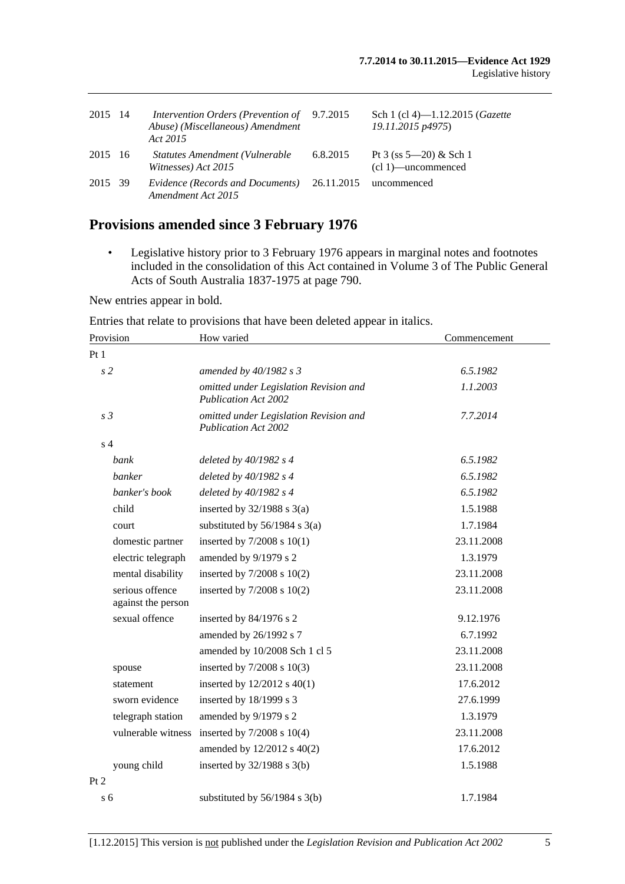| | | | | |
|---|---|---|---|---|
| 2015 | 14 | *Intervention Orders (Prevention of Abuse) (Miscellaneous) Amendment Act 2015* | 9.7.2015 | Sch 1 (cl 4)—1.12.2015 (*Gazette 19.11.2015 p4975*) |
| 2015 | 16 | *Statutes Amendment (Vulnerable Witnesses) Act 2015* | 6.8.2015 | Pt 3 (ss 5—20) & Sch 1 (cl 1)—uncommenced |
| 2015 | 39 | *Evidence (Records and Documents) Amendment Act 2015* | 26.11.2015 | uncommenced |

## Provisions amended since 3 February 1976

- Legislative history prior to 3 February 1976 appears in marginal notes and footnotes included in the consolidation of this Act contained in Volume 3 of The Public General Acts of South Australia 1837-1975 at page 790.

New entries appear in bold.

Entries that relate to provisions that have been deleted appear in italics.

| Provision | How varied | Commencement |
|---|---|---|
| Pt 1 | | |
| *s 2* | *amended by 40/1982 s 3* | *6.5.1982* |
| | *omitted under Legislation Revision and Publication Act 2002* | *1.1.2003* |
| *s 3* | *omitted under Legislation Revision and Publication Act 2002* | *7.7.2014* |
| s 4 | | |
| *bank* | *deleted by 40/1982 s 4* | *6.5.1982* |
| *banker* | *deleted by 40/1982 s 4* | *6.5.1982* |
| *banker's book* | *deleted by 40/1982 s 4* | *6.5.1982* |
| child | inserted by 32/1988 s 3(a) | 1.5.1988 |
| court | substituted by 56/1984 s 3(a) | 1.7.1984 |
| domestic partner | inserted by 7/2008 s 10(1) | 23.11.2008 |
| electric telegraph | amended by 9/1979 s 2 | 1.3.1979 |
| mental disability | inserted by 7/2008 s 10(2) | 23.11.2008 |
| serious offence against the person | inserted by 7/2008 s 10(2) | 23.11.2008 |
| sexual offence | inserted by 84/1976 s 2 | 9.12.1976 |
| | amended by 26/1992 s 7 | 6.7.1992 |
| | amended by 10/2008 Sch 1 cl 5 | 23.11.2008 |
| spouse | inserted by 7/2008 s 10(3) | 23.11.2008 |
| statement | inserted by 12/2012 s 40(1) | 17.6.2012 |
| sworn evidence | inserted by 18/1999 s 3 | 27.6.1999 |
| telegraph station | amended by 9/1979 s 2 | 1.3.1979 |
| vulnerable witness | inserted by 7/2008 s 10(4) | 23.11.2008 |
| | amended by 12/2012 s 40(2) | 17.6.2012 |
| young child | inserted by 32/1988 s 3(b) | 1.5.1988 |
| Pt 2 | | |
| s 6 | substituted by 56/1984 s 3(b) | 1.7.1984 |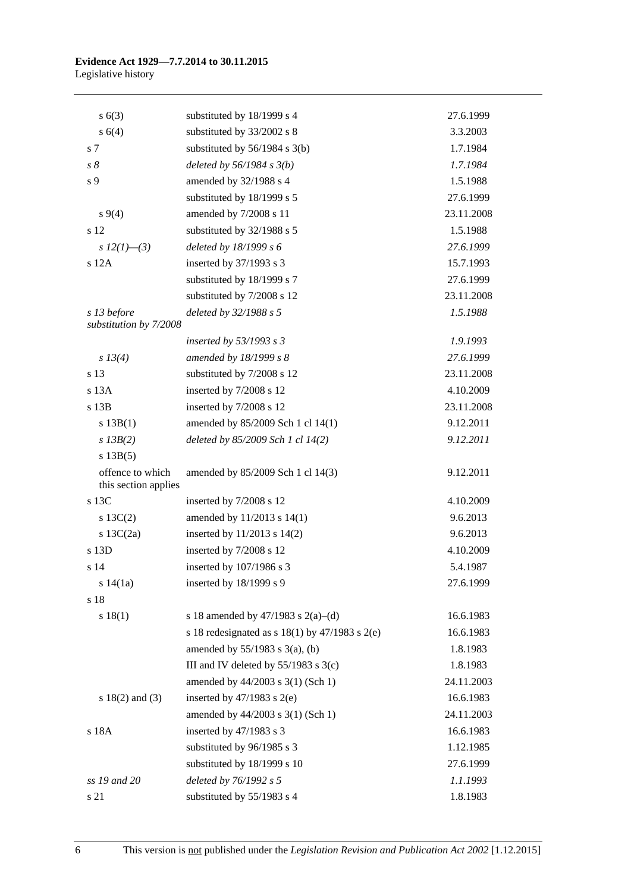| | | |
|---|---|---|
| s 6(3) | substituted by 18/1999 s 4 | 27.6.1999 |
| s 6(4) | substituted by 33/2002 s 8 | 3.3.2003 |
| s 7 | substituted by 56/1984 s 3(b) | 1.7.1984 |
| *s 8* | *deleted by 56/1984 s 3(b)* | *1.7.1984* |
| s 9 | amended by 32/1988 s 4 | 1.5.1988 |
| | substituted by 18/1999 s 5 | 27.6.1999 |
| s 9(4) | amended by 7/2008 s 11 | 23.11.2008 |
| s 12 | substituted by 32/1988 s 5 | 1.5.1988 |
| *s 12(1)—(3)* | *deleted by 18/1999 s 6* | *27.6.1999* |
| s 12A | inserted by 37/1993 s 3 | 15.7.1993 |
| | substituted by 18/1999 s 7 | 27.6.1999 |
| | substituted by 7/2008 s 12 | 23.11.2008 |
| *s 13 before substitution by 7/2008* | *deleted by 32/1988 s 5* | *1.5.1988* |
| | *inserted by 53/1993 s 3* | *1.9.1993* |
| *s 13(4)* | *amended by 18/1999 s 8* | *27.6.1999* |
| s 13 | substituted by 7/2008 s 12 | 23.11.2008 |
| s 13A | inserted by 7/2008 s 12 | 4.10.2009 |
| s 13B | inserted by 7/2008 s 12 | 23.11.2008 |
| s 13B(1) | amended by 85/2009 Sch 1 cl 14(1) | 9.12.2011 |
| *s 13B(2)* | *deleted by 85/2009 Sch 1 cl 14(2)* | *9.12.2011* |
| s 13B(5) | | |
| offence to which this section applies | amended by 85/2009 Sch 1 cl 14(3) | 9.12.2011 |
| s 13C | inserted by 7/2008 s 12 | 4.10.2009 |
| s 13C(2) | amended by 11/2013 s 14(1) | 9.6.2013 |
| s 13C(2a) | inserted by 11/2013 s 14(2) | 9.6.2013 |
| s 13D | inserted by 7/2008 s 12 | 4.10.2009 |
| s 14 | inserted by 107/1986 s 3 | 5.4.1987 |
| s 14(1a) | inserted by 18/1999 s 9 | 27.6.1999 |
| s 18 | | |
| s 18(1) | s 18 amended by 47/1983 s 2(a)–(d) | 16.6.1983 |
| | s 18 redesignated as s 18(1) by 47/1983 s 2(e) | 16.6.1983 |
| | amended by 55/1983 s 3(a), (b) | 1.8.1983 |
| | III and IV deleted by 55/1983 s 3(c) | 1.8.1983 |
| | amended by 44/2003 s 3(1) (Sch 1) | 24.11.2003 |
| s 18(2) and (3) | inserted by 47/1983 s 2(e) | 16.6.1983 |
| | amended by 44/2003 s 3(1) (Sch 1) | 24.11.2003 |
| s 18A | inserted by 47/1983 s 3 | 16.6.1983 |
| | substituted by 96/1985 s 3 | 1.12.1985 |
| | substituted by 18/1999 s 10 | 27.6.1999 |
| *ss 19 and 20* | *deleted by 76/1992 s 5* | *1.1.1993* |
| s 21 | substituted by 55/1983 s 4 | 1.8.1983 |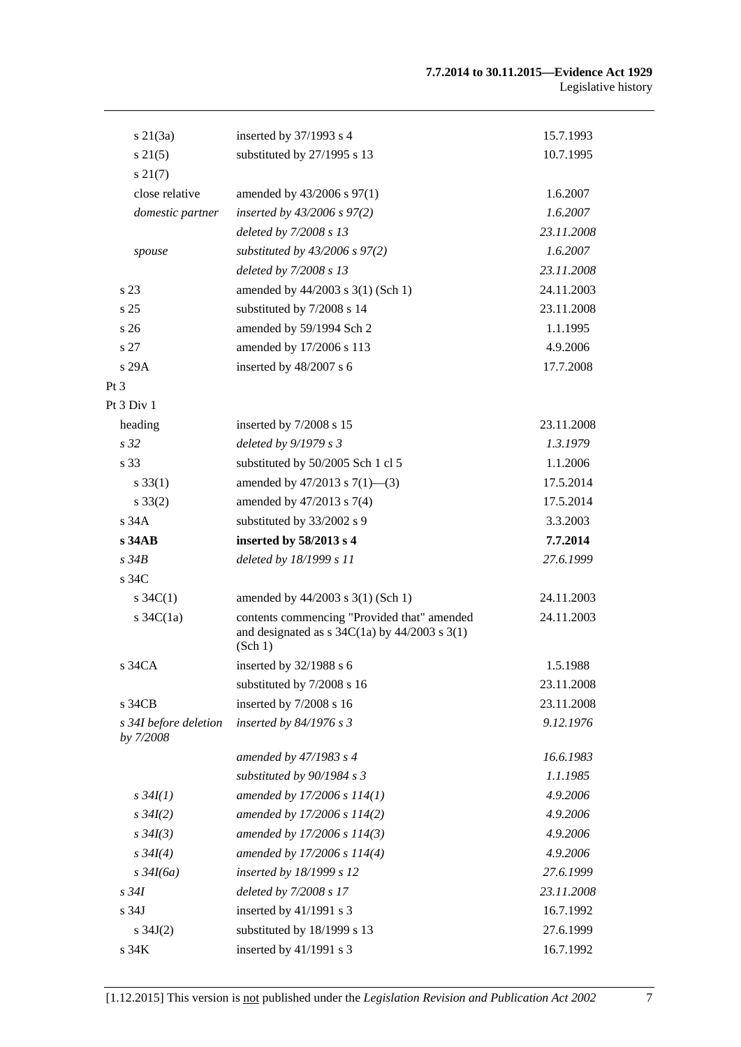| | | |
|---|---|---|
| s 21(3a) | inserted by 37/1993 s 4 | 15.7.1993 |
| s 21(5) | substituted by 27/1995 s 13 | 10.7.1995 |
| s 21(7) | | |
| close relative | amended by 43/2006 s 97(1) | 1.6.2007 |
| *domestic partner* | *inserted by 43/2006 s 97(2)* | *1.6.2007* |
| | *deleted by 7/2008 s 13* | *23.11.2008* |
| *spouse* | *substituted by 43/2006 s 97(2)* | *1.6.2007* |
| | *deleted by 7/2008 s 13* | *23.11.2008* |
| s 23 | amended by 44/2003 s 3(1) (Sch 1) | 24.11.2003 |
| s 25 | substituted by 7/2008 s 14 | 23.11.2008 |
| s 26 | amended by 59/1994 Sch 2 | 1.1.1995 |
| s 27 | amended by 17/2006 s 113 | 4.9.2006 |
| s 29A | inserted by 48/2007 s 6 | 17.7.2008 |
| Pt 3 | | |
| Pt 3 Div 1 | | |
| heading | inserted by 7/2008 s 15 | 23.11.2008 |
| *s 32* | *deleted by 9/1979 s 3* | *1.3.1979* |
| s 33 | substituted by 50/2005 Sch 1 cl 5 | 1.1.2006 |
| s 33(1) | amended by 47/2013 s 7(1)—(3) | 17.5.2014 |
| s 33(2) | amended by 47/2013 s 7(4) | 17.5.2014 |
| s 34A | substituted by 33/2002 s 9 | 3.3.2003 |
| **s 34AB** | **inserted by 58/2013 s 4** | **7.7.2014** |
| *s 34B* | *deleted by 18/1999 s 11* | *27.6.1999* |
| s 34C | | |
| s 34C(1) | amended by 44/2003 s 3(1) (Sch 1) | 24.11.2003 |
| s 34C(1a) | contents commencing "Provided that" amended and designated as s 34C(1a) by 44/2003 s 3(1) (Sch 1) | 24.11.2003 |
| s 34CA | inserted by 32/1988 s 6 | 1.5.1988 |
| | substituted by 7/2008 s 16 | 23.11.2008 |
| s 34CB | inserted by 7/2008 s 16 | 23.11.2008 |
| *s 34I before deletion by 7/2008* | *inserted by 84/1976 s 3* | *9.12.1976* |
| | *amended by 47/1983 s 4* | *16.6.1983* |
| | *substituted by 90/1984 s 3* | *1.1.1985* |
| *s 34I(1)* | *amended by 17/2006 s 114(1)* | *4.9.2006* |
| *s 34I(2)* | *amended by 17/2006 s 114(2)* | *4.9.2006* |
| *s 34I(3)* | *amended by 17/2006 s 114(3)* | *4.9.2006* |
| *s 34I(4)* | *amended by 17/2006 s 114(4)* | *4.9.2006* |
| *s 34I(6a)* | *inserted by 18/1999 s 12* | *27.6.1999* |
| *s 34I* | *deleted by 7/2008 s 17* | *23.11.2008* |
| s 34J | inserted by 41/1991 s 3 | 16.7.1992 |
| s 34J(2) | substituted by 18/1999 s 13 | 27.6.1999 |
| s 34K | inserted by 41/1991 s 3 | 16.7.1992 |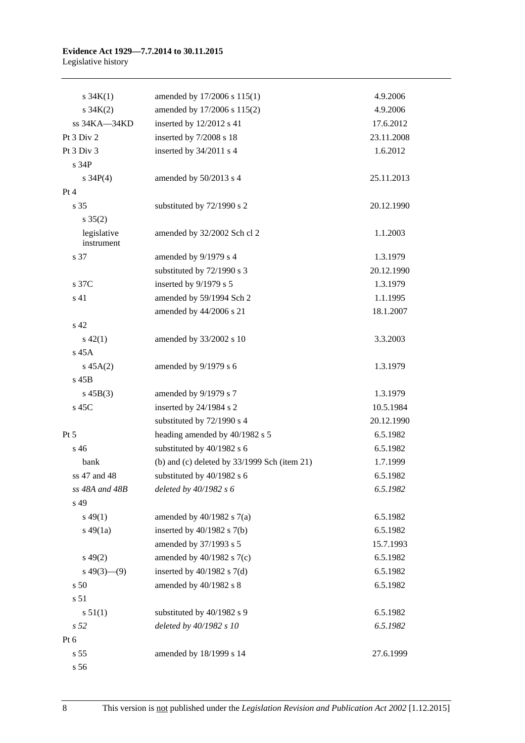| | | |
|---|---|---|
| s 34K(1) | amended by 17/2006 s 115(1) | 4.9.2006 |
| s 34K(2) | amended by 17/2006 s 115(2) | 4.9.2006 |
| ss 34KA—34KD | inserted by 12/2012 s 41 | 17.6.2012 |
| Pt 3 Div 2 | inserted by 7/2008 s 18 | 23.11.2008 |
| Pt 3 Div 3 | inserted by 34/2011 s 4 | 1.6.2012 |
| s 34P | | |
| s 34P(4) | amended by 50/2013 s 4 | 25.11.2013 |
| Pt 4 | | |
| s 35 | substituted by 72/1990 s 2 | 20.12.1990 |
| s 35(2) | | |
| legislative instrument | amended by 32/2002 Sch cl 2 | 1.1.2003 |
| s 37 | amended by 9/1979 s 4 | 1.3.1979 |
| | substituted by 72/1990 s 3 | 20.12.1990 |
| s 37C | inserted by 9/1979 s 5 | 1.3.1979 |
| s 41 | amended by 59/1994 Sch 2 | 1.1.1995 |
| | amended by 44/2006 s 21 | 18.1.2007 |
| s 42 | | |
| s 42(1) | amended by 33/2002 s 10 | 3.3.2003 |
| s 45A | | |
| s 45A(2) | amended by 9/1979 s 6 | 1.3.1979 |
| s 45B | | |
| s 45B(3) | amended by 9/1979 s 7 | 1.3.1979 |
| s 45C | inserted by 24/1984 s 2 | 10.5.1984 |
| | substituted by 72/1990 s 4 | 20.12.1990 |
| Pt 5 | heading amended by 40/1982 s 5 | 6.5.1982 |
| s 46 | substituted by 40/1982 s 6 | 6.5.1982 |
| bank | (b) and (c) deleted by 33/1999 Sch (item 21) | 1.7.1999 |
| ss 47 and 48 | substituted by 40/1982 s 6 | 6.5.1982 |
| *ss 48A and 48B* | *deleted by 40/1982 s 6* | *6.5.1982* |
| s 49 | | |
| s 49(1) | amended by 40/1982 s 7(a) | 6.5.1982 |
| s 49(1a) | inserted by 40/1982 s 7(b) | 6.5.1982 |
| | amended by 37/1993 s 5 | 15.7.1993 |
| s 49(2) | amended by 40/1982 s 7(c) | 6.5.1982 |
| s 49(3)—(9) | inserted by 40/1982 s 7(d) | 6.5.1982 |
| s 50 | amended by 40/1982 s 8 | 6.5.1982 |
| s 51 | | |
| s 51(1) | substituted by 40/1982 s 9 | 6.5.1982 |
| *s 52* | *deleted by 40/1982 s 10* | *6.5.1982* |
| Pt 6 | | |
| s 55 | amended by 18/1999 s 14 | 27.6.1999 |
| s 56 | | |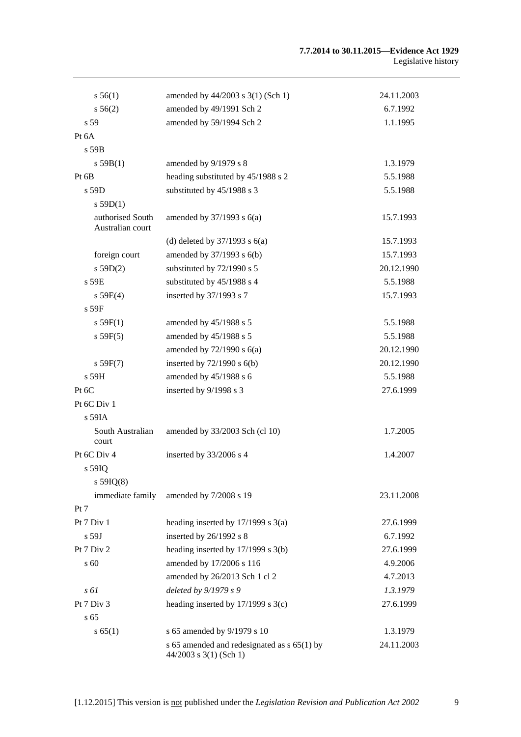| | | |
|---|---|---|
| s 56(1) | amended by 44/2003 s 3(1) (Sch 1) | 24.11.2003 |
| s 56(2) | amended by 49/1991 Sch 2 | 6.7.1992 |
| s 59 | amended by 59/1994 Sch 2 | 1.1.1995 |
| Pt 6A | | |
| s 59B | | |
| s 59B(1) | amended by 9/1979 s 8 | 1.3.1979 |
| Pt 6B | heading substituted by 45/1988 s 2 | 5.5.1988 |
| s 59D | substituted by 45/1988 s 3 | 5.5.1988 |
| s 59D(1) | | |
| authorised South Australian court | amended by 37/1993 s 6(a) | 15.7.1993 |
| | (d) deleted by 37/1993 s 6(a) | 15.7.1993 |
| foreign court | amended by 37/1993 s 6(b) | 15.7.1993 |
| s 59D(2) | substituted by 72/1990 s 5 | 20.12.1990 |
| s 59E | substituted by 45/1988 s 4 | 5.5.1988 |
| s 59E(4) | inserted by 37/1993 s 7 | 15.7.1993 |
| s 59F | | |
| s 59F(1) | amended by 45/1988 s 5 | 5.5.1988 |
| s 59F(5) | amended by 45/1988 s 5 | 5.5.1988 |
| | amended by 72/1990 s 6(a) | 20.12.1990 |
| s 59F(7) | inserted by 72/1990 s 6(b) | 20.12.1990 |
| s 59H | amended by 45/1988 s 6 | 5.5.1988 |
| Pt 6C | inserted by 9/1998 s 3 | 27.6.1999 |
| Pt 6C Div 1 | | |
| s 59IA | | |
| South Australian court | amended by 33/2003 Sch (cl 10) | 1.7.2005 |
| Pt 6C Div 4 | inserted by 33/2006 s 4 | 1.4.2007 |
| s 59IQ | | |
| s 59IQ(8) | | |
| immediate family | amended by 7/2008 s 19 | 23.11.2008 |
| Pt 7 | | |
| Pt 7 Div 1 | heading inserted by 17/1999 s 3(a) | 27.6.1999 |
| s 59J | inserted by 26/1992 s 8 | 6.7.1992 |
| Pt 7 Div 2 | heading inserted by 17/1999 s 3(b) | 27.6.1999 |
| s 60 | amended by 17/2006 s 116 | 4.9.2006 |
| | amended by 26/2013 Sch 1 cl 2 | 4.7.2013 |
| *s 61* | *deleted by 9/1979 s 9* | *1.3.1979* |
| Pt 7 Div 3 | heading inserted by 17/1999 s 3(c) | 27.6.1999 |
| s 65 | | |
| s 65(1) | s 65 amended by 9/1979 s 10 | 1.3.1979 |
| | s 65 amended and redesignated as s 65(1) by 44/2003 s 3(1) (Sch 1) | 24.11.2003 |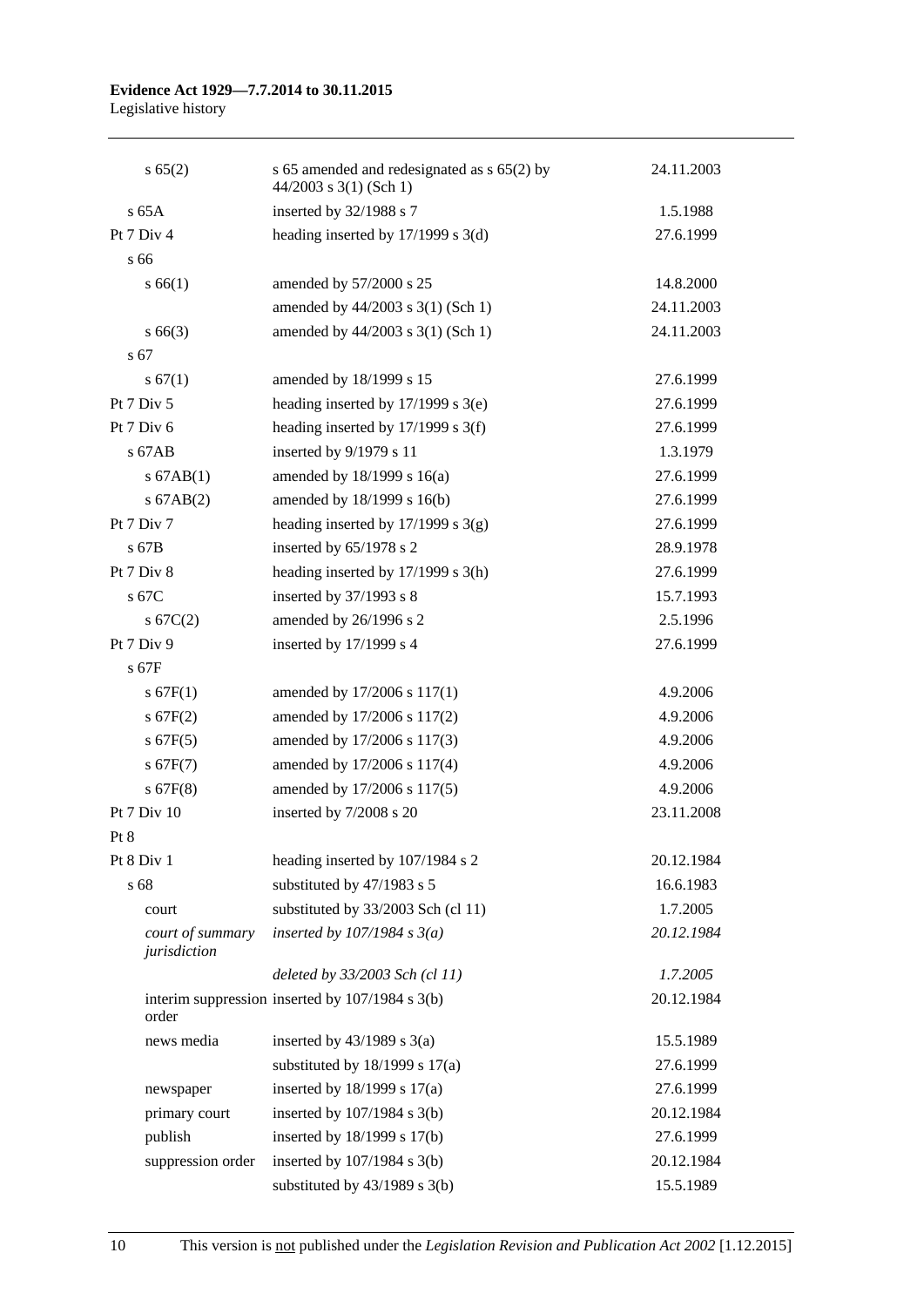| | | |
|---|---|---|
| s 65(2) | s 65 amended and redesignated as s 65(2) by 44/2003 s 3(1) (Sch 1) | 24.11.2003 |
| s 65A | inserted by 32/1988 s 7 | 1.5.1988 |
| Pt 7 Div 4 | heading inserted by 17/1999 s 3(d) | 27.6.1999 |
| s 66 | | |
| s 66(1) | amended by 57/2000 s 25 | 14.8.2000 |
| | amended by 44/2003 s 3(1) (Sch 1) | 24.11.2003 |
| s 66(3) | amended by 44/2003 s 3(1) (Sch 1) | 24.11.2003 |
| s 67 | | |
| s 67(1) | amended by 18/1999 s 15 | 27.6.1999 |
| Pt 7 Div 5 | heading inserted by 17/1999 s 3(e) | 27.6.1999 |
| Pt 7 Div 6 | heading inserted by 17/1999 s 3(f) | 27.6.1999 |
| s 67AB | inserted by 9/1979 s 11 | 1.3.1979 |
| s 67AB(1) | amended by 18/1999 s 16(a) | 27.6.1999 |
| s 67AB(2) | amended by 18/1999 s 16(b) | 27.6.1999 |
| Pt 7 Div 7 | heading inserted by 17/1999 s 3(g) | 27.6.1999 |
| s 67B | inserted by 65/1978 s 2 | 28.9.1978 |
| Pt 7 Div 8 | heading inserted by 17/1999 s 3(h) | 27.6.1999 |
| s 67C | inserted by 37/1993 s 8 | 15.7.1993 |
| s 67C(2) | amended by 26/1996 s 2 | 2.5.1996 |
| Pt 7 Div 9 | inserted by 17/1999 s 4 | 27.6.1999 |
| s 67F | | |
| s 67F(1) | amended by 17/2006 s 117(1) | 4.9.2006 |
| s 67F(2) | amended by 17/2006 s 117(2) | 4.9.2006 |
| s 67F(5) | amended by 17/2006 s 117(3) | 4.9.2006 |
| s 67F(7) | amended by 17/2006 s 117(4) | 4.9.2006 |
| s 67F(8) | amended by 17/2006 s 117(5) | 4.9.2006 |
| Pt 7 Div 10 | inserted by 7/2008 s 20 | 23.11.2008 |
| Pt 8 | | |
| Pt 8 Div 1 | heading inserted by 107/1984 s 2 | 20.12.1984 |
| s 68 | substituted by 47/1983 s 5 | 16.6.1983 |
| court | substituted by 33/2003 Sch (cl 11) | 1.7.2005 |
| *court of summary jurisdiction* | *inserted by 107/1984 s 3(a)* | *20.12.1984* |
| | *deleted by 33/2003 Sch (cl 11)* | *1.7.2005* |
| interim suppression order | inserted by 107/1984 s 3(b) | 20.12.1984 |
| news media | inserted by 43/1989 s 3(a) | 15.5.1989 |
| | substituted by 18/1999 s 17(a) | 27.6.1999 |
| newspaper | inserted by 18/1999 s 17(a) | 27.6.1999 |
| primary court | inserted by 107/1984 s 3(b) | 20.12.1984 |
| publish | inserted by 18/1999 s 17(b) | 27.6.1999 |
| suppression order | inserted by 107/1984 s 3(b) | 20.12.1984 |
| | substituted by 43/1989 s 3(b) | 15.5.1989 |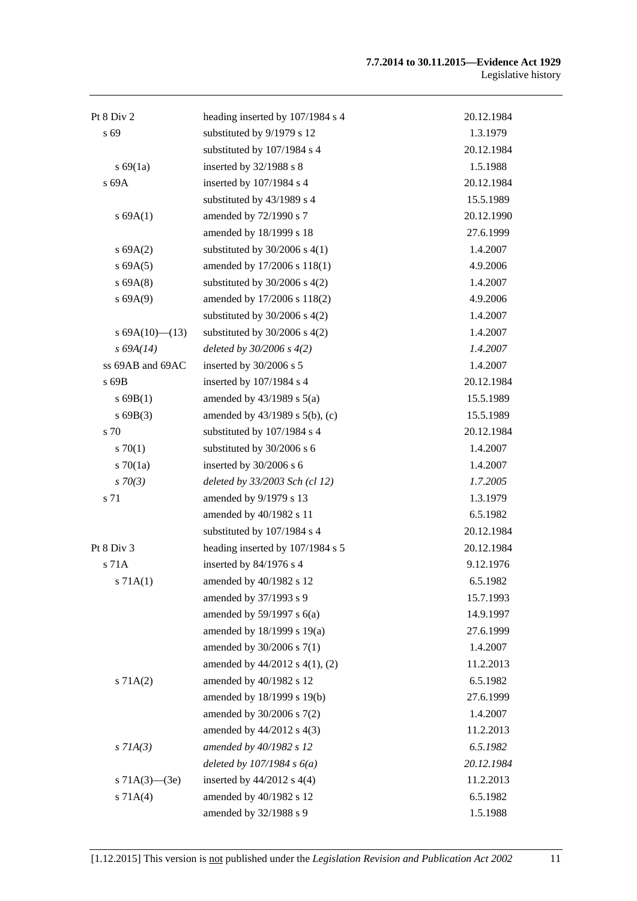| | | |
|---|---|---|
| Pt 8 Div 2 | heading inserted by 107/1984 s 4 | 20.12.1984 |
| s 69 | substituted by 9/1979 s 12 | 1.3.1979 |
| | substituted by 107/1984 s 4 | 20.12.1984 |
| s 69(1a) | inserted by 32/1988 s 8 | 1.5.1988 |
| s 69A | inserted by 107/1984 s 4 | 20.12.1984 |
| | substituted by 43/1989 s 4 | 15.5.1989 |
| s 69A(1) | amended by 72/1990 s 7 | 20.12.1990 |
| | amended by 18/1999 s 18 | 27.6.1999 |
| s 69A(2) | substituted by 30/2006 s 4(1) | 1.4.2007 |
| s 69A(5) | amended by 17/2006 s 118(1) | 4.9.2006 |
| s 69A(8) | substituted by 30/2006 s 4(2) | 1.4.2007 |
| s 69A(9) | amended by 17/2006 s 118(2) | 4.9.2006 |
| | substituted by 30/2006 s 4(2) | 1.4.2007 |
| s 69A(10)—(13) | substituted by 30/2006 s 4(2) | 1.4.2007 |
| *s 69A(14)* | *deleted by 30/2006 s 4(2)* | *1.4.2007* |
| ss 69AB and 69AC | inserted by 30/2006 s 5 | 1.4.2007 |
| s 69B | inserted by 107/1984 s 4 | 20.12.1984 |
| s 69B(1) | amended by 43/1989 s 5(a) | 15.5.1989 |
| s 69B(3) | amended by 43/1989 s 5(b), (c) | 15.5.1989 |
| s 70 | substituted by 107/1984 s 4 | 20.12.1984 |
| s 70(1) | substituted by 30/2006 s 6 | 1.4.2007 |
| s 70(1a) | inserted by 30/2006 s 6 | 1.4.2007 |
| *s 70(3)* | *deleted by 33/2003 Sch (cl 12)* | *1.7.2005* |
| s 71 | amended by 9/1979 s 13 | 1.3.1979 |
| | amended by 40/1982 s 11 | 6.5.1982 |
| | substituted by 107/1984 s 4 | 20.12.1984 |
| Pt 8 Div 3 | heading inserted by 107/1984 s 5 | 20.12.1984 |
| s 71A | inserted by 84/1976 s 4 | 9.12.1976 |
| s 71A(1) | amended by 40/1982 s 12 | 6.5.1982 |
| | amended by 37/1993 s 9 | 15.7.1993 |
| | amended by 59/1997 s 6(a) | 14.9.1997 |
| | amended by 18/1999 s 19(a) | 27.6.1999 |
| | amended by 30/2006 s 7(1) | 1.4.2007 |
| | amended by 44/2012 s 4(1), (2) | 11.2.2013 |
| s 71A(2) | amended by 40/1982 s 12 | 6.5.1982 |
| | amended by 18/1999 s 19(b) | 27.6.1999 |
| | amended by 30/2006 s 7(2) | 1.4.2007 |
| | amended by 44/2012 s 4(3) | 11.2.2013 |
| *s 71A(3)* | *amended by 40/1982 s 12* | *6.5.1982* |
| | *deleted by 107/1984 s 6(a)* | *20.12.1984* |
| s 71A(3)—(3e) | inserted by 44/2012 s 4(4) | 11.2.2013 |
| s 71A(4) | amended by 40/1982 s 12 | 6.5.1982 |
| | amended by 32/1988 s 9 | 1.5.1988 |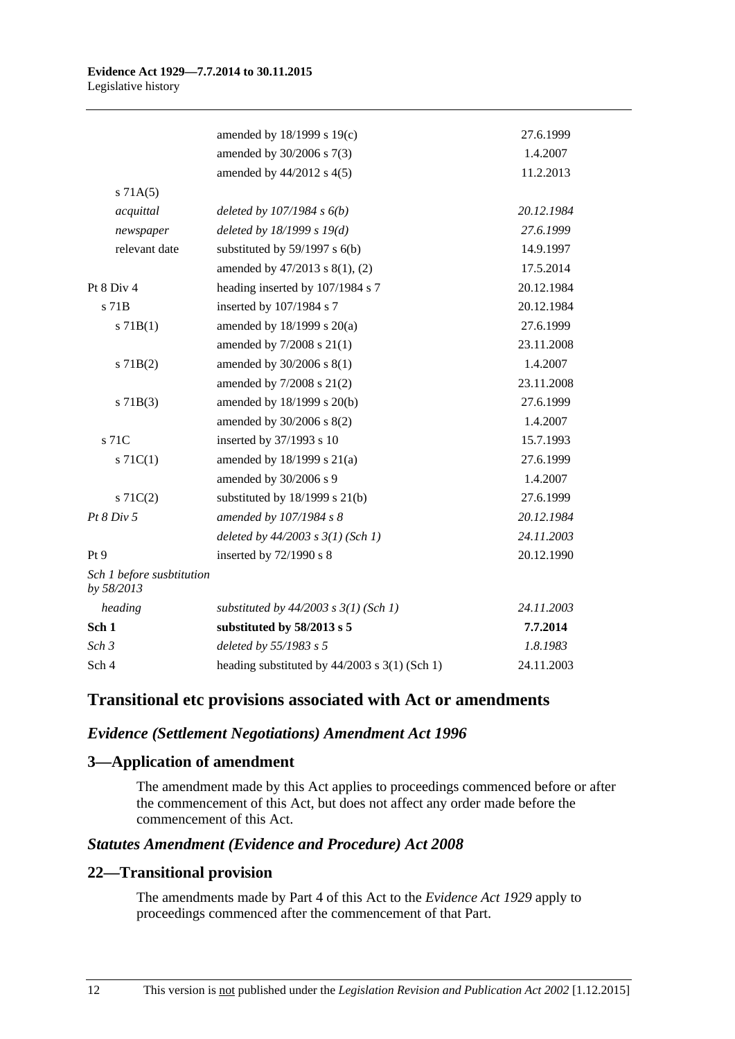| | | |
|---|---|---|
| | amended by 18/1999 s 19(c) | 27.6.1999 |
| | amended by 30/2006 s 7(3) | 1.4.2007 |
| | amended by 44/2012 s 4(5) | 11.2.2013 |
| s 71A(5) | | |
| *acquittal* | *deleted by 107/1984 s 6(b)* | *20.12.1984* |
| *newspaper* | *deleted by 18/1999 s 19(d)* | *27.6.1999* |
| relevant date | substituted by 59/1997 s 6(b) | 14.9.1997 |
| | amended by 47/2013 s 8(1), (2) | 17.5.2014 |
| Pt 8 Div 4 | heading inserted by 107/1984 s 7 | 20.12.1984 |
| s 71B | inserted by 107/1984 s 7 | 20.12.1984 |
| s 71B(1) | amended by 18/1999 s 20(a) | 27.6.1999 |
| | amended by 7/2008 s 21(1) | 23.11.2008 |
| s 71B(2) | amended by 30/2006 s 8(1) | 1.4.2007 |
| | amended by 7/2008 s 21(2) | 23.11.2008 |
| s 71B(3) | amended by 18/1999 s 20(b) | 27.6.1999 |
| | amended by 30/2006 s 8(2) | 1.4.2007 |
| s 71C | inserted by 37/1993 s 10 | 15.7.1993 |
| s 71C(1) | amended by 18/1999 s 21(a) | 27.6.1999 |
| | amended by 30/2006 s 9 | 1.4.2007 |
| s 71C(2) | substituted by 18/1999 s 21(b) | 27.6.1999 |
| *Pt 8 Div 5* | *amended by 107/1984 s 8* | *20.12.1984* |
| | *deleted by 44/2003 s 3(1) (Sch 1)* | *24.11.2003* |
| Pt 9 | inserted by 72/1990 s 8 | 20.12.1990 |
| *Sch 1 before susbtitution by 58/2013* | | |
| *heading* | *substituted by 44/2003 s 3(1) (Sch 1)* | *24.11.2003* |
| **Sch 1** | **substituted by 58/2013 s 5** | **7.7.2014** |
| *Sch 3* | *deleted by 55/1983 s 5* | *1.8.1983* |
| Sch 4 | heading substituted by 44/2003 s 3(1) (Sch 1) | 24.11.2003 |

## Transitional etc provisions associated with Act or amendments

### *Evidence (Settlement Negotiations) Amendment Act 1996*

### 3—Application of amendment

The amendment made by this Act applies to proceedings commenced before or after the commencement of this Act, but does not affect any order made before the commencement of this Act.

### *Statutes Amendment (Evidence and Procedure) Act 2008*

### 22—Transitional provision

The amendments made by Part 4 of this Act to the *Evidence Act 1929* apply to proceedings commenced after the commencement of that Part.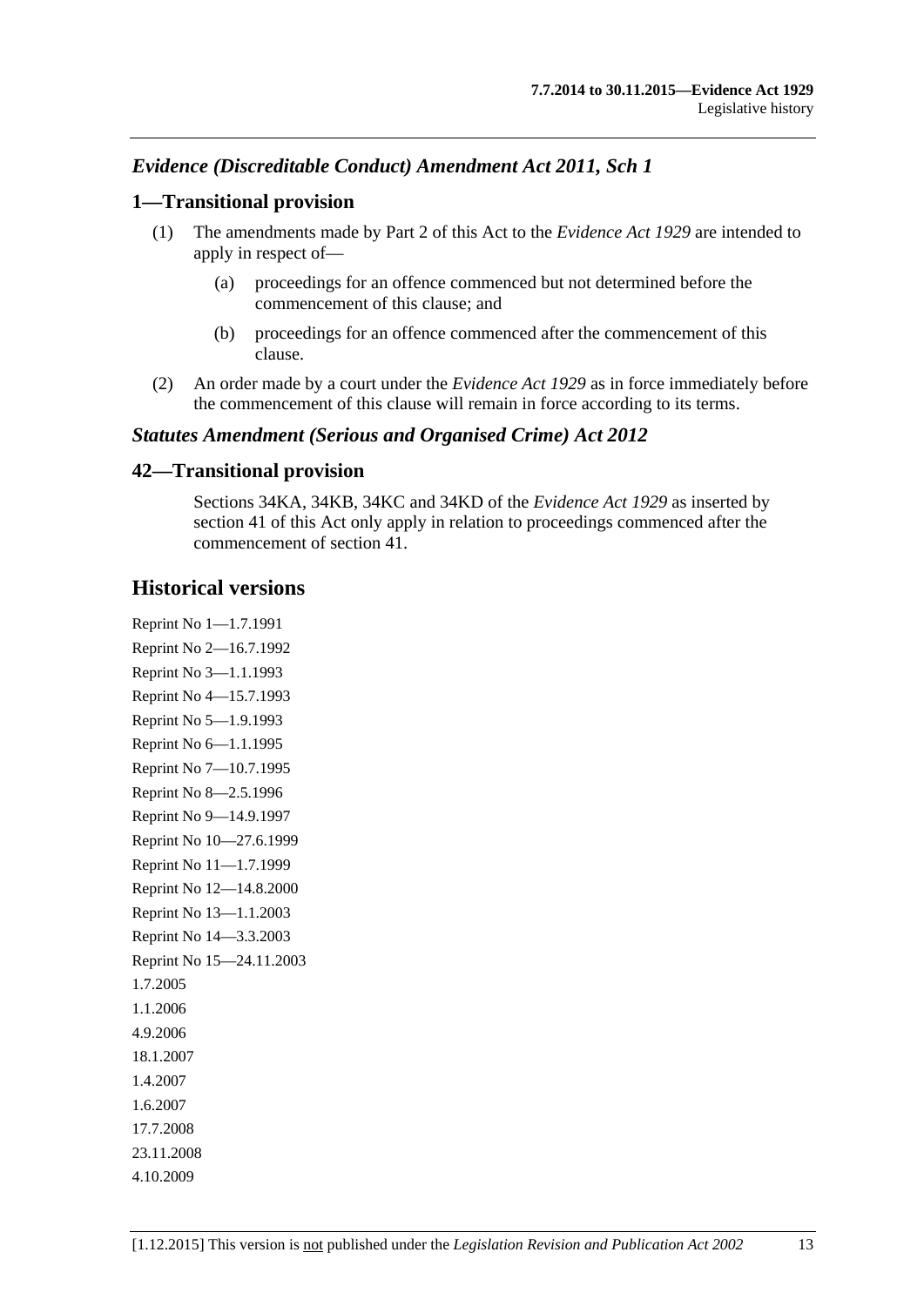### *Evidence (Discreditable Conduct) Amendment Act 2011, Sch 1*

#### 1—Transitional provision

(1) The amendments made by Part 2 of this Act to the *Evidence Act 1929* are intended to apply in respect of—

(a) proceedings for an offence commenced but not determined before the commencement of this clause; and

(b) proceedings for an offence commenced after the commencement of this clause.

(2) An order made by a court under the *Evidence Act 1929* as in force immediately before the commencement of this clause will remain in force according to its terms.

### *Statutes Amendment (Serious and Organised Crime) Act 2012*

#### 42—Transitional provision

Sections 34KA, 34KB, 34KC and 34KD of the *Evidence Act 1929* as inserted by section 41 of this Act only apply in relation to proceedings commenced after the commencement of section 41.

## Historical versions

Reprint No 1—1.7.1991
Reprint No 2—16.7.1992
Reprint No 3—1.1.1993
Reprint No 4—15.7.1993
Reprint No 5—1.9.1993
Reprint No 6—1.1.1995
Reprint No 7—10.7.1995
Reprint No 8—2.5.1996
Reprint No 9—14.9.1997
Reprint No 10—27.6.1999
Reprint No 11—1.7.1999
Reprint No 12—14.8.2000
Reprint No 13—1.1.2003
Reprint No 14—3.3.2003
Reprint No 15—24.11.2003
1.7.2005
1.1.2006
4.9.2006
18.1.2007
1.4.2007
1.6.2007
17.7.2008
23.11.2008
4.10.2009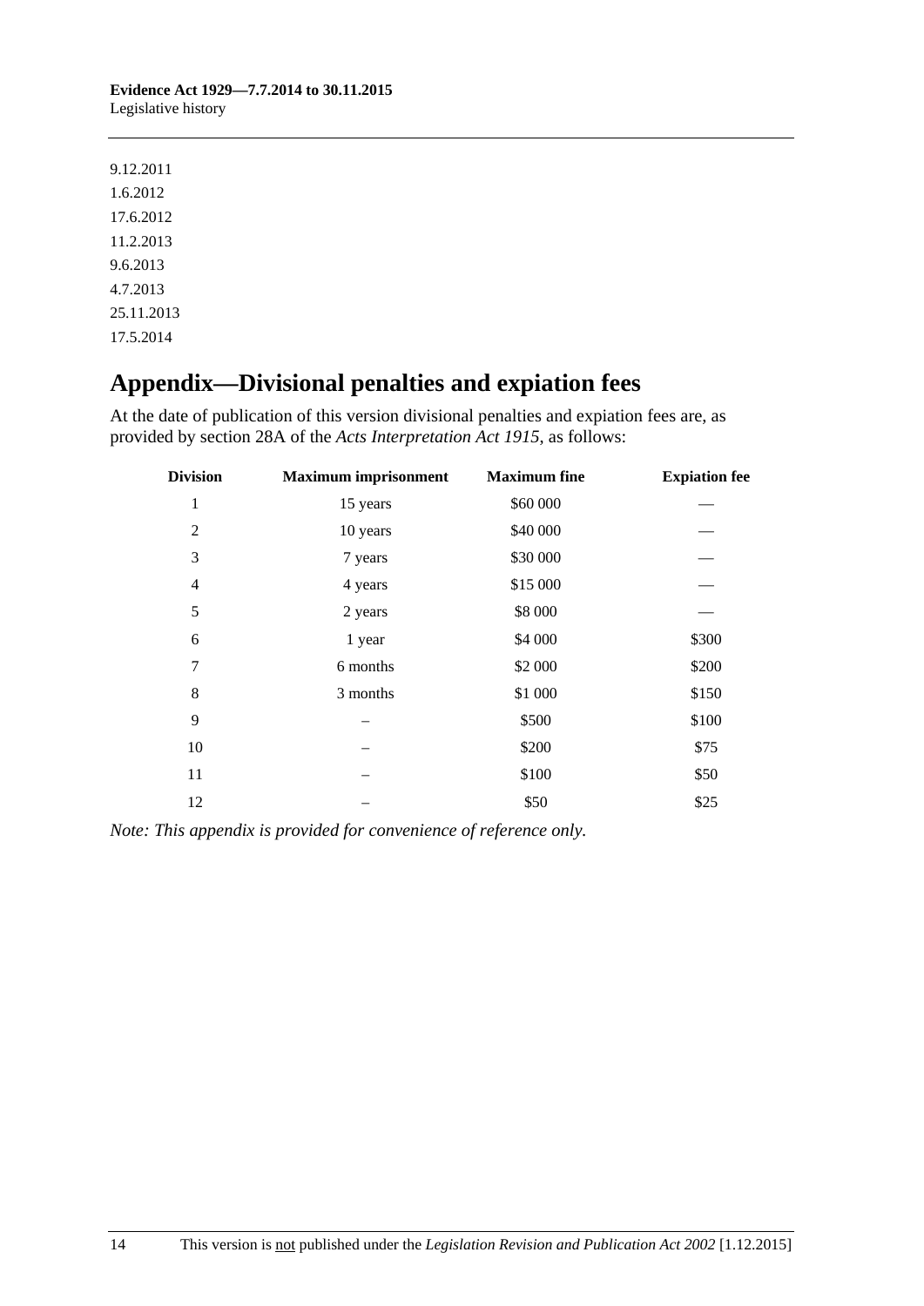9.12.2011
1.6.2012
17.6.2012
11.2.2013
9.6.2013
4.7.2013
25.11.2013
17.5.2014

## Appendix—Divisional penalties and expiation fees

At the date of publication of this version divisional penalties and expiation fees are, as provided by section 28A of the *Acts Interpretation Act 1915*, as follows:

| Division | Maximum imprisonment | Maximum fine | Expiation fee |
|---|---|---|---|
| 1 | 15 years | $60 000 | — |
| 2 | 10 years | $40 000 | — |
| 3 | 7 years | $30 000 | — |
| 4 | 4 years | $15 000 | — |
| 5 | 2 years | $8 000 | — |
| 6 | 1 year | $4 000 | $300 |
| 7 | 6 months | $2 000 | $200 |
| 8 | 3 months | $1 000 | $150 |
| 9 | – | $500 | $100 |
| 10 | – | $200 | $75 |
| 11 | – | $100 | $50 |
| 12 | – | $50 | $25 |

*Note: This appendix is provided for convenience of reference only.*